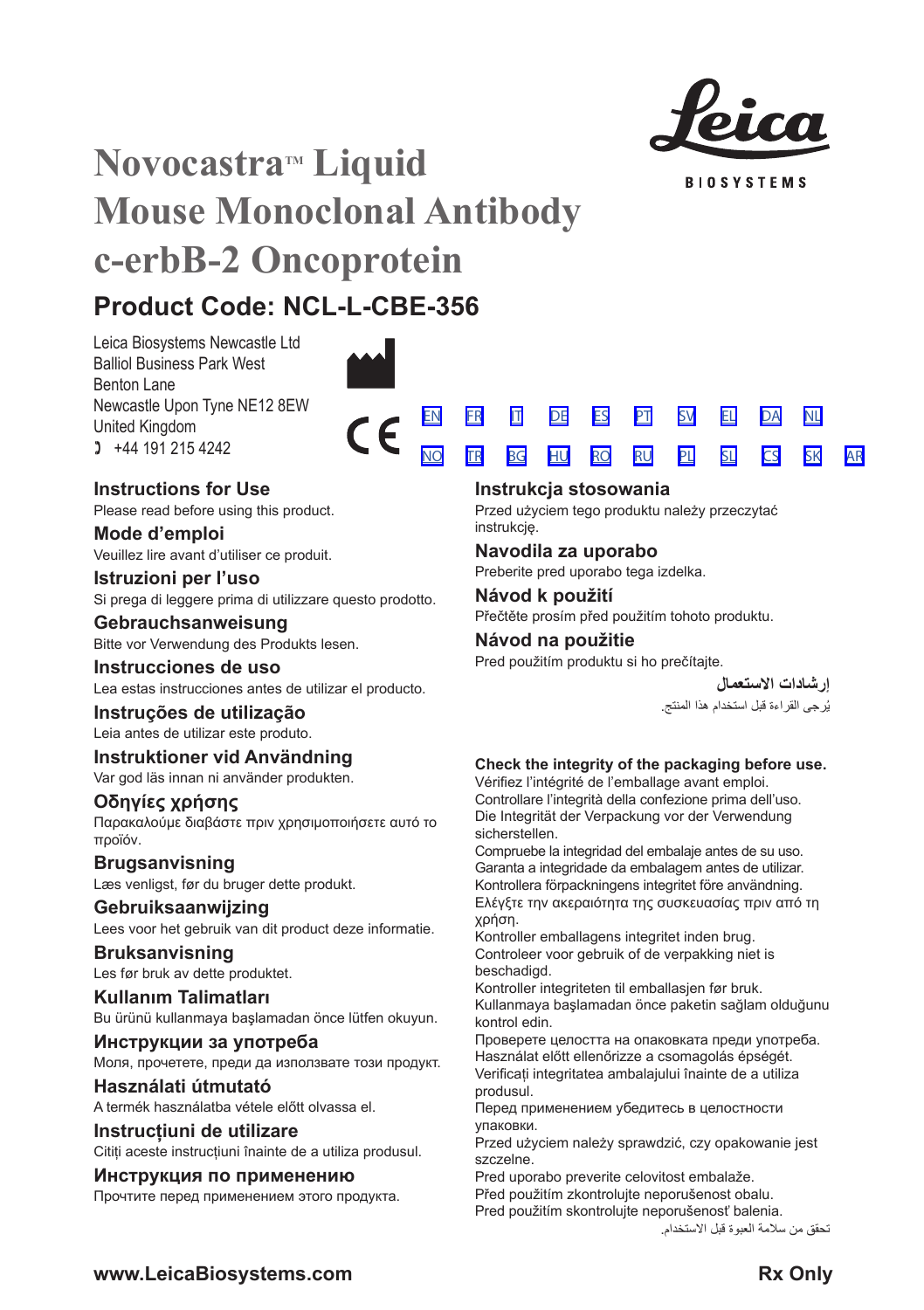# Novocastra™ Liquid Mouse Monoclonal Antibody c-erbB-2 Oncoprotein

## Product Code: NCL-L-CBE-356

Leica Biosystems Newcastle Ltd
Balliol Business Park West
Benton Lane
Newcastle Upon Tyne NE12 8EW
United Kingdom
+44 191 215 4242

EN FR IT DE ES PT SV EL DA NL
NO TR BG HU RO RU PL SL CS SK AR

### Instructions for Use
Please read before using this product.

### Mode d'emploi
Veuillez lire avant d'utiliser ce produit.

### Istruzioni per l'uso
Si prega di leggere prima di utilizzare questo prodotto.

### Gebrauchsanweisung
Bitte vor Verwendung des Produkts lesen.

### Instrucciones de uso
Lea estas instrucciones antes de utilizar el producto.

### Instruções de utilização
Leia antes de utilizar este produto.

### Instruktioner vid Användning
Var god läs innan ni använder produkten.

### Οδηγίες χρήσης
Παρακαλούμε διαβάστε πριν χρησιμοποιήσετε αυτό το προϊόν.

### Brugsanvisning
Læs venligst, før du bruger dette produkt.

### Gebruiksaanwijzing
Lees voor het gebruik van dit product deze informatie.

### Bruksanvisning
Les før bruk av dette produktet.

### Kullanım Talimatları
Bu ürünü kullanmaya başlamadan önce lütfen okuyun.

### Инструкции за употреба
Моля, прочетете, преди да използвате този продукт.

### Használati útmutató
A termék használatba vétele előtt olvassa el.

### Instrucțiuni de utilizare
Citiți aceste instrucțiuni înainte de a utiliza produsul.

### Инструкция по применению
Прочтите перед применением этого продукта.

### Instrukcja stosowania
Przed użyciem tego produktu należy przeczytać instrukcję.

### Navodila za uporabo
Preberite pred uporabo tega izdelka.

### Návod k použití
Přečtěte prosím před použitím tohoto produktu.

### Návod na použitie
Pred použitím produktu si ho prečítajte.

### إرشادات الاستعمال
يُرجى القراءة قبل استخدام هذا المنتج.

**Check the integrity of the packaging before use.**
Vérifiez l'intégrité de l'emballage avant emploi.
Controllare l'integrità della confezione prima dell'uso.
Die Integrität der Verpackung vor der Verwendung sicherstellen.
Compruebe la integridad del embalaje antes de su uso.
Garanta a integridade da embalagem antes de utilizar.
Kontrollera förpackningens integritet före användning.
Ελέγξτε την ακεραιότητα της συσκευασίας πριν από τη χρήση.
Kontroller emballagens integritet inden brug.
Controleer voor gebruik of de verpakking niet is beschadigd.
Kontroller integriteten til emballasjen før bruk.
Kullanmaya başlamadan önce paketin sağlam olduğunu kontrol edin.
Проверете целостта на опаковката преди употреба.
Használat előtt ellenőrizze a csomagolás épségét.
Verificați integritatea ambalajului înainte de a utiliza produsul.
Перед применением убедитесь в целостности упаковки.
Przed użyciem należy sprawdzić, czy opakowanie jest szczelne.
Pred uporabo preverite celovitost embalaže.
Před použitím zkontrolujte neporušenost obalu.
Pred použitím skontrolujte neporušenosť balenia.
تحقق من سلامة العبوة قبل الاستخدام.

**www.LeicaBiosystems.com** **Rx Only**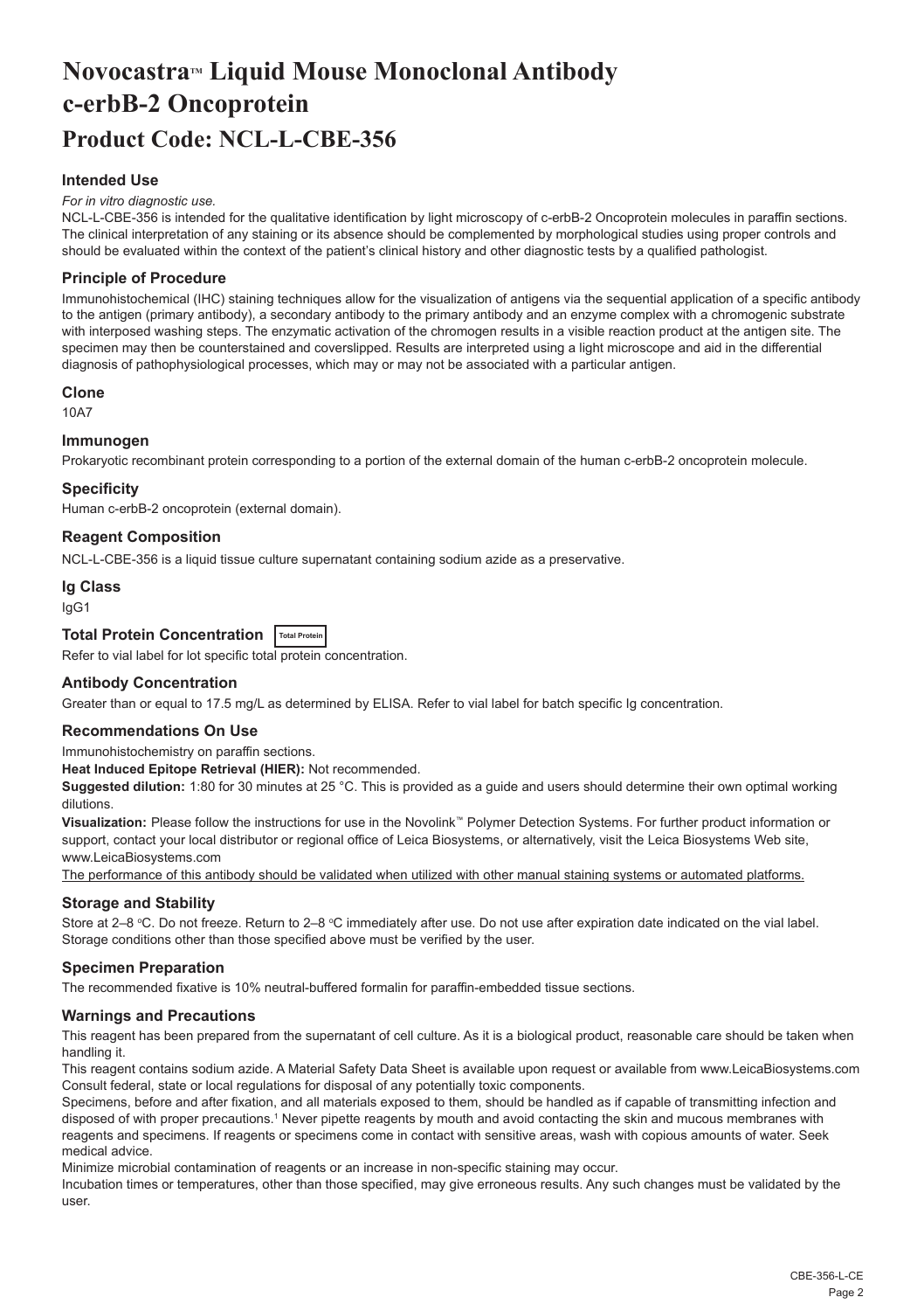# Novocastra™ Liquid Mouse Monoclonal Antibody c-erbB-2 Oncoprotein

# Product Code: NCL-L-CBE-356

### Intended Use

*For in vitro diagnostic use.*

NCL-L-CBE-356 is intended for the qualitative identification by light microscopy of c-erbB-2 Oncoprotein molecules in paraffin sections. The clinical interpretation of any staining or its absence should be complemented by morphological studies using proper controls and should be evaluated within the context of the patient's clinical history and other diagnostic tests by a qualified pathologist.

### Principle of Procedure

Immunohistochemical (IHC) staining techniques allow for the visualization of antigens via the sequential application of a specific antibody to the antigen (primary antibody), a secondary antibody to the primary antibody and an enzyme complex with a chromogenic substrate with interposed washing steps. The enzymatic activation of the chromogen results in a visible reaction product at the antigen site. The specimen may then be counterstained and coverslipped. Results are interpreted using a light microscope and aid in the differential diagnosis of pathophysiological processes, which may or may not be associated with a particular antigen.

### Clone

10A7

### Immunogen

Prokaryotic recombinant protein corresponding to a portion of the external domain of the human c-erbB-2 oncoprotein molecule.

### Specificity

Human c-erbB-2 oncoprotein (external domain).

### Reagent Composition

NCL-L-CBE-356 is a liquid tissue culture supernatant containing sodium azide as a preservative.

### Ig Class

IgG1

### Total Protein Concentration Total Protein

Refer to vial label for lot specific total protein concentration.

### Antibody Concentration

Greater than or equal to 17.5 mg/L as determined by ELISA. Refer to vial label for batch specific Ig concentration.

### Recommendations On Use

Immunohistochemistry on paraffin sections.

**Heat Induced Epitope Retrieval (HIER):** Not recommended.

**Suggested dilution:** 1:80 for 30 minutes at 25 °C. This is provided as a guide and users should determine their own optimal working dilutions.

**Visualization:** Please follow the instructions for use in the Novolink™ Polymer Detection Systems. For further product information or support, contact your local distributor or regional office of Leica Biosystems, or alternatively, visit the Leica Biosystems Web site, www.LeicaBiosystems.com

The performance of this antibody should be validated when utilized with other manual staining systems or automated platforms.

### Storage and Stability

Store at 2–8 °C. Do not freeze. Return to 2–8 °C immediately after use. Do not use after expiration date indicated on the vial label. Storage conditions other than those specified above must be verified by the user.

### Specimen Preparation

The recommended fixative is 10% neutral-buffered formalin for paraffin-embedded tissue sections.

### Warnings and Precautions

This reagent has been prepared from the supernatant of cell culture. As it is a biological product, reasonable care should be taken when handling it.

This reagent contains sodium azide. A Material Safety Data Sheet is available upon request or available from www.LeicaBiosystems.com Consult federal, state or local regulations for disposal of any potentially toxic components.

Specimens, before and after fixation, and all materials exposed to them, should be handled as if capable of transmitting infection and disposed of with proper precautions.[1] Never pipette reagents by mouth and avoid contacting the skin and mucous membranes with reagents and specimens. If reagents or specimens come in contact with sensitive areas, wash with copious amounts of water. Seek medical advice.

Minimize microbial contamination of reagents or an increase in non-specific staining may occur.

Incubation times or temperatures, other than those specified, may give erroneous results. Any such changes must be validated by the user.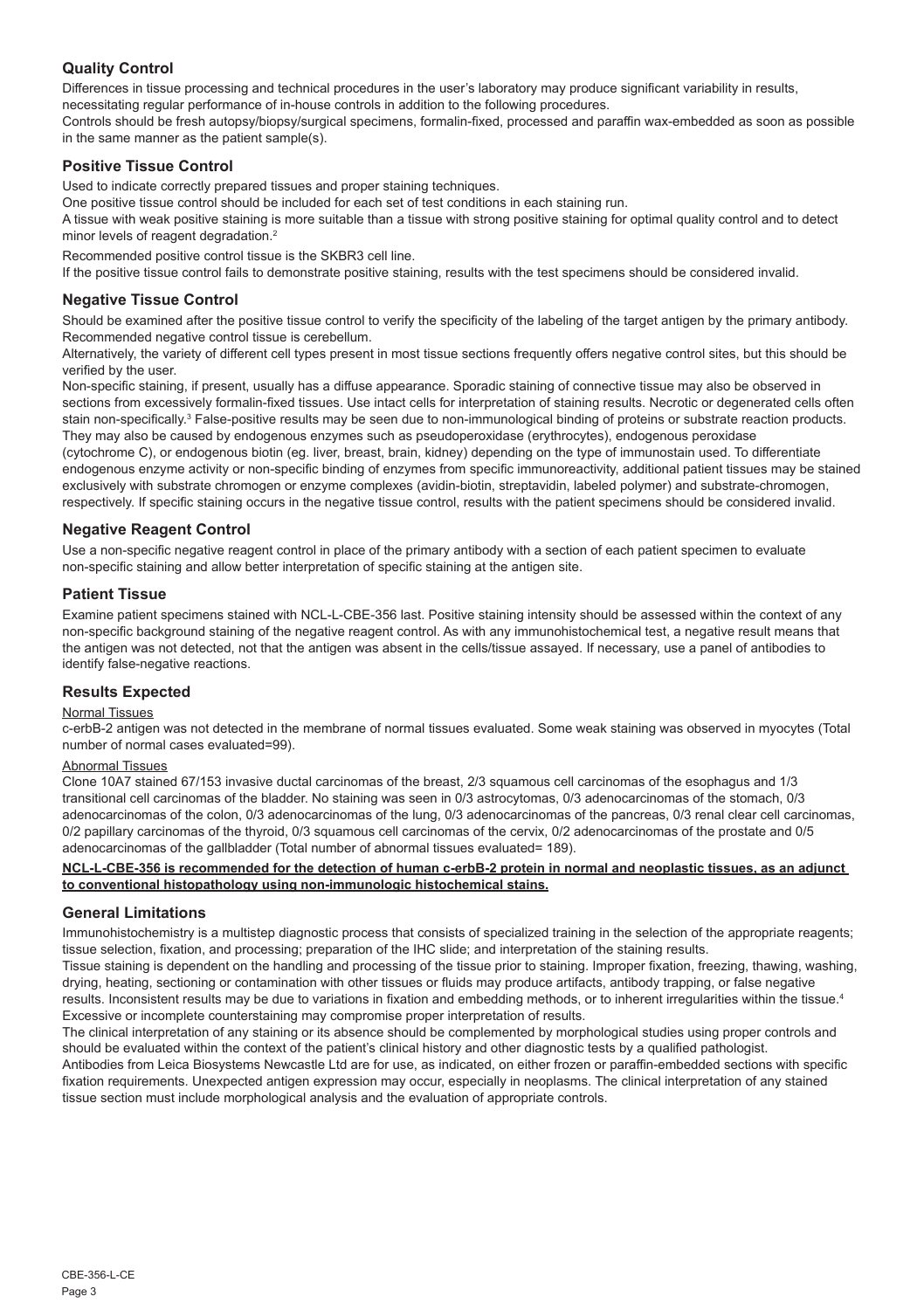## Quality Control

Differences in tissue processing and technical procedures in the user's laboratory may produce significant variability in results, necessitating regular performance of in-house controls in addition to the following procedures.

Controls should be fresh autopsy/biopsy/surgical specimens, formalin-fixed, processed and paraffin wax-embedded as soon as possible in the same manner as the patient sample(s).

## Positive Tissue Control

Used to indicate correctly prepared tissues and proper staining techniques.

One positive tissue control should be included for each set of test conditions in each staining run.

A tissue with weak positive staining is more suitable than a tissue with strong positive staining for optimal quality control and to detect minor levels of reagent degradation.[2]

Recommended positive control tissue is the SKBR3 cell line.

If the positive tissue control fails to demonstrate positive staining, results with the test specimens should be considered invalid.

## Negative Tissue Control

Should be examined after the positive tissue control to verify the specificity of the labeling of the target antigen by the primary antibody. Recommended negative control tissue is cerebellum.

Alternatively, the variety of different cell types present in most tissue sections frequently offers negative control sites, but this should be verified by the user.

Non-specific staining, if present, usually has a diffuse appearance. Sporadic staining of connective tissue may also be observed in sections from excessively formalin-fixed tissues. Use intact cells for interpretation of staining results. Necrotic or degenerated cells often stain non-specifically.[3] False-positive results may be seen due to non-immunological binding of proteins or substrate reaction products. They may also be caused by endogenous enzymes such as pseudoperoxidase (erythrocytes), endogenous peroxidase (cytochrome C), or endogenous biotin (eg. liver, breast, brain, kidney) depending on the type of immunostain used. To differentiate endogenous enzyme activity or non-specific binding of enzymes from specific immunoreactivity, additional patient tissues may be stained exclusively with substrate chromogen or enzyme complexes (avidin-biotin, streptavidin, labeled polymer) and substrate-chromogen, respectively. If specific staining occurs in the negative tissue control, results with the patient specimens should be considered invalid.

## Negative Reagent Control

Use a non-specific negative reagent control in place of the primary antibody with a section of each patient specimen to evaluate non-specific staining and allow better interpretation of specific staining at the antigen site.

## Patient Tissue

Examine patient specimens stained with NCL-L-CBE-356 last. Positive staining intensity should be assessed within the context of any non-specific background staining of the negative reagent control. As with any immunohistochemical test, a negative result means that the antigen was not detected, not that the antigen was absent in the cells/tissue assayed. If necessary, use a panel of antibodies to identify false-negative reactions.

## Results Expected

Normal Tissues

c-erbB-2 antigen was not detected in the membrane of normal tissues evaluated. Some weak staining was observed in myocytes (Total number of normal cases evaluated=99).

Abnormal Tissues

Clone 10A7 stained 67/153 invasive ductal carcinomas of the breast, 2/3 squamous cell carcinomas of the esophagus and 1/3 transitional cell carcinomas of the bladder. No staining was seen in 0/3 astrocytomas, 0/3 adenocarcinomas of the stomach, 0/3 adenocarcinomas of the colon, 0/3 adenocarcinomas of the lung, 0/3 adenocarcinomas of the pancreas, 0/3 renal clear cell carcinomas, 0/2 papillary carcinomas of the thyroid, 0/3 squamous cell carcinomas of the cervix, 0/2 adenocarcinomas of the prostate and 0/5 adenocarcinomas of the gallbladder (Total number of abnormal tissues evaluated= 189).

**NCL-L-CBE-356 is recommended for the detection of human c-erbB-2 protein in normal and neoplastic tissues, as an adjunct to conventional histopathology using non-immunologic histochemical stains.**

## General Limitations

Immunohistochemistry is a multistep diagnostic process that consists of specialized training in the selection of the appropriate reagents; tissue selection, fixation, and processing; preparation of the IHC slide; and interpretation of the staining results.

Tissue staining is dependent on the handling and processing of the tissue prior to staining. Improper fixation, freezing, thawing, washing, drying, heating, sectioning or contamination with other tissues or fluids may produce artifacts, antibody trapping, or false negative results. Inconsistent results may be due to variations in fixation and embedding methods, or to inherent irregularities within the tissue.[4]

Excessive or incomplete counterstaining may compromise proper interpretation of results.

The clinical interpretation of any staining or its absence should be complemented by morphological studies using proper controls and should be evaluated within the context of the patient's clinical history and other diagnostic tests by a qualified pathologist.

Antibodies from Leica Biosystems Newcastle Ltd are for use, as indicated, on either frozen or paraffin-embedded sections with specific fixation requirements. Unexpected antigen expression may occur, especially in neoplasms. The clinical interpretation of any stained tissue section must include morphological analysis and the evaluation of appropriate controls.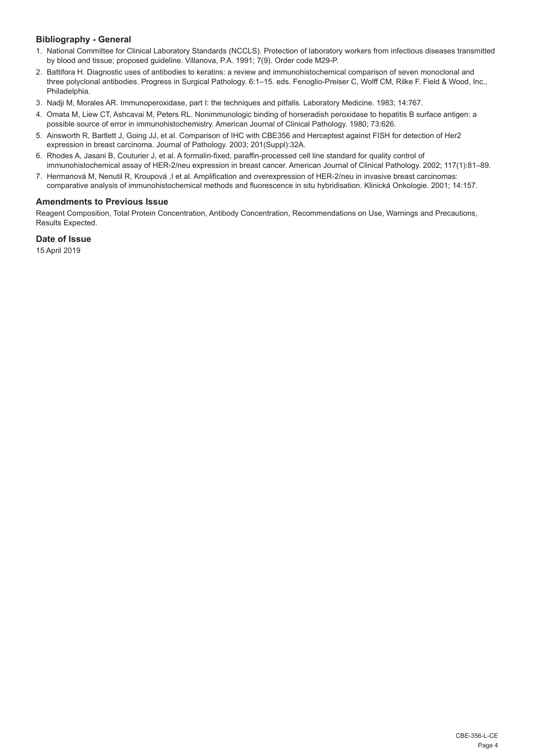### Bibliography - General

1. National Committee for Clinical Laboratory Standards (NCCLS). Protection of laboratory workers from infectious diseases transmitted by blood and tissue; proposed guideline. Villanova, P.A. 1991; 7(9). Order code M29-P.
2. Battifora H. Diagnostic uses of antibodies to keratins: a review and immunohistochemical comparison of seven monoclonal and three polyclonal antibodies. Progress in Surgical Pathology. 6:1–15. eds. Fenoglio-Preiser C, Wolff CM, Rilke F. Field & Wood, Inc., Philadelphia.
3. Nadji M, Morales AR. Immunoperoxidase, part I: the techniques and pitfalls. Laboratory Medicine. 1983; 14:767.
4. Omata M, Liew CT, Ashcavai M, Peters RL. Nonimmunologic binding of horseradish peroxidase to hepatitis B surface antigen: a possible source of error in immunohistochemistry. American Journal of Clinical Pathology. 1980; 73:626.
5. Ainsworth R, Bartlett J, Going JJ, et al. Comparison of IHC with CBE356 and Herceptest against FISH for detection of Her2 expression in breast carcinoma. Journal of Pathology. 2003; 201(Suppl):32A.
6. Rhodes A, Jasani B, Couturier J, et al. A formalin-fixed, paraffin-processed cell line standard for quality control of immunohistochemical assay of HER-2/neu expression in breast cancer. American Journal of Clinical Pathology. 2002; 117(1):81–89.
7. Hermanová M, Nenutil R, Kroupová ,I et al. Amplification and overexpression of HER-2/neu in invasive breast carcinomas: comparative analysis of immunohistochemical methods and fluorescence in situ hybridisation. Klinická Onkologie. 2001; 14:157.

### Amendments to Previous Issue

Reagent Composition, Total Protein Concentration, Antibody Concentration, Recommendations on Use, Warnings and Precautions, Results Expected.

### Date of Issue

15 April 2019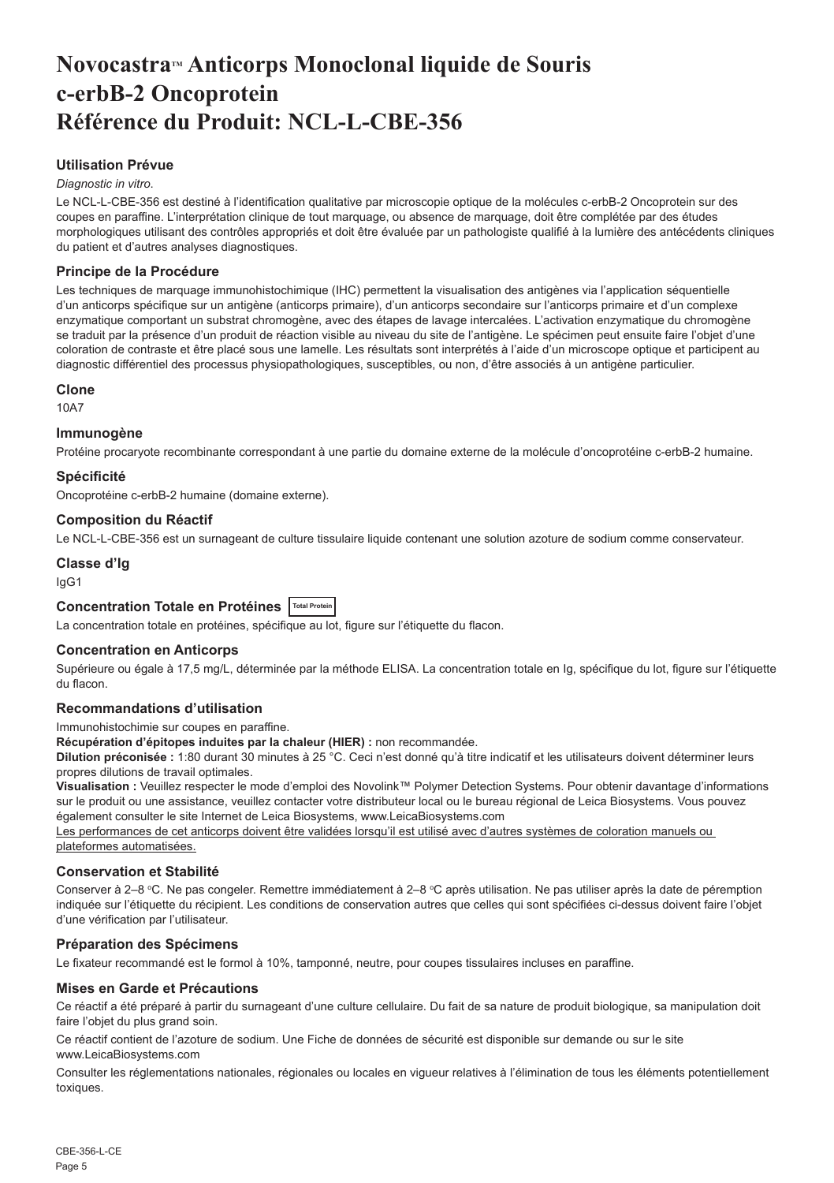# Novocastra™ Anticorps Monoclonal liquide de Souris c-erbB-2 Oncoprotein Référence du Produit: NCL-L-CBE-356

### Utilisation Prévue

*Diagnostic in vitro*.

Le NCL-L-CBE-356 est destiné à l'identification qualitative par microscopie optique de la molécules c-erbB-2 Oncoprotein sur des coupes en paraffine. L'interprétation clinique de tout marquage, ou absence de marquage, doit être complétée par des études morphologiques utilisant des contrôles appropriés et doit être évaluée par un pathologiste qualifié à la lumière des antécédents cliniques du patient et d'autres analyses diagnostiques.

### Principe de la Procédure

Les techniques de marquage immunohistochimique (IHC) permettent la visualisation des antigènes via l'application séquentielle d'un anticorps spécifique sur un antigène (anticorps primaire), d'un anticorps secondaire sur l'anticorps primaire et d'un complexe enzymatique comportant un substrat chromogène, avec des étapes de lavage intercalées. L'activation enzymatique du chromogène se traduit par la présence d'un produit de réaction visible au niveau du site de l'antigène. Le spécimen peut ensuite faire l'objet d'une coloration de contraste et être placé sous une lamelle. Les résultats sont interprétés à l'aide d'un microscope optique et participent au diagnostic différentiel des processus physiopathologiques, susceptibles, ou non, d'être associés à un antigène particulier.

### Clone

10A7

### Immunogène

Protéine procaryote recombinante correspondant à une partie du domaine externe de la molécule d'oncoprotéine c-erbB-2 humaine.

### Spécificité

Oncoprotéine c-erbB-2 humaine (domaine externe).

### Composition du Réactif

Le NCL-L-CBE-356 est un surnageant de culture tissulaire liquide contenant une solution azoture de sodium comme conservateur.

### Classe d'Ig

IgG1

### Concentration Totale en Protéines Total Protein

La concentration totale en protéines, spécifique au lot, figure sur l'étiquette du flacon.

### Concentration en Anticorps

Supérieure ou égale à 17,5 mg/L, déterminée par la méthode ELISA. La concentration totale en Ig, spécifique du lot, figure sur l'étiquette du flacon.

### Recommandations d'utilisation

Immunohistochimie sur coupes en paraffine.

**Récupération d'épitopes induites par la chaleur (HIER) :** non recommandée.

**Dilution préconisée :** 1:80 durant 30 minutes à 25 °C. Ceci n'est donné qu'à titre indicatif et les utilisateurs doivent déterminer leurs propres dilutions de travail optimales.

**Visualisation :** Veuillez respecter le mode d'emploi des Novolink™ Polymer Detection Systems. Pour obtenir davantage d'informations sur le produit ou une assistance, veuillez contacter votre distributeur local ou le bureau régional de Leica Biosystems. Vous pouvez également consulter le site Internet de Leica Biosystems, www.LeicaBiosystems.com

Les performances de cet anticorps doivent être validées lorsqu'il est utilisé avec d'autres systèmes de coloration manuels ou plateformes automatisées.

### Conservation et Stabilité

Conserver à 2–8 °C. Ne pas congeler. Remettre immédiatement à 2–8 °C après utilisation. Ne pas utiliser après la date de péremption indiquée sur l'étiquette du récipient. Les conditions de conservation autres que celles qui sont spécifiées ci-dessus doivent faire l'objet d'une vérification par l'utilisateur.

### Préparation des Spécimens

Le fixateur recommandé est le formol à 10%, tamponné, neutre, pour coupes tissulaires incluses en paraffine.

### Mises en Garde et Précautions

Ce réactif a été préparé à partir du surnageant d'une culture cellulaire. Du fait de sa nature de produit biologique, sa manipulation doit faire l'objet du plus grand soin.

Ce réactif contient de l'azoture de sodium. Une Fiche de données de sécurité est disponible sur demande ou sur le site www.LeicaBiosystems.com

Consulter les réglementations nationales, régionales ou locales en vigueur relatives à l'élimination de tous les éléments potentiellement toxiques.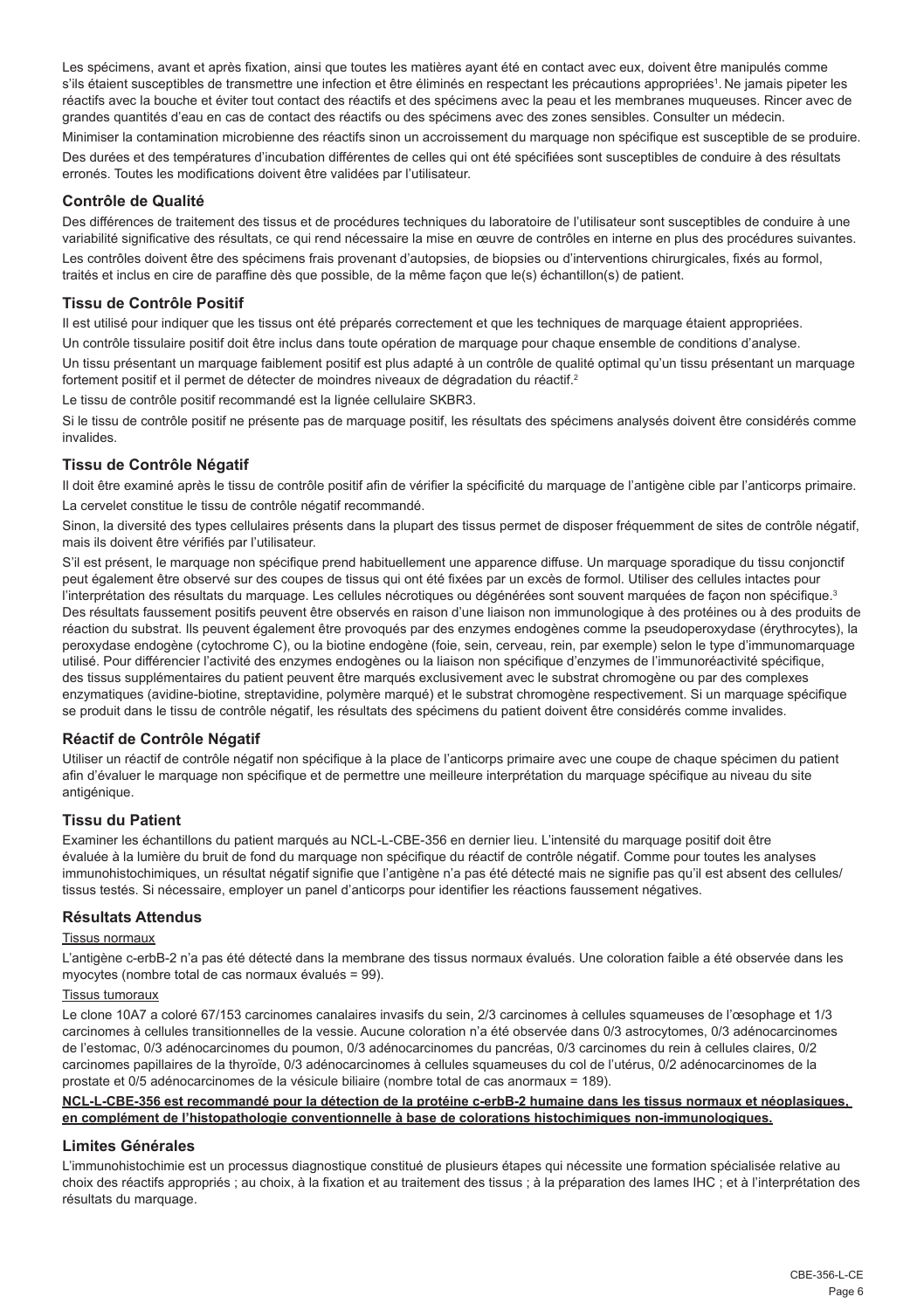Les spécimens, avant et après fixation, ainsi que toutes les matières ayant été en contact avec eux, doivent être manipulés comme s'ils étaient susceptibles de transmettre une infection et être éliminés en respectant les précautions appropriées[1]. Ne jamais pipeter les réactifs avec la bouche et éviter tout contact des réactifs et des spécimens avec la peau et les membranes muqueuses. Rincer avec de grandes quantités d'eau en cas de contact des réactifs ou des spécimens avec des zones sensibles. Consulter un médecin.

Minimiser la contamination microbienne des réactifs sinon un accroissement du marquage non spécifique est susceptible de se produire.

Des durées et des températures d'incubation différentes de celles qui ont été spécifiées sont susceptibles de conduire à des résultats erronés. Toutes les modifications doivent être validées par l'utilisateur.

## Contrôle de Qualité

Des différences de traitement des tissus et de procédures techniques du laboratoire de l'utilisateur sont susceptibles de conduire à une variabilité significative des résultats, ce qui rend nécessaire la mise en œuvre de contrôles en interne en plus des procédures suivantes.

Les contrôles doivent être des spécimens frais provenant d'autopsies, de biopsies ou d'interventions chirurgicales, fixés au formol, traités et inclus en cire de paraffine dès que possible, de la même façon que le(s) échantillon(s) de patient.

## Tissu de Contrôle Positif

Il est utilisé pour indiquer que les tissus ont été préparés correctement et que les techniques de marquage étaient appropriées.

Un contrôle tissulaire positif doit être inclus dans toute opération de marquage pour chaque ensemble de conditions d'analyse.

Un tissu présentant un marquage faiblement positif est plus adapté à un contrôle de qualité optimal qu'un tissu présentant un marquage fortement positif et il permet de détecter de moindres niveaux de dégradation du réactif.[2]

Le tissu de contrôle positif recommandé est la lignée cellulaire SKBR3.

Si le tissu de contrôle positif ne présente pas de marquage positif, les résultats des spécimens analysés doivent être considérés comme invalides.

## Tissu de Contrôle Négatif

Il doit être examiné après le tissu de contrôle positif afin de vérifier la spécificité du marquage de l'antigène cible par l'anticorps primaire.

La cervelet constitue le tissu de contrôle négatif recommandé.

Sinon, la diversité des types cellulaires présents dans la plupart des tissus permet de disposer fréquemment de sites de contrôle négatif, mais ils doivent être vérifiés par l'utilisateur.

S'il est présent, le marquage non spécifique prend habituellement une apparence diffuse. Un marquage sporadique du tissu conjonctif peut également être observé sur des coupes de tissus qui ont été fixées par un excès de formol. Utiliser des cellules intactes pour l'interprétation des résultats du marquage. Les cellules nécrotiques ou dégénérées sont souvent marquées de façon non spécifique.[3] Des résultats faussement positifs peuvent être observés en raison d'une liaison non immunologique à des protéines ou à des produits de réaction du substrat. Ils peuvent également être provoqués par des enzymes endogènes comme la pseudoperoxydase (érythrocytes), la peroxydase endogène (cytochrome C), ou la biotine endogène (foie, sein, cerveau, rein, par exemple) selon le type d'immunomarquage utilisé. Pour différencier l'activité des enzymes endogènes ou la liaison non spécifique d'enzymes de l'immunoréactivité spécifique, des tissus supplémentaires du patient peuvent être marqués exclusivement avec le substrat chromogène ou par des complexes enzymatiques (avidine-biotine, streptavidine, polymère marqué) et le substrat chromogène respectivement. Si un marquage spécifique se produit dans le tissu de contrôle négatif, les résultats des spécimens du patient doivent être considérés comme invalides.

## Réactif de Contrôle Négatif

Utiliser un réactif de contrôle négatif non spécifique à la place de l'anticorps primaire avec une coupe de chaque spécimen du patient afin d'évaluer le marquage non spécifique et de permettre une meilleure interprétation du marquage spécifique au niveau du site antigénique.

## Tissu du Patient

Examiner les échantillons du patient marqués au NCL-L-CBE-356 en dernier lieu. L'intensité du marquage positif doit être évaluée à la lumière du bruit de fond du marquage non spécifique du réactif de contrôle négatif. Comme pour toutes les analyses immunohistochimiques, un résultat négatif signifie que l'antigène n'a pas été détecté mais ne signifie pas qu'il est absent des cellules/tissus testés. Si nécessaire, employer un panel d'anticorps pour identifier les réactions faussement négatives.

## Résultats Attendus

Tissus normaux

L'antigène c-erbB-2 n'a pas été détecté dans la membrane des tissus normaux évalués. Une coloration faible a été observée dans les myocytes (nombre total de cas normaux évalués = 99).

Tissus tumoraux

Le clone 10A7 a coloré 67/153 carcinomes canalaires invasifs du sein, 2/3 carcinomes à cellules squameuses de l'œsophage et 1/3 carcinomes à cellules transitionnelles de la vessie. Aucune coloration n'a été observée dans 0/3 astrocytomes, 0/3 adénocarcinomes de l'estomac, 0/3 adénocarcinomes du poumon, 0/3 adénocarcinomes du pancréas, 0/3 carcinomes du rein à cellules claires, 0/2 carcinomes papillaires de la thyroïde, 0/3 adénocarcinomes à cellules squameuses du col de l'utérus, 0/2 adénocarcinomes de la prostate et 0/5 adénocarcinomes de la vésicule biliaire (nombre total de cas anormaux = 189).

**NCL-L-CBE-356 est recommandé pour la détection de la protéine c-erbB-2 humaine dans les tissus normaux et néoplasiques, en complément de l'histopathologie conventionnelle à base de colorations histochimiques non-immunologiques.**

## Limites Générales

L'immunohistochimie est un processus diagnostique constitué de plusieurs étapes qui nécessite une formation spécialisée relative au choix des réactifs appropriés ; au choix, à la fixation et au traitement des tissus ; à la préparation des lames IHC ; et à l'interprétation des résultats du marquage.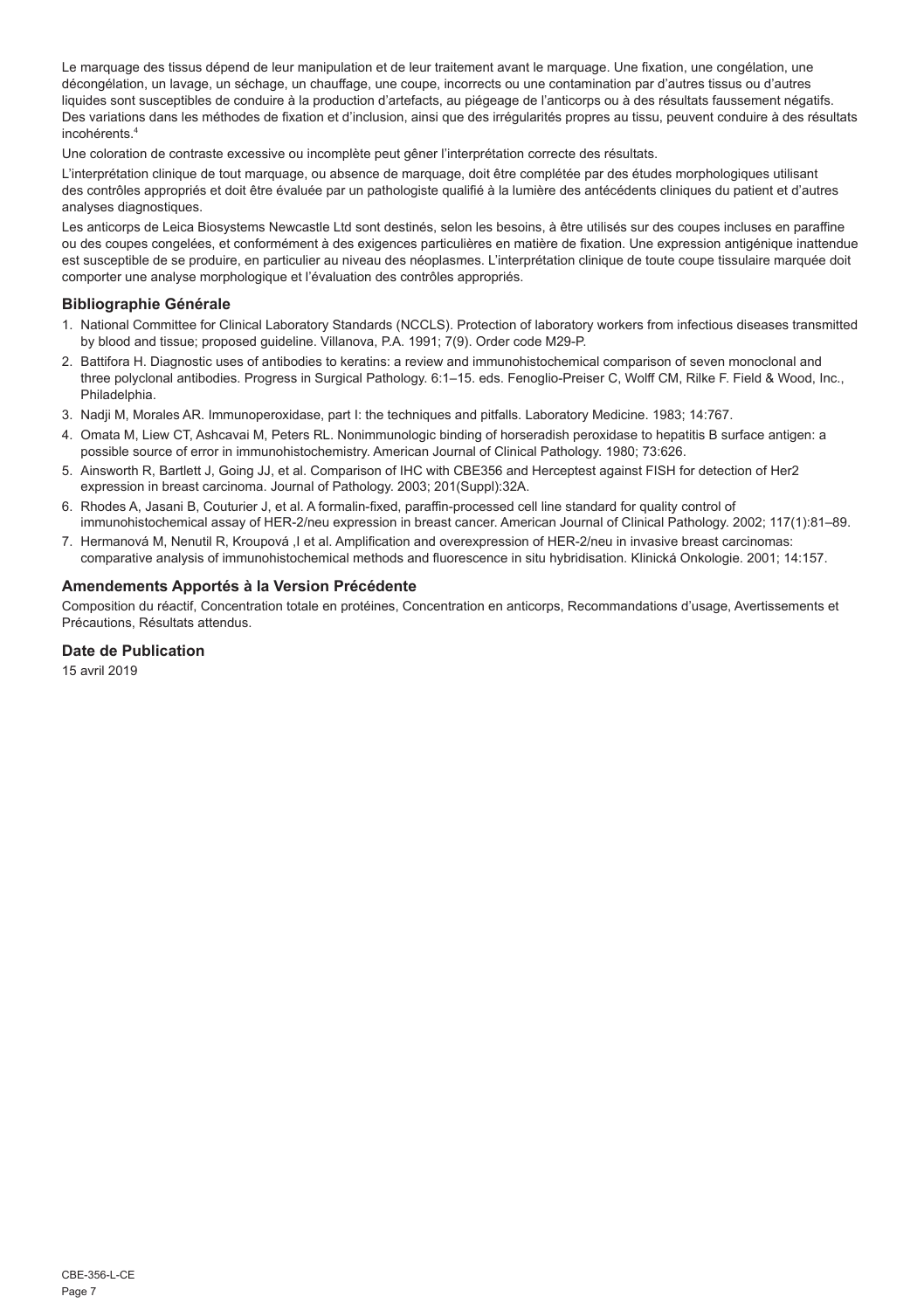Le marquage des tissus dépend de leur manipulation et de leur traitement avant le marquage. Une fixation, une congélation, une décongélation, un lavage, un séchage, un chauffage, une coupe, incorrects ou une contamination par d'autres tissus ou d'autres liquides sont susceptibles de conduire à la production d'artefacts, au piégeage de l'anticorps ou à des résultats faussement négatifs. Des variations dans les méthodes de fixation et d'inclusion, ainsi que des irrégularités propres au tissu, peuvent conduire à des résultats incohérents.[4]

Une coloration de contraste excessive ou incomplète peut gêner l'interprétation correcte des résultats.

L'interprétation clinique de tout marquage, ou absence de marquage, doit être complétée par des études morphologiques utilisant des contrôles appropriés et doit être évaluée par un pathologiste qualifié à la lumière des antécédents cliniques du patient et d'autres analyses diagnostiques.

Les anticorps de Leica Biosystems Newcastle Ltd sont destinés, selon les besoins, à être utilisés sur des coupes incluses en paraffine ou des coupes congelées, et conformément à des exigences particulières en matière de fixation. Une expression antigénique inattendue est susceptible de se produire, en particulier au niveau des néoplasmes. L'interprétation clinique de toute coupe tissulaire marquée doit comporter une analyse morphologique et l'évaluation des contrôles appropriés.

## Bibliographie Générale

1. National Committee for Clinical Laboratory Standards (NCCLS). Protection of laboratory workers from infectious diseases transmitted by blood and tissue; proposed guideline. Villanova, P.A. 1991; 7(9). Order code M29-P.
2. Battifora H. Diagnostic uses of antibodies to keratins: a review and immunohistochemical comparison of seven monoclonal and three polyclonal antibodies. Progress in Surgical Pathology. 6:1–15. eds. Fenoglio-Preiser C, Wolff CM, Rilke F. Field & Wood, Inc., Philadelphia.
3. Nadji M, Morales AR. Immunoperoxidase, part I: the techniques and pitfalls. Laboratory Medicine. 1983; 14:767.
4. Omata M, Liew CT, Ashcavai M, Peters RL. Nonimmunologic binding of horseradish peroxidase to hepatitis B surface antigen: a possible source of error in immunohistochemistry. American Journal of Clinical Pathology. 1980; 73:626.
5. Ainsworth R, Bartlett J, Going JJ, et al. Comparison of IHC with CBE356 and Herceptest against FISH for detection of Her2 expression in breast carcinoma. Journal of Pathology. 2003; 201(Suppl):32A.
6. Rhodes A, Jasani B, Couturier J, et al. A formalin-fixed, paraffin-processed cell line standard for quality control of immunohistochemical assay of HER-2/neu expression in breast cancer. American Journal of Clinical Pathology. 2002; 117(1):81–89.
7. Hermanová M, Nenutil R, Kroupová ,I et al. Amplification and overexpression of HER-2/neu in invasive breast carcinomas: comparative analysis of immunohistochemical methods and fluorescence in situ hybridisation. Klinická Onkologie. 2001; 14:157.

## Amendements Apportés à la Version Précédente

Composition du réactif, Concentration totale en protéines, Concentration en anticorps, Recommandations d'usage, Avertissements et Précautions, Résultats attendus.

## Date de Publication

15 avril 2019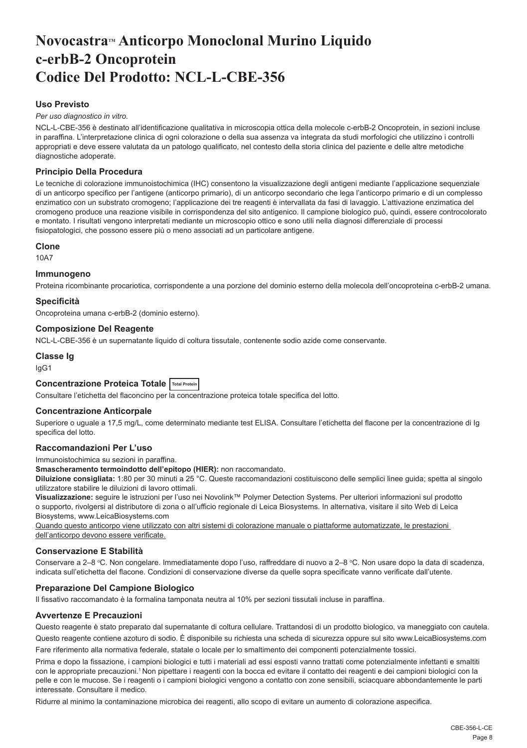# Novocastra™ Anticorpo Monoclonal Murino Liquido c-erbB-2 Oncoprotein Codice Del Prodotto: NCL-L-CBE-356

## Uso Previsto

*Per uso diagnostico in vitro.*

NCL-L-CBE-356 è destinato all'identificazione qualitativa in microscopia ottica della molecole c-erbB-2 Oncoprotein, in sezioni incluse in paraffina. L'interpretazione clinica di ogni colorazione o della sua assenza va integrata da studi morfologici che utilizzino i controlli appropriati e deve essere valutata da un patologo qualificato, nel contesto della storia clinica del paziente e delle altre metodiche diagnostiche adoperate.

## Principio Della Procedura

Le tecniche di colorazione immunoistochimica (IHC) consentono la visualizzazione degli antigeni mediante l'applicazione sequenziale di un anticorpo specifico per l'antigene (anticorpo primario), di un anticorpo secondario che lega l'anticorpo primario e di un complesso enzimatico con un substrato cromogeno; l'applicazione dei tre reagenti è intervallata da fasi di lavaggio. L'attivazione enzimatica del cromogeno produce una reazione visibile in corrispondenza del sito antigenico. Il campione biologico può, quindi, essere controcolorato e montato. I risultati vengono interpretati mediante un microscopio ottico e sono utili nella diagnosi differenziale di processi fisiopatologici, che possono essere più o meno associati ad un particolare antigene.

## Clone

10A7

## Immunogeno

Proteina ricombinante procariotica, corrispondente a una porzione del dominio esterno della molecola dell'oncoproteina c-erbB-2 umana.

## Specificità

Oncoproteina umana c-erbB-2 (dominio esterno).

## Composizione Del Reagente

NCL-L-CBE-356 è un supernatante liquido di coltura tissutale, contenente sodio azide come conservante.

## Classe Ig

IgG1

## Concentrazione Proteica Totale Total Protein

Consultare l'etichetta del flaconcino per la concentrazione proteica totale specifica del lotto.

## Concentrazione Anticorpale

Superiore o uguale a 17,5 mg/L, come determinato mediante test ELISA. Consultare l'etichetta del flacone per la concentrazione di Ig specifica del lotto.

## Raccomandazioni Per L'uso

Immunoistochimica su sezioni in paraffina.

**Smascheramento termoindotto dell'epitopo (HIER):** non raccomandato.

**Diluizione consigliata:** 1:80 per 30 minuti a 25 °C. Queste raccomandazioni costituiscono delle semplici linee guida; spetta al singolo utilizzatore stabilire le diluizioni di lavoro ottimali.

**Visualizzazione:** seguire le istruzioni per l'uso nei Novolink™ Polymer Detection Systems. Per ulteriori informazioni sul prodotto o supporto, rivolgersi al distributore di zona o all'ufficio regionale di Leica Biosystems. In alternativa, visitare il sito Web di Leica Biosystems, www.LeicaBiosystems.com

Quando questo anticorpo viene utilizzato con altri sistemi di colorazione manuale o piattaforme automatizzate, le prestazioni dell'anticorpo devono essere verificate.

## Conservazione E Stabilità

Conservare a 2–8 °C. Non congelare. Immediatamente dopo l'uso, raffreddare di nuovo a 2–8 °C. Non usare dopo la data di scadenza, indicata sull'etichetta del flacone. Condizioni di conservazione diverse da quelle sopra specificate vanno verificate dall'utente.

## Preparazione Del Campione Biologico

Il fissativo raccomandato è la formalina tamponata neutra al 10% per sezioni tissutali incluse in paraffina.

## Avvertenze E Precauzioni

Questo reagente è stato preparato dal supernatante di coltura cellulare. Trattandosi di un prodotto biologico, va maneggiato con cautela.

Questo reagente contiene azoturo di sodio. È disponibile su richiesta una scheda di sicurezza oppure sul sito www.LeicaBiosystems.com

Fare riferimento alla normativa federale, statale o locale per lo smaltimento dei componenti potenzialmente tossici.

Prima e dopo la fissazione, i campioni biologici e tutti i materiali ad essi esposti vanno trattati come potenzialmente infettanti e smaltiti con le appropriate precauzioni.[1] Non pipettare i reagenti con la bocca ed evitare il contatto dei reagenti e dei campioni biologici con la pelle e con le mucose. Se i reagenti o i campioni biologici vengono a contatto con zone sensibili, sciacquare abbondantemente le parti interessate. Consultare il medico.

Ridurre al minimo la contaminazione microbica dei reagenti, allo scopo di evitare un aumento di colorazione aspecifica.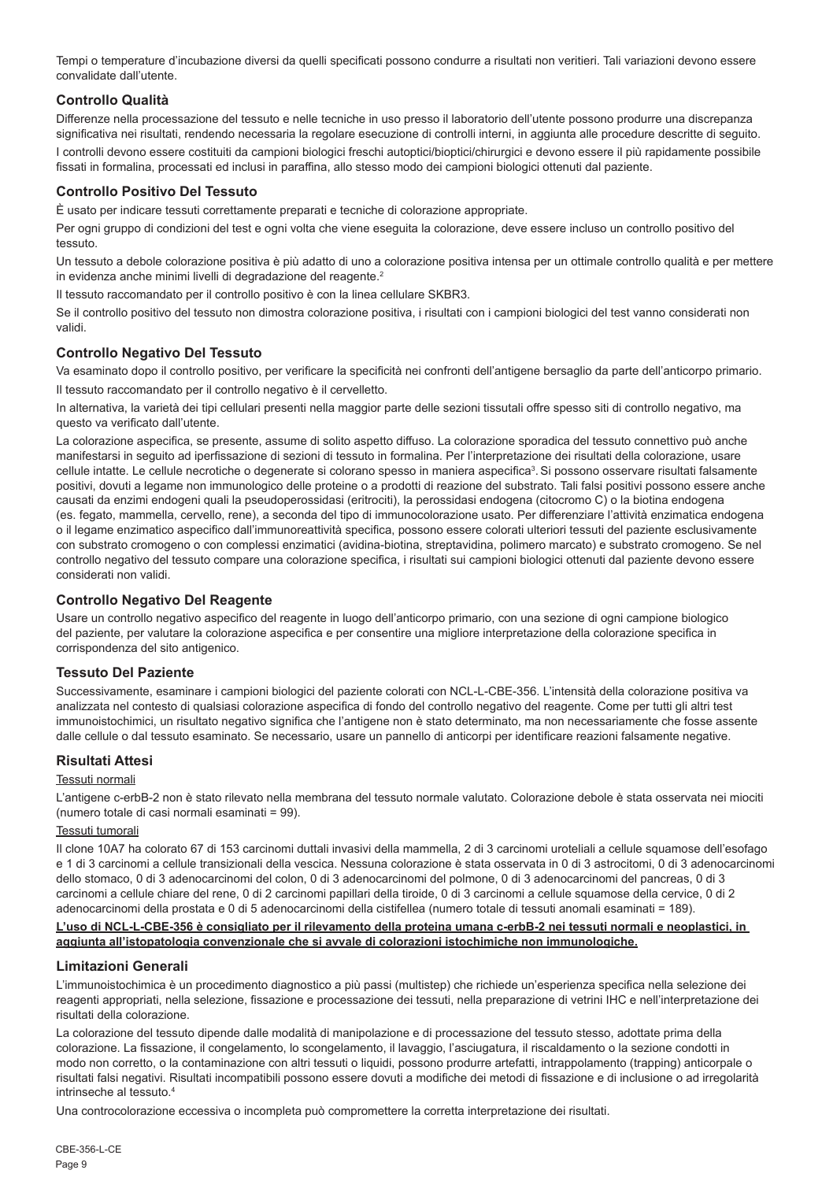Tempi o temperature d'incubazione diversi da quelli specificati possono condurre a risultati non veritieri. Tali variazioni devono essere convalidate dall'utente.

### Controllo Qualità

Differenze nella processazione del tessuto e nelle tecniche in uso presso il laboratorio dell'utente possono produrre una discrepanza significativa nei risultati, rendendo necessaria la regolare esecuzione di controlli interni, in aggiunta alle procedure descritte di seguito.

I controlli devono essere costituiti da campioni biologici freschi autoptici/bioptici/chirurgici e devono essere il più rapidamente possibile fissati in formalina, processati ed inclusi in paraffina, allo stesso modo dei campioni biologici ottenuti dal paziente.

### Controllo Positivo Del Tessuto

È usato per indicare tessuti correttamente preparati e tecniche di colorazione appropriate.

Per ogni gruppo di condizioni del test e ogni volta che viene eseguita la colorazione, deve essere incluso un controllo positivo del tessuto.

Un tessuto a debole colorazione positiva è più adatto di uno a colorazione positiva intensa per un ottimale controllo qualità e per mettere in evidenza anche minimi livelli di degradazione del reagente.[2]

Il tessuto raccomandato per il controllo positivo è con la linea cellulare SKBR3.

Se il controllo positivo del tessuto non dimostra colorazione positiva, i risultati con i campioni biologici del test vanno considerati non validi.

### Controllo Negativo Del Tessuto

Va esaminato dopo il controllo positivo, per verificare la specificità nei confronti dell'antigene bersaglio da parte dell'anticorpo primario.

Il tessuto raccomandato per il controllo negativo è il cervelletto.

In alternativa, la varietà dei tipi cellulari presenti nella maggior parte delle sezioni tissutali offre spesso siti di controllo negativo, ma questo va verificato dall'utente.

La colorazione aspecifica, se presente, assume di solito aspetto diffuso. La colorazione sporadica del tessuto connettivo può anche manifestarsi in seguito ad iperfissazione di sezioni di tessuto in formalina. Per l'interpretazione dei risultati della colorazione, usare cellule intatte. Le cellule necrotiche o degenerate si colorano spesso in maniera aspecifica[3]. Si possono osservare risultati falsamente positivi, dovuti a legame non immunologico delle proteine o a prodotti di reazione del substrato. Tali falsi positivi possono essere anche causati da enzimi endogeni quali la pseudoperossidasi (eritrociti), la perossidasi endogena (citocromo C) o la biotina endogena (es. fegato, mammella, cervello, rene), a seconda del tipo di immunocolorazione usato. Per differenziare l'attività enzimatica endogena o il legame enzimatico aspecifico dall'immunoreattività specifica, possono essere colorati ulteriori tessuti del paziente esclusivamente con substrato cromogeno o con complessi enzimatici (avidina-biotina, streptavidina, polimero marcato) e substrato cromogeno. Se nel controllo negativo del tessuto compare una colorazione specifica, i risultati sui campioni biologici ottenuti dal paziente devono essere considerati non validi.

### Controllo Negativo Del Reagente

Usare un controllo negativo aspecifico del reagente in luogo dell'anticorpo primario, con una sezione di ogni campione biologico del paziente, per valutare la colorazione aspecifica e per consentire una migliore interpretazione della colorazione specifica in corrispondenza del sito antigenico.

### Tessuto Del Paziente

Successivamente, esaminare i campioni biologici del paziente colorati con NCL-L-CBE-356. L'intensità della colorazione positiva va analizzata nel contesto di qualsiasi colorazione aspecifica di fondo del controllo negativo del reagente. Come per tutti gli altri test immunoistochimici, un risultato negativo significa che l'antigene non è stato determinato, ma non necessariamente che fosse assente dalle cellule o dal tessuto esaminato. Se necessario, usare un pannello di anticorpi per identificare reazioni falsamente negative.

### Risultati Attesi

Tessuti normali

L'antigene c-erbB-2 non è stato rilevato nella membrana del tessuto normale valutato. Colorazione debole è stata osservata nei miociti (numero totale di casi normali esaminati = 99).

Tessuti tumorali

Il clone 10A7 ha colorato 67 di 153 carcinomi duttali invasivi della mammella, 2 di 3 carcinomi uroteliali a cellule squamose dell'esofago e 1 di 3 carcinomi a cellule transizionali della vescica. Nessuna colorazione è stata osservata in 0 di 3 astrocitomi, 0 di 3 adenocarcinomi dello stomaco, 0 di 3 adenocarcinomi del colon, 0 di 3 adenocarcinomi del polmone, 0 di 3 adenocarcinomi del pancreas, 0 di 3 carcinomi a cellule chiare del rene, 0 di 2 carcinomi papillari della tiroide, 0 di 3 carcinomi a cellule squamose della cervice, 0 di 2 adenocarcinomi della prostata e 0 di 5 adenocarcinomi della cistifellea (numero totale di tessuti anomali esaminati = 189).

**L'uso di NCL-L-CBE-356 è consigliato per il rilevamento della proteina umana c-erbB-2 nei tessuti normali e neoplastici, in aggiunta all'istopatologia convenzionale che si avvale di colorazioni istochimiche non immunologiche.**

### Limitazioni Generali

L'immunoistochimica è un procedimento diagnostico a più passi (multistep) che richiede un'esperienza specifica nella selezione dei reagenti appropriati, nella selezione, fissazione e processazione dei tessuti, nella preparazione di vetrini IHC e nell'interpretazione dei risultati della colorazione.

La colorazione del tessuto dipende dalle modalità di manipolazione e di processazione del tessuto stesso, adottate prima della colorazione. La fissazione, il congelamento, lo scongelamento, il lavaggio, l'asciugatura, il riscaldamento o la sezione condotti in modo non corretto, o la contaminazione con altri tessuti o liquidi, possono produrre artefatti, intrappolamento (trapping) anticorpale o risultati falsi negativi. Risultati incompatibili possono essere dovuti a modifiche dei metodi di fissazione e di inclusione o ad irregolarità intrinseche al tessuto.[4]

Una controcolorazione eccessiva o incompleta può compromettere la corretta interpretazione dei risultati.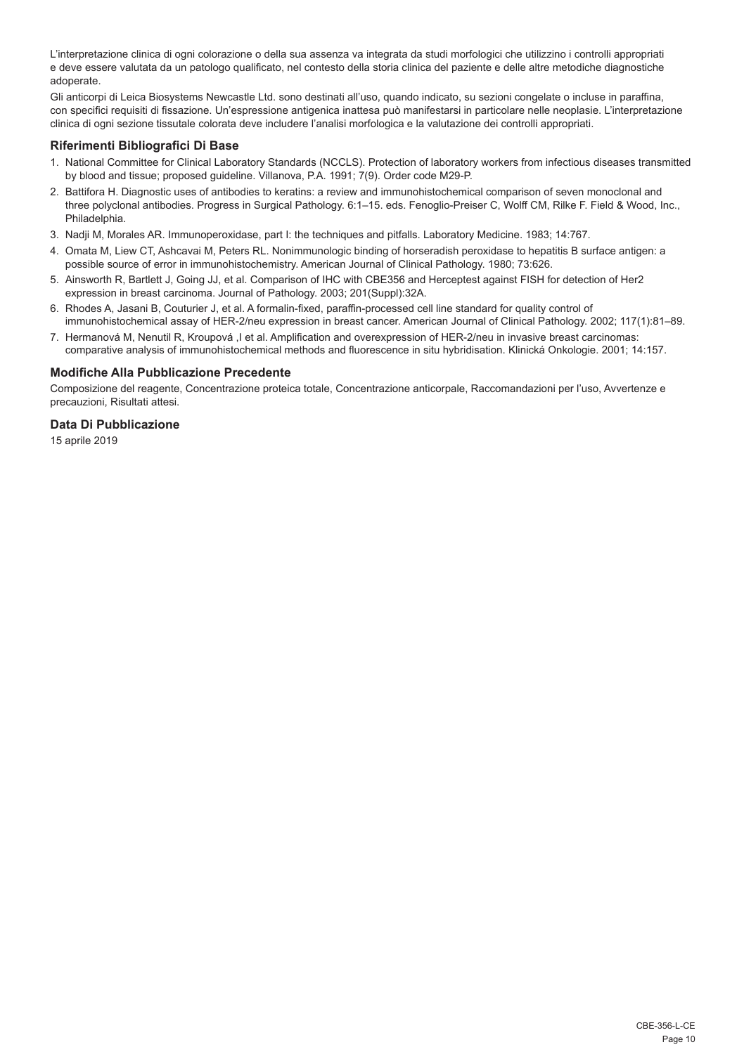L'interpretazione clinica di ogni colorazione o della sua assenza va integrata da studi morfologici che utilizzino i controlli appropriati e deve essere valutata da un patologo qualificato, nel contesto della storia clinica del paziente e delle altre metodiche diagnostiche adoperate.

Gli anticorpi di Leica Biosystems Newcastle Ltd. sono destinati all'uso, quando indicato, su sezioni congelate o incluse in paraffina, con specifici requisiti di fissazione. Un'espressione antigenica inattesa può manifestarsi in particolare nelle neoplasie. L'interpretazione clinica di ogni sezione tissutale colorata deve includere l'analisi morfologica e la valutazione dei controlli appropriati.

## Riferimenti Bibliografici Di Base

1. National Committee for Clinical Laboratory Standards (NCCLS). Protection of laboratory workers from infectious diseases transmitted by blood and tissue; proposed guideline. Villanova, P.A. 1991; 7(9). Order code M29-P.
2. Battifora H. Diagnostic uses of antibodies to keratins: a review and immunohistochemical comparison of seven monoclonal and three polyclonal antibodies. Progress in Surgical Pathology. 6:1–15. eds. Fenoglio-Preiser C, Wolff CM, Rilke F. Field & Wood, Inc., Philadelphia.
3. Nadji M, Morales AR. Immunoperoxidase, part I: the techniques and pitfalls. Laboratory Medicine. 1983; 14:767.
4. Omata M, Liew CT, Ashcavai M, Peters RL. Nonimmunologic binding of horseradish peroxidase to hepatitis B surface antigen: a possible source of error in immunohistochemistry. American Journal of Clinical Pathology. 1980; 73:626.
5. Ainsworth R, Bartlett J, Going JJ, et al. Comparison of IHC with CBE356 and Herceptest against FISH for detection of Her2 expression in breast carcinoma. Journal of Pathology. 2003; 201(Suppl):32A.
6. Rhodes A, Jasani B, Couturier J, et al. A formalin-fixed, paraffin-processed cell line standard for quality control of immunohistochemical assay of HER-2/neu expression in breast cancer. American Journal of Clinical Pathology. 2002; 117(1):81–89.
7. Hermanová M, Nenutil R, Kroupová ,I et al. Amplification and overexpression of HER-2/neu in invasive breast carcinomas: comparative analysis of immunohistochemical methods and fluorescence in situ hybridisation. Klinická Onkologie. 2001; 14:157.

## Modifiche Alla Pubblicazione Precedente

Composizione del reagente, Concentrazione proteica totale, Concentrazione anticorpale, Raccomandazioni per l'uso, Avvertenze e precauzioni, Risultati attesi.

## Data Di Pubblicazione

15 aprile 2019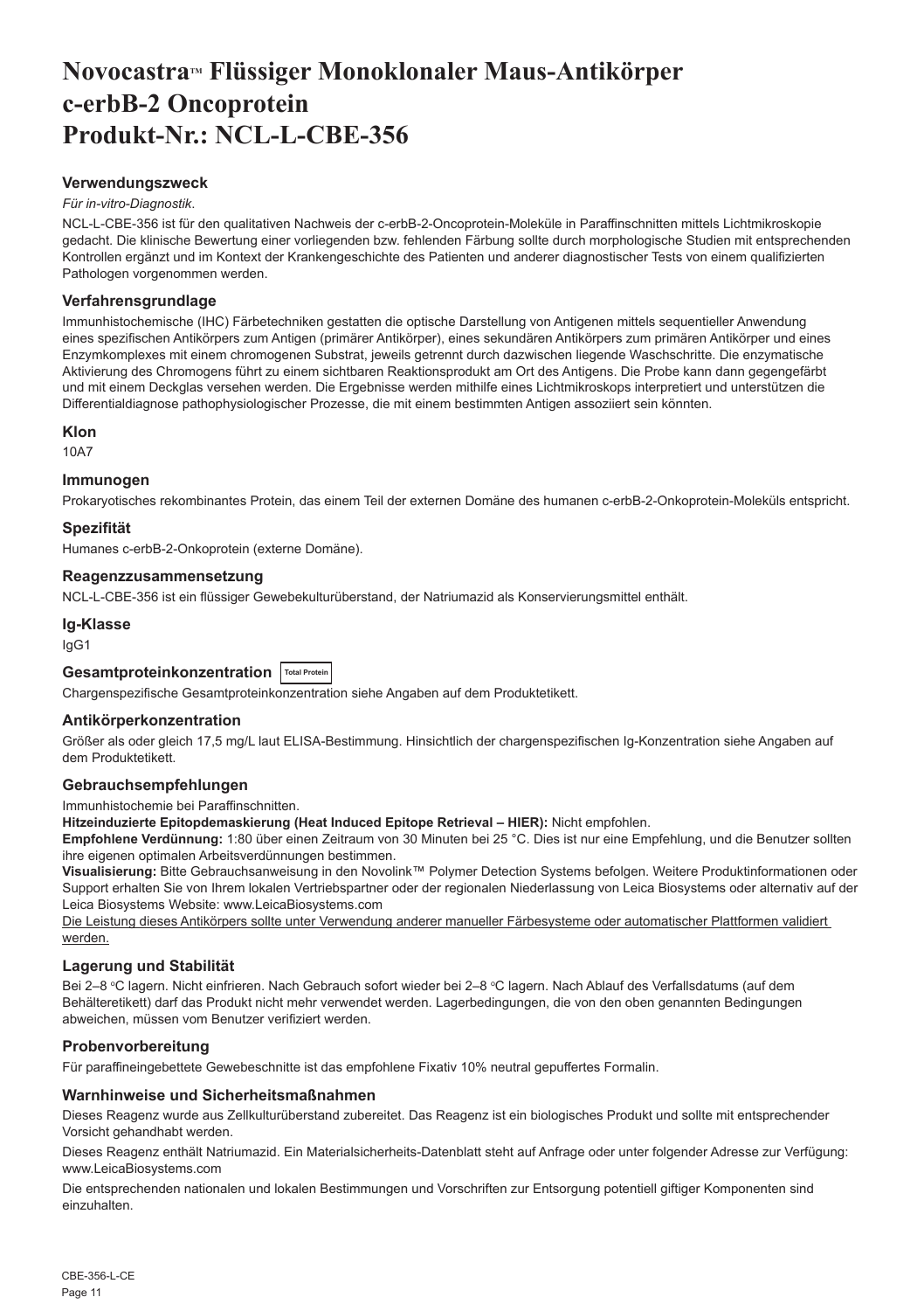# Novocastra™ Flüssiger Monoklonaler Maus-Antikörper c-erbB-2 Oncoprotein Produkt-Nr.: NCL-L-CBE-356

### Verwendungszweck

*Für in-vitro-Diagnostik*.

NCL-L-CBE-356 ist für den qualitativen Nachweis der c-erbB-2-Oncoprotein-Moleküle in Paraffinschnitten mittels Lichtmikroskopie gedacht. Die klinische Bewertung einer vorliegenden bzw. fehlenden Färbung sollte durch morphologische Studien mit entsprechenden Kontrollen ergänzt und im Kontext der Krankengeschichte des Patienten und anderer diagnostischer Tests von einem qualifizierten Pathologen vorgenommen werden.

### Verfahrensgrundlage

Immunhistochemische (IHC) Färbetechniken gestatten die optische Darstellung von Antigenen mittels sequentieller Anwendung eines spezifischen Antikörpers zum Antigen (primärer Antikörper), eines sekundären Antikörpers zum primären Antikörper und eines Enzymkomplexes mit einem chromogenen Substrat, jeweils getrennt durch dazwischen liegende Waschschritte. Die enzymatische Aktivierung des Chromogens führt zu einem sichtbaren Reaktionsprodukt am Ort des Antigens. Die Probe kann dann gegengefärbt und mit einem Deckglas versehen werden. Die Ergebnisse werden mithilfe eines Lichtmikroskops interpretiert und unterstützen die Differentialdiagnose pathophysiologischer Prozesse, die mit einem bestimmten Antigen assoziiert sein könnten.

### Klon

10A7

### Immunogen

Prokaryotisches rekombinantes Protein, das einem Teil der externen Domäne des humanen c-erbB-2-Onkoprotein-Moleküls entspricht.

### Spezifität

Humanes c-erbB-2-Onkoprotein (externe Domäne).

### Reagenzzusammensetzung

NCL-L-CBE-356 ist ein flüssiger Gewebekulturüberstand, der Natriumazid als Konservierungsmittel enthält.

### Ig-Klasse

IgG1

### Gesamtproteinkonzentration Total Protein

Chargenspezifische Gesamtproteinkonzentration siehe Angaben auf dem Produktetikett.

### Antikörperkonzentration

Größer als oder gleich 17,5 mg/L laut ELISA-Bestimmung. Hinsichtlich der chargenspezifischen Ig-Konzentration siehe Angaben auf dem Produktetikett.

### Gebrauchsempfehlungen

Immunhistochemie bei Paraffinschnitten.

**Hitzeinduzierte Epitopdemaskierung (Heat Induced Epitope Retrieval – HIER):** Nicht empfohlen.

**Empfohlene Verdünnung:** 1:80 über einen Zeitraum von 30 Minuten bei 25 °C. Dies ist nur eine Empfehlung, und die Benutzer sollten ihre eigenen optimalen Arbeitsverdünnungen bestimmen.

**Visualisierung:** Bitte Gebrauchsanweisung in den Novolink™ Polymer Detection Systems befolgen. Weitere Produktinformationen oder Support erhalten Sie von Ihrem lokalen Vertriebspartner oder der regionalen Niederlassung von Leica Biosystems oder alternativ auf der Leica Biosystems Website: www.LeicaBiosystems.com

<u>Die Leistung dieses Antikörpers sollte unter Verwendung anderer manueller Färbesysteme oder automatischer Plattformen validiert werden.</u>

### Lagerung und Stabilität

Bei 2–8 °C lagern. Nicht einfrieren. Nach Gebrauch sofort wieder bei 2–8 °C lagern. Nach Ablauf des Verfallsdatums (auf dem Behälteretikett) darf das Produkt nicht mehr verwendet werden. Lagerbedingungen, die von den oben genannten Bedingungen abweichen, müssen vom Benutzer verifiziert werden.

### Probenvorbereitung

Für paraffineingebettete Gewebeschnitte ist das empfohlene Fixativ 10% neutral gepuffertes Formalin.

### Warnhinweise und Sicherheitsmaßnahmen

Dieses Reagenz wurde aus Zellkulturüberstand zubereitet. Das Reagenz ist ein biologisches Produkt und sollte mit entsprechender Vorsicht gehandhabt werden.

Dieses Reagenz enthält Natriumazid. Ein Materialsicherheits-Datenblatt steht auf Anfrage oder unter folgender Adresse zur Verfügung: www.LeicaBiosystems.com

Die entsprechenden nationalen und lokalen Bestimmungen und Vorschriften zur Entsorgung potentiell giftiger Komponenten sind einzuhalten.

CBE-356-L-CE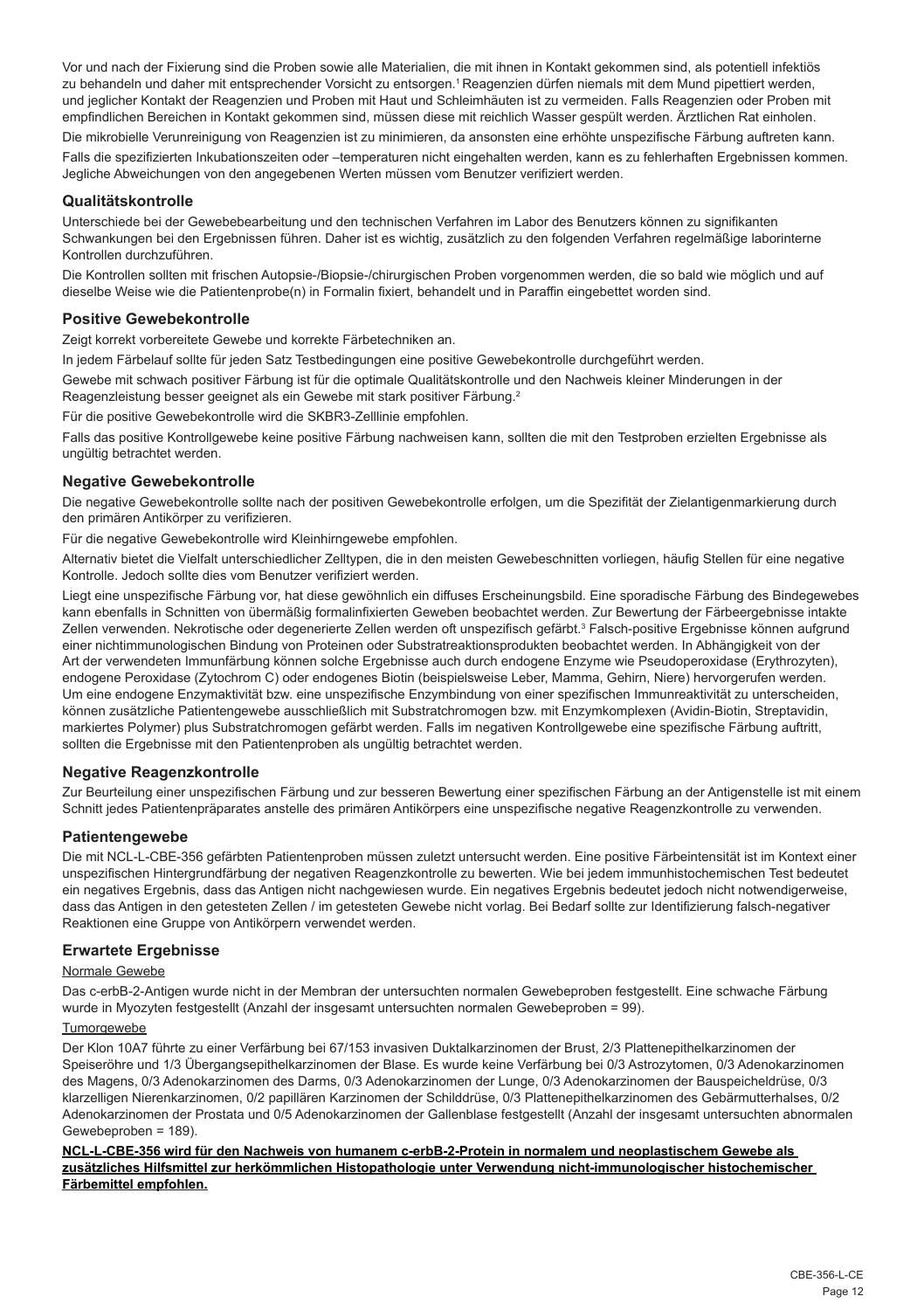Vor und nach der Fixierung sind die Proben sowie alle Materialien, die mit ihnen in Kontakt gekommen sind, als potentiell infektiös zu behandeln und daher mit entsprechender Vorsicht zu entsorgen.[1] Reagenzien dürfen niemals mit dem Mund pipettiert werden, und jeglicher Kontakt der Reagenzien und Proben mit Haut und Schleimhäuten ist zu vermeiden. Falls Reagenzien oder Proben mit empfindlichen Bereichen in Kontakt gekommen sind, müssen diese mit reichlich Wasser gespült werden. Ärztlichen Rat einholen.

Die mikrobielle Verunreinigung von Reagenzien ist zu minimieren, da ansonsten eine erhöhte unspezifische Färbung auftreten kann.

Falls die spezifizierten Inkubationszeiten oder –temperaturen nicht eingehalten werden, kann es zu fehlerhaften Ergebnissen kommen. Jegliche Abweichungen von den angegebenen Werten müssen vom Benutzer verifiziert werden.

### Qualitätskontrolle

Unterschiede bei der Gewebebearbeitung und den technischen Verfahren im Labor des Benutzers können zu signifikanten Schwankungen bei den Ergebnissen führen. Daher ist es wichtig, zusätzlich zu den folgenden Verfahren regelmäßige laborinterne Kontrollen durchzuführen.

Die Kontrollen sollten mit frischen Autopsie-/Biopsie-/chirurgischen Proben vorgenommen werden, die so bald wie möglich und auf dieselbe Weise wie die Patientenprobe(n) in Formalin fixiert, behandelt und in Paraffin eingebettet worden sind.

### Positive Gewebekontrolle

Zeigt korrekt vorbereitete Gewebe und korrekte Färbetechniken an.

In jedem Färbelauf sollte für jeden Satz Testbedingungen eine positive Gewebekontrolle durchgeführt werden.

Gewebe mit schwach positiver Färbung ist für die optimale Qualitätskontrolle und den Nachweis kleiner Minderungen in der Reagenzleistung besser geeignet als ein Gewebe mit stark positiver Färbung.[2]

Für die positive Gewebekontrolle wird die SKBR3-Zelllinie empfohlen.

Falls das positive Kontrollgewebe keine positive Färbung nachweisen kann, sollten die mit den Testproben erzielten Ergebnisse als ungültig betrachtet werden.

### Negative Gewebekontrolle

Die negative Gewebekontrolle sollte nach der positiven Gewebekontrolle erfolgen, um die Spezifität der Zielantigenmarkierung durch den primären Antikörper zu verifizieren.

Für die negative Gewebekontrolle wird Kleinhirngewebe empfohlen.

Alternativ bietet die Vielfalt unterschiedlicher Zelltypen, die in den meisten Gewebeschnitten vorliegen, häufig Stellen für eine negative Kontrolle. Jedoch sollte dies vom Benutzer verifiziert werden.

Liegt eine unspezifische Färbung vor, hat diese gewöhnlich ein diffuses Erscheinungsbild. Eine sporadische Färbung des Bindegewebes kann ebenfalls in Schnitten von übermäßig formalinfixierten Geweben beobachtet werden. Zur Bewertung der Färbeergebnisse intakte Zellen verwenden. Nekrotische oder degenerierte Zellen werden oft unspezifisch gefärbt.[3] Falsch-positive Ergebnisse können aufgrund einer nichtimmunologischen Bindung von Proteinen oder Substratreaktionsprodukten beobachtet werden. In Abhängigkeit von der Art der verwendeten Immunfärbung können solche Ergebnisse auch durch endogene Enzyme wie Pseudoperoxidase (Erythrozyten), endogene Peroxidase (Zytochrom C) oder endogenes Biotin (beispielsweise Leber, Mamma, Gehirn, Niere) hervorgerufen werden. Um eine endogene Enzymaktivität bzw. eine unspezifische Enzymbindung von einer spezifischen Immunreaktivität zu unterscheiden, können zusätzliche Patientengewebe ausschließlich mit Substratchromogen bzw. mit Enzymkomplexen (Avidin-Biotin, Streptavidin, markiertes Polymer) plus Substratchromogen gefärbt werden. Falls im negativen Kontrollgewebe eine spezifische Färbung auftritt, sollten die Ergebnisse mit den Patientenproben als ungültig betrachtet werden.

### Negative Reagenzkontrolle

Zur Beurteilung einer unspezifischen Färbung und zur besseren Bewertung einer spezifischen Färbung an der Antigenstelle ist mit einem Schnitt jedes Patientenpräparates anstelle des primären Antikörpers eine unspezifische negative Reagenzkontrolle zu verwenden.

### Patientengewebe

Die mit NCL-L-CBE-356 gefärbten Patientenproben müssen zuletzt untersucht werden. Eine positive Färbeintensität ist im Kontext einer unspezifischen Hintergrundfärbung der negativen Reagenzkontrolle zu bewerten. Wie bei jedem immunhistochemischen Test bedeutet ein negatives Ergebnis, dass das Antigen nicht nachgewiesen wurde. Ein negatives Ergebnis bedeutet jedoch nicht notwendigerweise, dass das Antigen in den getesteten Zellen / im getesteten Gewebe nicht vorlag. Bei Bedarf sollte zur Identifizierung falsch-negativer Reaktionen eine Gruppe von Antikörpern verwendet werden.

### Erwartete Ergebnisse

Normale Gewebe

Das c-erbB-2-Antigen wurde nicht in der Membran der untersuchten normalen Gewebeproben festgestellt. Eine schwache Färbung wurde in Myozyten festgestellt (Anzahl der insgesamt untersuchten normalen Gewebeproben = 99).

Tumorgewebe

Der Klon 10A7 führte zu einer Verfärbung bei 67/153 invasiven Duktalkarzinomen der Brust, 2/3 Plattenepithelkarzinomen der Speiseröhre und 1/3 Übergangsepithelkarzinomen der Blase. Es wurde keine Verfärbung bei 0/3 Astrozytomen, 0/3 Adenokarzinomen des Magens, 0/3 Adenokarzinomen des Darms, 0/3 Adenokarzinomen der Lunge, 0/3 Adenokarzinomen der Bauspeicheldrüse, 0/3 klarzelligen Nierenkarzinomen, 0/2 papillären Karzinomen der Schilddrüse, 0/3 Plattenepithelkarzinomen des Gebärmutterhalses, 0/2 Adenokarzinomen der Prostata und 0/5 Adenokarzinomen der Gallenblase festgestellt (Anzahl der insgesamt untersuchten abnormalen Gewebeproben = 189).

**NCL-L-CBE-356 wird für den Nachweis von humanem c-erbB-2-Protein in normalem und neoplastischem Gewebe als zusätzliches Hilfsmittel zur herkömmlichen Histopathologie unter Verwendung nicht-immunologischer histochemischer Färbemittel empfohlen.**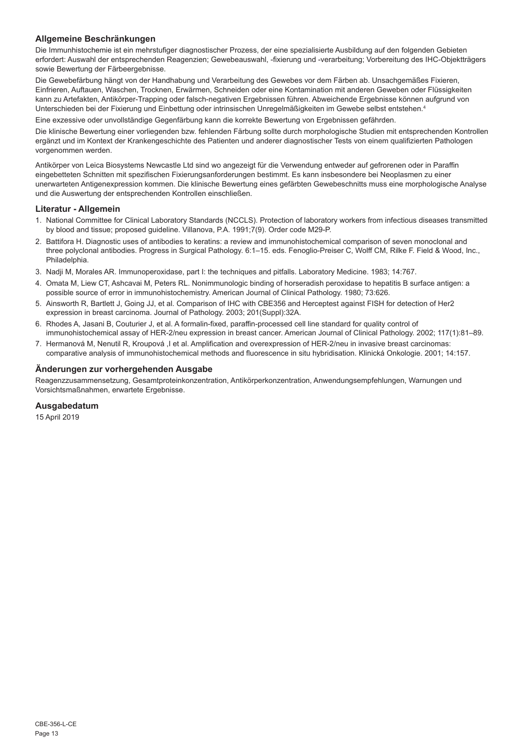## Allgemeine Beschränkungen

Die Immunhistochemie ist ein mehrstufiger diagnostischer Prozess, der eine spezialisierte Ausbildung auf den folgenden Gebieten erfordert: Auswahl der entsprechenden Reagenzien; Gewebeauswahl, -fixierung und -verarbeitung; Vorbereitung des IHC-Objektträgers sowie Bewertung der Färbeergebnisse.

Die Gewebefärbung hängt von der Handhabung und Verarbeitung des Gewebes vor dem Färben ab. Unsachgemäßes Fixieren, Einfrieren, Auftauen, Waschen, Trocknen, Erwärmen, Schneiden oder eine Kontamination mit anderen Geweben oder Flüssigkeiten kann zu Artefakten, Antikörper-Trapping oder falsch-negativen Ergebnissen führen. Abweichende Ergebnisse können aufgrund von Unterschieden bei der Fixierung und Einbettung oder intrinsischen Unregelmäßigkeiten im Gewebe selbst entstehen.[4]

Eine exzessive oder unvollständige Gegenfärbung kann die korrekte Bewertung von Ergebnissen gefährden.

Die klinische Bewertung einer vorliegenden bzw. fehlenden Färbung sollte durch morphologische Studien mit entsprechenden Kontrollen ergänzt und im Kontext der Krankengeschichte des Patienten und anderer diagnostischer Tests von einem qualifizierten Pathologen vorgenommen werden.

Antikörper von Leica Biosystems Newcastle Ltd sind wo angezeigt für die Verwendung entweder auf gefrorenen oder in Paraffin eingebetteten Schnitten mit spezifischen Fixierungsanforderungen bestimmt. Es kann insbesondere bei Neoplasmen zu einer unerwarteten Antigenexpression kommen. Die klinische Bewertung eines gefärbten Gewebeschnitts muss eine morphologische Analyse und die Auswertung der entsprechenden Kontrollen einschließen.

## Literatur - Allgemein

1. National Committee for Clinical Laboratory Standards (NCCLS). Protection of laboratory workers from infectious diseases transmitted by blood and tissue; proposed guideline. Villanova, P.A. 1991;7(9). Order code M29-P.
2. Battifora H. Diagnostic uses of antibodies to keratins: a review and immunohistochemical comparison of seven monoclonal and three polyclonal antibodies. Progress in Surgical Pathology. 6:1–15. eds. Fenoglio-Preiser C, Wolff CM, Rilke F. Field & Wood, Inc., Philadelphia.
3. Nadji M, Morales AR. Immunoperoxidase, part I: the techniques and pitfalls. Laboratory Medicine. 1983; 14:767.
4. Omata M, Liew CT, Ashcavai M, Peters RL. Nonimmunologic binding of horseradish peroxidase to hepatitis B surface antigen: a possible source of error in immunohistochemistry. American Journal of Clinical Pathology. 1980; 73:626.
5. Ainsworth R, Bartlett J, Going JJ, et al. Comparison of IHC with CBE356 and Herceptest against FISH for detection of Her2 expression in breast carcinoma. Journal of Pathology. 2003; 201(Suppl):32A.
6. Rhodes A, Jasani B, Couturier J, et al. A formalin-fixed, paraffin-processed cell line standard for quality control of immunohistochemical assay of HER-2/neu expression in breast cancer. American Journal of Clinical Pathology. 2002; 117(1):81–89.
7. Hermanová M, Nenutil R, Kroupová ,I et al. Amplification and overexpression of HER-2/neu in invasive breast carcinomas: comparative analysis of immunohistochemical methods and fluorescence in situ hybridisation. Klinická Onkologie. 2001; 14:157.

## Änderungen zur vorhergehenden Ausgabe

Reagenzzusammensetzung, Gesamtproteinkonzentration, Antikörperkonzentration, Anwendungsempfehlungen, Warnungen und Vorsichtsmaßnahmen, erwartete Ergebnisse.

## Ausgabedatum

15 April 2019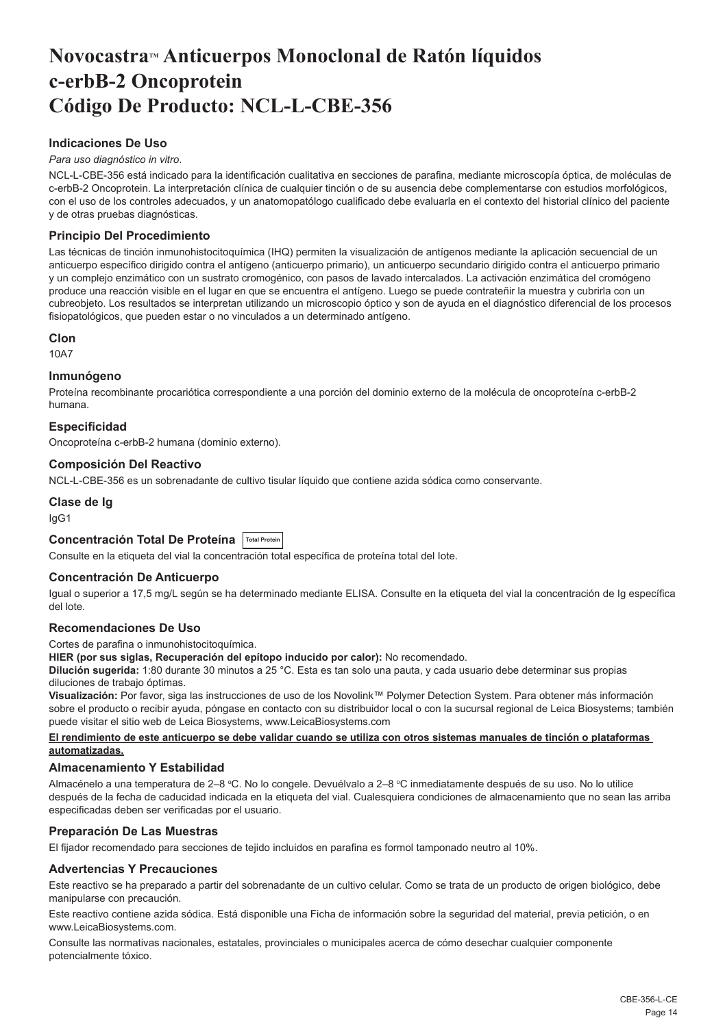# Novocastra™ Anticuerpos Monoclonal de Ratón líquidos c-erbB-2 Oncoprotein Código De Producto: NCL-L-CBE-356

### Indicaciones De Uso

*Para uso diagnóstico in vitro*.

NCL-L-CBE-356 está indicado para la identificación cualitativa en secciones de parafina, mediante microscopía óptica, de moléculas de c-erbB-2 Oncoprotein. La interpretación clínica de cualquier tinción o de su ausencia debe complementarse con estudios morfológicos, con el uso de los controles adecuados, y un anatomopatólogo cualificado debe evaluarla en el contexto del historial clínico del paciente y de otras pruebas diagnósticas.

### Principio Del Procedimiento

Las técnicas de tinción inmunohistocitoquímica (IHQ) permiten la visualización de antígenos mediante la aplicación secuencial de un anticuerpo específico dirigido contra el antígeno (anticuerpo primario), un anticuerpo secundario dirigido contra el anticuerpo primario y un complejo enzimático con un sustrato cromogénico, con pasos de lavado intercalados. La activación enzimática del cromógeno produce una reacción visible en el lugar en que se encuentra el antígeno. Luego se puede contrateñir la muestra y cubrirla con un cubreobjeto. Los resultados se interpretan utilizando un microscopio óptico y son de ayuda en el diagnóstico diferencial de los procesos fisiopatológicos, que pueden estar o no vinculados a un determinado antígeno.

### Clon

10A7

### Inmunógeno

Proteína recombinante procariótica correspondiente a una porción del dominio externo de la molécula de oncoproteína c-erbB-2 humana.

### Especificidad

Oncoproteína c-erbB-2 humana (dominio externo).

### Composición Del Reactivo

NCL-L-CBE-356 es un sobrenadante de cultivo tisular líquido que contiene azida sódica como conservante.

### Clase de Ig

IgG1

### Concentración Total De Proteína Total Protein

Consulte en la etiqueta del vial la concentración total específica de proteína total del lote.

### Concentración De Anticuerpo

Igual o superior a 17,5 mg/L según se ha determinado mediante ELISA. Consulte en la etiqueta del vial la concentración de Ig específica del lote.

### Recomendaciones De Uso

Cortes de parafina o inmunohistocitoquímica.

**HIER (por sus siglas, Recuperación del epítopo inducido por calor):** No recomendado.

**Dilución sugerida:** 1:80 durante 30 minutos a 25 °C. Esta es tan solo una pauta, y cada usuario debe determinar sus propias diluciones de trabajo óptimas.

**Visualización:** Por favor, siga las instrucciones de uso de los Novolink™ Polymer Detection System. Para obtener más información sobre el producto o recibir ayuda, póngase en contacto con su distribuidor local o con la sucursal regional de Leica Biosystems; también puede visitar el sitio web de Leica Biosystems, www.LeicaBiosystems.com

**El rendimiento de este anticuerpo se debe validar cuando se utiliza con otros sistemas manuales de tinción o plataformas automatizadas.**

### Almacenamiento Y Estabilidad

Almacénelo a una temperatura de 2–8 °C. No lo congele. Devuélvalo a 2–8 °C inmediatamente después de su uso. No lo utilice después de la fecha de caducidad indicada en la etiqueta del vial. Cualesquiera condiciones de almacenamiento que no sean las arriba especificadas deben ser verificadas por el usuario.

### Preparación De Las Muestras

El fijador recomendado para secciones de tejido incluidos en parafina es formol tamponado neutro al 10%.

### Advertencias Y Precauciones

Este reactivo se ha preparado a partir del sobrenadante de un cultivo celular. Como se trata de un producto de origen biológico, debe manipularse con precaución.

Este reactivo contiene azida sódica. Está disponible una Ficha de información sobre la seguridad del material, previa petición, o en www.LeicaBiosystems.com.

Consulte las normativas nacionales, estatales, provinciales o municipales acerca de cómo desechar cualquier componente potencialmente tóxico.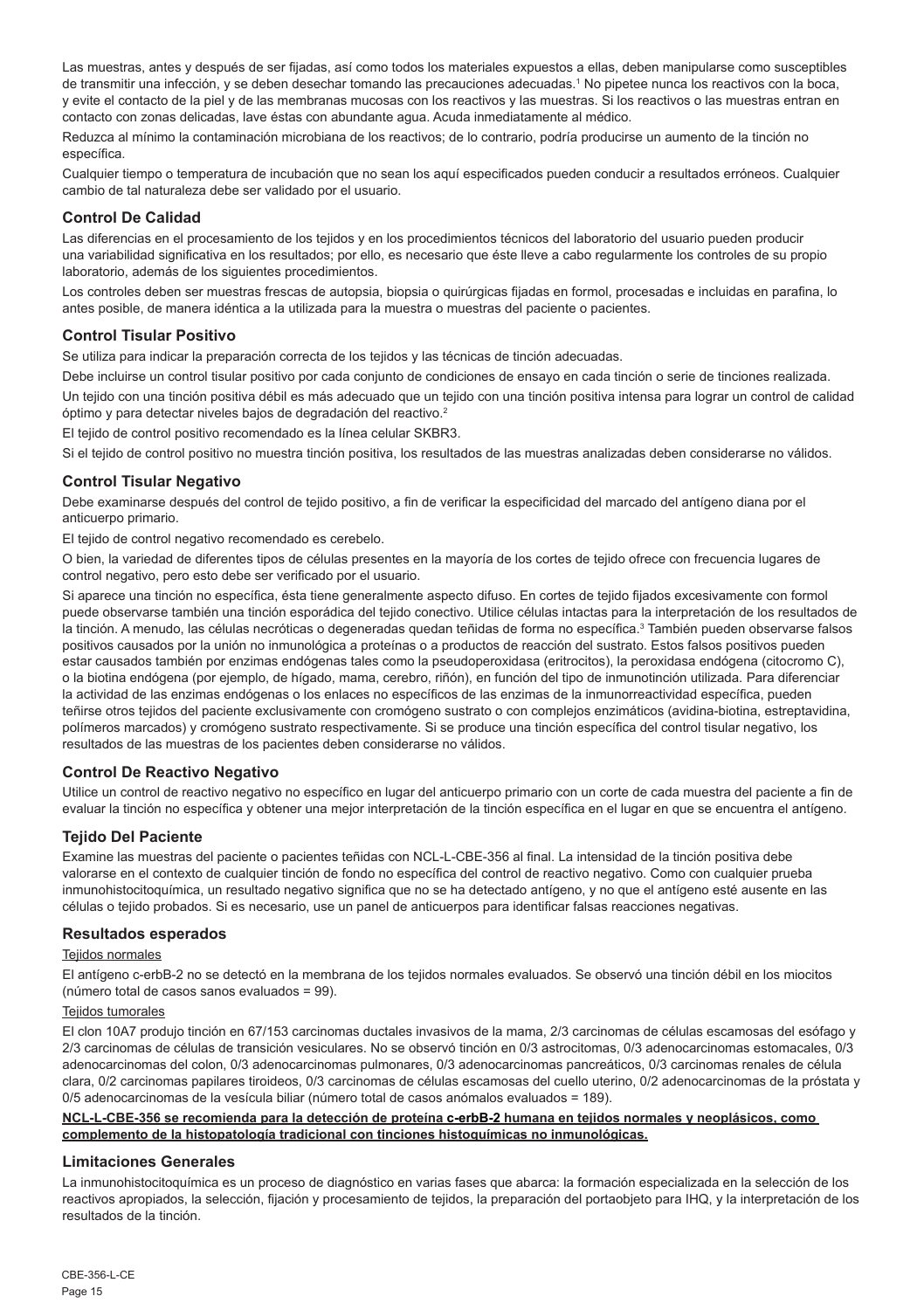Las muestras, antes y después de ser fijadas, así como todos los materiales expuestos a ellas, deben manipularse como susceptibles de transmitir una infección, y se deben desechar tomando las precauciones adecuadas.[1] No pipetee nunca los reactivos con la boca, y evite el contacto de la piel y de las membranas mucosas con los reactivos y las muestras. Si los reactivos o las muestras entran en contacto con zonas delicadas, lave éstas con abundante agua. Acuda inmediatamente al médico.

Reduzca al mínimo la contaminación microbiana de los reactivos; de lo contrario, podría producirse un aumento de la tinción no específica.

Cualquier tiempo o temperatura de incubación que no sean los aquí especificados pueden conducir a resultados erróneos. Cualquier cambio de tal naturaleza debe ser validado por el usuario.

## Control De Calidad

Las diferencias en el procesamiento de los tejidos y en los procedimientos técnicos del laboratorio del usuario pueden producir una variabilidad significativa en los resultados; por ello, es necesario que éste lleve a cabo regularmente los controles de su propio laboratorio, además de los siguientes procedimientos.

Los controles deben ser muestras frescas de autopsia, biopsia o quirúrgicas fijadas en formol, procesadas e incluidas en parafina, lo antes posible, de manera idéntica a la utilizada para la muestra o muestras del paciente o pacientes.

## Control Tisular Positivo

Se utiliza para indicar la preparación correcta de los tejidos y las técnicas de tinción adecuadas.

Debe incluirse un control tisular positivo por cada conjunto de condiciones de ensayo en cada tinción o serie de tinciones realizada.

Un tejido con una tinción positiva débil es más adecuado que un tejido con una tinción positiva intensa para lograr un control de calidad óptimo y para detectar niveles bajos de degradación del reactivo.[2]

El tejido de control positivo recomendado es la línea celular SKBR3.

Si el tejido de control positivo no muestra tinción positiva, los resultados de las muestras analizadas deben considerarse no válidos.

## Control Tisular Negativo

Debe examinarse después del control de tejido positivo, a fin de verificar la especificidad del marcado del antígeno diana por el anticuerpo primario.

El tejido de control negativo recomendado es cerebelo.

O bien, la variedad de diferentes tipos de células presentes en la mayoría de los cortes de tejido ofrece con frecuencia lugares de control negativo, pero esto debe ser verificado por el usuario.

Si aparece una tinción no específica, ésta tiene generalmente aspecto difuso. En cortes de tejido fijados excesivamente con formol puede observarse también una tinción esporádica del tejido conectivo. Utilice células intactas para la interpretación de los resultados de la tinción. A menudo, las células necróticas o degeneradas quedan teñidas de forma no específica.[3] También pueden observarse falsos positivos causados por la unión no inmunológica a proteínas o a productos de reacción del sustrato. Estos falsos positivos pueden estar causados también por enzimas endógenas tales como la pseudoperoxidasa (eritrocitos), la peroxidasa endógena (citocromo C), o la biotina endógena (por ejemplo, de hígado, mama, cerebro, riñón), en función del tipo de inmunotinción utilizada. Para diferenciar la actividad de las enzimas endógenas o los enlaces no específicos de las enzimas de la inmunorreactividad específica, pueden teñirse otros tejidos del paciente exclusivamente con cromógeno sustrato o con complejos enzimáticos (avidina-biotina, estreptavidina, polímeros marcados) y cromógeno sustrato respectivamente. Si se produce una tinción específica del control tisular negativo, los resultados de las muestras de los pacientes deben considerarse no válidos.

## Control De Reactivo Negativo

Utilice un control de reactivo negativo no específico en lugar del anticuerpo primario con un corte de cada muestra del paciente a fin de evaluar la tinción no específica y obtener una mejor interpretación de la tinción específica en el lugar en que se encuentra el antígeno.

## Tejido Del Paciente

Examine las muestras del paciente o pacientes teñidas con NCL-L-CBE-356 al final. La intensidad de la tinción positiva debe valorarse en el contexto de cualquier tinción de fondo no específica del control de reactivo negativo. Como con cualquier prueba inmunohistocitoquímica, un resultado negativo significa que no se ha detectado antígeno, y no que el antígeno esté ausente en las células o tejido probados. Si es necesario, use un panel de anticuerpos para identificar falsas reacciones negativas.

## Resultados esperados

Tejidos normales

El antígeno c-erbB-2 no se detectó en la membrana de los tejidos normales evaluados. Se observó una tinción débil en los miocitos (número total de casos sanos evaluados = 99).

Tejidos tumorales

El clon 10A7 produjo tinción en 67/153 carcinomas ductales invasivos de la mama, 2/3 carcinomas de células escamosas del esófago y 2/3 carcinomas de células de transición vesiculares. No se observó tinción en 0/3 astrocitomas, 0/3 adenocarcinomas estomacales, 0/3 adenocarcinomas del colon, 0/3 adenocarcinomas pulmonares, 0/3 adenocarcinomas pancreáticos, 0/3 carcinomas renales de célula clara, 0/2 carcinomas papilares tiroideos, 0/3 carcinomas de células escamosas del cuello uterino, 0/2 adenocarcinomas de la próstata y 0/5 adenocarcinomas de la vesícula biliar (número total de casos anómalos evaluados = 189).

**NCL-L-CBE-356 se recomienda para la detección de proteína c-erbB-2 humana en tejidos normales y neoplásicos, como complemento de la histopatología tradicional con tinciones histoquímicas no inmunológicas.**

## Limitaciones Generales

La inmunohistocitoquímica es un proceso de diagnóstico en varias fases que abarca: la formación especializada en la selección de los reactivos apropiados, la selección, fijación y procesamiento de tejidos, la preparación del portaobjeto para IHQ, y la interpretación de los resultados de la tinción.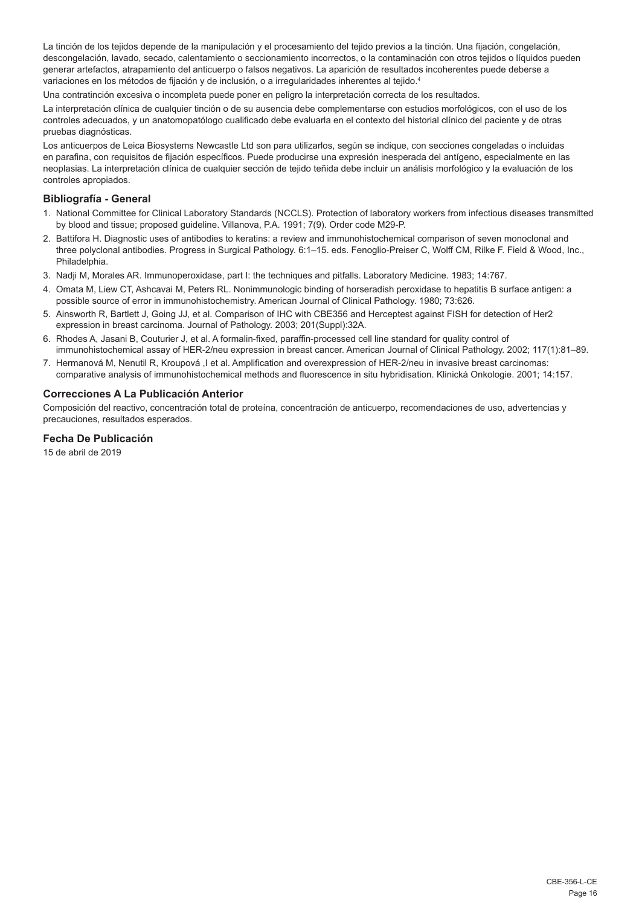La tinción de los tejidos depende de la manipulación y el procesamiento del tejido previos a la tinción. Una fijación, congelación, descongelación, lavado, secado, calentamiento o seccionamiento incorrectos, o la contaminación con otros tejidos o líquidos pueden generar artefactos, atrapamiento del anticuerpo o falsos negativos. La aparición de resultados incoherentes puede deberse a variaciones en los métodos de fijación y de inclusión, o a irregularidades inherentes al tejido.[4]

Una contratinción excesiva o incompleta puede poner en peligro la interpretación correcta de los resultados.

La interpretación clínica de cualquier tinción o de su ausencia debe complementarse con estudios morfológicos, con el uso de los controles adecuados, y un anatomopatólogo cualificado debe evaluarla en el contexto del historial clínico del paciente y de otras pruebas diagnósticas.

Los anticuerpos de Leica Biosystems Newcastle Ltd son para utilizarlos, según se indique, con secciones congeladas o incluidas en parafina, con requisitos de fijación específicos. Puede producirse una expresión inesperada del antígeno, especialmente en las neoplasias. La interpretación clínica de cualquier sección de tejido teñida debe incluir un análisis morfológico y la evaluación de los controles apropiados.

## Bibliografía - General

1. National Committee for Clinical Laboratory Standards (NCCLS). Protection of laboratory workers from infectious diseases transmitted by blood and tissue; proposed guideline. Villanova, P.A. 1991; 7(9). Order code M29-P.
2. Battifora H. Diagnostic uses of antibodies to keratins: a review and immunohistochemical comparison of seven monoclonal and three polyclonal antibodies. Progress in Surgical Pathology. 6:1–15. eds. Fenoglio-Preiser C, Wolff CM, Rilke F. Field & Wood, Inc., Philadelphia.
3. Nadji M, Morales AR. Immunoperoxidase, part I: the techniques and pitfalls. Laboratory Medicine. 1983; 14:767.
4. Omata M, Liew CT, Ashcavai M, Peters RL. Nonimmunologic binding of horseradish peroxidase to hepatitis B surface antigen: a possible source of error in immunohistochemistry. American Journal of Clinical Pathology. 1980; 73:626.
5. Ainsworth R, Bartlett J, Going JJ, et al. Comparison of IHC with CBE356 and Herceptest against FISH for detection of Her2 expression in breast carcinoma. Journal of Pathology. 2003; 201(Suppl):32A.
6. Rhodes A, Jasani B, Couturier J, et al. A formalin-fixed, paraffin-processed cell line standard for quality control of immunohistochemical assay of HER-2/neu expression in breast cancer. American Journal of Clinical Pathology. 2002; 117(1):81–89.
7. Hermanová M, Nenutil R, Kroupová ,I et al. Amplification and overexpression of HER-2/neu in invasive breast carcinomas: comparative analysis of immunohistochemical methods and fluorescence in situ hybridisation. Klinická Onkologie. 2001; 14:157.

## Correcciones A La Publicación Anterior

Composición del reactivo, concentración total de proteína, concentración de anticuerpo, recomendaciones de uso, advertencias y precauciones, resultados esperados.

## Fecha De Publicación

15 de abril de 2019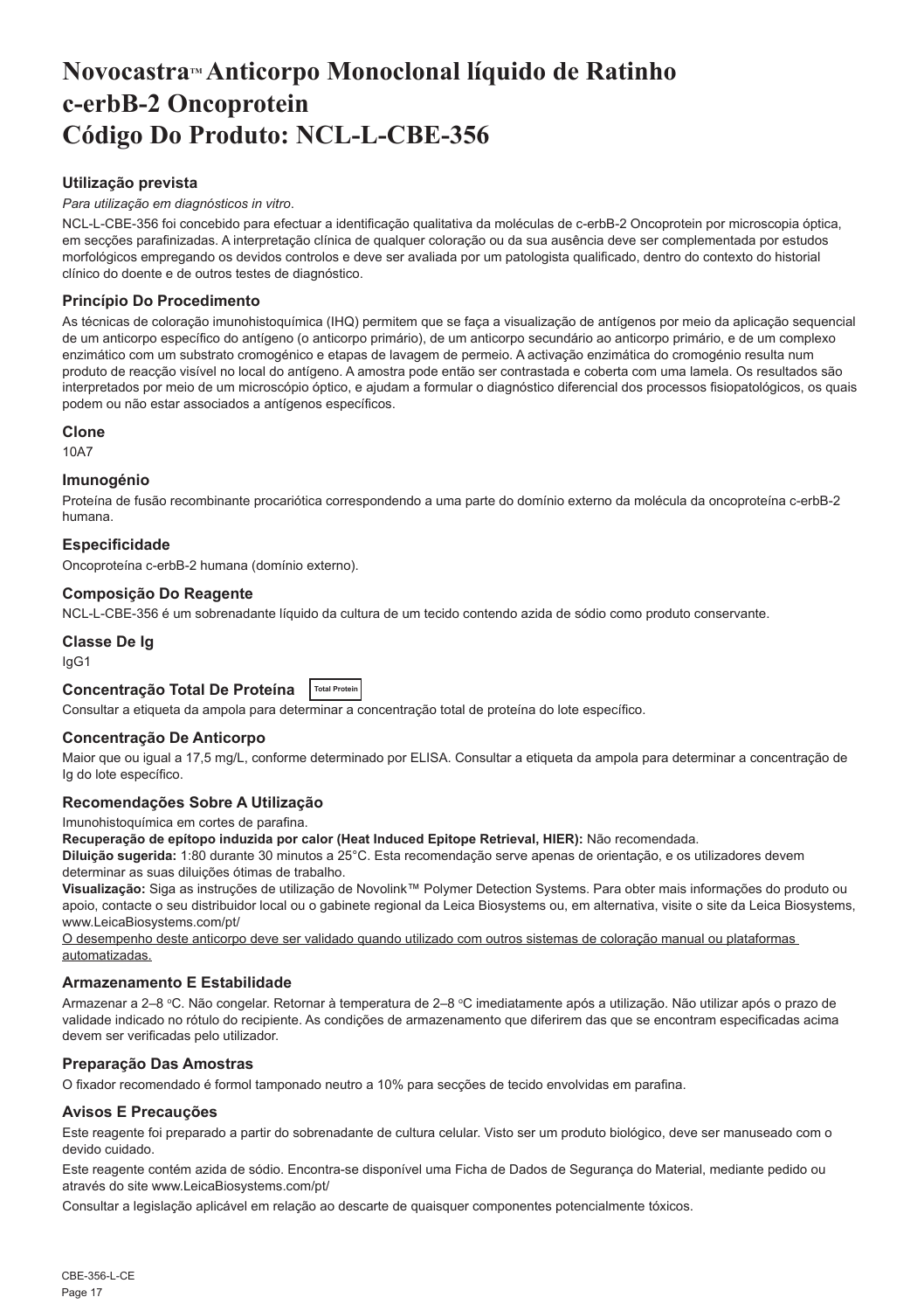# Novocastra™ Anticorpo Monoclonal líquido de Ratinho c-erbB-2 Oncoprotein Código Do Produto: NCL-L-CBE-356

## Utilização prevista

*Para utilização em diagnósticos in vitro*.

NCL-L-CBE-356 foi concebido para efectuar a identificação qualitativa da moléculas de c-erbB-2 Oncoprotein por microscopia óptica, em secções parafinizadas. A interpretação clínica de qualquer coloração ou da sua ausência deve ser complementada por estudos morfológicos empregando os devidos controlos e deve ser avaliada por um patologista qualificado, dentro do contexto do historial clínico do doente e de outros testes de diagnóstico.

## Princípio Do Procedimento

As técnicas de coloração imunohistoquímica (IHQ) permitem que se faça a visualização de antígenos por meio da aplicação sequencial de um anticorpo específico do antígeno (o anticorpo primário), de um anticorpo secundário ao anticorpo primário, e de um complexo enzimático com um substrato cromogénico e etapas de lavagem de permeio. A activação enzimática do cromogénio resulta num produto de reacção visível no local do antígeno. A amostra pode então ser contrastada e coberta com uma lamela. Os resultados são interpretados por meio de um microscópio óptico, e ajudam a formular o diagnóstico diferencial dos processos fisiopatológicos, os quais podem ou não estar associados a antígenos específicos.

## Clone

10A7

## Imunogénio

Proteína de fusão recombinante procariótica correspondendo a uma parte do domínio externo da molécula da oncoproteína c-erbB-2 humana.

## Especificidade

Oncoproteína c-erbB-2 humana (domínio externo).

## Composição Do Reagente

NCL-L-CBE-356 é um sobrenadante líquido da cultura de um tecido contendo azida de sódio como produto conservante.

## Classe De Ig

IgG1

## Concentração Total De Proteína Total Protein

Consultar a etiqueta da ampola para determinar a concentração total de proteína do lote específico.

## Concentração De Anticorpo

Maior que ou igual a 17,5 mg/L, conforme determinado por ELISA. Consultar a etiqueta da ampola para determinar a concentração de Ig do lote específico.

## Recomendações Sobre A Utilização

Imunohistoquímica em cortes de parafina.

**Recuperação de epítopo induzida por calor (Heat Induced Epitope Retrieval, HIER):** Não recomendada.

**Diluição sugerida:** 1:80 durante 30 minutos a 25°C. Esta recomendação serve apenas de orientação, e os utilizadores devem determinar as suas diluições ótimas de trabalho.

**Visualização:** Siga as instruções de utilização de Novolink™ Polymer Detection Systems. Para obter mais informações do produto ou apoio, contacte o seu distribuidor local ou o gabinete regional da Leica Biosystems ou, em alternativa, visite o site da Leica Biosystems, www.LeicaBiosystems.com/pt/

O desempenho deste anticorpo deve ser validado quando utilizado com outros sistemas de coloração manual ou plataformas automatizadas.

## Armazenamento E Estabilidade

Armazenar a 2–8 °C. Não congelar. Retornar à temperatura de 2–8 °C imediatamente após a utilização. Não utilizar após o prazo de validade indicado no rótulo do recipiente. As condições de armazenamento que diferirem das que se encontram especificadas acima devem ser verificadas pelo utilizador.

## Preparação Das Amostras

O fixador recomendado é formol tamponado neutro a 10% para secções de tecido envolvidas em parafina.

## Avisos E Precauções

Este reagente foi preparado a partir do sobrenadante de cultura celular. Visto ser um produto biológico, deve ser manuseado com o devido cuidado.

Este reagente contém azida de sódio. Encontra-se disponível uma Ficha de Dados de Segurança do Material, mediante pedido ou através do site www.LeicaBiosystems.com/pt/

Consultar a legislação aplicável em relação ao descarte de quaisquer componentes potencialmente tóxicos.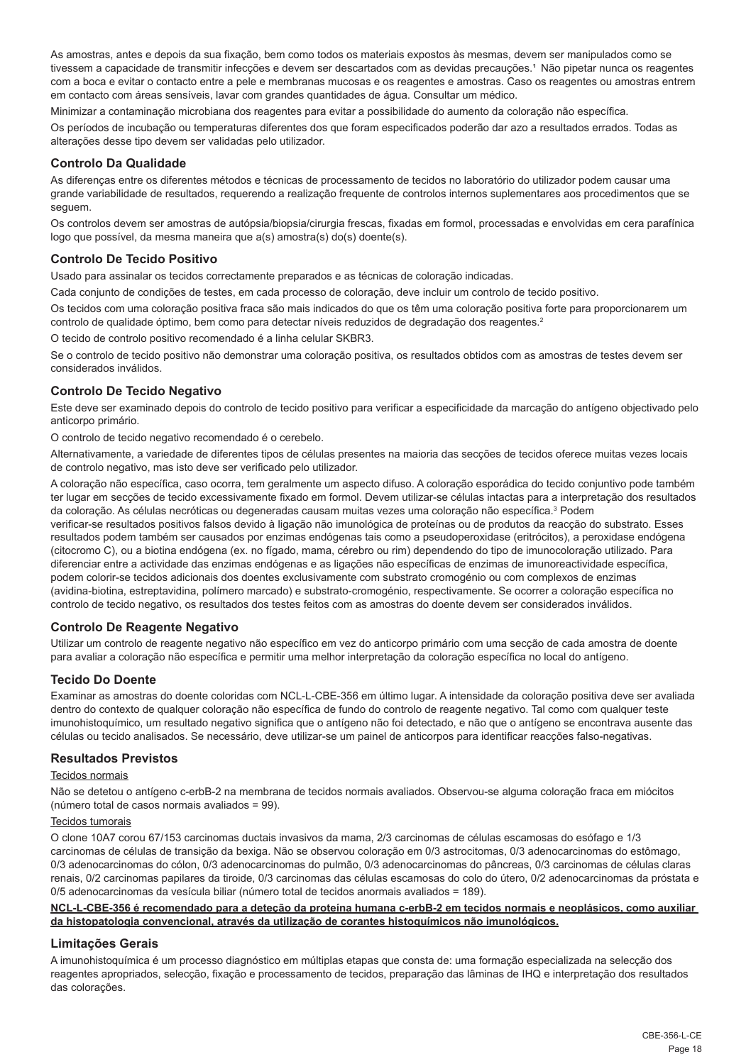As amostras, antes e depois da sua fixação, bem como todos os materiais expostos às mesmas, devem ser manipulados como se tivessem a capacidade de transmitir infecções e devem ser descartados com as devidas precauções.[1] Não pipetar nunca os reagentes com a boca e evitar o contacto entre a pele e membranas mucosas e os reagentes e amostras. Caso os reagentes ou amostras entrem em contacto com áreas sensíveis, lavar com grandes quantidades de água. Consultar um médico.

Minimizar a contaminação microbiana dos reagentes para evitar a possibilidade do aumento da coloração não específica.

Os períodos de incubação ou temperaturas diferentes dos que foram especificados poderão dar azo a resultados errados. Todas as alterações desse tipo devem ser validadas pelo utilizador.

## Controlo Da Qualidade

As diferenças entre os diferentes métodos e técnicas de processamento de tecidos no laboratório do utilizador podem causar uma grande variabilidade de resultados, requerendo a realização frequente de controlos internos suplementares aos procedimentos que se seguem.

Os controlos devem ser amostras de autópsia/biopsia/cirurgia frescas, fixadas em formol, processadas e envolvidas em cera parafínica logo que possível, da mesma maneira que a(s) amostra(s) do(s) doente(s).

## Controlo De Tecido Positivo

Usado para assinalar os tecidos correctamente preparados e as técnicas de coloração indicadas.

Cada conjunto de condições de testes, em cada processo de coloração, deve incluir um controlo de tecido positivo.

Os tecidos com uma coloração positiva fraca são mais indicados do que os têm uma coloração positiva forte para proporcionarem um controlo de qualidade óptimo, bem como para detectar níveis reduzidos de degradação dos reagentes.[2]

O tecido de controlo positivo recomendado é a linha celular SKBR3.

Se o controlo de tecido positivo não demonstrar uma coloração positiva, os resultados obtidos com as amostras de testes devem ser considerados inválidos.

## Controlo De Tecido Negativo

Este deve ser examinado depois do controlo de tecido positivo para verificar a especificidade da marcação do antígeno objectivado pelo anticorpo primário.

O controlo de tecido negativo recomendado é o cerebelo.

Alternativamente, a variedade de diferentes tipos de células presentes na maioria das secções de tecidos oferece muitas vezes locais de controlo negativo, mas isto deve ser verificado pelo utilizador.

A coloração não específica, caso ocorra, tem geralmente um aspecto difuso. A coloração esporádica do tecido conjuntivo pode também ter lugar em secções de tecido excessivamente fixado em formol. Devem utilizar-se células intactas para a interpretação dos resultados da coloração. As células necróticas ou degeneradas causam muitas vezes uma coloração não específica.[3] Podem verificar-se resultados positivos falsos devido à ligação não imunológica de proteínas ou de produtos da reacção do substrato. Esses resultados podem também ser causados por enzimas endógenas tais como a pseudoperoxidase (eritrócitos), a peroxidase endógena (citocromo C), ou a biotina endógena (ex. no fígado, mama, cérebro ou rim) dependendo do tipo de imunocoloração utilizado. Para diferenciar entre a actividade das enzimas endógenas e as ligações não específicas de enzimas de imunoreactividade específica, podem colorir-se tecidos adicionais dos doentes exclusivamente com substrato cromogénio ou com complexos de enzimas (avidina-biotina, estreptavidina, polímero marcado) e substrato-cromogénio, respectivamente. Se ocorrer a coloração específica no controlo de tecido negativo, os resultados dos testes feitos com as amostras do doente devem ser considerados inválidos.

## Controlo De Reagente Negativo

Utilizar um controlo de reagente negativo não específico em vez do anticorpo primário com uma secção de cada amostra de doente para avaliar a coloração não específica e permitir uma melhor interpretação da coloração específica no local do antígeno.

## Tecido Do Doente

Examinar as amostras do doente coloridas com NCL-L-CBE-356 em último lugar. A intensidade da coloração positiva deve ser avaliada dentro do contexto de qualquer coloração não específica de fundo do controlo de reagente negativo. Tal como com qualquer teste imunohistoquímico, um resultado negativo significa que o antígeno não foi detectado, e não que o antígeno se encontrava ausente das células ou tecido analisados. Se necessário, deve utilizar-se um painel de anticorpos para identificar reacções falso-negativas.

## Resultados Previstos

Tecidos normais

Não se detetou o antígeno c-erbB-2 na membrana de tecidos normais avaliados. Observou-se alguma coloração fraca em miócitos (número total de casos normais avaliados = 99).

Tecidos tumorais

O clone 10A7 corou 67/153 carcinomas ductais invasivos da mama, 2/3 carcinomas de células escamosas do esófago e 1/3 carcinomas de células de transição da bexiga. Não se observou coloração em 0/3 astrocitomas, 0/3 adenocarcinomas do estômago, 0/3 adenocarcinomas do cólon, 0/3 adenocarcinomas do pulmão, 0/3 adenocarcinomas do pâncreas, 0/3 carcinomas de células claras renais, 0/2 carcinomas papilares da tiroide, 0/3 carcinomas das células escamosas do colo do útero, 0/2 adenocarcinomas da próstata e 0/5 adenocarcinomas da vesícula biliar (número total de tecidos anormais avaliados = 189).

**NCL-L-CBE-356 é recomendado para a deteção da proteína humana c-erbB-2 em tecidos normais e neoplásicos, como auxiliar da histopatologia convencional, através da utilização de corantes histoquímicos não imunológicos.**

## Limitações Gerais

A imunohistoquímica é um processo diagnóstico em múltiplas etapas que consta de: uma formação especializada na selecção dos reagentes apropriados, selecção, fixação e processamento de tecidos, preparação das lâminas de IHQ e interpretação dos resultados das colorações.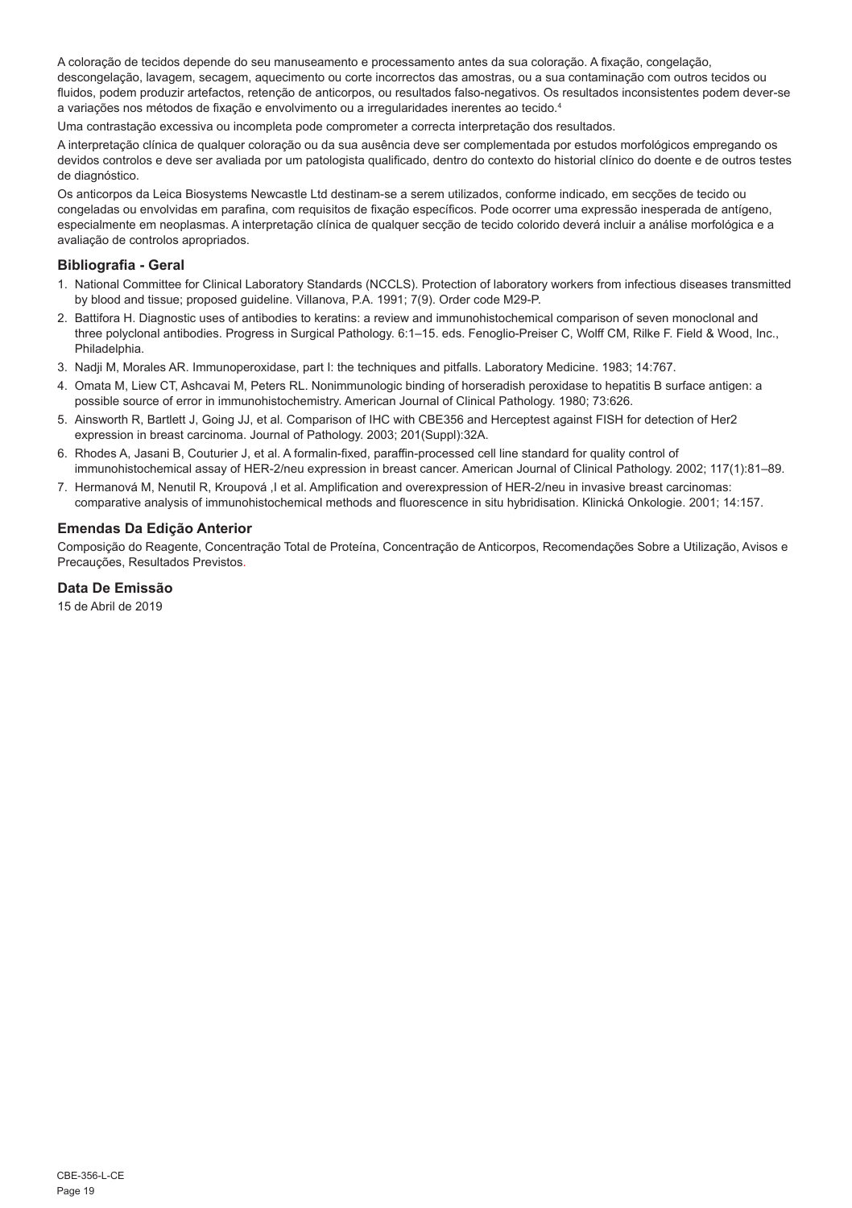A coloração de tecidos depende do seu manuseamento e processamento antes da sua coloração. A fixação, congelação, descongelação, lavagem, secagem, aquecimento ou corte incorrectos das amostras, ou a sua contaminação com outros tecidos ou fluidos, podem produzir artefactos, retenção de anticorpos, ou resultados falso-negativos. Os resultados inconsistentes podem dever-se a variações nos métodos de fixação e envolvimento ou a irregularidades inerentes ao tecido.[4]

Uma contrastação excessiva ou incompleta pode comprometer a correcta interpretação dos resultados.

A interpretação clínica de qualquer coloração ou da sua ausência deve ser complementada por estudos morfológicos empregando os devidos controlos e deve ser avaliada por um patologista qualificado, dentro do contexto do historial clínico do doente e de outros testes de diagnóstico.

Os anticorpos da Leica Biosystems Newcastle Ltd destinam-se a serem utilizados, conforme indicado, em secções de tecido ou congeladas ou envolvidas em parafina, com requisitos de fixação específicos. Pode ocorrer uma expressão inesperada de antígeno, especialmente em neoplasmas. A interpretação clínica de qualquer secção de tecido colorido deverá incluir a análise morfológica e a avaliação de controlos apropriados.

## Bibliografia - Geral

1. National Committee for Clinical Laboratory Standards (NCCLS). Protection of laboratory workers from infectious diseases transmitted by blood and tissue; proposed guideline. Villanova, P.A. 1991; 7(9). Order code M29-P.
2. Battifora H. Diagnostic uses of antibodies to keratins: a review and immunohistochemical comparison of seven monoclonal and three polyclonal antibodies. Progress in Surgical Pathology. 6:1–15. eds. Fenoglio-Preiser C, Wolff CM, Rilke F. Field & Wood, Inc., Philadelphia.
3. Nadji M, Morales AR. Immunoperoxidase, part I: the techniques and pitfalls. Laboratory Medicine. 1983; 14:767.
4. Omata M, Liew CT, Ashcavai M, Peters RL. Nonimmunologic binding of horseradish peroxidase to hepatitis B surface antigen: a possible source of error in immunohistochemistry. American Journal of Clinical Pathology. 1980; 73:626.
5. Ainsworth R, Bartlett J, Going JJ, et al. Comparison of IHC with CBE356 and Herceptest against FISH for detection of Her2 expression in breast carcinoma. Journal of Pathology. 2003; 201(Suppl):32A.
6. Rhodes A, Jasani B, Couturier J, et al. A formalin-fixed, paraffin-processed cell line standard for quality control of immunohistochemical assay of HER-2/neu expression in breast cancer. American Journal of Clinical Pathology. 2002; 117(1):81–89.
7. Hermanová M, Nenutil R, Kroupová ,I et al. Amplification and overexpression of HER-2/neu in invasive breast carcinomas: comparative analysis of immunohistochemical methods and fluorescence in situ hybridisation. Klinická Onkologie. 2001; 14:157.

## Emendas Da Edição Anterior

Composição do Reagente, Concentração Total de Proteína, Concentração de Anticorpos, Recomendações Sobre a Utilização, Avisos e Precauções, Resultados Previstos.

## Data De Emissão

15 de Abril de 2019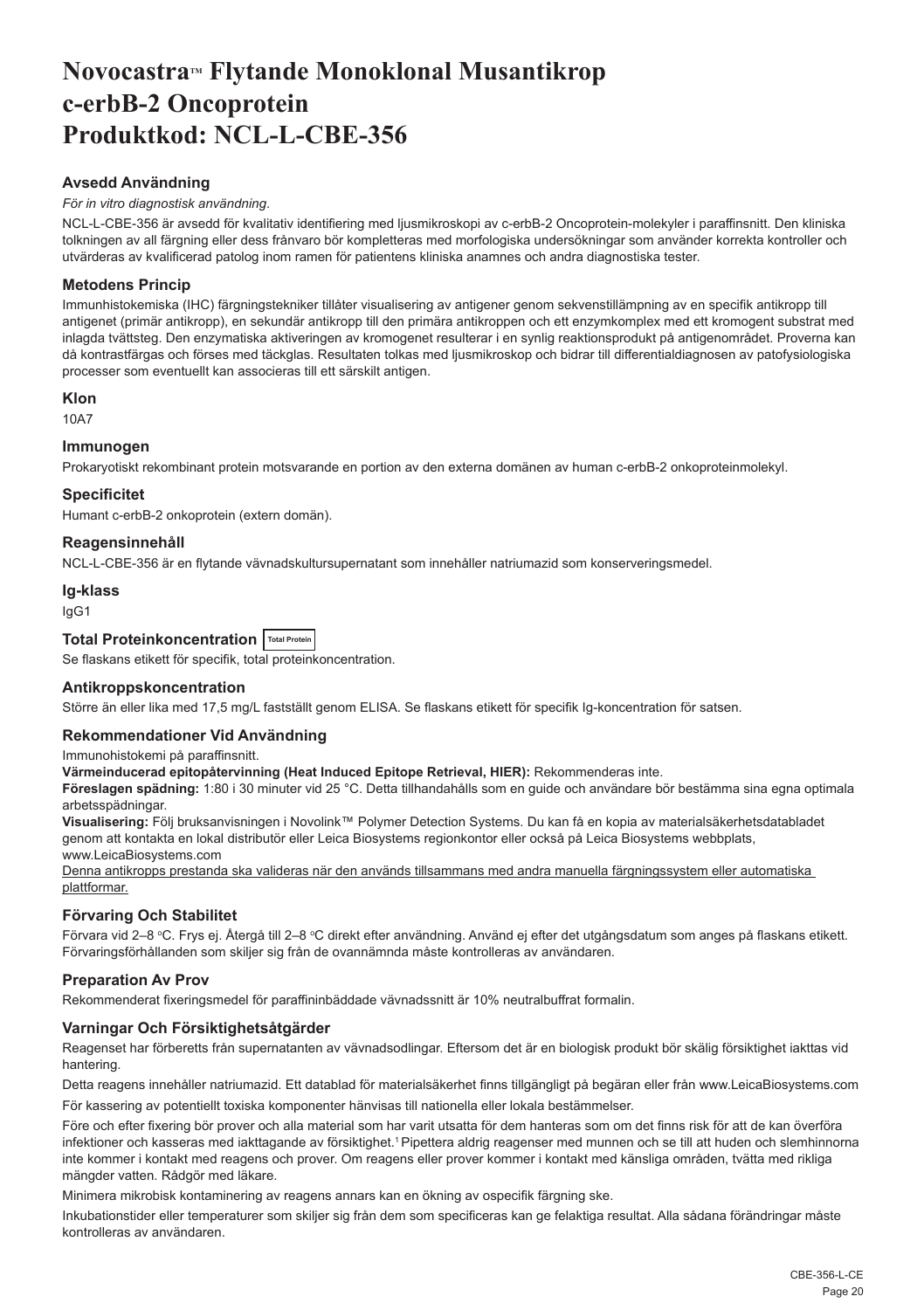# Novocastra™ Flytande Monoklonal Musantikrop c-erbB-2 Oncoprotein Produktkod: NCL-L-CBE-356

## Avsedd Användning

*För in vitro diagnostisk användning.*

NCL-L-CBE-356 är avsedd för kvalitativ identifiering med ljusmikroskopi av c-erbB-2 Oncoprotein-molekyler i paraffinsnitt. Den kliniska tolkningen av all färgning eller dess frånvaro bör kompletteras med morfologiska undersökningar som använder korrekta kontroller och utvärderas av kvalificerad patolog inom ramen för patientens kliniska anamnes och andra diagnostiska tester.

## Metodens Princip

Immunhistokemiska (IHC) färgningstekniker tillåter visualisering av antigener genom sekvenstillämpning av en specifik antikropp till antigenet (primär antikropp), en sekundär antikropp till den primära antikroppen och ett enzymkomplex med ett kromogent substrat med inlagda tvättsteg. Den enzymatiska aktiveringen av kromogenet resulterar i en synlig reaktionsprodukt på antigenområdet. Proverna kan då kontrastfärgas och förses med täckglas. Resultaten tolkas med ljusmikroskop och bidrar till differentialdiagnosen av patofysiologiska processer som eventuellt kan associeras till ett särskilt antigen.

## Klon

10A7

## Immunogen

Prokaryotiskt rekombinant protein motsvarande en portion av den externa domänen av human c-erbB-2 onkoproteinmolekyl.

## Specificitet

Humant c-erbB-2 onkoprotein (extern domän).

## Reagensinnehåll

NCL-L-CBE-356 är en flytande vävnadskultursupernatant som innehåller natriumazid som konserveringsmedel.

## Ig-klass

IgG1

## Total Proteinkoncentration Total Protein

Se flaskans etikett för specifik, total proteinkoncentration.

## Antikroppskoncentration

Större än eller lika med 17,5 mg/L fastställt genom ELISA. Se flaskans etikett för specifik Ig-koncentration för satsen.

## Rekommendationer Vid Användning

Immunohistokemi på paraffinsnitt.

**Värmeinducerad epitopåtervinning (Heat Induced Epitope Retrieval, HIER):** Rekommenderas inte.

**Föreslagen spädning:** 1:80 i 30 minuter vid 25 °C. Detta tillhandahålls som en guide och användare bör bestämma sina egna optimala arbetsspädningar.

**Visualisering:** Följ bruksanvisningen i Novolink™ Polymer Detection Systems. Du kan få en kopia av materialsäkerhetsdatabladet genom att kontakta en lokal distributör eller Leica Biosystems regionkontor eller också på Leica Biosystems webbplats, www.LeicaBiosystems.com

Denna antikropps prestanda ska valideras när den används tillsammans med andra manuella färgningssystem eller automatiska plattformar.

## Förvaring Och Stabilitet

Förvara vid 2–8 °C. Frys ej. Återgå till 2–8 °C direkt efter användning. Använd ej efter det utgångsdatum som anges på flaskans etikett. Förvaringsförhållanden som skiljer sig från de ovannämnda måste kontrolleras av användaren.

## Preparation Av Prov

Rekommenderat fixeringsmedel för paraffininbäddade vävnadssnitt är 10% neutralbuffrat formalin.

## Varningar Och Försiktighetsåtgärder

Reagenset har förberetts från supernatanten av vävnadsodlingar. Eftersom det är en biologisk produkt bör skälig försiktighet iakttas vid hantering.

Detta reagens innehåller natriumazid. Ett datablad för materialsäkerhet finns tillgängligt på begäran eller från www.LeicaBiosystems.com

För kassering av potentiellt toxiska komponenter hänvisas till nationella eller lokala bestämmelser.

Före och efter fixering bör prover och alla material som har varit utsatta för dem hanteras som om det finns risk för att de kan överföra infektioner och kasseras med iakttagande av försiktighet.[1] Pipettera aldrig reagenser med munnen och se till att huden och slemhinnorna inte kommer i kontakt med reagens och prover. Om reagens eller prover kommer i kontakt med känsliga områden, tvätta med rikliga mängder vatten. Rådgör med läkare.

Minimera mikrobisk kontaminering av reagens annars kan en ökning av ospecifik färgning ske.

Inkubationstider eller temperaturer som skiljer sig från dem som specificeras kan ge felaktiga resultat. Alla sådana förändringar måste kontrolleras av användaren.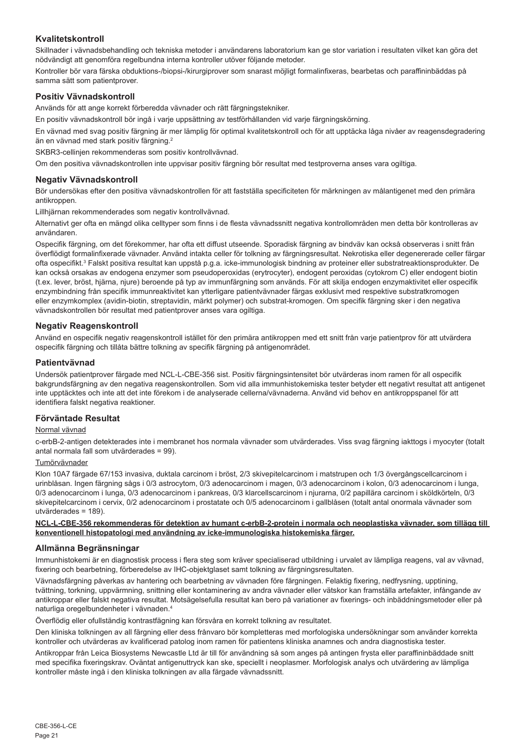## Kvalitetskontroll

Skillnader i vävnadsbehandling och tekniska metoder i användarens laboratorium kan ge stor variation i resultaten vilket kan göra det nödvändigt att genomföra regelbundna interna kontroller utöver följande metoder.

Kontroller bör vara färska obduktions-/biopsi-/kirurgiprover som snarast möjligt formalinfixeras, bearbetas och paraffininbäddas på samma sätt som patientprover.

## Positiv Vävnadskontroll

Används för att ange korrekt förberedda vävnader och rätt färgningstekniker.

En positiv vävnadskontroll bör ingå i varje uppsättning av testförhållanden vid varje färgningskörning.

En vävnad med svag positiv färgning är mer lämplig för optimal kvalitetskontroll och för att upptäcka låga nivåer av reagensdegradering än en vävnad med stark positiv färgning.[2]

SKBR3-cellinjen rekommenderas som positiv kontrollvävnad.

Om den positiva vävnadskontrollen inte uppvisar positiv färgning bör resultat med testproverna anses vara ogiltiga.

## Negativ Vävnadskontroll

Bör undersökas efter den positiva vävnadskontrollen för att fastställa specificiteten för märkningen av målantigenet med den primära antikroppen.

Lillhjärnan rekommenderades som negativ kontrollvävnad.

Alternativt ger ofta en mängd olika celltyper som finns i de flesta vävnadssnitt negativa kontrollområden men detta bör kontrolleras av användaren.

Ospecifik färgning, om det förekommer, har ofta ett diffust utseende. Sporadisk färgning av bindväv kan också observeras i snitt från överflödigt formalinfixerade vävnader. Använd intakta celler för tolkning av färgningsresultat. Nekrotiska eller degenererade celler färgar ofta ospecifikt.[3] Falskt positiva resultat kan uppstå p.g.a. icke-immunologisk bindning av proteiner eller substratreaktionsprodukter. De kan också orsakas av endogena enzymer som pseudoperoxidas (erytrocyter), endogent peroxidas (cytokrom C) eller endogent biotin (t.ex. lever, bröst, hjärna, njure) beroende på typ av immunfärgning som används. För att skilja endogen enzymaktivitet eller ospecifik enzymbindning från specifik immunreaktivitet kan ytterligare patientvävnader färgas exklusivt med respektive substratkromogen eller enzymkomplex (avidin-biotin, streptavidin, märkt polymer) och substrat-kromogen. Om specifik färgning sker i den negativa vävnadskontrollen bör resultat med patientprover anses vara ogiltiga.

## Negativ Reagenskontroll

Använd en ospecifik negativ reagenskontroll istället för den primära antikroppen med ett snitt från varje patientprov för att utvärdera ospecifik färgning och tillåta bättre tolkning av specifik färgning på antigenområdet.

## Patientvävnad

Undersök patientprover färgade med NCL-L-CBE-356 sist. Positiv färgningsintensitet bör utvärderas inom ramen för all ospecifik bakgrundsfärgning av den negativa reagenskontrollen. Som vid alla immunhistokemiska tester betyder ett negativt resultat att antigenet inte upptäcktes och inte att det inte förekom i de analyserade cellerna/vävnaderna. Använd vid behov en antikroppspanel för att identifiera falskt negativa reaktioner.

## Förväntade Resultat

Normal vävnad

c-erbB-2-antigen detekterades inte i membranet hos normala vävnader som utvärderades. Viss svag färgning iakttogs i myocyter (totalt antal normala fall som utvärderades = 99).

Tumörvävnader

Klon 10A7 färgade 67/153 invasiva, duktala carcinom i bröst, 2/3 skivepitelcarcinom i matstrupen och 1/3 övergångscellcarcinom i urinblåsan. Ingen färgning sågs i 0/3 astrocytom, 0/3 adenocarcinom i magen, 0/3 adenocarcinom i kolon, 0/3 adenocarcinom i lunga, 0/3 adenocarcinom i lunga, 0/3 adenocarcinom i pankreas, 0/3 klarcellscarcinom i njurarna, 0/2 papillära carcinom i sköldkörteln, 0/3 skivepitelcarcinom i cervix, 0/2 adenocarcinom i prostatate och 0/5 adenocarcinom i gallblåsen (totalt antal onormala vävnader som utvärderades = 189).

**NCL-L-CBE-356 rekommenderas för detektion av humant c-erbB-2-protein i normala och neoplastiska vävnader, som tillägg till konventionell histopatologi med användning av icke-immunologiska histokemiska färger.**

## Allmänna Begränsningar

Immunhistokemi är en diagnostisk process i flera steg som kräver specialiserad utbildning i urvalet av lämpliga reagens, val av vävnad, fixering och bearbetning, förberedelse av IHC-objektglaset samt tolkning av färgningsresultaten.

Vävnadsfärgning påverkas av hantering och bearbetning av vävnaden före färgningen. Felaktig fixering, nedfrysning, upptining, tvättning, torkning, uppvärmning, snittning eller kontaminering av andra vävnader eller vätskor kan framställa artefakter, infångande av antikroppar eller falskt negativa resultat. Motsägelsefulla resultat kan bero på variationer av fixerings- och inbäddningsmetoder eller på naturliga oregelbundenheter i vävnaden.[4]

Överflödig eller ofullständig kontrastfägning kan försvåra en korrekt tolkning av resultatet.

Den kliniska tolkningen av all färgning eller dess frånvaro bör kompletteras med morfologiska undersökningar som använder korrekta kontroller och utvärderas av kvalificerad patolog inom ramen för patientens kliniska anamnes och andra diagnostiska tester.

Antikroppar från Leica Biosystems Newcastle Ltd är till för användning så som anges på antingen frysta eller paraffininbäddade snitt med specifika fixeringskrav. Oväntat antigenuttryck kan ske, speciellt i neoplasmer. Morfologisk analys och utvärdering av lämpliga kontroller måste ingå i den kliniska tolkningen av alla färgade vävnadssnitt.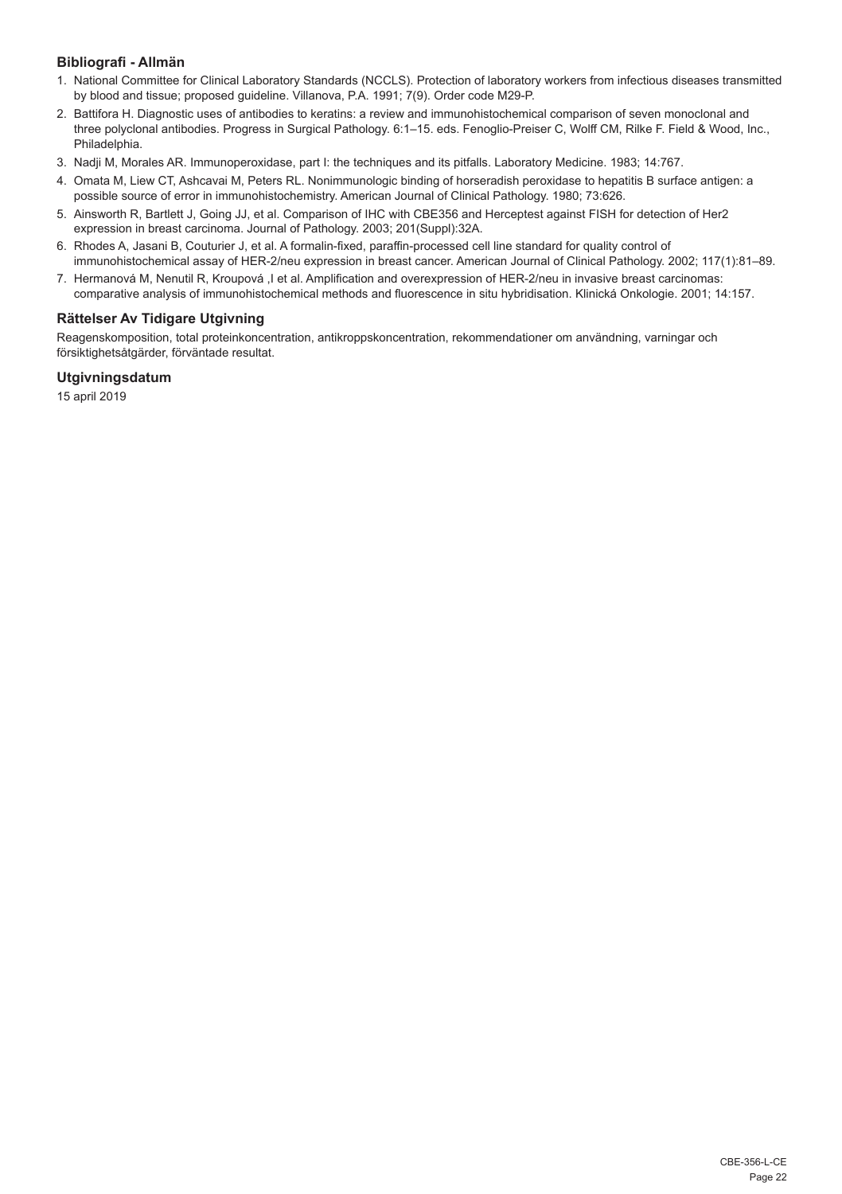### Bibliografi - Allmän

1. National Committee for Clinical Laboratory Standards (NCCLS). Protection of laboratory workers from infectious diseases transmitted by blood and tissue; proposed guideline. Villanova, P.A. 1991; 7(9). Order code M29-P.
2. Battifora H. Diagnostic uses of antibodies to keratins: a review and immunohistochemical comparison of seven monoclonal and three polyclonal antibodies. Progress in Surgical Pathology. 6:1–15. eds. Fenoglio-Preiser C, Wolff CM, Rilke F. Field & Wood, Inc., Philadelphia.
3. Nadji M, Morales AR. Immunoperoxidase, part I: the techniques and its pitfalls. Laboratory Medicine. 1983; 14:767.
4. Omata M, Liew CT, Ashcavai M, Peters RL. Nonimmunologic binding of horseradish peroxidase to hepatitis B surface antigen: a possible source of error in immunohistochemistry. American Journal of Clinical Pathology. 1980; 73:626.
5. Ainsworth R, Bartlett J, Going JJ, et al. Comparison of IHC with CBE356 and Herceptest against FISH for detection of Her2 expression in breast carcinoma. Journal of Pathology. 2003; 201(Suppl):32A.
6. Rhodes A, Jasani B, Couturier J, et al. A formalin-fixed, paraffin-processed cell line standard for quality control of immunohistochemical assay of HER-2/neu expression in breast cancer. American Journal of Clinical Pathology. 2002; 117(1):81–89.
7. Hermanová M, Nenutil R, Kroupová ,I et al. Amplification and overexpression of HER-2/neu in invasive breast carcinomas: comparative analysis of immunohistochemical methods and fluorescence in situ hybridisation. Klinická Onkologie. 2001; 14:157.

### Rättelser Av Tidigare Utgivning

Reagenskomposition, total proteinkoncentration, antikroppskoncentration, rekommendationer om användning, varningar och försiktighetsåtgärder, förväntade resultat.

### Utgivningsdatum

15 april 2019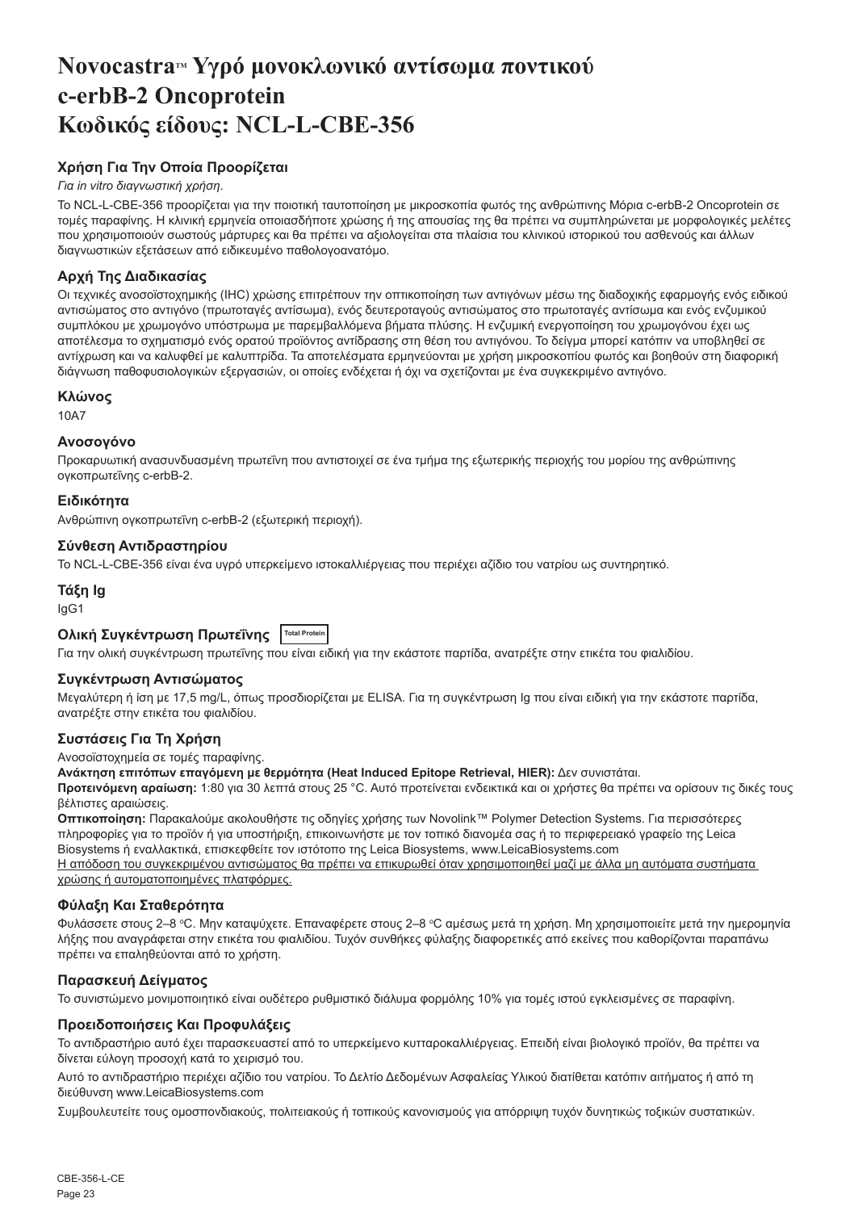# Novocastra™ Υγρό μονοκλωνικό αντίσωμα ποντικού c-erbB-2 Oncoprotein Κωδικός είδους: NCL-L-CBE-356

### Χρήση Για Την Οποία Προορίζεται

*Για in vitro διαγνωστική χρήση.*

Το NCL-L-CBE-356 προορίζεται για την ποιοτική ταυτοποίηση με μικροσκοπία φωτός της ανθρώπινης Μόρια c-erbB-2 Oncoprotein σε τομές παραφίνης. Η κλινική ερμηνεία οποιασδήποτε χρώσης ή της απουσίας της θα πρέπει να συμπληρώνεται με μορφολογικές μελέτες που χρησιμοποιούν σωστούς μάρτυρες και θα πρέπει να αξιολογείται στα πλαίσια του κλινικού ιστορικού του ασθενούς και άλλων διαγνωστικών εξετάσεων από ειδικευμένο παθολογοανατόμο.

### Αρχή Της Διαδικασίας

Οι τεχνικές ανοσοϊστοχημικής (IHC) χρώσης επιτρέπουν την οπτικοποίηση των αντιγόνων μέσω της διαδοχικής εφαρμογής ενός ειδικού αντισώματος στο αντιγόνο (πρωτοταγές αντίσωμα), ενός δευτεροταγούς αντισώματος στο πρωτοταγές αντίσωμα και ενός ενζυμικού συμπλόκου με χρωμογόνο υπόστρωμα με παρεμβαλλόμενα βήματα πλύσης. Η ενζυμική ενεργοποίηση του χρωμογόνου έχει ως αποτέλεσμα το σχηματισμό ενός ορατού προϊόντος αντίδρασης στη θέση του αντιγόνου. Το δείγμα μπορεί κατόπιν να υποβληθεί σε αντίχρωση και να καλυφθεί με καλυπτρίδα. Τα αποτελέσματα ερμηνεύονται με χρήση μικροσκοπίου φωτός και βοηθούν στη διαφορική διάγνωση παθοφυσιολογικών εξεργασιών, οι οποίες ενδέχεται ή όχι να σχετίζονται με ένα συγκεκριμένο αντιγόνο.

### Κλώνος

10A7

### Ανοσογόνο

Προκαρυωτική ανασυνδυασμένη πρωτεΐνη που αντιστοιχεί σε ένα τμήμα της εξωτερικής περιοχής του μορίου της ανθρώπινης ογκοπρωτεΐνης c-erbB-2.

### Ειδικότητα

Ανθρώπινη ογκοπρωτεΐνη c-erbB-2 (εξωτερική περιοχή).

### Σύνθεση Αντιδραστηρίου

Το NCL-L-CBE-356 είναι ένα υγρό υπερκείμενο ιστοκαλλιέργειας που περιέχει αζίδιο του νατρίου ως συντηρητικό.

### Τάξη Ig

IgG1

### Ολική Συγκέντρωση Πρωτεΐνης Total Protein

Για την ολική συγκέντρωση πρωτεΐνης που είναι ειδική για την εκάστοτε παρτίδα, ανατρέξτε στην ετικέτα του φιαλιδίου.

### Συγκέντρωση Αντισώματος

Μεγαλύτερη ή ίση με 17,5 mg/L, όπως προσδιορίζεται με ELISA. Για τη συγκέντρωση Ig που είναι ειδική για την εκάστοτε παρτίδα, ανατρέξτε στην ετικέτα του φιαλιδίου.

### Συστάσεις Για Τη Χρήση

Ανοσοϊστοχημεία σε τομές παραφίνης.

**Ανάκτηση επιτόπων επαγόμενη με θερμότητα (Heat Induced Epitope Retrieval, HIER):** Δεν συνιστάται.

**Προτεινόμενη αραίωση:** 1:80 για 30 λεπτά στους 25 °C. Αυτό προτείνεται ενδεικτικά και οι χρήστες θα πρέπει να ορίσουν τις δικές τους βέλτιστες αραιώσεις.

**Οπτικοποίηση:** Παρακαλούμε ακολουθήστε τις οδηγίες χρήσης των Novolink™ Polymer Detection Systems. Για περισσότερες πληροφορίες για το προϊόν ή για υποστήριξη, επικοινωνήστε με τον τοπικό διανομέα σας ή το περιφερειακό γραφείο της Leica Biosystems ή εναλλακτικά, επισκεφθείτε τον ιστότοπο της Leica Biosystems, www.LeicaBiosystems.com

<u>Η απόδοση του συγκεκριμένου αντισώματος θα πρέπει να επικυρωθεί όταν χρησιμοποιηθεί μαζί με άλλα μη αυτόματα συστήματα χρώσης ή αυτοματοποιημένες πλατφόρμες.</u>

### Φύλαξη Και Σταθερότητα

Φυλάσσετε στους 2–8 °C. Μην καταψύχετε. Επαναφέρετε στους 2–8 °C αμέσως μετά τη χρήση. Μη χρησιμοποιείτε μετά την ημερομηνία λήξης που αναγράφεται στην ετικέτα του φιαλιδίου. Τυχόν συνθήκες φύλαξης διαφορετικές από εκείνες που καθορίζονται παραπάνω πρέπει να επαληθεύονται από το χρήστη.

### Παρασκευή Δείγματος

Το συνιστώμενο μονιμοποιητικό είναι ουδέτερο ρυθμιστικό διάλυμα φορμόλης 10% για τομές ιστού εγκλεισμένες σε παραφίνη.

### Προειδοποιήσεις Και Προφυλάξεις

Το αντιδραστήριο αυτό έχει παρασκευαστεί από το υπερκείμενο κυτταροκαλλιέργειας. Επειδή είναι βιολογικό προϊόν, θα πρέπει να δίνεται εύλογη προσοχή κατά το χειρισμό του.

Αυτό το αντιδραστήριο περιέχει αζίδιο του νατρίου. Το Δελτίο Δεδομένων Ασφαλείας Υλικού διατίθεται κατόπιν αιτήματος ή από τη διεύθυνση www.LeicaBiosystems.com

Συμβουλευτείτε τους ομοσπονδιακούς, πολιτειακούς ή τοπικούς κανονισμούς για απόρριψη τυχόν δυνητικώς τοξικών συστατικών.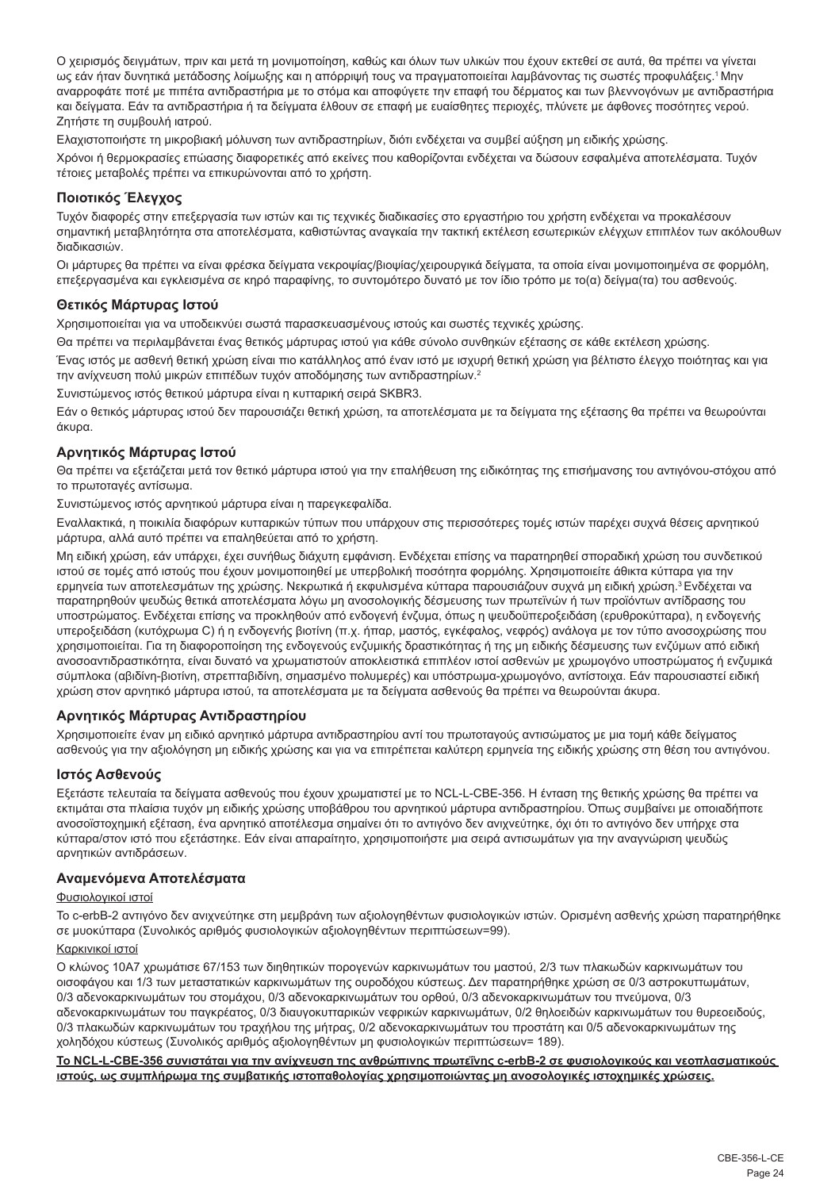Ο χειρισμός δειγμάτων, πριν και μετά τη μονιμοποίηση, καθώς και όλων των υλικών που έχουν εκτεθεί σε αυτά, θα πρέπει να γίνεται ως εάν ήταν δυνητικά μετάδοσης λοίμωξης και η απόρριψή τους να πραγματοποιείται λαμβάνοντας τις σωστές προφυλάξεις.[1] Μην αναρροφάτε ποτέ με πιπέτα αντιδραστήρια με το στόμα και αποφύγετε την επαφή του δέρματος και των βλεννογόνων με αντιδραστήρια και δείγματα. Εάν τα αντιδραστήρια ή τα δείγματα έλθουν σε επαφή με ευαίσθητες περιοχές, πλύνετε με άφθονες ποσότητες νερού. Ζητήστε τη συμβουλή ιατρού.

Ελαχιστοποιήστε τη μικροβιακή μόλυνση των αντιδραστηρίων, διότι ενδέχεται να συμβεί αύξηση μη ειδικής χρώσης.

Χρόνοι ή θερμοκρασίες επώασης διαφορετικές από εκείνες που καθορίζονται ενδέχεται να δώσουν εσφαλμένα αποτελέσματα. Τυχόν τέτοιες μεταβολές πρέπει να επικυρώνονται από το χρήστη.

### Ποιοτικός Έλεγχος

Τυχόν διαφορές στην επεξεργασία των ιστών και τις τεχνικές διαδικασίες στο εργαστήριο του χρήστη ενδέχεται να προκαλέσουν σημαντική μεταβλητότητα στα αποτελέσματα, καθιστώντας αναγκαία την τακτική εκτέλεση εσωτερικών ελέγχων επιπλέον των ακόλουθων διαδικασιών.

Οι μάρτυρες θα πρέπει να είναι φρέσκα δείγματα νεκροψίας/βιοψίας/χειρουργικά δείγματα, τα οποία είναι μονιμοποιημένα σε φορμόλη, επεξεργασμένα και εγκλεισμένα σε κηρό παραφίνης, το συντομότερο δυνατό με τον ίδιο τρόπο με το(α) δείγμα(τα) του ασθενούς.

### Θετικός Μάρτυρας Ιστού

Χρησιμοποιείται για να υποδεικνύει σωστά παρασκευασμένους ιστούς και σωστές τεχνικές χρώσης.

Θα πρέπει να περιλαμβάνεται ένας θετικός μάρτυρας ιστού για κάθε σύνολο συνθηκών εξέτασης σε κάθε εκτέλεση χρώσης.

Ένας ιστός με ασθενή θετική χρώση είναι πιο κατάλληλος από έναν ιστό με ισχυρή θετική χρώση για βέλτιστο έλεγχο ποιότητας και για την ανίχνευση πολύ μικρών επιπέδων τυχόν αποδόμησης των αντιδραστηρίων.[2]

Συνιστώμενος ιστός θετικού μάρτυρα είναι η κυτταρική σειρά SKBR3.

Εάν ο θετικός μάρτυρας ιστού δεν παρουσιάζει θετική χρώση, τα αποτελέσματα με τα δείγματα της εξέτασης θα πρέπει να θεωρούνται άκυρα.

### Αρνητικός Μάρτυρας Ιστού

Θα πρέπει να εξετάζεται μετά τον θετικό μάρτυρα ιστού για την επαλήθευση της ειδικότητας της επισήμανσης του αντιγόνου-στόχου από το πρωτοταγές αντίσωμα.

Συνιστώμενος ιστός αρνητικού μάρτυρα είναι η παρεγκεφαλίδα.

Εναλλακτικά, η ποικιλία διαφόρων κυτταρικών τύπων που υπάρχουν στις περισσότερες τομές ιστών παρέχει συχνά θέσεις αρνητικού μάρτυρα, αλλά αυτό πρέπει να επαληθεύεται από το χρήστη.

Μη ειδική χρώση, εάν υπάρχει, έχει συνήθως διάχυτη εμφάνιση. Ενδέχεται επίσης να παρατηρηθεί σποραδική χρώση του συνδετικού ιστού σε τομές από ιστούς που έχουν μονιμοποιηθεί με υπερβολική ποσότητα φορμόλης. Χρησιμοποιείτε άθικτα κύτταρα για την ερμηνεία των αποτελεσμάτων της χρώσης. Νεκρωτικά ή εκφυλισμένα κύτταρα παρουσιάζουν συχνά μη ειδική χρώση.[3] Ενδέχεται να παρατηρηθούν ψευδώς θετικά αποτελέσματα λόγω μη ανοσολογικής δέσμευσης των πρωτεϊνών ή των προϊόντων αντίδρασης του υποστρώματος. Ενδέχεται επίσης να προκληθούν από ενδογενή ένζυμα, όπως η ψευδοϋπεροξειδάση (ερυθροκύτταρα), η ενδογενής υπεροξειδάση (κυτόχρωμα C) ή η ενδογενής βιοτίνη (π.χ. ήπαρ, μαστός, εγκέφαλος, νεφρός) ανάλογα με τον τύπο ανοσοχρώσης που χρησιμοποιείται. Για τη διαφοροποίηση της ενδογενούς ενζυμικής δραστικότητας ή της μη ειδικής δέσμευσης των ενζύμων από ειδική ανοσοαντιδραστικότητα, είναι δυνατό να χρωματιστούν αποκλειστικά επιπλέον ιστοί ασθενών με χρωμογόνο υποστρώματος ή ενζυμικά σύμπλοκα (αβιδίνη-βιοτίνη, στρεπταβιδίνη, σημασμένο πολυμερές) και υπόστρωμα-χρωμογόνο, αντίστοιχα. Εάν παρουσιαστεί ειδική χρώση στον αρνητικό μάρτυρα ιστού, τα αποτελέσματα με τα δείγματα ασθενούς θα πρέπει να θεωρούνται άκυρα.

### Αρνητικός Μάρτυρας Αντιδραστηρίου

Χρησιμοποιείτε έναν μη ειδικό αρνητικό μάρτυρα αντιδραστηρίου αντί του πρωτοταγούς αντισώματος με μια τομή κάθε δείγματος ασθενούς για την αξιολόγηση μη ειδικής χρώσης και για να επιτρέπεται καλύτερη ερμηνεία της ειδικής χρώσης στη θέση του αντιγόνου.

### Ιστός Ασθενούς

Εξετάστε τελευταία τα δείγματα ασθενούς που έχουν χρωματιστεί με το NCL-L-CBE-356. Η ένταση της θετικής χρώσης θα πρέπει να εκτιμάται στα πλαίσια τυχόν μη ειδικής χρώσης υποβάθρου του αρνητικού μάρτυρα αντιδραστηρίου. Όπως συμβαίνει με οποιαδήποτε ανοσοϊστοχημική εξέταση, ένα αρνητικό αποτέλεσμα σημαίνει ότι το αντιγόνο δεν ανιχνεύτηκε, όχι ότι το αντιγόνο δεν υπήρχε στα κύτταρα/στον ιστό που εξετάστηκε. Εάν είναι απαραίτητο, χρησιμοποιήστε μια σειρά αντισωμάτων για την αναγνώριση ψευδώς αρνητικών αντιδράσεων.

### Αναμενόμενα Αποτελέσματα

Φυσιολογικοί ιστοί

Το c-erbB-2 αντιγόνο δεν ανιχνεύτηκε στη μεμβράνη των αξιολογηθέντων φυσιολογικών ιστών. Ορισμένη ασθενής χρώση παρατηρήθηκε σε μυοκύτταρα (Συνολικός αριθμός φυσιολογικών αξιολογηθέντων περιπτώσεων=99).

Καρκινικοί ιστοί

Ο κλώνος 10A7 χρωμάτισε 67/153 των διηθητικών πορογενών καρκινωμάτων του μαστού, 2/3 των πλακωδών καρκινωμάτων του οισοφάγου και 1/3 των μεταστατικών καρκινωμάτων της ουροδόχου κύστεως. Δεν παρατηρήθηκε χρώση σε 0/3 αστροκυττωμάτων, 0/3 αδενοκαρκινωμάτων του στομάχου, 0/3 αδενοκαρκινωμάτων του ορθού, 0/3 αδενοκαρκινωμάτων του πνεύμονα, 0/3 αδενοκαρκινωμάτων του παγκρέατος, 0/3 διαυγοκυτταρικών νεφρικών καρκινωμάτων, 0/2 θηλοειδών καρκινωμάτων του θυρεοειδούς, 0/3 πλακωδών καρκινωμάτων του τραχήλου της μήτρας, 0/2 αδενοκαρκινωμάτων του προστάτη και 0/5 αδενοκαρκινωμάτων της χοληδόχου κύστεως (Συνολικός αριθμός αξιολογηθέντων μη φυσιολογικών περιπτώσεων= 189).

**Το NCL-L-CBE-356 συνιστάται για την ανίχνευση της ανθρώπινης πρωτεΐνης c-erbB-2 σε φυσιολογικούς και νεοπλασματικούς ιστούς, ως συμπλήρωμα της συμβατικής ιστοπαθολογίας χρησιμοποιώντας μη ανοσολογικές ιστοχημικές χρώσεις.**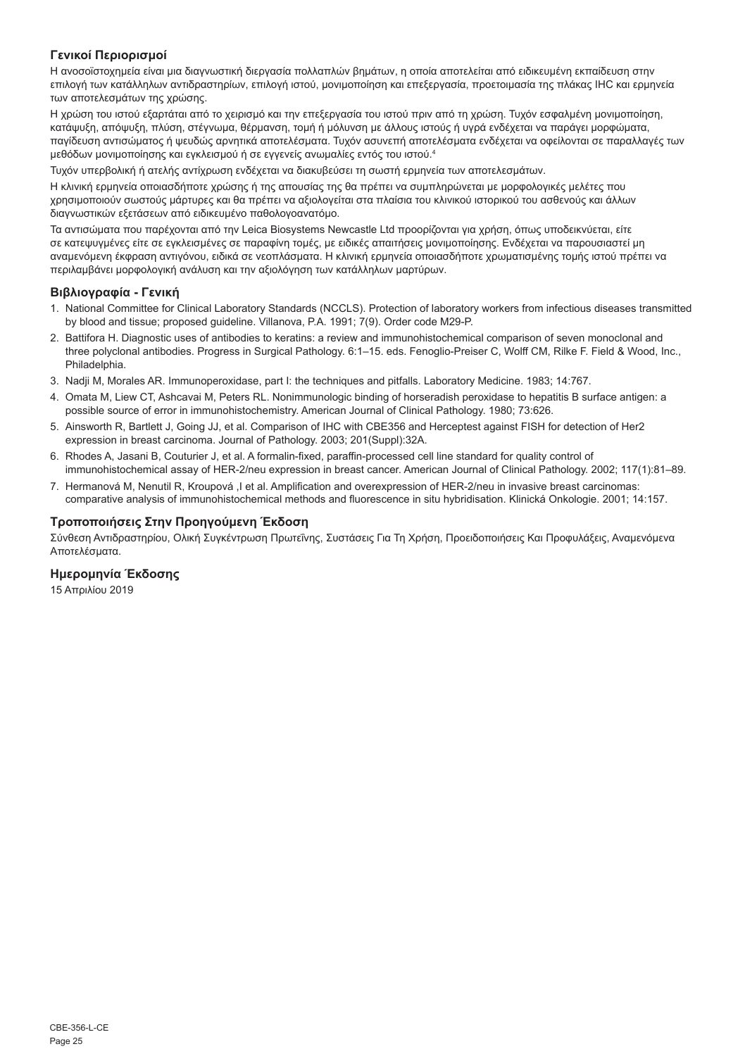### Γενικοί Περιορισμοί

Η ανοσοϊστοχημεία είναι μια διαγνωστική διεργασία πολλαπλών βημάτων, η οποία αποτελείται από ειδικευμένη εκπαίδευση στην επιλογή των κατάλληλων αντιδραστηρίων, επιλογή ιστού, μονιμοποίηση και επεξεργασία, προετοιμασία της πλάκας IHC και ερμηνεία των αποτελεσμάτων της χρώσης.

Η χρώση του ιστού εξαρτάται από το χειρισμό και την επεξεργασία του ιστού πριν από τη χρώση. Τυχόν εσφαλμένη μονιμοποίηση, κατάψυξη, απόψυξη, πλύση, στέγνωμα, θέρμανση, τομή ή μόλυνση με άλλους ιστούς ή υγρά ενδέχεται να παράγει μορφώματα, παγίδευση αντισώματος ή ψευδώς αρνητικά αποτελέσματα. Τυχόν ασυνεπή αποτελέσματα ενδέχεται να οφείλονται σε παραλλαγές των μεθόδων μονιμοποίησης και εγκλεισμού ή σε εγγενείς ανωμαλίες εντός του ιστού.[4]

Τυχόν υπερβολική ή ατελής αντίχρωση ενδέχεται να διακυβεύσει τη σωστή ερμηνεία των αποτελεσμάτων.

Η κλινική ερμηνεία οποιασδήποτε χρώσης ή της απουσίας της θα πρέπει να συμπληρώνεται με μορφολογικές μελέτες που χρησιμοποιούν σωστούς μάρτυρες και θα πρέπει να αξιολογείται στα πλαίσια του κλινικού ιστορικού του ασθενούς και άλλων διαγνωστικών εξετάσεων από ειδικευμένο παθολογοανατόμο.

Τα αντισώματα που παρέχονται από την Leica Biosystems Newcastle Ltd προορίζονται για χρήση, όπως υποδεικνύεται, είτε σε κατεψυγμένες είτε σε εγκλεισμένες σε παραφίνη τομές, με ειδικές απαιτήσεις μονιμοποίησης. Ενδέχεται να παρουσιαστεί μη αναμενόμενη έκφραση αντιγόνου, ειδικά σε νεοπλάσματα. Η κλινική ερμηνεία οποιασδήποτε χρωματισμένης τομής ιστού πρέπει να περιλαμβάνει μορφολογική ανάλυση και την αξιολόγηση των κατάλληλων μαρτύρων.

### Βιβλιογραφία - Γενική

1. National Committee for Clinical Laboratory Standards (NCCLS). Protection of laboratory workers from infectious diseases transmitted by blood and tissue; proposed guideline. Villanova, P.A. 1991; 7(9). Order code M29-P.
2. Battifora H. Diagnostic uses of antibodies to keratins: a review and immunohistochemical comparison of seven monoclonal and three polyclonal antibodies. Progress in Surgical Pathology. 6:1–15. eds. Fenoglio-Preiser C, Wolff CM, Rilke F. Field & Wood, Inc., Philadelphia.
3. Nadji M, Morales AR. Immunoperoxidase, part I: the techniques and pitfalls. Laboratory Medicine. 1983; 14:767.
4. Omata M, Liew CT, Ashcavai M, Peters RL. Nonimmunologic binding of horseradish peroxidase to hepatitis B surface antigen: a possible source of error in immunohistochemistry. American Journal of Clinical Pathology. 1980; 73:626.
5. Ainsworth R, Bartlett J, Going JJ, et al. Comparison of IHC with CBE356 and Herceptest against FISH for detection of Her2 expression in breast carcinoma. Journal of Pathology. 2003; 201(Suppl):32A.
6. Rhodes A, Jasani B, Couturier J, et al. A formalin-fixed, paraffin-processed cell line standard for quality control of immunohistochemical assay of HER-2/neu expression in breast cancer. American Journal of Clinical Pathology. 2002; 117(1):81–89.
7. Hermanová M, Nenutil R, Kroupová ,I et al. Amplification and overexpression of HER-2/neu in invasive breast carcinomas: comparative analysis of immunohistochemical methods and fluorescence in situ hybridisation. Klinická Onkologie. 2001; 14:157.

### Τροποποιήσεις Στην Προηγούμενη Έκδοση

Σύνθεση Αντιδραστηρίου, Ολική Συγκέντρωση Πρωτεΐνης, Συστάσεις Για Τη Χρήση, Προειδοποιήσεις Και Προφυλάξεις, Αναμενόμενα Αποτελέσματα.

### Ημερομηνία Έκδοσης

15 Απριλίου 2019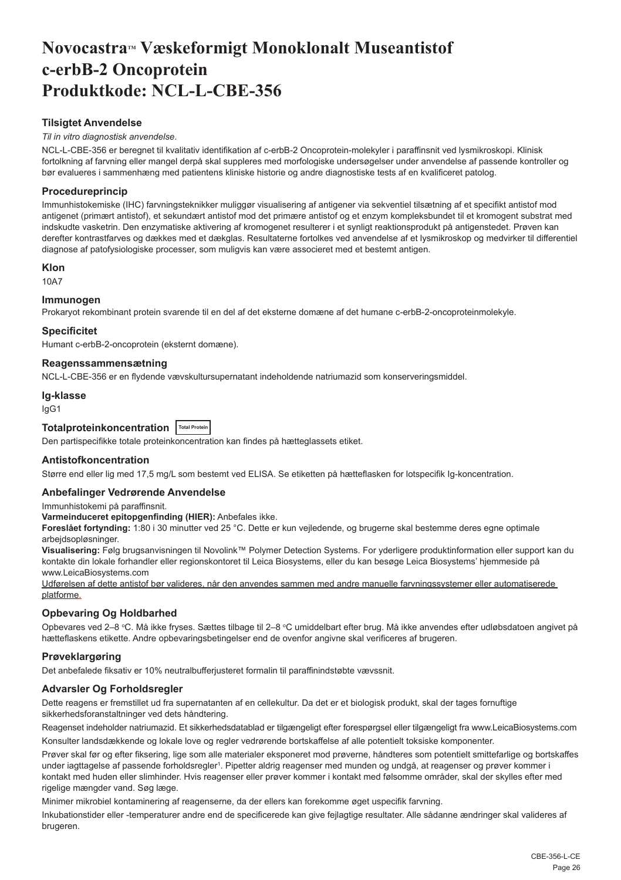# Novocastra™ Væskeformigt Monoklonalt Museantistof c-erbB-2 Oncoprotein Produktkode: NCL-L-CBE-356

### Tilsigtet Anvendelse

*Til in vitro diagnostisk anvendelse*.

NCL-L-CBE-356 er beregnet til kvalitativ identifikation af c-erbB-2 Oncoprotein-molekyler i paraffinsnit ved lysmikroskopi. Klinisk fortolkning af farvning eller mangel derpå skal suppleres med morfologiske undersøgelser under anvendelse af passende kontroller og bør evalueres i sammenhæng med patientens kliniske historie og andre diagnostiske tests af en kvalificeret patolog.

### Procedureprincip

Immunhistokemiske (IHC) farvningsteknikker muliggør visualisering af antigener via sekventiel tilsætning af et specifikt antistof mod antigenet (primært antistof), et sekundært antistof mod det primære antistof og et enzym kompleksbundet til et kromogent substrat med indskudte vasketrin. Den enzymatiske aktivering af kromogenet resulterer i et synligt reaktionsprodukt på antigenstedet. Prøven kan derefter kontrastfarves og dækkes med et dækglas. Resultaterne fortolkes ved anvendelse af et lysmikroskop og medvirker til differentiel diagnose af patofysiologiske processer, som muligvis kan være associeret med et bestemt antigen.

### Klon

10A7

### Immunogen

Prokaryot rekombinant protein svarende til en del af det eksterne domæne af det humane c-erbB-2-oncoproteinmolekyle.

### Specificitet

Humant c-erbB-2-oncoprotein (eksternt domæne).

### Reagenssammensætning

NCL-L-CBE-356 er en flydende vævskultursupernatant indeholdende natriumazid som konserveringsmiddel.

### Ig-klasse

IgG1

### Totalproteinkoncentration Total Protein

Den partispecifikke totale proteinkoncentration kan findes på hætteglassets etiket.

### Antistofkoncentration

Større end eller lig med 17,5 mg/L som bestemt ved ELISA. Se etiketten på hætteflasken for lotspecifik Ig-koncentration.

### Anbefalinger Vedrørende Anvendelse

Immunhistokemi på paraffinsnit.

**Varmeinduceret epitopgenfinding (HIER):** Anbefales ikke.

**Foreslået fortynding:** 1:80 i 30 minutter ved 25 °C. Dette er kun vejledende, og brugerne skal bestemme deres egne optimale arbejdsopløsninger.

**Visualisering:** Følg brugsanvisningen til Novolink™ Polymer Detection Systems. For yderligere produktinformation eller support kan du kontakte din lokale forhandler eller regionskontoret til Leica Biosystems, eller du kan besøge Leica Biosystems' hjemmeside på www.LeicaBiosystems.com

Udførelsen af dette antistof bør valideres, når den anvendes sammen med andre manuelle farvningssystemer eller automatiserede platforme.

### Opbevaring Og Holdbarhed

Opbevares ved 2–8 °C. Må ikke fryses. Sættes tilbage til 2–8 °C umiddelbart efter brug. Må ikke anvendes efter udløbsdatoen angivet på hætteflaskens etikette. Andre opbevaringsbetingelser end de ovenfor angivne skal verificeres af brugeren.

### Prøveklargøring

Det anbefalede fiksativ er 10% neutralbufferjusteret formalin til paraffinindstøbte vævssnit.

### Advarsler Og Forholdsregler

Dette reagens er fremstillet ud fra supernatanten af en cellekultur. Da det er et biologisk produkt, skal der tages fornuftige sikkerhedsforanstaltninger ved dets håndtering.

Reagenset indeholder natriumazid. Et sikkerhedsdatablad er tilgængeligt efter forespørgsel eller tilgængeligt fra www.LeicaBiosystems.com

Konsulter landsdækkende og lokale love og regler vedrørende bortskaffelse af alle potentielt toksiske komponenter.

Prøver skal før og efter fiksering, lige som alle materialer eksponeret mod prøverne, håndteres som potentielt smittefarlige og bortskaffes under iagttagelse af passende forholdsregler[1]. Pipetter aldrig reagenser med munden og undgå, at reagenser og prøver kommer i kontakt med huden eller slimhinder. Hvis reagenser eller prøver kommer i kontakt med følsomme områder, skal der skylles efter med rigelige mængder vand. Søg læge.

Minimer mikrobiel kontaminering af reagenserne, da der ellers kan forekomme øget uspecifik farvning.

Inkubationstider eller -temperaturer andre end de specificerede kan give fejlagtige resultater. Alle sådanne ændringer skal valideres af brugeren.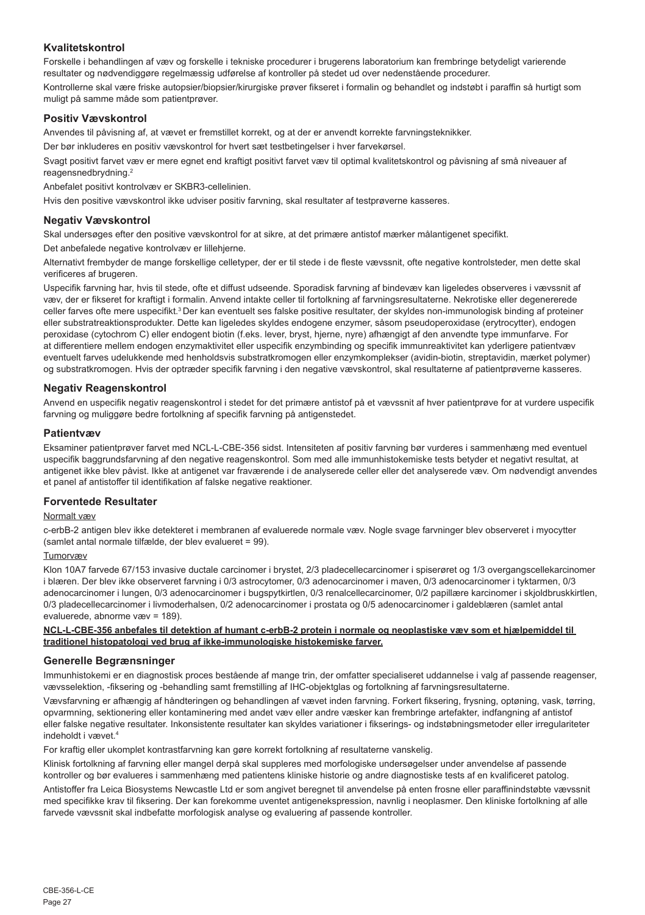## Kvalitetskontrol

Forskelle i behandlingen af væv og forskelle i tekniske procedurer i brugerens laboratorium kan frembringe betydeligt varierende resultater og nødvendiggøre regelmæssig udførelse af kontroller på stedet ud over nedenstående procedurer.

Kontrollerne skal være friske autopsier/biopsier/kirurgiske prøver fikseret i formalin og behandlet og indstøbt i paraffin så hurtigt som muligt på samme måde som patientprøver.

## Positiv Vævskontrol

Anvendes til påvisning af, at vævet er fremstillet korrekt, og at der er anvendt korrekte farvningsteknikker.

Der bør inkluderes en positiv vævskontrol for hvert sæt testbetingelser i hver farvekørsel.

Svagt positivt farvet væv er mere egnet end kraftigt positivt farvet væv til optimal kvalitetskontrol og påvisning af små niveauer af reagensnedbrydning.[2]

Anbefalet positivt kontrolvæv er SKBR3-cellelinien.

Hvis den positive vævskontrol ikke udviser positiv farvning, skal resultater af testprøverne kasseres.

## Negativ Vævskontrol

Skal undersøges efter den positive vævskontrol for at sikre, at det primære antistof mærker målantigenet specifikt.

Det anbefalede negative kontrolvæv er lillehjerne.

Alternativt frembyder de mange forskellige celletyper, der er til stede i de fleste vævssnit, ofte negative kontrolsteder, men dette skal verificeres af brugeren.

Uspecifik farvning har, hvis til stede, ofte et diffust udseende. Sporadisk farvning af bindevæv kan ligeledes observeres i vævssnit af væv, der er fikseret for kraftigt i formalin. Anvend intakte celler til fortolkning af farvningsresultaterne. Nekrotiske eller degenererede celler farves ofte mere uspecifikt.[3] Der kan eventuelt ses falske positive resultater, der skyldes non-immunologisk binding af proteiner eller substratreaktionsprodukter. Dette kan ligeledes skyldes endogene enzymer, såsom pseudoperoxidase (erytrocytter), endogen peroxidase (cytochrom C) eller endogent biotin (f.eks. lever, bryst, hjerne, nyre) afhængigt af den anvendte type immunfarve. For at differentiere mellem endogen enzymaktivitet eller uspecifik enzymbinding og specifik immunreaktivitet kan yderligere patientvæv eventuelt farves udelukkende med henholdsvis substratkromogen eller enzymkomplekser (avidin-biotin, streptavidin, mærket polymer) og substratkromogen. Hvis der optræder specifik farvning i den negative vævskontrol, skal resultaterne af patientprøverne kasseres.

## Negativ Reagenskontrol

Anvend en uspecifik negativ reagenskontrol i stedet for det primære antistof på et vævssnit af hver patientprøve for at vurdere uspecifik farvning og muliggøre bedre fortolkning af specifik farvning på antigenstedet.

## Patientvæv

Eksaminer patientprøver farvet med NCL-L-CBE-356 sidst. Intensiteten af positiv farvning bør vurderes i sammenhæng med eventuel uspecifik baggrundsfarvning af den negative reagenskontrol. Som med alle immunhistokemiske tests betyder et negativt resultat, at antigenet ikke blev påvist. Ikke at antigenet var fraværende i de analyserede celler eller det analyserede væv. Om nødvendigt anvendes et panel af antistoffer til identifikation af falske negative reaktioner.

## Forventede Resultater

Normalt væv

c-erbB-2 antigen blev ikke detekteret i membranen af evaluerede normale væv. Nogle svage farvninger blev observeret i myocytter (samlet antal normale tilfælde, der blev evalueret = 99).

Tumorvæv

Klon 10A7 farvede 67/153 invasive ductale carcinomer i brystet, 2/3 pladecellecarcinomer i spiserøret og 1/3 overgangscellekarcinomer i blæren. Der blev ikke observeret farvning i 0/3 astrocytomer, 0/3 adenocarcinomer i maven, 0/3 adenocarcinomer i tyktarmen, 0/3 adenocarcinomer i lungen, 0/3 adenocarcinomer i bugspytkirtlen, 0/3 renalcellecarcinomer, 0/2 papillære karcinomer i skjoldbruskkirtlen, 0/3 pladecellecarcinomer i livmoderhalsen, 0/2 adenocarcinomer i prostata og 0/5 adenocarcinomer i galdeblæren (samlet antal evaluerede, abnorme væv = 189).

**NCL-L-CBE-356 anbefales til detektion af humant c-erbB-2 protein i normale og neoplastiske væv som et hjælpemiddel til traditionel histopatologi ved brug af ikke-immunologiske histokemiske farver.**

## Generelle Begrænsninger

Immunhistokemi er en diagnostisk proces bestående af mange trin, der omfatter specialiseret uddannelse i valg af passende reagenser, vævsselektion, -fiksering og -behandling samt fremstilling af IHC-objektglas og fortolkning af farvningsresultaterne.

Vævsfarvning er afhængig af håndteringen og behandlingen af vævet inden farvning. Forkert fiksering, frysning, optøning, vask, tørring, opvarmning, sektionering eller kontaminering med andet væv eller andre væsker kan frembringe artefakter, indfangning af antistof eller falske negative resultater. Inkonsistente resultater kan skyldes variationer i fikserings- og indstøbningsmetoder eller irregulariteter indeholdt i vævet.[4]

For kraftig eller ukomplet kontrastfarvning kan gøre korrekt fortolkning af resultaterne vanskelig.

Klinisk fortolkning af farvning eller mangel derpå skal suppleres med morfologiske undersøgelser under anvendelse af passende kontroller og bør evalueres i sammenhæng med patientens kliniske historie og andre diagnostiske tests af en kvalificeret patolog.

Antistoffer fra Leica Biosystems Newcastle Ltd er som angivet beregnet til anvendelse på enten frosne eller paraffinindstøbte vævssnit med specifikke krav til fiksering. Der kan forekomme uventet antigenekspression, navnlig i neoplasmer. Den kliniske fortolkning af alle farvede vævssnit skal indbefatte morfologisk analyse og evaluering af passende kontroller.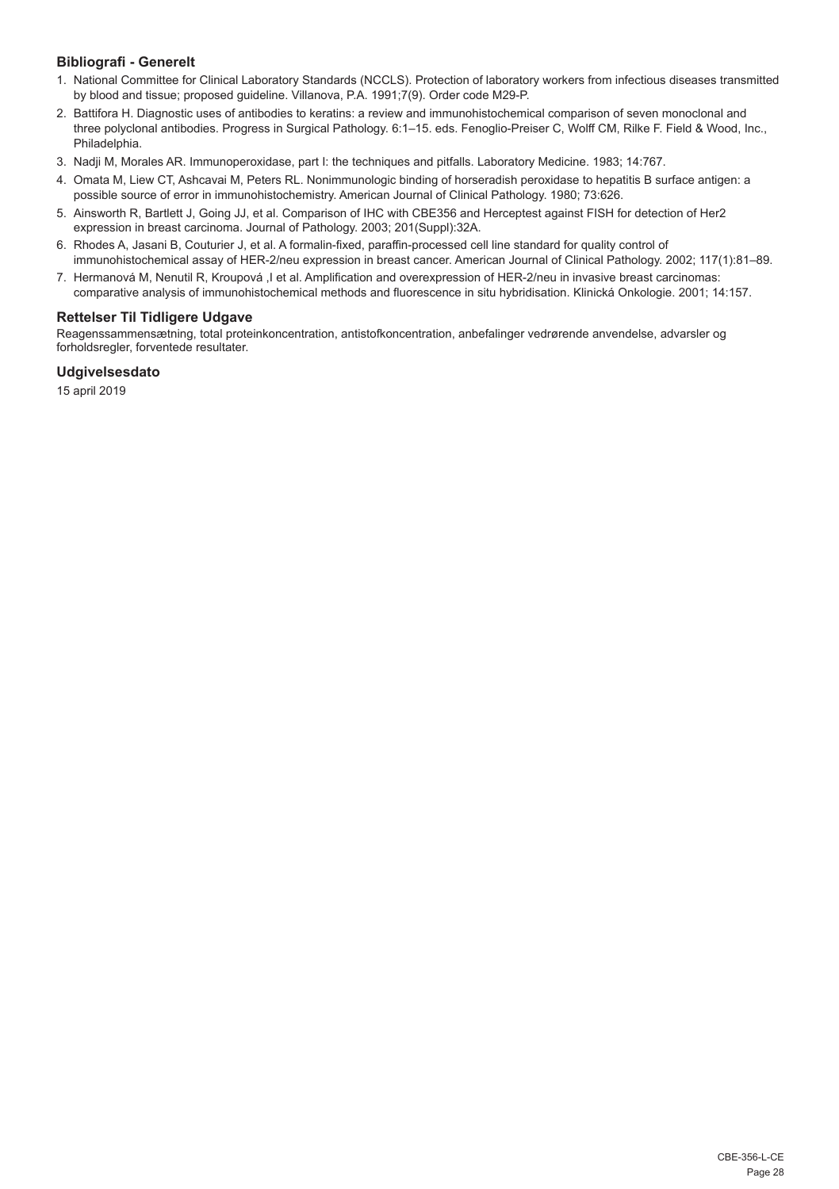### Bibliografi - Generelt

1. National Committee for Clinical Laboratory Standards (NCCLS). Protection of laboratory workers from infectious diseases transmitted by blood and tissue; proposed guideline. Villanova, P.A. 1991;7(9). Order code M29-P.
2. Battifora H. Diagnostic uses of antibodies to keratins: a review and immunohistochemical comparison of seven monoclonal and three polyclonal antibodies. Progress in Surgical Pathology. 6:1–15. eds. Fenoglio-Preiser C, Wolff CM, Rilke F. Field & Wood, Inc., Philadelphia.
3. Nadji M, Morales AR. Immunoperoxidase, part I: the techniques and pitfalls. Laboratory Medicine. 1983; 14:767.
4. Omata M, Liew CT, Ashcavai M, Peters RL. Nonimmunologic binding of horseradish peroxidase to hepatitis B surface antigen: a possible source of error in immunohistochemistry. American Journal of Clinical Pathology. 1980; 73:626.
5. Ainsworth R, Bartlett J, Going JJ, et al. Comparison of IHC with CBE356 and Herceptest against FISH for detection of Her2 expression in breast carcinoma. Journal of Pathology. 2003; 201(Suppl):32A.
6. Rhodes A, Jasani B, Couturier J, et al. A formalin-fixed, paraffin-processed cell line standard for quality control of immunohistochemical assay of HER-2/neu expression in breast cancer. American Journal of Clinical Pathology. 2002; 117(1):81–89.
7. Hermanová M, Nenutil R, Kroupová ,I et al. Amplification and overexpression of HER-2/neu in invasive breast carcinomas: comparative analysis of immunohistochemical methods and fluorescence in situ hybridisation. Klinická Onkologie. 2001; 14:157.

### Rettelser Til Tidligere Udgave

Reagenssammensætning, total proteinkoncentration, antistofkoncentration, anbefalinger vedrørende anvendelse, advarsler og forholdsregler, forventede resultater.

### Udgivelsesdato

15 april 2019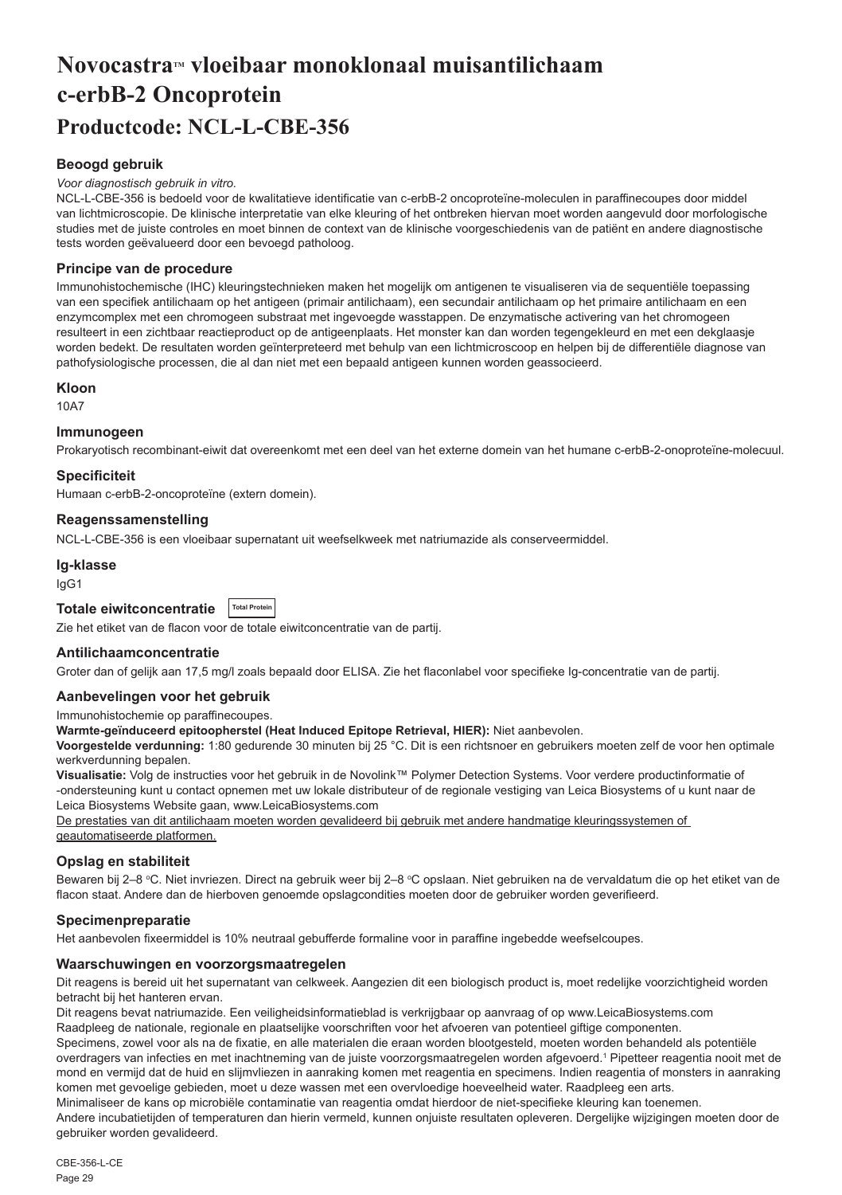# Novocastra™ vloeibaar monoklonaal muisantilichaam c-erbB-2 Oncoprotein

# Productcode: NCL-L-CBE-356

## Beoogd gebruik

*Voor diagnostisch gebruik in vitro.*

NCL-L-CBE-356 is bedoeld voor de kwalitatieve identificatie van c-erbB-2 oncoproteïne-moleculen in paraffinecoupes door middel van lichtmicroscopie. De klinische interpretatie van elke kleuring of het ontbreken hiervan moet worden aangevuld door morfologische studies met de juiste controles en moet binnen de context van de klinische voorgeschiedenis van de patiënt en andere diagnostische tests worden geëvalueerd door een bevoegd patholoog.

## Principe van de procedure

Immunohistochemische (IHC) kleuringstechnieken maken het mogelijk om antigenen te visualiseren via de sequentiële toepassing van een specifiek antilichaam op het antigeen (primair antilichaam), een secundair antilichaam op het primaire antilichaam en een enzymcomplex met een chromogeen substraat met ingevoegde wasstappen. De enzymatische activering van het chromogeen resulteert in een zichtbaar reactieproduct op de antigeenplaats. Het monster kan dan worden tegengekleurd en met een dekglaasje worden bedekt. De resultaten worden geïnterpreteerd met behulp van een lichtmicroscoop en helpen bij de differentiële diagnose van pathofysiologische processen, die al dan niet met een bepaald antigeen kunnen worden geassocieerd.

## Kloon

10A7

## Immunogeen

Prokaryotisch recombinant-eiwit dat overeenkomt met een deel van het externe domein van het humane c-erbB-2-onoproteïne-molecuul.

## Specificiteit

Humaan c-erbB-2-oncoproteïne (extern domein).

## Reagenssamenstelling

NCL-L-CBE-356 is een vloeibaar supernatant uit weefselkweek met natriumazide als conserveermiddel.

## Ig-klasse

IgG1

## Totale eiwitconcentratie Total Protein

Zie het etiket van de flacon voor de totale eiwitconcentratie van de partij.

## Antilichaamconcentratie

Groter dan of gelijk aan 17,5 mg/l zoals bepaald door ELISA. Zie het flaconlabel voor specifieke Ig-concentratie van de partij.

## Aanbevelingen voor het gebruik

Immunohistochemie op paraffinecoupes.

**Warmte-geïnduceerd epitoopherstel (Heat Induced Epitope Retrieval, HIER):** Niet aanbevolen.

**Voorgestelde verdunning:** 1:80 gedurende 30 minuten bij 25 °C. Dit is een richtsnoer en gebruikers moeten zelf de voor hen optimale werkverdunning bepalen.

**Visualisatie:** Volg de instructies voor het gebruik in de Novolink™ Polymer Detection Systems. Voor verdere productinformatie of -ondersteuning kunt u contact opnemen met uw lokale distributeur of de regionale vestiging van Leica Biosystems of u kunt naar de Leica Biosystems Website gaan, www.LeicaBiosystems.com

De prestaties van dit antilichaam moeten worden gevalideerd bij gebruik met andere handmatige kleuringssystemen of geautomatiseerde platformen.

## Opslag en stabiliteit

Bewaren bij 2–8 °C. Niet invriezen. Direct na gebruik weer bij 2–8 °C opslaan. Niet gebruiken na de vervaldatum die op het etiket van de flacon staat. Andere dan de hierboven genoemde opslagcondities moeten door de gebruiker worden geverifieerd.

## Specimenpreparatie

Het aanbevolen fixeermiddel is 10% neutraal gebufferde formaline voor in paraffine ingebedde weefselcoupes.

## Waarschuwingen en voorzorgsmaatregelen

Dit reagens is bereid uit het supernatant van celkweek. Aangezien dit een biologisch product is, moet redelijke voorzichtigheid worden betracht bij het hanteren ervan.

Dit reagens bevat natriumazide. Een veiligheidsinformatieblad is verkrijgbaar op aanvraag of op www.LeicaBiosystems.com

Raadpleeg de nationale, regionale en plaatselijke voorschriften voor het afvoeren van potentieel giftige componenten.

Specimens, zowel voor als na de fixatie, en alle materialen die eraan worden blootgesteld, moeten worden behandeld als potentiële overdragers van infecties en met inachtneming van de juiste voorzorgsmaatregelen worden afgevoerd.[1] Pipetteer reagentia nooit met de mond en vermijd dat de huid en slijmvliezen in aanraking komen met reagentia en specimens. Indien reagentia of monsters in aanraking komen met gevoelige gebieden, moet u deze wassen met een overvloedige hoeveelheid water. Raadpleeg een arts.

Minimaliseer de kans op microbiële contaminatie van reagentia omdat hierdoor de niet-specifieke kleuring kan toenemen.

Andere incubatietijden of temperaturen dan hierin vermeld, kunnen onjuiste resultaten opleveren. Dergelijke wijzigingen moeten door de gebruiker worden gevalideerd.

CBE-356-L-CE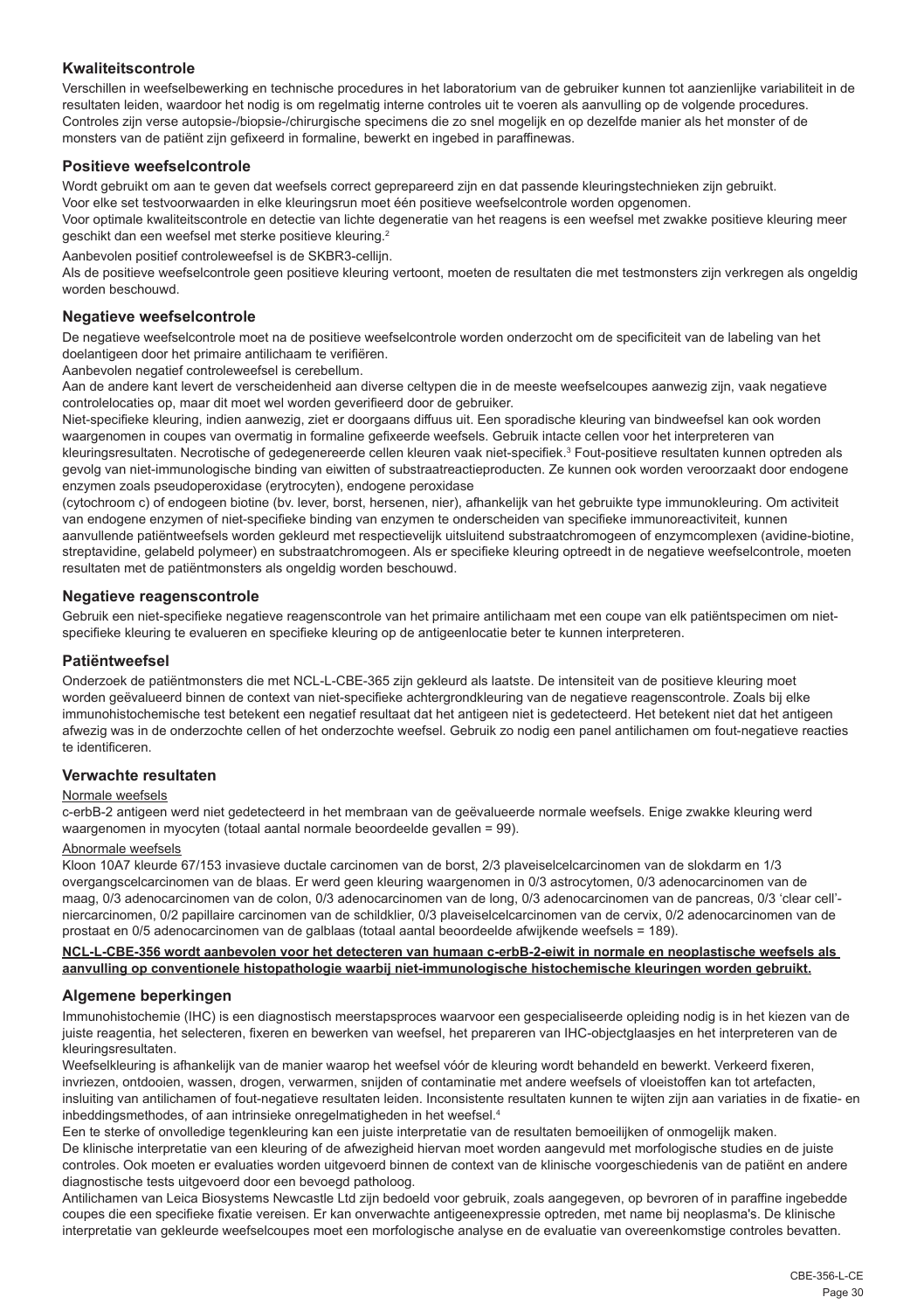## Kwaliteitscontrole

Verschillen in weefselbewerking en technische procedures in het laboratorium van de gebruiker kunnen tot aanzienlijke variabiliteit in de resultaten leiden, waardoor het nodig is om regelmatig interne controles uit te voeren als aanvulling op de volgende procedures. Controles zijn verse autopsie-/biopsie-/chirurgische specimens die zo snel mogelijk en op dezelfde manier als het monster of de monsters van de patiënt zijn gefixeerd in formaline, bewerkt en ingebed in paraffinewas.

## Positieve weefselcontrole

Wordt gebruikt om aan te geven dat weefsels correct geprepareerd zijn en dat passende kleuringstechnieken zijn gebruikt.

Voor elke set testvoorwaarden in elke kleuringsrun moet één positieve weefselcontrole worden opgenomen.

Voor optimale kwaliteitscontrole en detectie van lichte degeneratie van het reagens is een weefsel met zwakke positieve kleuring meer geschikt dan een weefsel met sterke positieve kleuring.[2]

Aanbevolen positief controleweefsel is de SKBR3-cellijn.

Als de positieve weefselcontrole geen positieve kleuring vertoont, moeten de resultaten die met testmonsters zijn verkregen als ongeldig worden beschouwd.

## Negatieve weefselcontrole

De negatieve weefselcontrole moet na de positieve weefselcontrole worden onderzocht om de specificiteit van de labeling van het doelantigeen door het primaire antilichaam te verifiëren.

Aanbevolen negatief controleweefsel is cerebellum.

Aan de andere kant levert de verscheidenheid aan diverse celtypen die in de meeste weefselcoupes aanwezig zijn, vaak negatieve controlelocaties op, maar dit moet wel worden geverifieerd door de gebruiker.

Niet-specifieke kleuring, indien aanwezig, ziet er doorgaans diffuus uit. Een sporadische kleuring van bindweefsel kan ook worden waargenomen in coupes van overmatig in formaline gefixeerde weefsels. Gebruik intacte cellen voor het interpreteren van kleuringsresultaten. Necrotische of gedegenereerde cellen kleuren vaak niet-specifiek.[3] Fout-positieve resultaten kunnen optreden als gevolg van niet-immunologische binding van eiwitten of substraatreactieproducten. Ze kunnen ook worden veroorzaakt door endogene enzymen zoals pseudoperoxidase (erytrocyten), endogene peroxidase (cytochroom c) of endogeen biotine (bv. lever, borst, hersenen, nier), afhankelijk van het gebruikte type immunokleuring. Om activiteit van endogene enzymen of niet-specifieke binding van enzymen te onderscheiden van specifieke immunoreactiviteit, kunnen aanvullende patiëntweefsels worden gekleurd met respectievelijk uitsluitend substraatchromogeen of enzymcomplexen (avidine-biotine, streptavidine, gelabeld polymeer) en substraatchromogeen. Als er specifieke kleuring optreedt in de negatieve weefselcontrole, moeten resultaten met de patiëntmonsters als ongeldig worden beschouwd.

## Negatieve reagenscontrole

Gebruik een niet-specifieke negatieve reagenscontrole van het primaire antilichaam met een coupe van elk patiëntspecimen om niet-specifieke kleuring te evalueren en specifieke kleuring op de antigeenlocatie beter te kunnen interpreteren.

## Patiëntweefsel

Onderzoek de patiëntmonsters die met NCL-L-CBE-365 zijn gekleurd als laatste. De intensiteit van de positieve kleuring moet worden geëvalueerd binnen de context van niet-specifieke achtergrondkleuring van de negatieve reagenscontrole. Zoals bij elke immunohistochemische test betekent een negatief resultaat dat het antigeen niet is gedetecteerd. Het betekent niet dat het antigeen afwezig was in de onderzochte cellen of het onderzochte weefsel. Gebruik zo nodig een panel antilichamen om fout-negatieve reacties te identificeren.

## Verwachte resultaten

Normale weefsels

c-erbB-2 antigeen werd niet gedetecteerd in het membraan van de geëvalueerde normale weefsels. Enige zwakke kleuring werd waargenomen in myocyten (totaal aantal normale beoordeelde gevallen = 99).

Abnormale weefsels

Kloon 10A7 kleurde 67/153 invasieve ductale carcinomen van de borst, 2/3 plaveiselcelcarcinomen van de slokdarm en 1/3 overgangscelcarcinomen van de blaas. Er werd geen kleuring waargenomen in 0/3 astrocytomen, 0/3 adenocarcinomen van de maag, 0/3 adenocarcinomen van de colon, 0/3 adenocarcinomen van de long, 0/3 adenocarcinomen van de pancreas, 0/3 'clear cell'-niercarcinomen, 0/2 papillaire carcinomen van de schildklier, 0/3 plaveiselcelcarcinomen van de cervix, 0/2 adenocarcinomen van de prostaat en 0/5 adenocarcinomen van de galblaas (totaal aantal beoordeelde afwijkende weefsels = 189).

**NCL-L-CBE-356 wordt aanbevolen voor het detecteren van humaan c-erbB-2-eiwit in normale en neoplastische weefsels als aanvulling op conventionele histopathologie waarbij niet-immunologische histochemische kleuringen worden gebruikt.**

## Algemene beperkingen

Immunohistochemie (IHC) is een diagnostisch meerstapsproces waarvoor een gespecialiseerde opleiding nodig is in het kiezen van de juiste reagentia, het selecteren, fixeren en bewerken van weefsel, het prepareren van IHC-objectglaasjes en het interpreteren van de kleuringsresultaten.

Weefselkleuring is afhankelijk van de manier waarop het weefsel vóór de kleuring wordt behandeld en bewerkt. Verkeerd fixeren, invriezen, ontdooien, wassen, drogen, verwarmen, snijden of contaminatie met andere weefsels of vloeistoffen kan tot artefacten, insluiting van antilichamen of fout-negatieve resultaten leiden. Inconsistente resultaten kunnen te wijten zijn aan variaties in de fixatie- en inbeddingsmethodes, of aan intrinsieke onregelmatigheden in het weefsel.[4]

Een te sterke of onvolledige tegenkleuring kan een juiste interpretatie van de resultaten bemoeilijken of onmogelijk maken.

De klinische interpretatie van een kleuring of de afwezigheid hiervan moet worden aangevuld met morfologische studies en de juiste controles. Ook moeten er evaluaties worden uitgevoerd binnen de context van de klinische voorgeschiedenis van de patiënt en andere diagnostische tests uitgevoerd door een bevoegd patholoog.

Antilichamen van Leica Biosystems Newcastle Ltd zijn bedoeld voor gebruik, zoals aangegeven, op bevroren of in paraffine ingebedde coupes die een specifieke fixatie vereisen. Er kan onverwachte antigeenexpressie optreden, met name bij neoplasma's. De klinische interpretatie van gekleurde weefselcoupes moet een morfologische analyse en de evaluatie van overeenkomstige controles bevatten.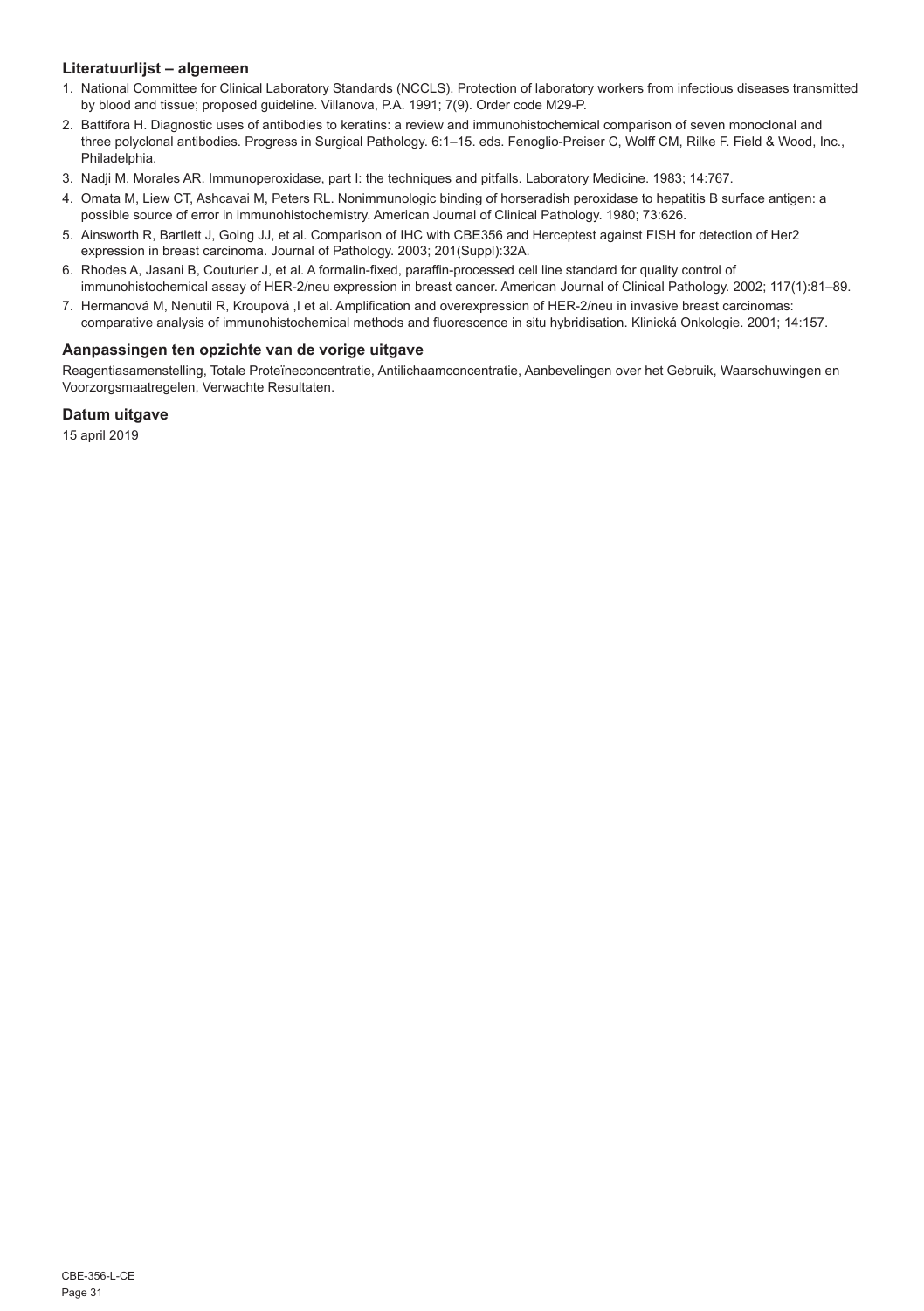### Literatuurlijst – algemeen

1. National Committee for Clinical Laboratory Standards (NCCLS). Protection of laboratory workers from infectious diseases transmitted by blood and tissue; proposed guideline. Villanova, P.A. 1991; 7(9). Order code M29-P.
2. Battifora H. Diagnostic uses of antibodies to keratins: a review and immunohistochemical comparison of seven monoclonal and three polyclonal antibodies. Progress in Surgical Pathology. 6:1–15. eds. Fenoglio-Preiser C, Wolff CM, Rilke F. Field & Wood, Inc., Philadelphia.
3. Nadji M, Morales AR. Immunoperoxidase, part I: the techniques and pitfalls. Laboratory Medicine. 1983; 14:767.
4. Omata M, Liew CT, Ashcavai M, Peters RL. Nonimmunologic binding of horseradish peroxidase to hepatitis B surface antigen: a possible source of error in immunohistochemistry. American Journal of Clinical Pathology. 1980; 73:626.
5. Ainsworth R, Bartlett J, Going JJ, et al. Comparison of IHC with CBE356 and Herceptest against FISH for detection of Her2 expression in breast carcinoma. Journal of Pathology. 2003; 201(Suppl):32A.
6. Rhodes A, Jasani B, Couturier J, et al. A formalin-fixed, paraffin-processed cell line standard for quality control of immunohistochemical assay of HER-2/neu expression in breast cancer. American Journal of Clinical Pathology. 2002; 117(1):81–89.
7. Hermanová M, Nenutil R, Kroupová ,I et al. Amplification and overexpression of HER-2/neu in invasive breast carcinomas: comparative analysis of immunohistochemical methods and fluorescence in situ hybridisation. Klinická Onkologie. 2001; 14:157.

### Aanpassingen ten opzichte van de vorige uitgave

Reagentiasamenstelling, Totale Proteïneconcentratie, Antilichaamconcentratie, Aanbevelingen over het Gebruik, Waarschuwingen en Voorzorgsmaatregelen, Verwachte Resultaten.

### Datum uitgave

15 april 2019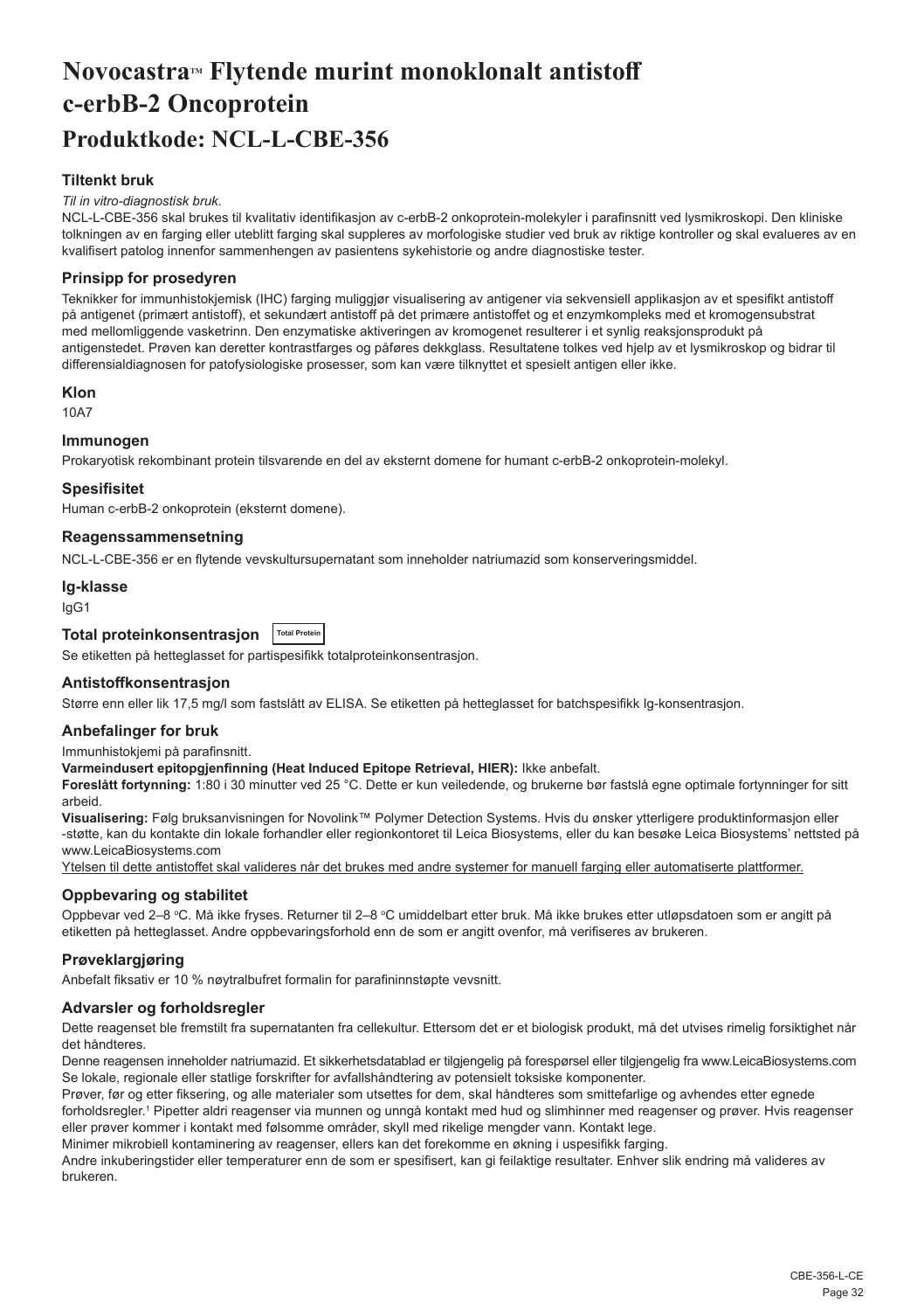# Novocastra™ Flytende murint monoklonalt antistoff c-erbB-2 Oncoprotein

## Produktkode: NCL-L-CBE-356

### Tiltenkt bruk

*Til in vitro-diagnostisk bruk.*

NCL-L-CBE-356 skal brukes til kvalitativ identifikasjon av c-erbB-2 onkoprotein-molekyler i parafinsnitt ved lysmikroskopi. Den kliniske tolkningen av en farging eller uteblitt farging skal suppleres av morfologiske studier ved bruk av riktige kontroller og skal evalueres av en kvalifisert patolog innenfor sammenhengen av pasientens sykehistorie og andre diagnostiske tester.

### Prinsipp for prosedyren

Teknikker for immunhistokjemisk (IHC) farging muliggjør visualisering av antigener via sekvensiell applikasjon av et spesifikt antistoff på antigenet (primært antistoff), et sekundært antistoff på det primære antistoffet og et enzymkompleks med et kromogensubstrat med mellomliggende vasketrinn. Den enzymatiske aktiveringen av kromogenet resulterer i et synlig reaksjonsprodukt på antigenstedet. Prøven kan deretter kontrastfarges og påføres dekkglass. Resultatene tolkes ved hjelp av et lysmikroskop og bidrar til differensialdiagnosen for patofysiologiske prosesser, som kan være tilknyttet et spesielt antigen eller ikke.

### Klon

10A7

### Immunogen

Prokaryotisk rekombinant protein tilsvarende en del av eksternt domene for humant c-erbB-2 onkoprotein-molekyl.

### Spesifisitet

Human c-erbB-2 onkoprotein (eksternt domene).

### Reagenssammensetning

NCL-L-CBE-356 er en flytende vevskultursupernatant som inneholder natriumazid som konserveringsmiddel.

### Ig-klasse

IgG1

### Total proteinkonsentrasjon Total Protein

Se etiketten på hetteglasset for partispesifikk totalproteinkonsentrasjon.

### Antistoffkonsentrasjon

Større enn eller lik 17,5 mg/l som fastslått av ELISA. Se etiketten på hetteglasset for batchspesifikk Ig-konsentrasjon.

### Anbefalinger for bruk

Immunhistokjemi på parafinsnitt.

**Varmeindusert epitopgjenfinning (Heat Induced Epitope Retrieval, HIER):** Ikke anbefalt.

**Foreslått fortynning:** 1:80 i 30 minutter ved 25 °C. Dette er kun veiledende, og brukerne bør fastslå egne optimale fortynninger for sitt arbeid.

**Visualisering:** Følg bruksanvisningen for Novolink™ Polymer Detection Systems. Hvis du ønsker ytterligere produktinformasjon eller -støtte, kan du kontakte din lokale forhandler eller regionkontoret til Leica Biosystems, eller du kan besøke Leica Biosystems' nettsted på www.LeicaBiosystems.com

<u>Ytelsen til dette antistoffet skal valideres når det brukes med andre systemer for manuell farging eller automatiserte plattformer.</u>

### Oppbevaring og stabilitet

Oppbevar ved 2–8 °C. Må ikke fryses. Returner til 2–8 °C umiddelbart etter bruk. Må ikke brukes etter utløpsdatoen som er angitt på etiketten på hetteglasset. Andre oppbevaringsforhold enn de som er angitt ovenfor, må verifiseres av brukeren.

### Prøveklargjøring

Anbefalt fiksativ er 10 % nøytralbufret formalin for parafininnstøpte vevsnitt.

### Advarsler og forholdsregler

Dette reagenset ble fremstilt fra supernatanten fra cellekultur. Ettersom det er et biologisk produkt, må det utvises rimelig forsiktighet når det håndteres.

Denne reagensen inneholder natriumazid. Et sikkerhetsdatablad er tilgjengelig på forespørsel eller tilgjengelig fra www.LeicaBiosystems.com

Se lokale, regionale eller statlige forskrifter for avfallshåndtering av potensielt toksiske komponenter.

Prøver, før og etter fiksering, og alle materialer som utsettes for dem, skal håndteres som smittefarlige og avhendes etter egnede forholdsregler.[1] Pipetter aldri reagenser via munnen og unngå kontakt med hud og slimhinner med reagenser og prøver. Hvis reagenser eller prøver kommer i kontakt med følsomme områder, skyll med rikelige mengder vann. Kontakt lege.

Minimer mikrobiell kontaminering av reagenser, ellers kan det forekomme en økning i uspesifikk farging.

Andre inkuberingstider eller temperaturer enn de som er spesifisert, kan gi feilaktige resultater. Enhver slik endring må valideres av brukeren.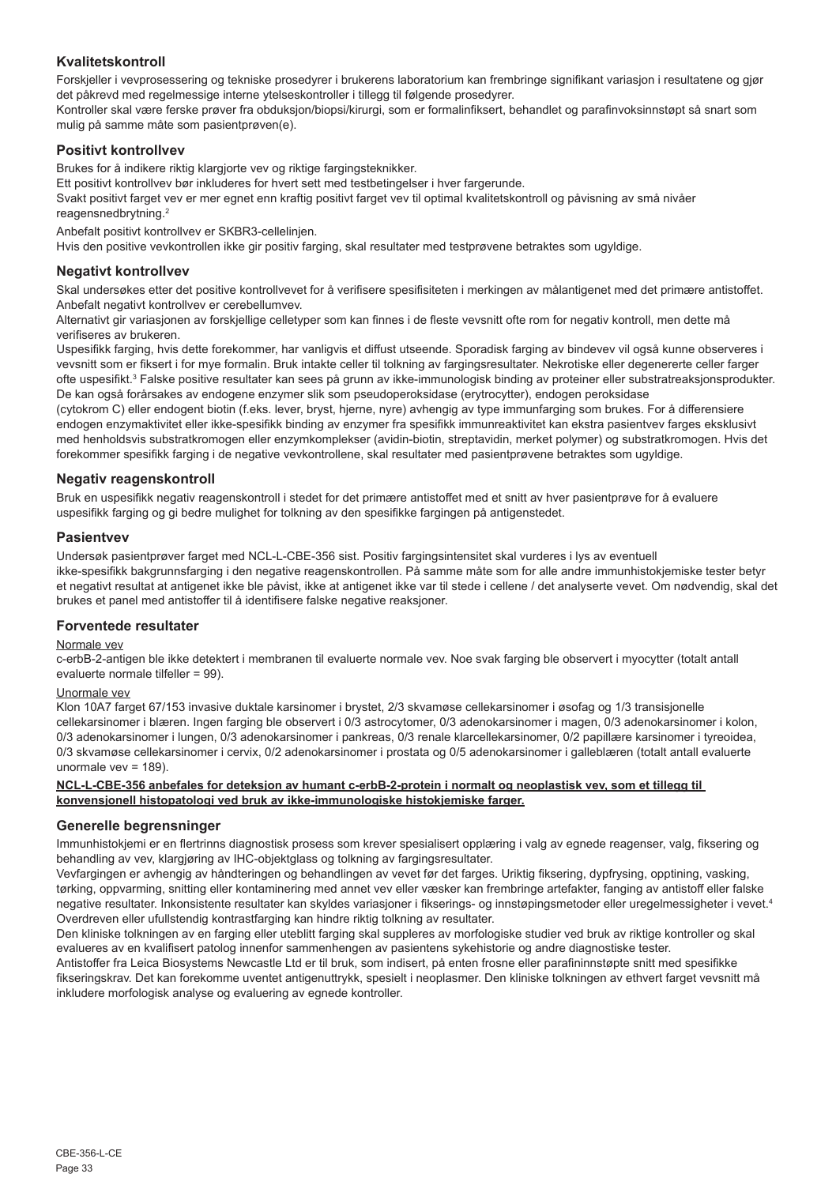## Kvalitetskontroll

Forskjeller i vevprosessering og tekniske prosedyrer i brukerens laboratorium kan frembringe signifikant variasjon i resultatene og gjør det påkrevd med regelmessige interne ytelseskontroller i tillegg til følgende prosedyrer.

Kontroller skal være ferske prøver fra obduksjon/biopsi/kirurgi, som er formalinfiksert, behandlet og parafinvoksinnstøpt så snart som mulig på samme måte som pasientprøven(e).

## Positivt kontrollvev

Brukes for å indikere riktig klargjorte vev og riktige fargingsteknikker.

Ett positivt kontrollvev bør inkluderes for hvert sett med testbetingelser i hver fargerunde.

Svakt positivt farget vev er mer egnet enn kraftig positivt farget vev til optimal kvalitetskontroll og påvisning av små nivåer reagensnedbrytning.[2]

Anbefalt positivt kontrollvev er SKBR3-cellelinjen.

Hvis den positive vevkontrollen ikke gir positiv farging, skal resultater med testprøvene betraktes som ugyldige.

## Negativt kontrollvev

Skal undersøkes etter det positive kontrollvevet for å verifisere spesifisiteten i merkingen av målantigenet med det primære antistoffet.

Anbefalt negativt kontrollvev er cerebellumvev.

Alternativt gir variasjonen av forskjellige celletyper som kan finnes i de fleste vevsnitt ofte rom for negativ kontroll, men dette må verifiseres av brukeren.

Uspesifikk farging, hvis dette forekommer, har vanligvis et diffust utseende. Sporadisk farging av bindevev vil også kunne observeres i vevsnitt som er fiksert i for mye formalin. Bruk intakte celler til tolkning av fargingsresultater. Nekrotiske eller degenererte celler farger ofte uspesifikt.[3] Falske positive resultater kan sees på grunn av ikke-immunologisk binding av proteiner eller substratreaksjonsprodukter. De kan også forårsakes av endogene enzymer slik som pseudoperoksidase (erytrocytter), endogen peroksidase (cytokrom C) eller endogent biotin (f.eks. lever, bryst, hjerne, nyre) avhengig av type immunfarging som brukes. For å differensiere endogen enzymaktivitet eller ikke-spesifikk binding av enzymer fra spesifikk immunreaktivitet kan ekstra pasientvev farges eksklusivt med henholdsvis substratkromogen eller enzymkomplekser (avidin-biotin, streptavidin, merket polymer) og substratkromogen. Hvis det forekommer spesifikk farging i de negative vevkontrollene, skal resultater med pasientprøvene betraktes som ugyldige.

## Negativ reagenskontroll

Bruk en uspesifikk negativ reagenskontroll i stedet for det primære antistoffet med et snitt av hver pasientprøve for å evaluere uspesifikk farging og gi bedre mulighet for tolkning av den spesifikke fargingen på antigenstedet.

## Pasientvev

Undersøk pasientprøver farget med NCL-L-CBE-356 sist. Positiv fargingsintensitet skal vurderes i lys av eventuell ikke-spesifikk bakgrunnsfarging i den negative reagenskontrollen. På samme måte som for alle andre immunhistokjemiske tester betyr et negativt resultat at antigenet ikke ble påvist, ikke at antigenet ikke var til stede i cellene / det analyserte vevet. Om nødvendig, skal det brukes et panel med antistoffer til å identifisere falske negative reaksjoner.

## Forventede resultater

Normale vev

c-erbB-2-antigen ble ikke detektert i membranen til evaluerte normale vev. Noe svak farging ble observert i myocytter (totalt antall evaluerte normale tilfeller = 99).

Unormale vev

Klon 10A7 farget 67/153 invasive duktale karsinomer i brystet, 2/3 skvamøse cellekarsinomer i øsofag og 1/3 transisjonelle cellekarsinomer i blæren. Ingen farging ble observert i 0/3 astrocytomer, 0/3 adenokarsinomer i magen, 0/3 adenokarsinomer i kolon, 0/3 adenokarsinomer i lungen, 0/3 adenokarsinomer i pankreas, 0/3 renale klarcellekarsinomer, 0/2 papillære karsinomer i tyreoidea, 0/3 skvamøse cellekarsinomer i cervix, 0/2 adenokarsinomer i prostata og 0/5 adenokarsinomer i galleblæren (totalt antall evaluerte unormale vev = 189).

**NCL-L-CBE-356 anbefales for deteksjon av humant c-erbB-2-protein i normalt og neoplastisk vev, som et tillegg til konvensjonell histopatologi ved bruk av ikke-immunologiske histokjemiske farger.**

## Generelle begrensninger

Immunhistokjemi er en flertrinns diagnostisk prosess som krever spesialisert opplæring i valg av egnede reagenser, valg, fiksering og behandling av vev, klargjøring av IHC-objektglass og tolkning av fargingsresultater.

Vevfargingen er avhengig av håndteringen og behandlingen av vevet før det farges. Uriktig fiksering, dypfrysing, opptining, vasking, tørking, oppvarming, snitting eller kontaminering med annet vev eller væsker kan frembringe artefakter, fanging av antistoff eller falske negative resultater. Inkonsistente resultater kan skyldes variasjoner i fikserings- og innstøpingsmetoder eller uregelmessigheter i vevet.[4]

Overdreven eller ufullstendig kontrastfarging kan hindre riktig tolkning av resultater.

Den kliniske tolkningen av en farging eller uteblitt farging skal suppleres av morfologiske studier ved bruk av riktige kontroller og skal evalueres av en kvalifisert patolog innenfor sammenhengen av pasientens sykehistorie og andre diagnostiske tester.

Antistoffer fra Leica Biosystems Newcastle Ltd er til bruk, som indisert, på enten frosne eller parafininnstøpte snitt med spesifikke fikseringskrav. Det kan forekomme uventet antigenuttrykk, spesielt i neoplasmer. Den kliniske tolkningen av ethvert farget vevsnitt må inkludere morfologisk analyse og evaluering av egnede kontroller.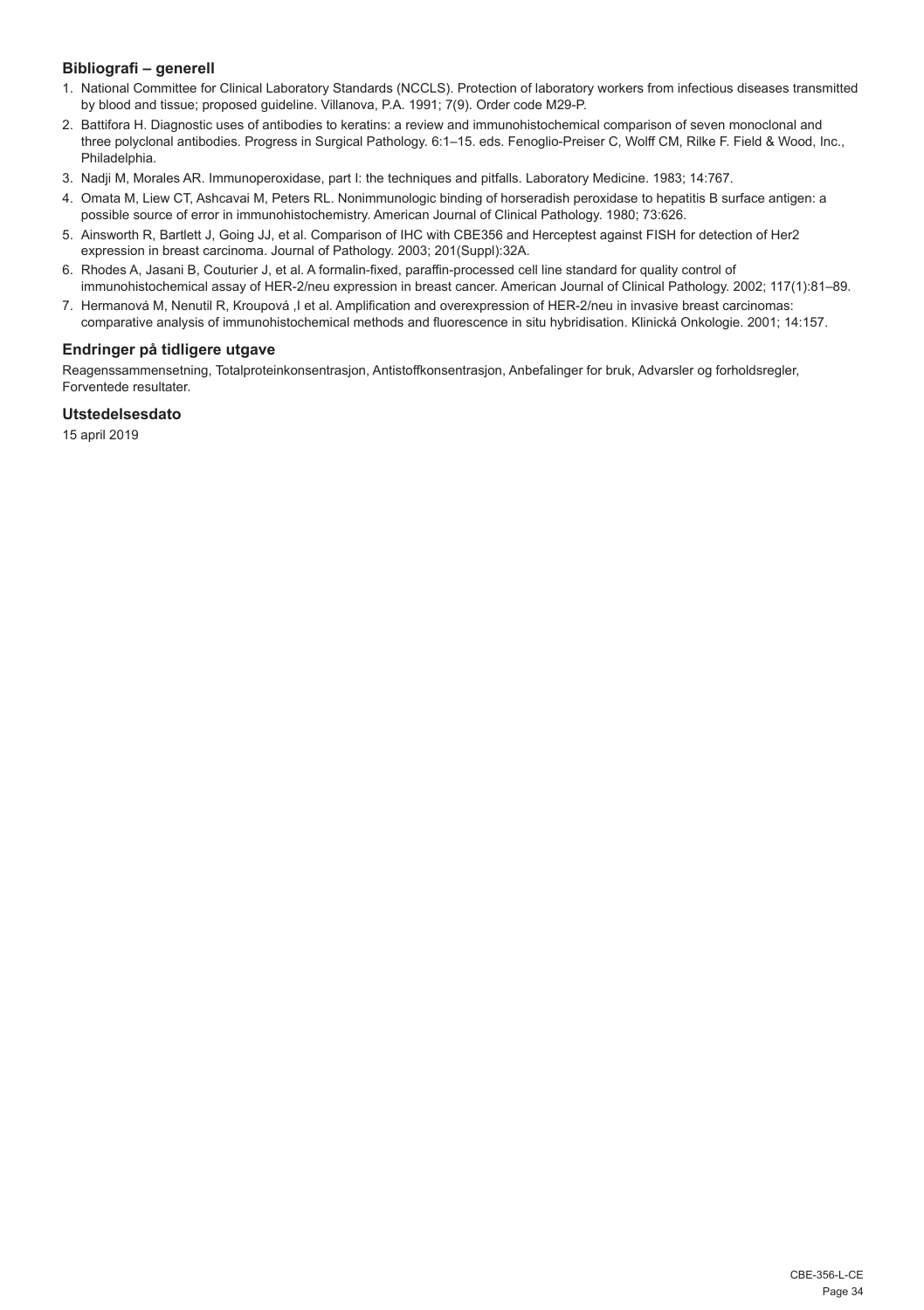### Bibliografi – generell

1. National Committee for Clinical Laboratory Standards (NCCLS). Protection of laboratory workers from infectious diseases transmitted by blood and tissue; proposed guideline. Villanova, P.A. 1991; 7(9). Order code M29-P.
2. Battifora H. Diagnostic uses of antibodies to keratins: a review and immunohistochemical comparison of seven monoclonal and three polyclonal antibodies. Progress in Surgical Pathology. 6:1–15. eds. Fenoglio-Preiser C, Wolff CM, Rilke F. Field & Wood, Inc., Philadelphia.
3. Nadji M, Morales AR. Immunoperoxidase, part I: the techniques and pitfalls. Laboratory Medicine. 1983; 14:767.
4. Omata M, Liew CT, Ashcavai M, Peters RL. Nonimmunologic binding of horseradish peroxidase to hepatitis B surface antigen: a possible source of error in immunohistochemistry. American Journal of Clinical Pathology. 1980; 73:626.
5. Ainsworth R, Bartlett J, Going JJ, et al. Comparison of IHC with CBE356 and Herceptest against FISH for detection of Her2 expression in breast carcinoma. Journal of Pathology. 2003; 201(Suppl):32A.
6. Rhodes A, Jasani B, Couturier J, et al. A formalin-fixed, paraffin-processed cell line standard for quality control of immunohistochemical assay of HER-2/neu expression in breast cancer. American Journal of Clinical Pathology. 2002; 117(1):81–89.
7. Hermanová M, Nenutil R, Kroupová ,I et al. Amplification and overexpression of HER-2/neu in invasive breast carcinomas: comparative analysis of immunohistochemical methods and fluorescence in situ hybridisation. Klinická Onkologie. 2001; 14:157.

### Endringer på tidligere utgave

Reagenssammensetning, Totalproteinkonsentrasjon, Antistoffkonsentrasjon, Anbefalinger for bruk, Advarsler og forholdsregler, Forventede resultater.

### Utstedelsesdato

15 april 2019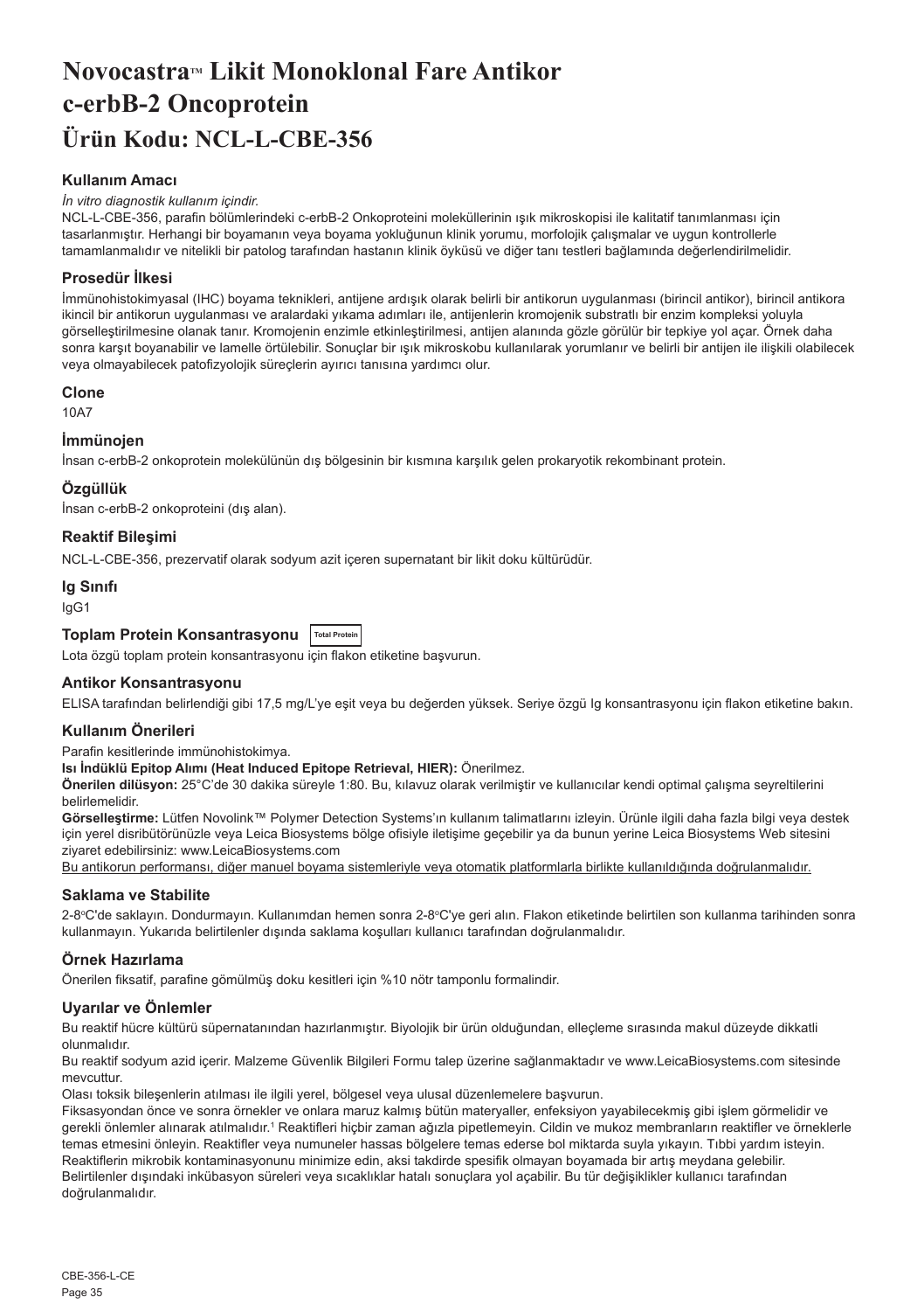# Novocastra™ Likit Monoklonal Fare Antikor c-erbB-2 Oncoprotein
# Ürün Kodu: NCL-L-CBE-356

### Kullanım Amacı

*İn vitro diagnostik kullanım içindir.*

NCL-L-CBE-356, parafin bölümlerindeki c-erbB-2 Onkoproteini moleküllerinin ışık mikroskopisi ile kalitatif tanımlanması için tasarlanmıştır. Herhangi bir boyamanın veya boyama yokluğunun klinik yorumu, morfolojik çalışmalar ve uygun kontrollerle tamamlanmalıdır ve nitelikli bir patolog tarafından hastanın klinik öyküsü ve diğer tanı testleri bağlamında değerlendirilmelidir.

### Prosedür İlkesi

İmmünohistokimyasal (IHC) boyama teknikleri, antijene ardışık olarak belirli bir antikorun uygulanması (birincil antikor), birincil antikora ikincil bir antikorun uygulanması ve aralardaki yıkama adımları ile, antijenlerin kromojenik substratlı bir enzim kompleksi yoluyla görselleştirilmesine olanak tanır. Kromojenin enzimle etkinleştirilmesi, antijen alanında gözle görülür bir tepkiye yol açar. Örnek daha sonra karşıt boyanabilir ve lamelle örtülebilir. Sonuçlar bir ışık mikroskobu kullanılarak yorumlanır ve belirli bir antijen ile ilişkili olabilecek veya olmayabilecek patofizyolojik süreçlerin ayırıcı tanısına yardımcı olur.

### Clone

10A7

### İmmünojen

İnsan c-erbB-2 onkoprotein molekülünün dış bölgesinin bir kısmına karşılık gelen prokaryotik rekombinant protein.

### Özgüllük

İnsan c-erbB-2 onkoproteini (dış alan).

### Reaktif Bileşimi

NCL-L-CBE-356, prezervatif olarak sodyum azit içeren supernatant bir likit doku kültürüdür.

### Ig Sınıfı

IgG1

### Toplam Protein Konsantrasyonu Total Protein

Lota özgü toplam protein konsantrasyonu için flakon etiketine başvurun.

### Antikor Konsantrasyonu

ELISA tarafından belirlendiği gibi 17,5 mg/L'ye eşit veya bu değerden yüksek. Seriye özgü Ig konsantrasyonu için flakon etiketine bakın.

### Kullanım Önerileri

Parafin kesitlerinde immünohistokimya.

**Isı İndüklü Epitop Alımı (Heat Induced Epitope Retrieval, HIER):** Önerilmez.

**Önerilen dilüsyon:** 25°C'de 30 dakika süreyle 1:80. Bu, kılavuz olarak verilmiştir ve kullanıcılar kendi optimal çalışma seyreltilerini belirlemelidir.

**Görselleştirme:** Lütfen Novolink™ Polymer Detection Systems'ın kullanım talimatlarını izleyin. Ürünle ilgili daha fazla bilgi veya destek için yerel distribütörünüzle veya Leica Biosystems bölge ofisiyle iletişime geçebilir ya da bunun yerine Leica Biosystems Web sitesini ziyaret edebilirsiniz: www.LeicaBiosystems.com

Bu antikorun performansı, diğer manuel boyama sistemleriyle veya otomatik platformlarla birlikte kullanıldığında doğrulanmalıdır.

### Saklama ve Stabilite

2-8°C'de saklayın. Dondurmayın. Kullanımdan hemen sonra 2-8°C'ye geri alın. Flakon etiketinde belirtilen son kullanma tarihinden sonra kullanmayın. Yukarıda belirtilenler dışında saklama koşulları kullanıcı tarafından doğrulanmalıdır.

### Örnek Hazırlama

Önerilen fiksatif, parafine gömülmüş doku kesitleri için %10 nötr tamponlu formalindir.

### Uyarılar ve Önlemler

Bu reaktif hücre kültürü süpernatanından hazırlanmıştır. Biyolojik bir ürün olduğundan, elleçleme sırasında makul düzeyde dikkatli olunmalıdır.

Bu reaktif sodyum azid içerir. Malzeme Güvenlik Bilgileri Formu talep üzerine sağlanmaktadır ve www.LeicaBiosystems.com sitesinde mevcuttur.

Olası toksik bileşenlerin atılması ile ilgili yerel, bölgesel veya ulusal düzenlemelere başvurun.

Fiksasyondan önce ve sonra örnekler ve onlara maruz kalmış bütün materyaller, enfeksiyon yayabilecekmiş gibi işlem görmelidir ve gerekli önlemler alınarak atılmalıdır.[1] Reaktifleri hiçbir zaman ağızla pipetlemeyin. Cildin ve mukoz membranların reaktifler ve örneklerle temas etmesini önleyin. Reaktifler veya numuneler hassas bölgelere temas ederse bol miktarda suyla yıkayın. Tıbbi yardım isteyin.

Reaktiflerin mikrobik kontaminasyonunu minimize edin, aksi takdirde spesifik olmayan boyamada bir artış meydana gelebilir.

Belirtilenler dışındaki inkübasyon süreleri veya sıcaklıklar hatalı sonuçlara yol açabilir. Bu tür değişiklikler kullanıcı tarafından doğrulanmalıdır.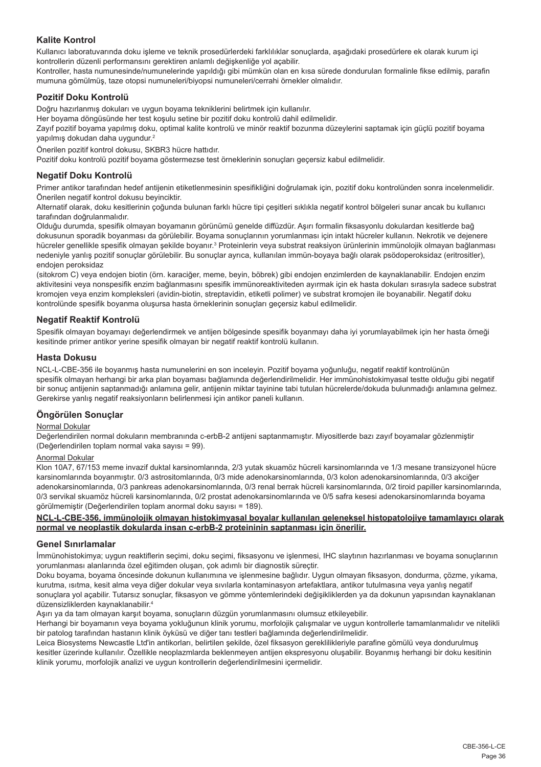## Kalite Kontrol

Kullanıcı laboratuvarında doku işleme ve teknik prosedürlerdeki farklılıklar sonuçlarda, aşağıdaki prosedürlere ek olarak kurum içi kontrollerin düzenli performansını gerektiren anlamlı değişkenliğe yol açabilir.

Kontroller, hasta numunesinde/numunelerinde yapıldığı gibi mümkün olan en kısa sürede dondurulan formalinle fikse edilmiş, parafin mumuna gömülmüş, taze otopsi numuneleri/biyopsi numuneleri/cerrahi örnekler olmalıdır.

## Pozitif Doku Kontrolü

Doğru hazırlanmış dokuları ve uygun boyama tekniklerini belirtmek için kullanılır.

Her boyama döngüsünde her test koşulu setine bir pozitif doku kontrolü dahil edilmelidir.

Zayıf pozitif boyama yapılmış doku, optimal kalite kontrolü ve minör reaktif bozunma düzeylerini saptamak için güçlü pozitif boyama yapılmış dokudan daha uygundur.[2]

Önerilen pozitif kontrol dokusu, SKBR3 hücre hattıdır.

Pozitif doku kontrolü pozitif boyama göstermezse test örneklerinin sonuçları geçersiz kabul edilmelidir.

## Negatif Doku Kontrolü

Primer antikor tarafından hedef antijenin etiketlenmesinin spesifikliğini doğrulamak için, pozitif doku kontrolünden sonra incelenmelidir. Önerilen negatif kontrol dokusu beyinciktir.

Alternatif olarak, doku kesitlerinin çoğunda bulunan farklı hücre tipi çeşitleri sıklıkla negatif kontrol bölgeleri sunar ancak bu kullanıcı tarafından doğrulanmalıdır.

Olduğu durumda, spesifik olmayan boyamanın görünümü genelde diffüzdür. Aşırı formalin fiksasyonlu dokulardan kesitlerde bağ dokusunun sporadik boyanması da görülebilir. Boyama sonuçlarının yorumlanması için intakt hücreler kullanın. Nekrotik ve dejenere hücreler genellikle spesifik olmayan şekilde boyanır.[3] Proteinlerin veya substrat reaksiyon ürünlerinin immünolojik olmayan bağlanması nedeniyle yanlış pozitif sonuçlar görülebilir. Bu sonuçlar ayrıca, kullanılan immün-boyaya bağlı olarak psödoperoksidaz (eritrositler), endojen peroksidaz

(sitokrom C) veya endojen biotin (örn. karaciğer, meme, beyin, böbrek) gibi endojen enzimlerden de kaynaklanabilir. Endojen enzim aktivitesini veya nonspesifik enzim bağlanmasını spesifik immünoreaktiviteden ayırmak için ek hasta dokuları sırasıyla sadece substrat kromojen veya enzim kompleksleri (avidin-biotin, streptavidin, etiketli polimer) ve substrat kromojen ile boyanabilir. Negatif doku kontrolünde spesifik boyanma oluşursa hasta örneklerinin sonuçları geçersiz kabul edilmelidir.

## Negatif Reaktif Kontrolü

Spesifik olmayan boyamayı değerlendirmek ve antijen bölgesinde spesifik boyanmayı daha iyi yorumlayabilmek için her hasta örneği kesitinde primer antikor yerine spesifik olmayan bir negatif reaktif kontrolü kullanın.

## Hasta Dokusu

NCL-L-CBE-356 ile boyanmış hasta numunelerini en son inceleyin. Pozitif boyama yoğunluğu, negatif reaktif kontrolünün spesifik olmayan herhangi bir arka plan boyaması bağlamında değerlendirilmelidir. Her immünohistokimyasal testte olduğu gibi negatif bir sonuç antijenin saptanmadığı anlamına gelir, antijenin miktar tayinine tabi tutulan hücrelerde/dokuda bulunmadığı anlamına gelmez. Gerekirse yanlış negatif reaksiyonların belirlenmesi için antikor paneli kullanın.

## Öngörülen Sonuçlar

Normal Dokular

Değerlendirilen normal dokuların membranında c-erbB-2 antijeni saptanmamıştır. Miyositlerde bazı zayıf boyamalar gözlenmiştir (Değerlendirilen toplam normal vaka sayısı = 99).

Anormal Dokular

Klon 10A7, 67/153 meme invazif duktal karsinomlarında, 2/3 yutak skuamöz hücreli karsinomlarında ve 1/3 mesane transizyonel hücre karsinomlarında boyanmıştır. 0/3 astrositomlarında, 0/3 mide adenokarsinomlarında, 0/3 kolon adenokarsinomlarında, 0/3 akciğer adenokarsinomlarında, 0/3 pankreas adenokarsinomlarında, 0/3 renal berrak hücreli karsinomlarında, 0/2 tiroid papiller karsinomlarında, 0/3 servikal skuamöz hücreli karsinomlarında, 0/2 prostat adenokarsinomlarında ve 0/5 safra kesesi adenokarsinomlarında boyama görülmemiştir (Değerlendirilen toplam anormal doku sayısı = 189).

**NCL-L-CBE-356, immünolojik olmayan histokimyasal boyalar kullanılan geleneksel histopatolojiye tamamlayıcı olarak normal ve neoplastik dokularda insan c-erbB-2 proteininin saptanması için önerilir.**

## Genel Sınırlamalar

İmmünohistokimya; uygun reaktiflerin seçimi, doku seçimi, fiksasyonu ve işlenmesi, IHC slaytının hazırlanması ve boyama sonuçlarının yorumlanması alanlarında özel eğitimden oluşan, çok adımlı bir diagnostik süreçtir.

Doku boyama, boyama öncesinde dokunun kullanımına ve işlenmesine bağlıdır. Uygun olmayan fiksasyon, dondurma, çözme, yıkama, kurutma, ısıtma, kesit alma veya diğer dokular veya sıvılarla kontaminasyon artefaktlara, antikor tutulmasına veya yanlış negatif sonuçlara yol açabilir. Tutarsız sonuçlar, fiksasyon ve gömme yöntemlerindeki değişikliklerden ya da dokunun yapısından kaynaklanan düzensizliklerden kaynaklanabilir.[4]

Aşırı ya da tam olmayan karşıt boyama, sonuçların düzgün yorumlanmasını olumsuz etkileyebilir.

Herhangi bir boyamanın veya boyama yokluğunun klinik yorumu, morfolojik çalışmalar ve uygun kontrollerle tamamlanmalıdır ve nitelikli bir patolog tarafından hastanın klinik öyküsü ve diğer tanı testleri bağlamında değerlendirilmelidir.

Leica Biosystems Newcastle Ltd'in antikorları, belirtilen şekilde, özel fiksasyon gereklilikleriyle parafine gömülü veya dondurulmuş kesitler üzerinde kullanılır. Özellikle neoplazmlarda beklenmeyen antijen ekspresyonu oluşabilir. Boyanmış herhangi bir doku kesitinin klinik yorumu, morfolojik analizi ve uygun kontrollerin değerlendirilmesini içermelidir.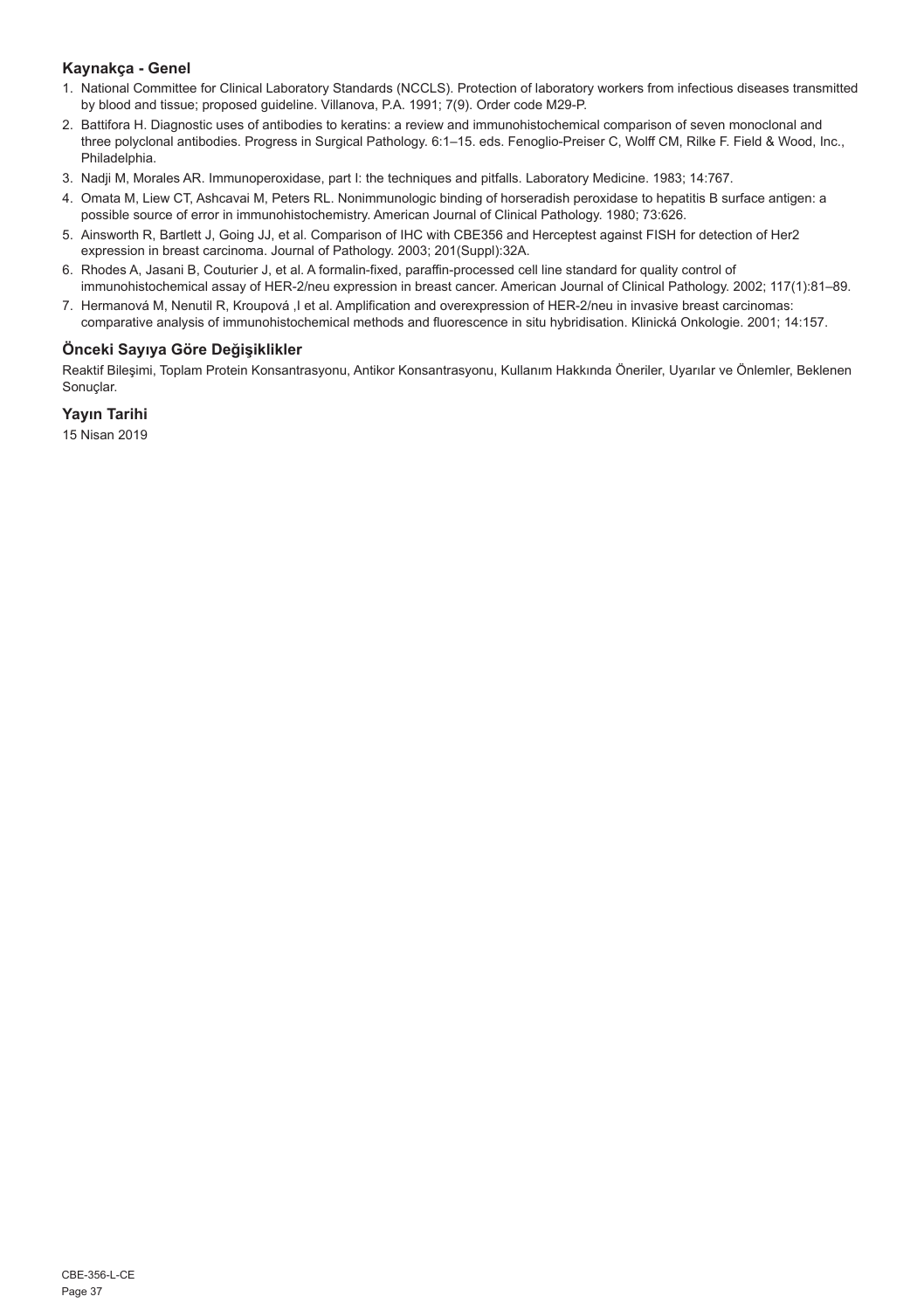## Kaynakça - Genel

1. National Committee for Clinical Laboratory Standards (NCCLS). Protection of laboratory workers from infectious diseases transmitted by blood and tissue; proposed guideline. Villanova, P.A. 1991; 7(9). Order code M29-P.
2. Battifora H. Diagnostic uses of antibodies to keratins: a review and immunohistochemical comparison of seven monoclonal and three polyclonal antibodies. Progress in Surgical Pathology. 6:1–15. eds. Fenoglio-Preiser C, Wolff CM, Rilke F. Field & Wood, Inc., Philadelphia.
3. Nadji M, Morales AR. Immunoperoxidase, part I: the techniques and pitfalls. Laboratory Medicine. 1983; 14:767.
4. Omata M, Liew CT, Ashcavai M, Peters RL. Nonimmunologic binding of horseradish peroxidase to hepatitis B surface antigen: a possible source of error in immunohistochemistry. American Journal of Clinical Pathology. 1980; 73:626.
5. Ainsworth R, Bartlett J, Going JJ, et al. Comparison of IHC with CBE356 and Herceptest against FISH for detection of Her2 expression in breast carcinoma. Journal of Pathology. 2003; 201(Suppl):32A.
6. Rhodes A, Jasani B, Couturier J, et al. A formalin-fixed, paraffin-processed cell line standard for quality control of immunohistochemical assay of HER-2/neu expression in breast cancer. American Journal of Clinical Pathology. 2002; 117(1):81–89.
7. Hermanová M, Nenutil R, Kroupová ,I et al. Amplification and overexpression of HER-2/neu in invasive breast carcinomas: comparative analysis of immunohistochemical methods and fluorescence in situ hybridisation. Klinická Onkologie. 2001; 14:157.

## Önceki Sayıya Göre Değişiklikler

Reaktif Bileşimi, Toplam Protein Konsantrasyonu, Antikor Konsantrasyonu, Kullanım Hakkında Öneriler, Uyarılar ve Önlemler, Beklenen Sonuçlar.

## Yayın Tarihi

15 Nisan 2019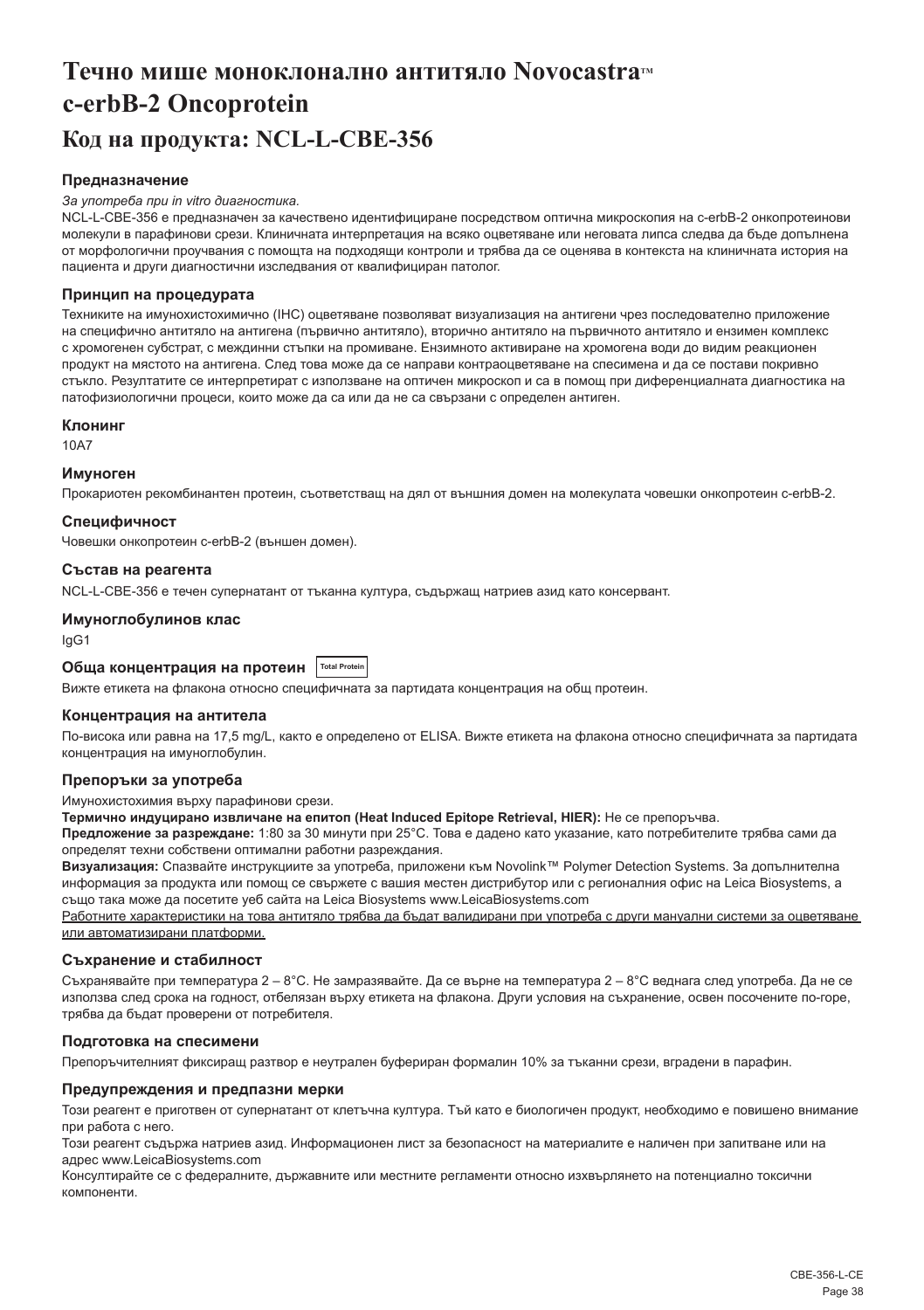# Течно мише моноклонално антитяло Novocastra™ c-erbB-2 Oncoprotein

# Код на продукта: NCL-L-CBE-356

### Предназначение

*За употреба при in vitro диагностика.*

NCL-L-CBE-356 е предназначен за качествено идентифициране посредством оптична микроскопия на c-erbB-2 онкопротеинови молекули в парафинови срези. Клиничната интерпретация на всяко оцветяване или неговата липса следва да бъде допълнена от морфологични проучвания с помощта на подходящи контроли и трябва да се оценява в контекста на клиничната история на пациента и други диагностични изследвания от квалифициран патолог.

### Принцип на процедурата

Техниките на имунохистохимично (IHC) оцветяване позволяват визуализация на антигени чрез последователно приложение на специфично антитяло на антигена (първично антитяло), вторично антитяло на първичното антитяло и ензимен комплекс с хромогенен субстрат, с междинни стъпки на промиване. Ензимното активиране на хромогена води до видим реакционен продукт на мястото на антигена. След това може да се направи контраоцветяване на спесимена и да се постави покривно стъкло. Резултатите се интерпретират с използване на оптичен микроскоп и са в помощ при диференциалната диагностика на патофизиологични процеси, които може да са или да не са свързани с определен антиген.

### Клонинг

10A7

### Имуноген

Прокариотен рекомбинантен протеин, съответстващ на дял от външния домен на молекулата човешки онкопротеин c-erbB-2.

### Специфичност

Човешки онкопротеин c-erbB-2 (външен домен).

### Състав на реагента

NCL-L-CBE-356 е течен супернатант от тъканна култура, съдържащ натриев азид като консервант.

### Имуноглобулинов клас

IgG1

### Обща концентрация на протеин Total Protein

Вижте етикета на флакона относно специфичната за партидата концентрация на общ протеин.

### Концентрация на антитела

По-висока или равна на 17,5 mg/L, както е определено от ELISA. Вижте етикета на флакона относно специфичната за партидата концентрация на имуноглобулин.

### Препоръки за употреба

Имунохистохимия върху парафинови срези.

**Термично индуцирано извличане на епитоп (Heat Induced Epitope Retrieval, HIER):** Не се препоръчва.

**Предложение за разреждане:** 1:80 за 30 минути при 25°C. Това е дадено като указание, като потребителите трябва сами да определят техни собствени оптимални работни разреждания.

**Визуализация:** Спазвайте инструкциите за употреба, приложени към Novolink™ Polymer Detection Systems. За допълнителна информация за продукта или помощ се свържете с вашия местен дистрибутор или с регионалния офис на Leica Biosystems, а също така може да посетите уеб сайта на Leica Biosystems www.LeicaBiosystems.com

Работните характеристики на това антитяло трябва да бъдат валидирани при употреба с други мануални системи за оцветяване или автоматизирани платформи.

### Съхранение и стабилност

Съхранявайте при температура 2 – 8°C. Не замразявайте. Да се върне на температура 2 – 8°C веднага след употреба. Да не се използва след срока на годност, отбелязан върху етикета на флакона. Други условия на съхранение, освен посочените по-горе, трябва да бъдат проверени от потребителя.

### Подготовка на спесимени

Препоръчителният фиксиращ разтвор е неутрален буфериран формалин 10% за тъканни срези, вградени в парафин.

### Предупреждения и предпазни мерки

Този реагент е приготвен от супернатант от клетъчна култура. Тъй като е биологичен продукт, необходимо е повишено внимание при работа с него.

Този реагент съдържа натриев азид. Информационен лист за безопасност на материалите е наличен при запитване или на адрес www.LeicaBiosystems.com

Консултирайте се с федералните, държавните или местните регламенти относно изхвърлянето на потенциално токсични компоненти.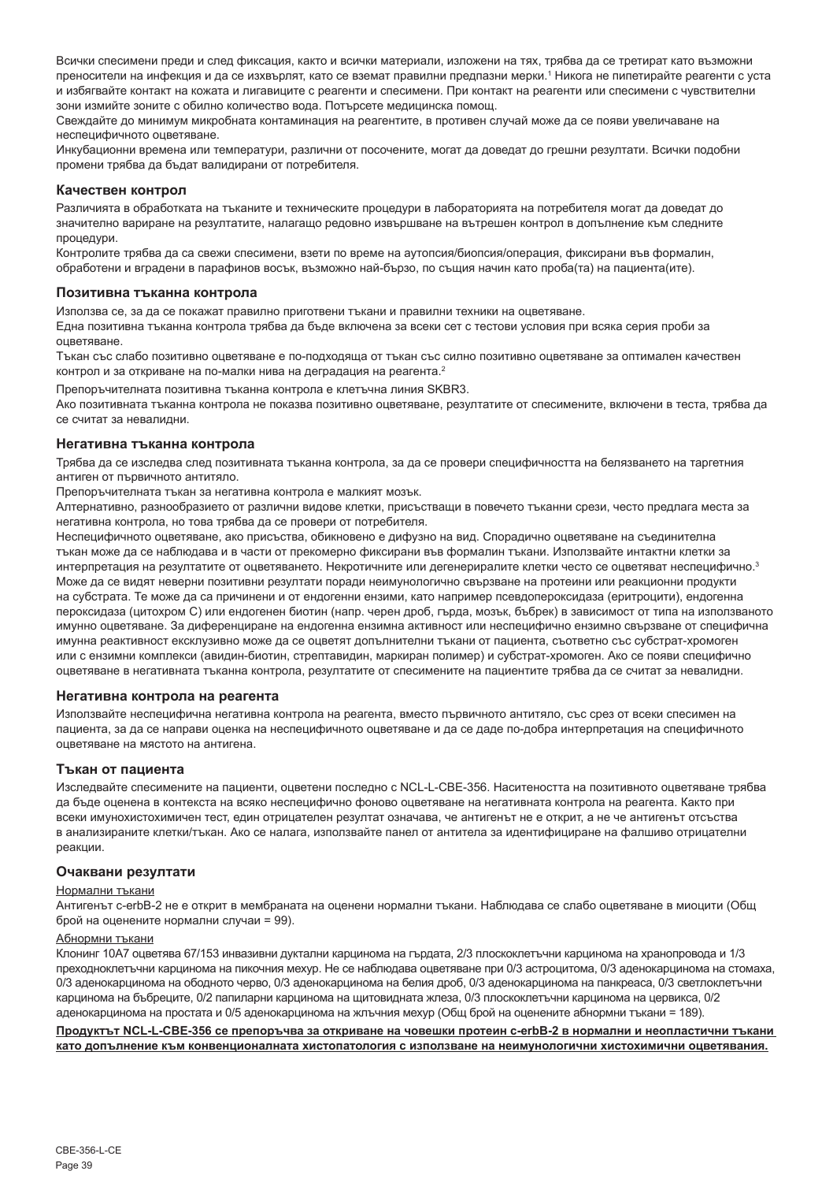Всички спесимени преди и след фиксация, както и всички материали, изложени на тях, трябва да се третират като възможни преносители на инфекция и да се изхвърлят, като се вземат правилни предпазни мерки.[1] Никога не пипетирайте реагенти с уста и избягвайте контакт на кожата и лигавиците с реагенти и спесимени. При контакт на реагенти или спесимени с чувствителни зони измийте зоните с обилно количество вода. Потърсете медицинска помощ.

Свеждайте до минимум микробната контаминация на реагентите, в противен случай може да се появи увеличаване на неспецифичното оцветяване.

Инкубационни времена или температури, различни от посочените, могат да доведат до грешни резултати. Всички подобни промени трябва да бъдат валидирани от потребителя.

### Качествен контрол

Различията в обработката на тъканите и техническите процедури в лабораторията на потребителя могат да доведат до значително вариране на резултатите, налагащо редовно извършване на вътрешен контрол в допълнение към следните процедури.

Контролите трябва да са свежи спесимени, взети по време на аутопсия/биопсия/операция, фиксирани във формалин, обработени и вградени в парафинов восък, възможно най-бързо, по същия начин като проба(та) на пациента(ите).

### Позитивна тъканна контрола

Използва се, за да се покажат правилно приготвени тъкани и правилни техники на оцветяване.

Една позитивна тъканна контрола трябва да бъде включена за всеки сет с тестови условия при всяка серия проби за оцветяване.

Тъкан със слабо позитивно оцветяване е по-подходяща от тъкан със силно позитивно оцветяване за оптимален качествен контрол и за откриване на по-малки нива на деградация на реагента.[2]

Препоръчителната позитивна тъканна контрола е клетъчна линия SKBR3.

Ако позитивната тъканна контрола не показва позитивно оцветяване, резултатите от спесимените, включени в теста, трябва да се считат за невалидни.

### Негативна тъканна контрола

Трябва да се изследва след позитивната тъканна контрола, за да се провери специфичността на белязването на таргетния антиген от първичното антитяло.

Препоръчителната тъкан за негативна контрола е малкият мозък.

Алтернативно, разнообразието от различни видове клетки, присъстващи в повечето тъканни срези, често предлага места за негативна контрола, но това трябва да се провери от потребителя.

Неспецифичното оцветяване, ако присъства, обикновено е дифузно на вид. Спорадично оцветяване на съединителна тъкан може да се наблюдава и в части от прекомерно фиксирани във формалин тъкани. Използвайте интактни клетки за интерпретация на резултатите от оцветяването. Некротичните или дегенериралите клетки често се оцветяват неспецифично.[3] Може да се видят неверни позитивни резултати поради неимунологично свързване на протеини или реакционни продукти на субстрата. Те може да са причинени и от ендогенни ензими, като например псевдопероксидаза (еритроцити), ендогенна пероксидаза (цитохром С) или ендогенен биотин (напр. черен дроб, гърда, мозък, бъбрек) в зависимост от типа на използваното имунно оцветяване. За диференциране на ендогенна ензимна активност или неспецифично ензимно свързване от специфична имунна реактивност ексклузивно може да се оцветят допълнителни тъкани от пациента, съответно със субстрат-хромоген или с ензимни комплекси (авидин-биотин, стрептавидин, маркиран полимер) и субстрат-хромоген. Ако се появи специфично оцветяване в негативната тъканна контрола, резултатите от спесимените на пациентите трябва да се считат за невалидни.

### Негативна контрола на реагента

Използвайте неспецифична негативна контрола на реагента, вместо първичното антитяло, със срез от всеки спесимен на пациента, за да се направи оценка на неспецифичното оцветяване и да се даде по-добра интерпретация на специфичното оцветяване на мястото на антигена.

### Тъкан от пациента

Изследвайте спесимените на пациенти, оцветени последно с NCL-L-CBE-356. Наситеността на позитивното оцветяване трябва да бъде оценена в контекста на всяко неспецифично фоново оцветяване на негативната контрола на реагента. Както при всеки имунохистохимичен тест, един отрицателен резултат означава, че антигенът не е открит, а не че антигенът отсъства в анализираните клетки/тъкан. Ако се налага, използвайте панел от антитела за идентифициране на фалшиво отрицателни реакции.

### Очаквани резултати

Нормални тъкани

Антигенът c-erbB-2 не е открит в мембраната на оценени нормални тъкани. Наблюдава се слабо оцветяване в миоцити (Общ брой на оценените нормални случаи = 99).

Абнормни тъкани

Клонинг 10A7 оцветява 67/153 инвазивни дуктални карцинома на гърдата, 2/3 плоскоклетъчни карцинома на хранопровода и 1/3 преходноклетъчни карцинома на пикочния мехур. Не се наблюдава оцветяване при 0/3 астроцитома, 0/3 аденокарцинома на стомаха, 0/3 аденокарцинома на ободното черво, 0/3 аденокарцинома на белия дроб, 0/3 аденокарцинома на панкреаса, 0/3 светлоклетъчни карцинома на бъбреците, 0/2 папиларни карцинома на щитовидната жлеза, 0/3 плоскоклетъчни карцинома на цервикса, 0/2 аденокарцинома на простата и 0/5 аденокарцинома на жлъчния мехур (Общ брой на оценените абнормни тъкани = 189).

**Продуктът NCL-L-CBE-356 се препоръчва за откриване на човешки протеин c-erbB-2 в нормални и неопластични тъкани като допълнение към конвенционалната хистопатология с използване на неимунологични хистохимични оцветявания.**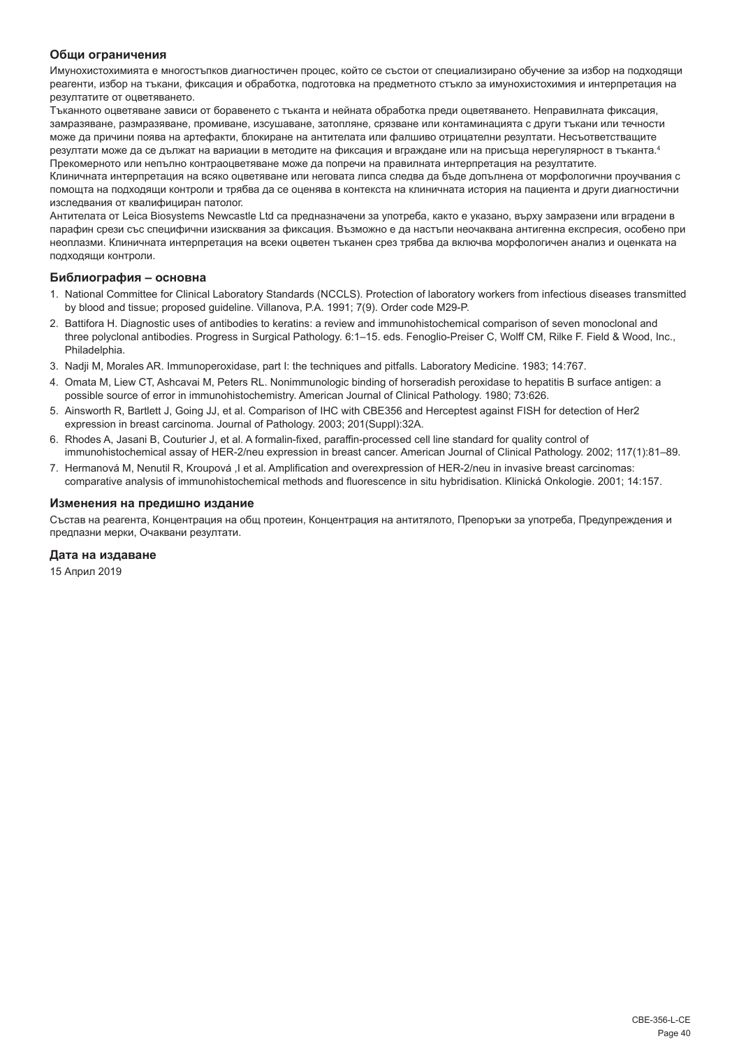### Общи ограничения

Имунохистохимията е многостъпков диагностичен процес, който се състои от специализирано обучение за избор на подходящи реагенти, избор на тъкани, фиксация и обработка, подготовка на предметното стъкло за имунохистохимия и интерпретация на резултатите от оцветяването.

Тъканното оцветяване зависи от боравенето с тъканта и нейната обработка преди оцветяването. Неправилната фиксация, замразяване, размразяване, промиване, изсушаване, затопляне, срязване или контаминацията с други тъкани или течности може да причини поява на артефакти, блокиране на антителата или фалшиво отрицателни резултати. Несъответстващите резултати може да се дължат на вариации в методите на фиксация и вграждане или на присъща нерегулярност в тъканта.[4]

Прекомерното или непълно контраоцветяване може да попречи на правилната интерпретация на резултатите.

Клиничната интерпретация на всяко оцветяване или неговата липса следва да бъде допълнена от морфологични проучвания с помощта на подходящи контроли и трябва да се оценява в контекста на клиничната история на пациента и други диагностични изследвания от квалифициран патолог.

Антителата от Leica Biosystems Newcastle Ltd са предназначени за употреба, както е указано, върху замразени или вградени в парафин срези със специфични изисквания за фиксация. Възможно е да настъпи неочаквана антигенна експресия, особено при неоплазми. Клиничната интерпретация на всеки оцветен тъканен срез трябва да включва морфологичен анализ и оценката на подходящи контроли.

### Библиография – основна

1. National Committee for Clinical Laboratory Standards (NCCLS). Protection of laboratory workers from infectious diseases transmitted by blood and tissue; proposed guideline. Villanova, P.A. 1991; 7(9). Order code M29-P.
2. Battifora H. Diagnostic uses of antibodies to keratins: a review and immunohistochemical comparison of seven monoclonal and three polyclonal antibodies. Progress in Surgical Pathology. 6:1–15. eds. Fenoglio-Preiser C, Wolff CM, Rilke F. Field & Wood, Inc., Philadelphia.
3. Nadji M, Morales AR. Immunoperoxidase, part I: the techniques and pitfalls. Laboratory Medicine. 1983; 14:767.
4. Omata M, Liew CT, Ashcavai M, Peters RL. Nonimmunologic binding of horseradish peroxidase to hepatitis B surface antigen: a possible source of error in immunohistochemistry. American Journal of Clinical Pathology. 1980; 73:626.
5. Ainsworth R, Bartlett J, Going JJ, et al. Comparison of IHC with CBE356 and Herceptest against FISH for detection of Her2 expression in breast carcinoma. Journal of Pathology. 2003; 201(Suppl):32A.
6. Rhodes A, Jasani B, Couturier J, et al. A formalin-fixed, paraffin-processed cell line standard for quality control of immunohistochemical assay of HER-2/neu expression in breast cancer. American Journal of Clinical Pathology. 2002; 117(1):81–89.
7. Hermanová M, Nenutil R, Kroupová ,I et al. Amplification and overexpression of HER-2/neu in invasive breast carcinomas: comparative analysis of immunohistochemical methods and fluorescence in situ hybridisation. Klinická Onkologie. 2001; 14:157.

### Изменения на предишно издание

Състав на реагента, Концентрация на общ протеин, Концентрация на антитялото, Препоръки за употреба, Предупреждения и предпазни мерки, Очаквани резултати.

### Дата на издаване

15 Април 2019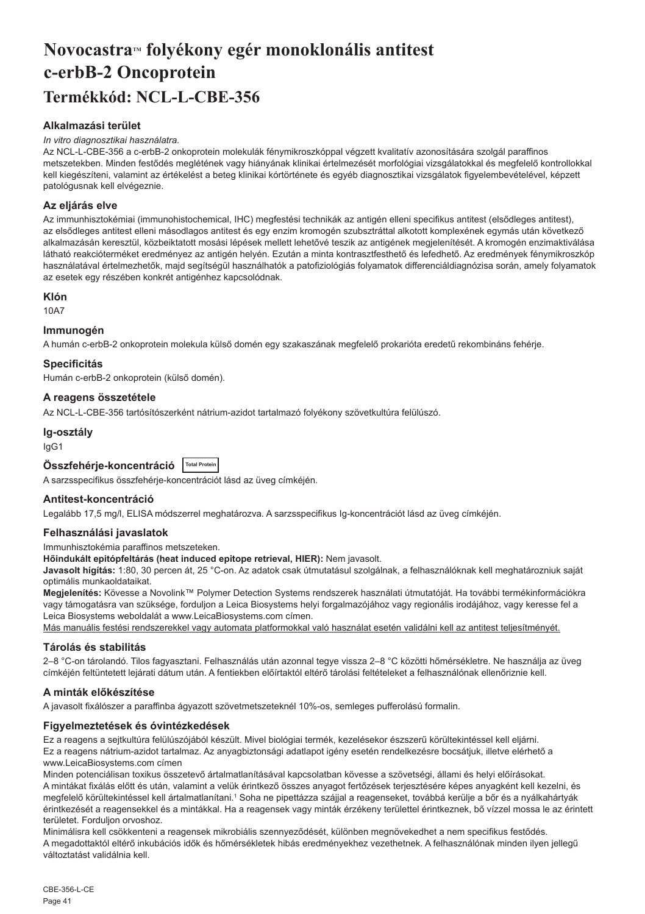# Novocastra™ folyékony egér monoklonális antitest c-erbB-2 Oncoprotein

# Termékkód: NCL-L-CBE-356

### Alkalmazási terület

*In vitro diagnosztikai használatra.*

Az NCL-L-CBE-356 a c-erbB-2 onkoprotein molekulák fénymikroszkóppal végzett kvalitatív azonosítására szolgál paraffinos metszetekben. Minden festődés meglétének vagy hiányának klinikai értelmezését morfológiai vizsgálatokkal és megfelelő kontrollokkal kell kiegészíteni, valamint az értékelést a beteg klinikai kórtörténete és egyéb diagnosztikai vizsgálatok figyelembevételével, képzett patológusnak kell elvégeznie.

### Az eljárás elve

Az immunhisztokémiai (immunohistochemical, IHC) megfestési technikák az antigén elleni specifikus antitest (elsődleges antitest), az elsődleges antitest elleni másodlagos antitest és egy enzim kromogén szubsztráttal alkotott komplexének egymás után következő alkalmazásán keresztül, közbeiktatott mosási lépések mellett lehetővé teszik az antigének megjelenítését. A kromogén enzimaktiválása látható reakcióterméket eredményez az antigén helyén. Ezután a minta kontrasztfesthető és lefedhető. Az eredmények fénymikroszkóp használatával értelmezhetők, majd segítségül használhatók a patofiziológiás folyamatok differenciáldiagnózisa során, amely folyamatok az esetek egy részében konkrét antigénhez kapcsolódnak.

### Klón

10A7

### Immunogén

A humán c-erbB-2 onkoprotein molekula külső domén egy szakaszának megfelelő prokarióta eredetű rekombináns fehérje.

### Specificitás

Humán c-erbB-2 onkoprotein (külső domén).

### A reagens összetétele

Az NCL-L-CBE-356 tartósítószerként nátrium-azidot tartalmazó folyékony szövetkultúra felülúszó.

### Ig-osztály

IgG1

### Összfehérje-koncentráció Total Protein

A sarzsspecifikus összfehérje-koncentrációt lásd az üveg címkéjén.

### Antitest-koncentráció

Legalább 17,5 mg/l, ELISA módszerrel meghatározva. A sarzsspecifikus Ig-koncentrációt lásd az üveg címkéjén.

### Felhasználási javaslatok

Immunhisztokémia paraffinos metszeteken.

**Hőindukált epitópfeltárás (heat induced epitope retrieval, HIER):** Nem javasolt.

**Javasolt hígítás:** 1:80, 30 percen át, 25 °C-on. Az adatok csak útmutatásul szolgálnak, a felhasználóknak kell meghatározniuk saját optimális munkaoldataikat.

**Megjelenítés:** Kövesse a Novolink™ Polymer Detection Systems rendszerek használati útmutatóját. Ha további termékinformációkra vagy támogatásra van szüksége, forduljon a Leica Biosystems helyi forgalmazójához vagy regionális irodájához, vagy keresse fel a Leica Biosystems weboldalát a www.LeicaBiosystems.com címen.

<u>Más manuális festési rendszerekkel vagy automata platformokkal való használat esetén validálni kell az antitest teljesítményét.</u>

### Tárolás és stabilitás

2–8 °C-on tárolandó. Tilos fagyasztani. Felhasználás után azonnal tegye vissza 2–8 °C közötti hőmérsékletre. Ne használja az üveg címkéjén feltüntetett lejárati dátum után. A fentiekben előírtaktól eltérő tárolási feltételeket a felhasználónak ellenőriznie kell.

### A minták előkészítése

A javasolt fixálószer a paraffinba ágyazott szövetmetszeteknél 10%-os, semleges pufferolású formalin.

### Figyelmeztetések és óvintézkedések

Ez a reagens a sejtkultúra felülúszójából készült. Mivel biológiai termék, kezelésekor észszerű körültekintéssel kell eljárni.

Ez a reagens nátrium-azidot tartalmaz. Az anyagbiztonsági adatlapot igény esetén rendelkezésre bocsátjuk, illetve elérhető a www.LeicaBiosystems.com címen

Minden potenciálisan toxikus összetevő ártalmatlanításával kapcsolatban kövesse a szövetségi, állami és helyi előírásokat.

A mintákat fixálás előtt és után, valamint a velük érintkező összes anyagot fertőzések terjesztésére képes anyagként kell kezelni, és megfelelő körültekintéssel kell ártalmatlanítani.[1] Soha ne pipettázza szájjal a reagenseket, továbbá kerülje a bőr és a nyálkahártyák érintkezését a reagensekkel és a mintákkal. Ha a reagensek vagy minták érzékeny területtel érintkeznek, bő vízzel mossa le az érintett területet. Forduljon orvoshoz.

Minimálisra kell csökkenteni a reagensek mikrobiális szennyeződését, különben megnövekedhet a nem specifikus festődés.

A megadottaktól eltérő inkubációs idők és hőmérsékletek hibás eredményekhez vezethetnek. A felhasználónak minden ilyen jellegű változtatást validálnia kell.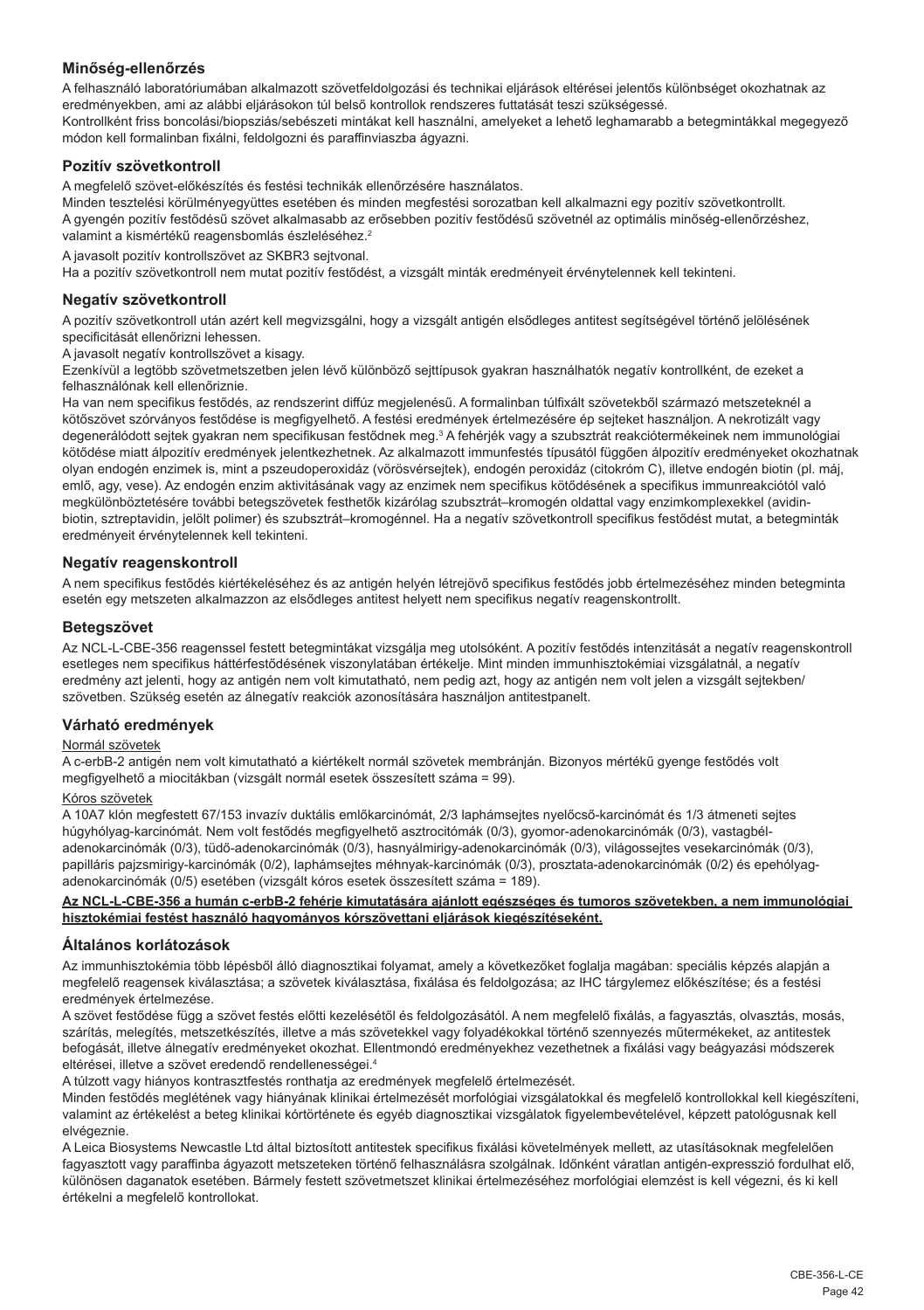## Minőség-ellenőrzés

A felhasználó laboratóriumában alkalmazott szövetfeldolgozási és technikai eljárások eltérései jelentős különbséget okozhatnak az eredményekben, ami az alábbi eljárásokon túl belső kontrollok rendszeres futtatását teszi szükségessé.
Kontrollként friss boncolási/biopsziás/sebészeti mintákat kell használni, amelyeket a lehető leghamarabb a betegmintákkal megegyező módon kell formalinban fixálni, feldolgozni és paraffinviaszba ágyazni.

## Pozitív szövetkontroll

A megfelelő szövet-előkészítés és festési technikák ellenőrzésére használatos.
Minden tesztelési körülményegyüttes esetében és minden megfestési sorozatban kell alkalmazni egy pozitív szövetkontrollt.
A gyengén pozitív festődésű szövet alkalmasabb az erősebben pozitív festődésű szövetnél az optimális minőség-ellenőrzéshez, valamint a kismértékű reagensbomlás észleléséhez.[2]
A javasolt pozitív kontrollszövet az SKBR3 sejtvonal.
Ha a pozitív szövetkontroll nem mutat pozitív festődést, a vizsgált minták eredményeit érvénytelennek kell tekinteni.

## Negatív szövetkontroll

A pozitív szövetkontroll után azért kell megvizsgálni, hogy a vizsgált antigén elsődleges antitest segítségével történő jelölésének specificitását ellenőrizni lehessen.
A javasolt negatív kontrollszövet a kisagy.
Ezenkívül a legtöbb szövetmetszetben jelen lévő különböző sejttípusok gyakran használhatók negatív kontrollként, de ezeket a felhasználónak kell ellenőriznie.
Ha van nem specifikus festődés, az rendszerint diffúz megjelenésű. A formalinban túlfixált szövetekből származó metszeteknél a kötőszövet szórványos festődése is megfigyelhető. A festési eredmények értelmezésére ép sejteket használjon. A nekrotizált vagy degenerálódott sejtek gyakran nem specifikusan festődnek meg.[3] A fehérjék vagy a szubsztrát reakciótermékeinek nem immunológiai kötődése miatt álpozitív eredmények jelentkezhetnek. Az alkalmazott immunfestés típusától függően álpozitív eredményeket okozhatnak olyan endogén enzimek is, mint a pszeudoperoxidáz (vörösvérsejtek), endogén peroxidáz (citokróm C), illetve endogén biotin (pl. máj, emlő, agy, vese). Az endogén enzim aktivitásának vagy az enzimek nem specifikus kötődésének a specifikus immunreakciótól való megkülönböztetésére további betegszövetek festhetők kizárólag szubsztrát–kromogén oldattal vagy enzimkomplexekkel (avidin-biotin, sztreptavidin, jelölt polimer) és szubsztrát–kromogénnel. Ha a negatív szövetkontroll specifikus festődést mutat, a betegminták eredményeit érvénytelennek kell tekinteni.

## Negatív reagenskontroll

A nem specifikus festődés kiértékeléséhez és az antigén helyén létrejövő specifikus festődés jobb értelmezéséhez minden betegminta esetén egy metszeten alkalmazzon az elsődleges antitest helyett nem specifikus negatív reagenskontrollt.

## Betegszövet

Az NCL-L-CBE-356 reagenssel festett betegmintákat vizsgálja meg utolsóként. A pozitív festődés intenzitását a negatív reagenskontroll esetleges nem specifikus háttérfestődésének viszonylatában értékelje. Mint minden immunhisztokémiai vizsgálatnál, a negatív eredmény azt jelenti, hogy az antigén nem volt kimutatható, nem pedig azt, hogy az antigén nem volt jelen a vizsgált sejtekben/szövetben. Szükség esetén az álnegatív reakciók azonosítására használjon antitestpanelt.

## Várható eredmények

Normál szövetek

A c-erbB-2 antigén nem volt kimutatható a kiértékelt normál szövetek membránján. Bizonyos mértékű gyenge festődés volt megfigyelhető a miocitákban (vizsgált normál esetek összesített száma = 99).

Kóros szövetek

A 10A7 klón megfestett 67/153 invazív duktális emlőkarcinómát, 2/3 laphámsejtes nyelőcső-karcinómát és 1/3 átmeneti sejtes húgyhólyag-karcinómát. Nem volt festődés megfigyelhető asztrocitómák (0/3), gyomor-adenokarcinómák (0/3), vastagbél-adenokarcinómák (0/3), tüdő-adenokarcinómák (0/3), hasnyálmirigy-adenokarcinómák (0/3), világossejtes vesekarcinómák (0/3), papilláris pajzsmirigy-karcinómák (0/2), laphámsejtes méhnyak-karcinómák (0/3), prosztata-adenokarcinómák (0/2) és epehólyag-adenokarcinómák (0/5) esetében (vizsgált kóros esetek összesített száma = 189).

**Az NCL-L-CBE-356 a humán c-erbB-2 fehérje kimutatására ajánlott egészséges és tumoros szövetekben, a nem immunológiai hisztokémiai festést használó hagyományos kórszövettani eljárások kiegészítéseként.**

## Általános korlátozások

Az immunhisztokémia több lépésből álló diagnosztikai folyamat, amely a következőket foglalja magában: speciális képzés alapján a megfelelő reagensek kiválasztása; a szövetek kiválasztása, fixálása és feldolgozása; az IHC tárgylemez előkészítése; és a festési eredmények értelmezése.
A szövet festődése függ a szövet festés előtti kezelésétől és feldolgozásától. A nem megfelelő fixálás, a fagyasztás, olvasztás, mosás, szárítás, melegítés, metszetkészítés, illetve a más szövetekkel vagy folyadékokkal történő szennyezés műtermékeket, az antitestek befogását, illetve álnegatív eredményeket okozhat. Ellentmondó eredményekhez vezethetnek a fixálási vagy beágyazási módszerek eltérései, illetve a szövet eredendő rendellenességei.[4]
A túlzott vagy hiányos kontrasztfestés ronthatja az eredmények megfelelő értelmezését.
Minden festődés meglétének vagy hiányának klinikai értelmezését morfológiai vizsgálatokkal és megfelelő kontrollokkal kell kiegészíteni, valamint az értékelést a beteg klinikai kórtörténete és egyéb diagnosztikai vizsgálatok figyelembevételével, képzett patológusnak kell elvégeznie.
A Leica Biosystems Newcastle Ltd által biztosított antitestek specifikus fixálási követelmények mellett, az utasításoknak megfelelően fagyasztott vagy paraffinba ágyazott metszeteken történő felhasználásra szolgálnak. Időnként váratlan antigén-expresszió fordulhat elő, különösen daganatok esetében. Bármely festett szövetmetszet klinikai értelmezéséhez morfológiai elemzést is kell végezni, és ki kell értékelni a megfelelő kontrollokat.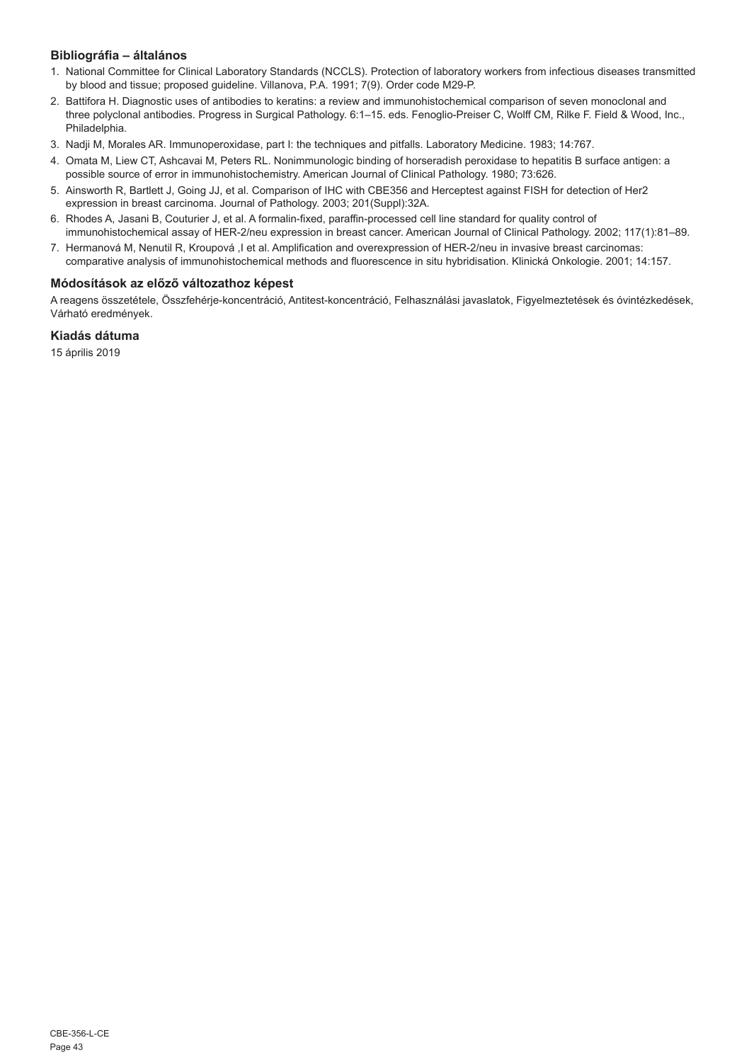### Bibliográfia – általános

1. National Committee for Clinical Laboratory Standards (NCCLS). Protection of laboratory workers from infectious diseases transmitted by blood and tissue; proposed guideline. Villanova, P.A. 1991; 7(9). Order code M29-P.
2. Battifora H. Diagnostic uses of antibodies to keratins: a review and immunohistochemical comparison of seven monoclonal and three polyclonal antibodies. Progress in Surgical Pathology. 6:1–15. eds. Fenoglio-Preiser C, Wolff CM, Rilke F. Field & Wood, Inc., Philadelphia.
3. Nadji M, Morales AR. Immunoperoxidase, part I: the techniques and pitfalls. Laboratory Medicine. 1983; 14:767.
4. Omata M, Liew CT, Ashcavai M, Peters RL. Nonimmunologic binding of horseradish peroxidase to hepatitis B surface antigen: a possible source of error in immunohistochemistry. American Journal of Clinical Pathology. 1980; 73:626.
5. Ainsworth R, Bartlett J, Going JJ, et al. Comparison of IHC with CBE356 and Herceptest against FISH for detection of Her2 expression in breast carcinoma. Journal of Pathology. 2003; 201(Suppl):32A.
6. Rhodes A, Jasani B, Couturier J, et al. A formalin-fixed, paraffin-processed cell line standard for quality control of immunohistochemical assay of HER-2/neu expression in breast cancer. American Journal of Clinical Pathology. 2002; 117(1):81–89.
7. Hermanová M, Nenutil R, Kroupová ,I et al. Amplification and overexpression of HER-2/neu in invasive breast carcinomas: comparative analysis of immunohistochemical methods and fluorescence in situ hybridisation. Klinická Onkologie. 2001; 14:157.

### Módosítások az előző változathoz képest

A reagens összetétele, Összfehérje-koncentráció, Antitest-koncentráció, Felhasználási javaslatok, Figyelmeztetések és óvintézkedések, Várható eredmények.

### Kiadás dátuma

15 április 2019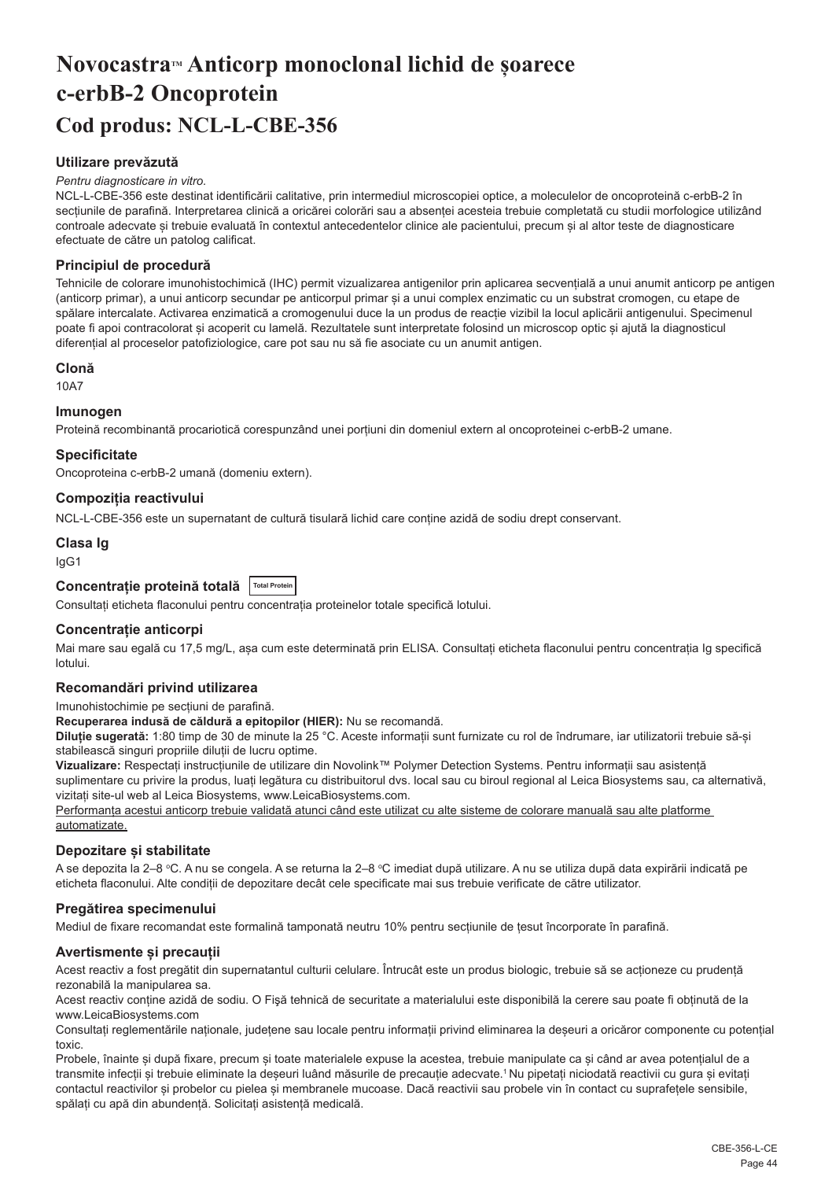# Novocastra™ Anticorp monoclonal lichid de șoarece c-erbB-2 Oncoprotein

# Cod produs: NCL-L-CBE-356

### Utilizare prevăzută

*Pentru diagnosticare in vitro.*

NCL-L-CBE-356 este destinat identificării calitative, prin intermediul microscopiei optice, a moleculelor de oncoproteină c-erbB-2 în secțiunile de parafină. Interpretarea clinică a oricărei colorări sau a absenței acesteia trebuie completată cu studii morfologice utilizând controale adecvate și trebuie evaluată în contextul antecedentelor clinice ale pacientului, precum și al altor teste de diagnosticare efectuate de către un patolog calificat.

### Principiul de procedură

Tehnicile de colorare imunohistochimică (IHC) permit vizualizarea antigenilor prin aplicarea secvențială a unui anumit anticorp pe antigen (anticorp primar), a unui anticorp secundar pe anticorpul primar și a unui complex enzimatic cu un substrat cromogen, cu etape de spălare intercalate. Activarea enzimatică a cromogenului duce la un produs de reacție vizibil la locul aplicării antigenului. Specimenul poate fi apoi contracolorat și acoperit cu lamelă. Rezultatele sunt interpretate folosind un microscop optic și ajută la diagnosticul diferențial al proceselor patofiziologice, care pot sau nu să fie asociate cu un anumit antigen.

### Clonă

10A7

### Imunogen

Proteină recombinantă procariotică corespunzând unei porțiuni din domeniul extern al oncoproteinei c-erbB-2 umane.

### Specificitate

Oncoproteina c-erbB-2 umană (domeniu extern).

### Compoziția reactivului

NCL-L-CBE-356 este un supernatant de cultură tisulară lichid care conține azidă de sodiu drept conservant.

### Clasa Ig

IgG1

### Concentrație proteină totală Total Protein

Consultați eticheta flaconului pentru concentrația proteinelor totale specifică lotului.

### Concentrație anticorpi

Mai mare sau egală cu 17,5 mg/L, așa cum este determinată prin ELISA. Consultați eticheta flaconului pentru concentrația Ig specifică lotului.

### Recomandări privind utilizarea

Imunohistochimie pe secțiuni de parafină.

**Recuperarea indusă de căldură a epitopilor (HIER):** Nu se recomandă.

**Diluție sugerată:** 1:80 timp de 30 de minute la 25 °C. Aceste informații sunt furnizate cu rol de îndrumare, iar utilizatorii trebuie să-și stabilească singuri propriile diluții de lucru optime.

**Vizualizare:** Respectați instrucțiunile de utilizare din Novolink™ Polymer Detection Systems. Pentru informații sau asistență suplimentare cu privire la produs, luați legătura cu distribuitorul dvs. local sau cu biroul regional al Leica Biosystems sau, ca alternativă, vizitați site-ul web al Leica Biosystems, www.LeicaBiosystems.com.

Performanța acestui anticorp trebuie validată atunci când este utilizat cu alte sisteme de colorare manuală sau alte platforme automatizate.

### Depozitare și stabilitate

A se depozita la 2–8 °C. A nu se congela. A se returna la 2–8 °C imediat după utilizare. A nu se utiliza după data expirării indicată pe eticheta flaconului. Alte condiții de depozitare decât cele specificate mai sus trebuie verificate de către utilizator.

### Pregătirea specimenului

Mediul de fixare recomandat este formalină tamponată neutru 10% pentru secțiunile de țesut încorporate în parafină.

### Avertismente și precauții

Acest reactiv a fost pregătit din supernatantul culturii celulare. Întrucât este un produs biologic, trebuie să se acționeze cu prudență rezonabilă la manipularea sa.

Acest reactiv conține azidă de sodiu. O Fișă tehnică de securitate a materialului este disponibilă la cerere sau poate fi obținută de la www.LeicaBiosystems.com

Consultați reglementările naționale, județene sau locale pentru informații privind eliminarea la deșeuri a oricăror componente cu potențial toxic.

Probele, înainte și după fixare, precum și toate materialele expuse la acestea, trebuie manipulate ca și când ar avea potențialul de a transmite infecții și trebuie eliminate la deșeuri luând măsurile de precauție adecvate.[1] Nu pipetați niciodată reactivii cu gura și evitați contactul reactivilor și probelor cu pielea și membranele mucoase. Dacă reactivii sau probele vin în contact cu suprafețele sensibile, spălați cu apă din abundență. Solicitați asistență medicală.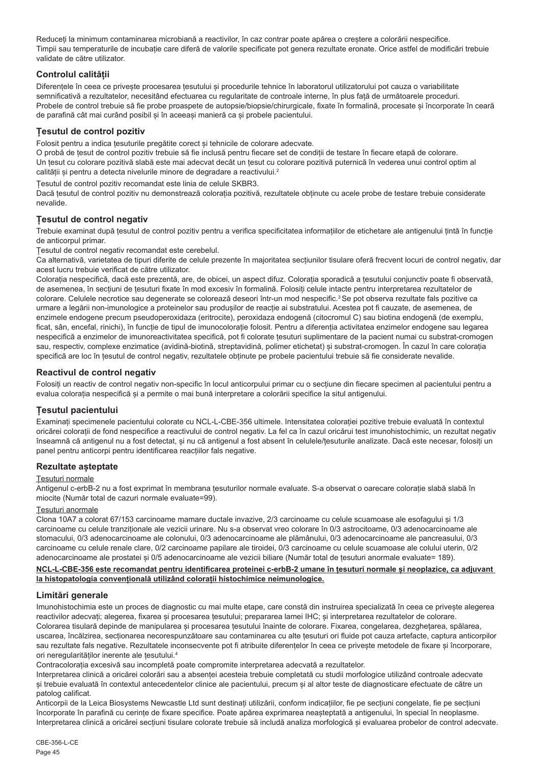Reduceți la minimum contaminarea microbiană a reactivilor, în caz contrar poate apărea o creștere a colorării nespecifice.
Timpii sau temperaturile de incubație care diferă de valorile specificate pot genera rezultate eronate. Orice astfel de modificări trebuie validate de către utilizator.

## Controlul calității

Diferențele în ceea ce privește procesarea țesutului și procedurile tehnice în laboratorul utilizatorului pot cauza o variabilitate semnificativă a rezultatelor, necesitând efectuarea cu regularitate de controale interne, în plus față de următoarele proceduri.
Probele de control trebuie să fie probe proaspete de autopsie/biopsie/chirurgicale, fixate în formalină, procesate și încorporate în ceară de parafină cât mai curând posibil și în aceeași manieră ca și probele pacientului.

## Țesutul de control pozitiv

Folosit pentru a indica țesuturile pregătite corect și tehnicile de colorare adecvate.
O probă de țesut de control pozitiv trebuie să fie inclusă pentru fiecare set de condiții de testare în fiecare etapă de colorare.
Un țesut cu colorare pozitivă slabă este mai adecvat decât un țesut cu colorare pozitivă puternică în vederea unui control optim al calității și pentru a detecta nivelurile minore de degradare a reactivului.[2]

Țesutul de control pozitiv recomandat este linia de celule SKBR3.
Dacă țesutul de control pozitiv nu demonstrează colorația pozitivă, rezultatele obținute cu acele probe de testare trebuie considerate nevalide.

## Țesutul de control negativ

Trebuie examinat după țesutul de control pozitiv pentru a verifica specificitatea informațiilor de etichetare ale antigenului țintă în funcție de anticorpul primar.
Țesutul de control negativ recomandat este cerebelul.
Ca alternativă, varietatea de tipuri diferite de celule prezente în majoritatea secțiunilor tisulare oferă frecvent locuri de control negativ, dar acest lucru trebuie verificat de către utilizator.
Colorația nespecifică, dacă este prezentă, are, de obicei, un aspect difuz. Colorația sporadică a țesutului conjunctiv poate fi observată, de asemenea, în secțiuni de țesuturi fixate în mod excesiv în formalină. Folosiți celule intacte pentru interpretarea rezultatelor de colorare. Celulele necrotice sau degenerate se colorează deseori într-un mod nespecific.[3] Se pot observa rezultate fals pozitive ca urmare a legării non-imunologice a proteinelor sau produșilor de reacție ai substratului. Acestea pot fi cauzate, de asemenea, de enzimele endogene precum pseudoperoxidaza (eritrocite), peroxidaza endogenă (citocromul C) sau biotina endogenă (de exemplu, ficat, sân, encefal, rinichi), în funcție de tipul de imunocolorație folosit. Pentru a diferenția activitatea enzimelor endogene sau legarea nespecifică a enzimelor de imunoreactivitatea specifică, pot fi colorate țesuturi suplimentare de la pacient numai cu substrat-cromogen sau, respectiv, complexe enzimatice (avidină-biotină, streptavidină, polimer etichetat) și substrat-cromogen. În cazul în care colorația specifică are loc în țesutul de control negativ, rezultatele obținute pe probele pacientului trebuie să fie considerate nevalide.

## Reactivul de control negativ

Folosiți un reactiv de control negativ non-specific în locul anticorpului primar cu o secțiune din fiecare specimen al pacientului pentru a evalua colorația nespecifică și a permite o mai bună interpretare a colorării specifice la situl antigenului.

## Țesutul pacientului

Examinați specimenele pacientului colorate cu NCL-L-CBE-356 ultimele. Intensitatea colorației pozitive trebuie evaluată în contextul oricărei colorații de fond nespecifice a reactivului de control negativ. La fel ca în cazul oricărui test imunohistochimic, un rezultat negativ înseamnă că antigenul nu a fost detectat, și nu că antigenul a fost absent în celulele/țesuturile analizate. Dacă este necesar, folosiți un panel pentru anticorpi pentru identificarea reacțiilor fals negative.

## Rezultate așteptate

Țesuturi normale

Antigenul c-erbB-2 nu a fost exprimat în membrana țesuturilor normale evaluate. S-a observat o oarecare colorație slabă slabă în miocite (Număr total de cazuri normale evaluate=99).

Țesuturi anormale

Clona 10A7 a colorat 67/153 carcinoame mamare ductale invazive, 2/3 carcinoame cu celule scuamoase ale esofagului și 1/3 carcinoame cu celule tranziționale ale vezicii urinare. Nu s-a observat vreo colorare în 0/3 astrocitoame, 0/3 adenocarcinoame ale stomacului, 0/3 adenocarcinoame ale colonului, 0/3 adenocarcinoame ale plămânului, 0/3 adenocarcinoame ale pancreasului, 0/3 carcinoame cu celule renale clare, 0/2 carcinoame papilare ale tiroidei, 0/3 carcinoame cu celule scuamoase ale colului uterin, 0/2 adenocarcinoame ale prostatei și 0/5 adenocarcinoame ale vezicii biliare (Număr total de țesuturi anormale evaluate= 189).

**NCL-L-CBE-356 este recomandat pentru identificarea proteinei c-erbB-2 umane în țesuturi normale și neoplazice, ca adjuvant la histopatologia convențională utilizând colorații histochimice neimunologice.**

## Limitări generale

Imunohistochimia este un proces de diagnostic cu mai multe etape, care constă din instruirea specializată în ceea ce privește alegerea reactivilor adecvați; alegerea, fixarea și procesarea țesutului; prepararea lamei IHC; și interpretarea rezultatelor de colorare.
Colorarea tisulară depinde de manipularea și procesarea țesutului înainte de colorare. Fixarea, congelarea, dezghețarea, spălarea, uscarea, încălzirea, secționarea necorespunzătoare sau contaminarea cu alte țesuturi ori fluide pot cauza artefacte, captura anticorpilor sau rezultate fals negative. Rezultatele inconsecvente pot fi atribuite diferențelor în ceea ce privește metodele de fixare și încorporare, ori neregularităților inerente ale țesutului.[4]
Contracolorația excesivă sau incompletă poate compromite interpretarea adecvată a rezultatelor.
Interpretarea clinică a oricărei colorări sau a absenței acesteia trebuie completată cu studii morfologice utilizând controale adecvate și trebuie evaluată în contextul antecedentelor clinice ale pacientului, precum și al altor teste de diagnosticare efectuate de către un patolog calificat.
Anticorpii de la Leica Biosystems Newcastle Ltd sunt destinați utilizării, conform indicațiilor, fie pe secțiuni congelate, fie pe secțiuni încorporate în parafină cu cerințe de fixare specifice. Poate apărea exprimarea neașteptată a antigenului, în special în neoplasme. Interpretarea clinică a oricărei secțiuni tisulare colorate trebuie să includă analiza morfologică și evaluarea probelor de control adecvate.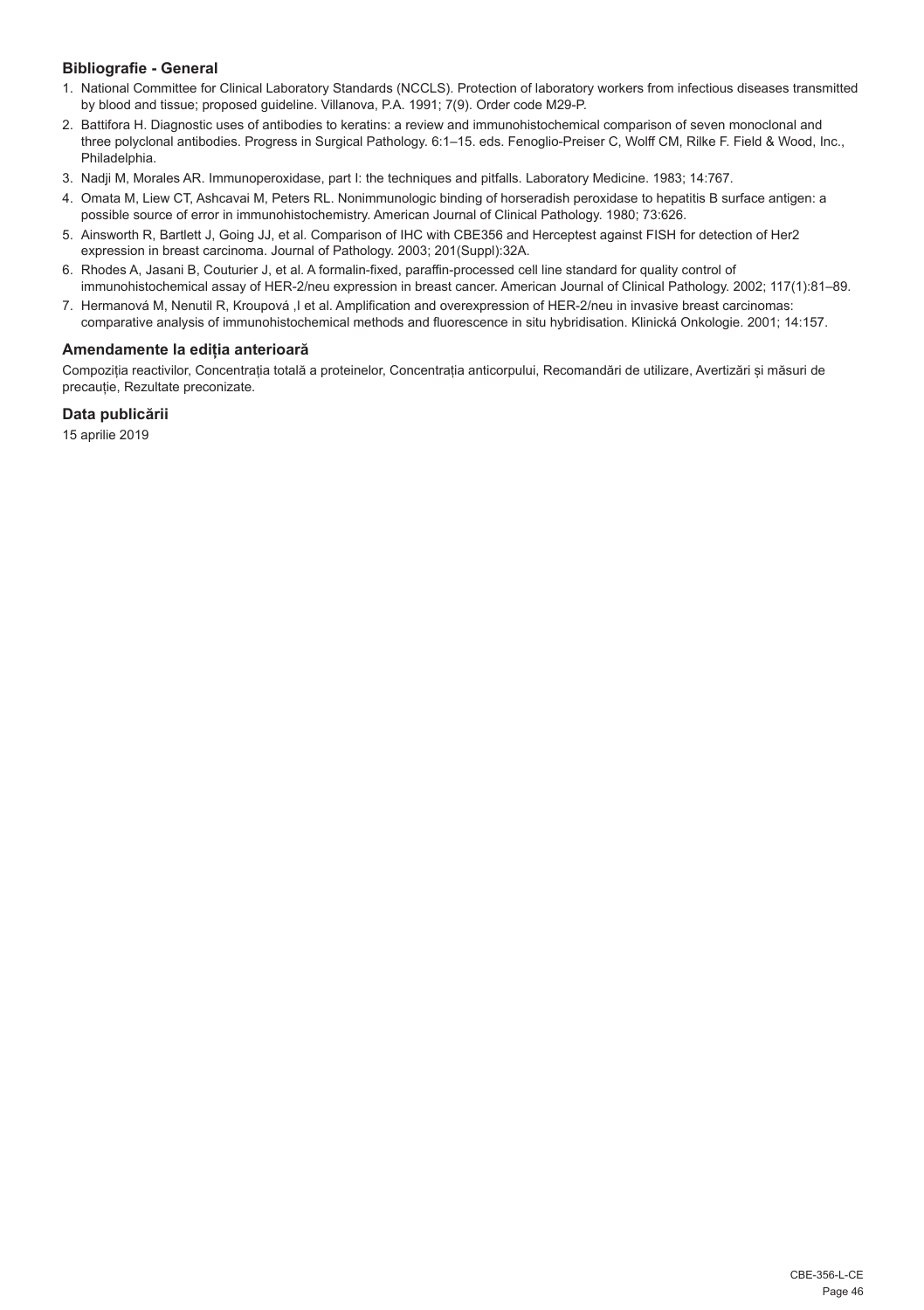### Bibliografie - General

1. National Committee for Clinical Laboratory Standards (NCCLS). Protection of laboratory workers from infectious diseases transmitted by blood and tissue; proposed guideline. Villanova, P.A. 1991; 7(9). Order code M29-P.
2. Battifora H. Diagnostic uses of antibodies to keratins: a review and immunohistochemical comparison of seven monoclonal and three polyclonal antibodies. Progress in Surgical Pathology. 6:1–15. eds. Fenoglio-Preiser C, Wolff CM, Rilke F. Field & Wood, Inc., Philadelphia.
3. Nadji M, Morales AR. Immunoperoxidase, part I: the techniques and pitfalls. Laboratory Medicine. 1983; 14:767.
4. Omata M, Liew CT, Ashcavai M, Peters RL. Nonimmunologic binding of horseradish peroxidase to hepatitis B surface antigen: a possible source of error in immunohistochemistry. American Journal of Clinical Pathology. 1980; 73:626.
5. Ainsworth R, Bartlett J, Going JJ, et al. Comparison of IHC with CBE356 and Herceptest against FISH for detection of Her2 expression in breast carcinoma. Journal of Pathology. 2003; 201(Suppl):32A.
6. Rhodes A, Jasani B, Couturier J, et al. A formalin-fixed, paraffin-processed cell line standard for quality control of immunohistochemical assay of HER-2/neu expression in breast cancer. American Journal of Clinical Pathology. 2002; 117(1):81–89.
7. Hermanová M, Nenutil R, Kroupová ,I et al. Amplification and overexpression of HER-2/neu in invasive breast carcinomas: comparative analysis of immunohistochemical methods and fluorescence in situ hybridisation. Klinická Onkologie. 2001; 14:157.

### Amendamente la ediția anterioară

Compoziția reactivilor, Concentrația totală a proteinelor, Concentrația anticorpului, Recomandări de utilizare, Avertizări și măsuri de precauție, Rezultate preconizate.

### Data publicării

15 aprilie 2019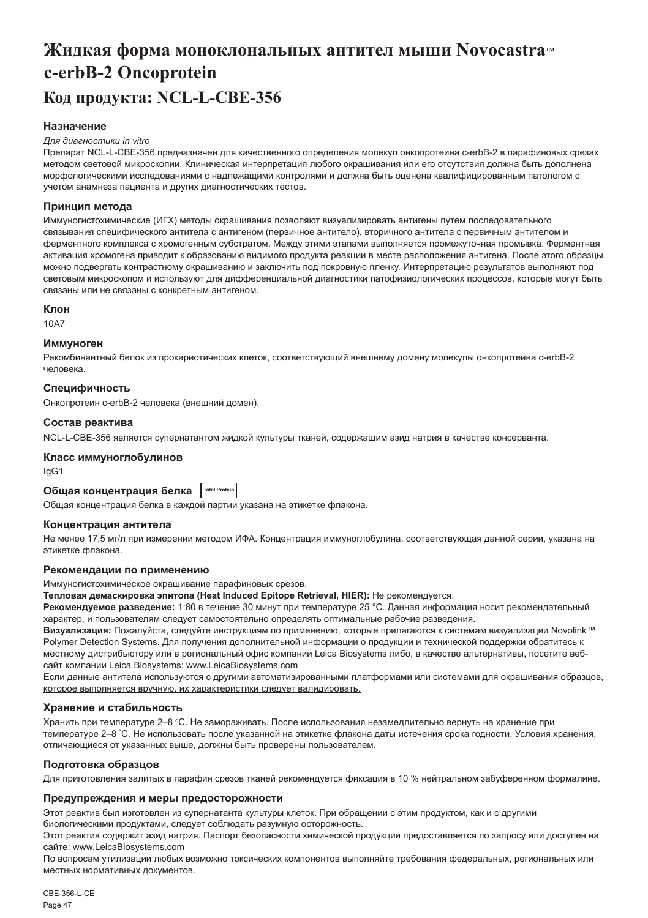# Жидкая форма моноклональных антител мыши Novocastra™ c-erbB-2 Oncoprotein

## Код продукта: NCL-L-CBE-356

### Назначение

*Для диагностики in vitro*

Препарат NCL-L-CBE-356 предназначен для качественного определения молекул онкопротеина c-erbB-2 в парафиновых срезах методом световой микроскопии. Клиническая интерпретация любого окрашивания или его отсутствия должна быть дополнена морфологическими исследованиями с надлежащими контролями и должна быть оценена квалифицированным патологом с учетом анамнеза пациента и других диагностических тестов.

### Принцип метода

Иммуногистохимические (ИГХ) методы окрашивания позволяют визуализировать антигены путем последовательного связывания специфического антитела с антигеном (первичное антитело), вторичного антитела с первичным антителом и ферментного комплекса с хромогенным субстратом. Между этими этапами выполняется промежуточная промывка. Ферментная активация хромогена приводит к образованию видимого продукта реакции в месте расположения антигена. После этого образцы можно подвергать контрастному окрашиванию и заключить под покровную пленку. Интерпретацию результатов выполняют под световым микроскопом и используют для дифференциальной диагностики патофизиологических процессов, которые могут быть связаны или не связаны с конкретным антигеном.

### Клон

10A7

### Иммуноген

Рекомбинантный белок из прокариотических клеток, соответствующий внешнему домену молекулы онкопротеина c-erbB-2 человека.

### Специфичность

Онкопротеин c-erbB-2 человека (внешний домен).

### Состав реактива

NCL-L-CBE-356 является супернатантом жидкой культуры тканей, содержащим азид натрия в качестве консерванта.

### Класс иммуноглобулинов

IgG1

### Общая концентрация белка Total Protein

Общая концентрация белка в каждой партии указана на этикетке флакона.

### Концентрация антитела

Не менее 17,5 мг/л при измерении методом ИФА. Концентрация иммуноглобулина, соответствующая данной серии, указана на этикетке флакона.

### Рекомендации по применению

Иммуногистохимическое окрашивание парафиновых срезов.

**Тепловая демаскировка эпитопа (Heat Induced Epitope Retrieval, HIER):** Не рекомендуется.

**Рекомендуемое разведение:** 1:80 в течение 30 минут при температуре 25 °C. Данная информация носит рекомендательный характер, и пользователям следует самостоятельно определять оптимальные рабочие разведения.

**Визуализация:** Пожалуйста, следуйте инструкциям по применению, которые прилагаются к системам визуализации Novolink™ Polymer Detection Systems. Для получения дополнительной информации о продукции и технической поддержки обратитесь к местному дистрибьютору или в региональный офис компании Leica Biosystems либо, в качестве альтернативы, посетите веб-сайт компании Leica Biosystems: www.LeicaBiosystems.com

Если данные антитела используются с другими автоматизированными платформами или системами для окрашивания образцов, которое выполняется вручную, их характеристики следует валидировать.

### Хранение и стабильность

Хранить при температуре 2–8 °C. Не замораживать. После использования незамедлительно вернуть на хранение при температуре 2–8 °C. Не использовать после указанной на этикетке флакона даты истечения срока годности. Условия хранения, отличающиеся от указанных выше, должны быть проверены пользователем.

### Подготовка образцов

Для приготовления залитых в парафин срезов тканей рекомендуется фиксация в 10 % нейтральном забуференном формалине.

### Предупреждения и меры предосторожности

Этот реактив был изготовлен из супернатанта культуры клеток. При обращении с этим продуктом, как и с другими биологическими продуктами, следует соблюдать разумную осторожность.

Этот реактив содержит азид натрия. Паспорт безопасности химической продукции предоставляется по запросу или доступен на сайте: www.LeicaBiosystems.com

По вопросам утилизации любых возможно токсических компонентов выполняйте требования федеральных, региональных или местных нормативных документов.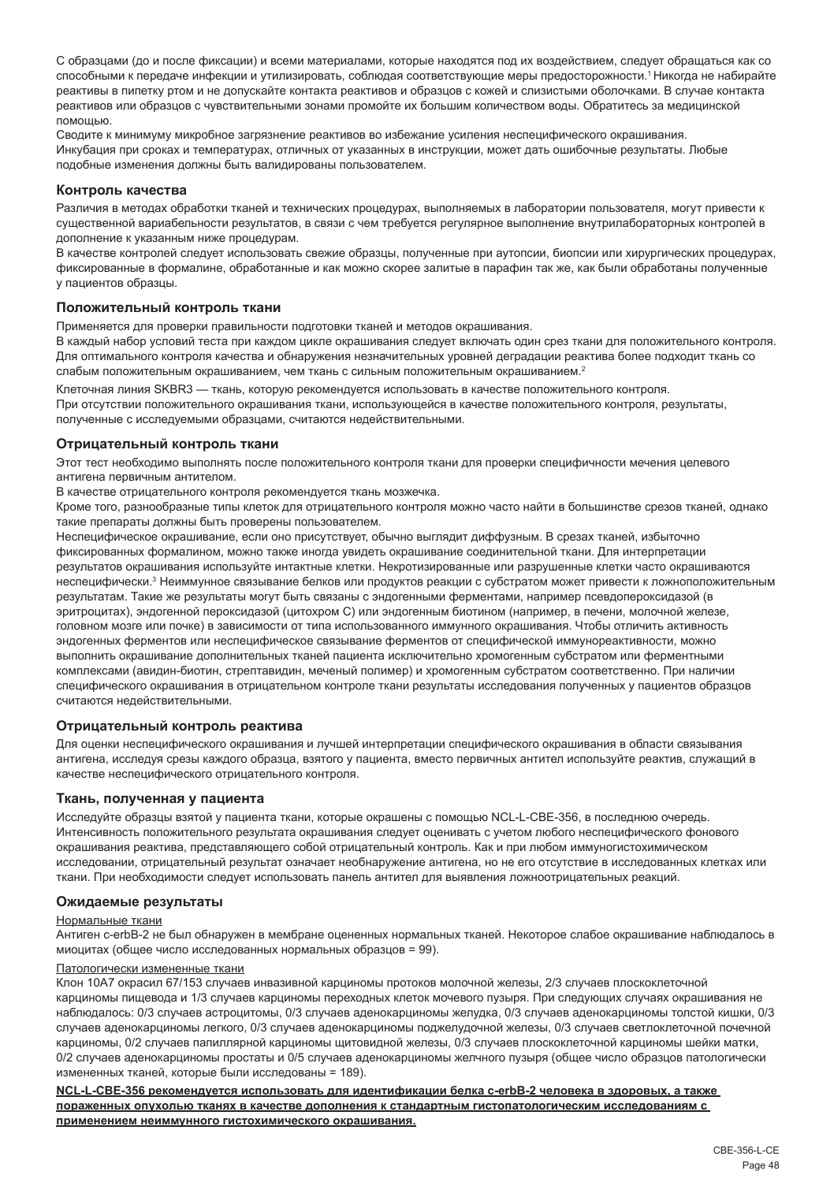С образцами (до и после фиксации) и всеми материалами, которые находятся под их воздействием, следует обращаться как со способными к передаче инфекции и утилизировать, соблюдая соответствующие меры предосторожности.[1] Никогда не набирайте реактивы в пипетку ртом и не допускайте контакта реактивов и образцов с кожей и слизистыми оболочками. В случае контакта реактивов или образцов с чувствительными зонами промойте их большим количеством воды. Обратитесь за медицинской помощью.

Сводите к минимуму микробное загрязнение реактивов во избежание усиления неспецифического окрашивания.

Инкубация при сроках и температурах, отличных от указанных в инструкции, может дать ошибочные результаты. Любые подобные изменения должны быть валидированы пользователем.

### Контроль качества

Различия в методах обработки тканей и технических процедурах, выполняемых в лаборатории пользователя, могут привести к существенной вариабельности результатов, в связи с чем требуется регулярное выполнение внутрилабораторных контролей в дополнение к указанным ниже процедурам.

В качестве контролей следует использовать свежие образцы, полученные при аутопсии, биопсии или хирургических процедурах, фиксированные в формалине, обработанные и как можно скорее залитые в парафин так же, как были обработаны полученные у пациентов образцы.

### Положительный контроль ткани

Применяется для проверки правильности подготовки тканей и методов окрашивания.

В каждый набор условий теста при каждом цикле окрашивания следует включать один срез ткани для положительного контроля. Для оптимального контроля качества и обнаружения незначительных уровней деградации реактива более подходит ткань со слабым положительным окрашиванием, чем ткань с сильным положительным окрашиванием.[2]

Клеточная линия SKBR3 — ткань, которую рекомендуется использовать в качестве положительного контроля.

При отсутствии положительного окрашивания ткани, использующейся в качестве положительного контроля, результаты, полученные с исследуемыми образцами, считаются недействительными.

### Отрицательный контроль ткани

Этот тест необходимо выполнять после положительного контроля ткани для проверки специфичности мечения целевого антигена первичным антителом.

В качестве отрицательного контроля рекомендуется ткань мозжечка.

Кроме того, разнообразные типы клеток для отрицательного контроля можно часто найти в большинстве срезов тканей, однако такие препараты должны быть проверены пользователем.

Неспецифическое окрашивание, если оно присутствует, обычно выглядит диффузным. В срезах тканей, избыточно фиксированных формалином, можно также иногда увидеть окрашивание соединительной ткани. Для интерпретации результатов окрашивания используйте интактные клетки. Некротизированные или разрушенные клетки часто окрашиваются неспецифически.[3] Неиммунное связывание белков или продуктов реакции с субстратом может привести к ложноположительным результатам. Такие же результаты могут быть связаны с эндогенными ферментами, например псевдопероксидазой (в эритроцитах), эндогенной пероксидазой (цитохром C) или эндогенным биотином (например, в печени, молочной железе, головном мозге или почке) в зависимости от типа использованного иммунного окрашивания. Чтобы отличить активность эндогенных ферментов или неспецифическое связывание ферментов от специфической иммунореактивности, можно выполнить окрашивание дополнительных тканей пациента исключительно хромогенным субстратом или ферментными комплексами (авидин-биотин, стрептавидин, меченый полимер) и хромогенным субстратом соответственно. При наличии специфического окрашивания в отрицательном контроле ткани результаты исследования полученных у пациентов образцов считаются недействительными.

### Отрицательный контроль реактива

Для оценки неспецифического окрашивания и лучшей интерпретации специфического окрашивания в области связывания антигена, исследуя срезы каждого образца, взятого у пациента, вместо первичных антител используйте реактив, служащий в качестве неспецифического отрицательного контроля.

### Ткань, полученная у пациента

Исследуйте образцы взятой у пациента ткани, которые окрашены с помощью NCL-L-CBE-356, в последнюю очередь. Интенсивность положительного результата окрашивания следует оценивать с учетом любого неспецифического фонового окрашивания реактива, представляющего собой отрицательный контроль. Как и при любом иммуногистохимическом исследовании, отрицательный результат означает необнаружение антигена, но не его отсутствие в исследованных клетках или ткани. При необходимости следует использовать панель антител для выявления ложноотрицательных реакций.

### Ожидаемые результаты

Нормальные ткани

Антиген c-erbB-2 не был обнаружен в мембране оцененных нормальных тканей. Некоторое слабое окрашивание наблюдалось в миоцитах (общее число исследованных нормальных образцов = 99).

Патологически измененные ткани

Клон 10A7 окрасил 67/153 случаев инвазивной карциномы протоков молочной железы, 2/3 случаев плоскоклеточной карциномы пищевода и 1/3 случаев карциномы переходных клеток мочевого пузыря. При следующих случаях окрашивания не наблюдалось: 0/3 случаев астроцитомы, 0/3 случаев аденокарциномы желудка, 0/3 случаев аденокарциномы толстой кишки, 0/3 случаев аденокарциномы легкого, 0/3 случаев аденокарциномы поджелудочной железы, 0/3 случаев светлоклеточной почечной карциномы, 0/2 случаев папиллярной карциномы щитовидной железы, 0/3 случаев плоскоклеточной карциномы шейки матки, 0/2 случаев аденокарциномы простаты и 0/5 случаев аденокарциномы желчного пузыря (общее число образцов патологически измененных тканей, которые были исследованы = 189).

**NCL-L-CBE-356 рекомендуется использовать для идентификации белка c-erbB-2 человека в здоровых, а также пораженных опухолью тканях в качестве дополнения к стандартным гистопатологическим исследованиям с применением неиммунного гистохимического окрашивания.**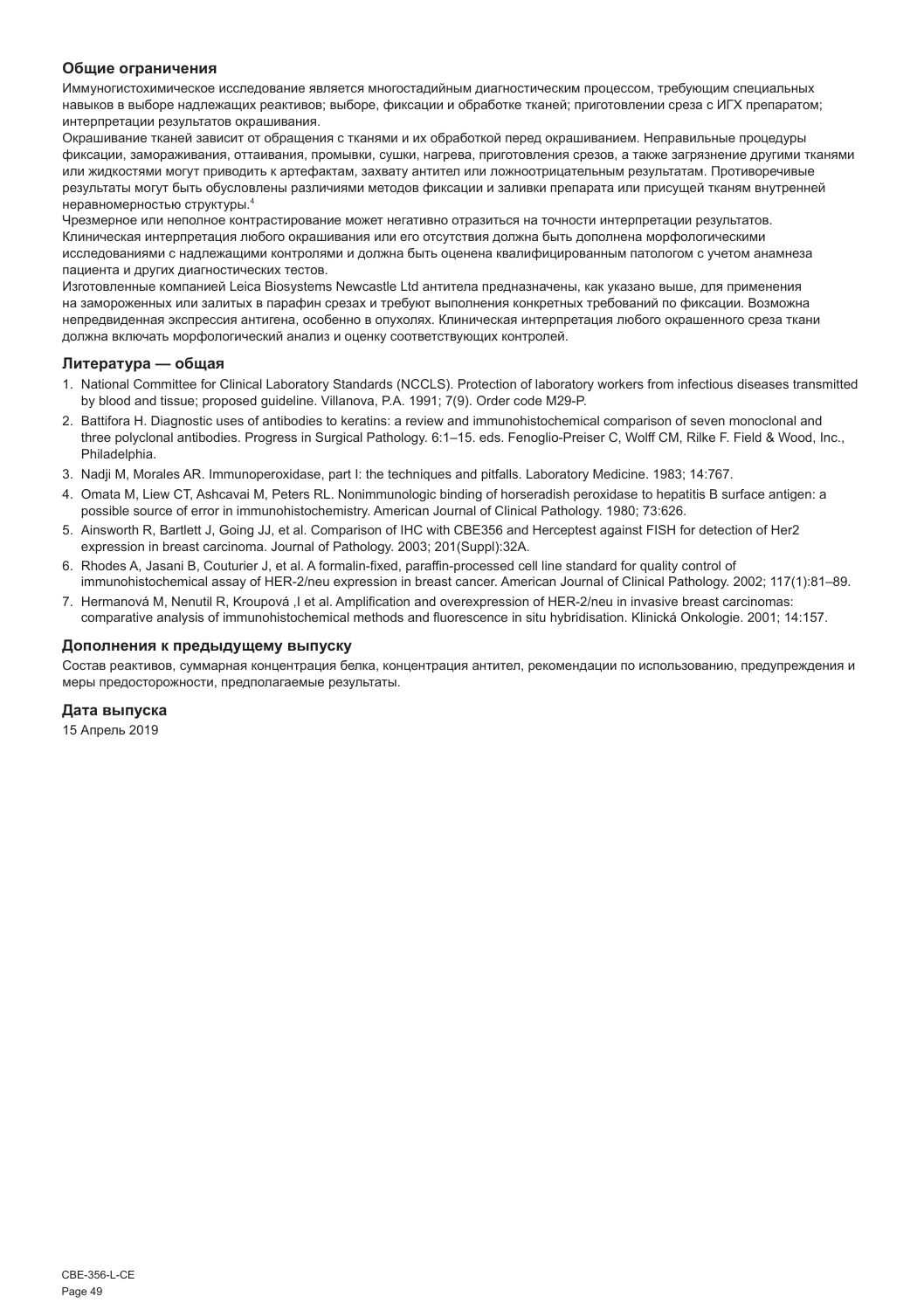### Общие ограничения

Иммуногистохимическое исследование является многостадийным диагностическим процессом, требующим специальных навыков в выборе надлежащих реактивов; выборе, фиксации и обработке тканей; приготовлении среза с ИГХ препаратом; интерпретации результатов окрашивания.

Окрашивание тканей зависит от обращения с тканями и их обработкой перед окрашиванием. Неправильные процедуры фиксации, замораживания, оттаивания, промывки, сушки, нагрева, приготовления срезов, а также загрязнение другими тканями или жидкостями могут приводить к артефактам, захвату антител или ложноотрицательным результатам. Противоречивые результаты могут быть обусловлены различиями методов фиксации и заливки препарата или присущей тканям внутренней неравномерностью структуры.[4]

Чрезмерное или неполное контрастирование может негативно отразиться на точности интерпретации результатов. Клиническая интерпретация любого окрашивания или его отсутствия должна быть дополнена морфологическими исследованиями с надлежащими контролями и должна быть оценена квалифицированным патологом с учетом анамнеза пациента и других диагностических тестов.

Изготовленные компанией Leica Biosystems Newcastle Ltd антитела предназначены, как указано выше, для применения на замороженных или залитых в парафин срезах и требуют выполнения конкретных требований по фиксации. Возможна непредвиденная экспрессия антигена, особенно в опухолях. Клиническая интерпретация любого окрашенного среза ткани должна включать морфологический анализ и оценку соответствующих контролей.

### Литература — общая

1. National Committee for Clinical Laboratory Standards (NCCLS). Protection of laboratory workers from infectious diseases transmitted by blood and tissue; proposed guideline. Villanova, P.A. 1991; 7(9). Order code M29-P.
2. Battifora H. Diagnostic uses of antibodies to keratins: a review and immunohistochemical comparison of seven monoclonal and three polyclonal antibodies. Progress in Surgical Pathology. 6:1–15. eds. Fenoglio-Preiser C, Wolff CM, Rilke F. Field & Wood, Inc., Philadelphia.
3. Nadji M, Morales AR. Immunoperoxidase, part I: the techniques and pitfalls. Laboratory Medicine. 1983; 14:767.
4. Omata M, Liew CT, Ashcavai M, Peters RL. Nonimmunologic binding of horseradish peroxidase to hepatitis B surface antigen: a possible source of error in immunohistochemistry. American Journal of Clinical Pathology. 1980; 73:626.
5. Ainsworth R, Bartlett J, Going JJ, et al. Comparison of IHC with CBE356 and Herceptest against FISH for detection of Her2 expression in breast carcinoma. Journal of Pathology. 2003; 201(Suppl):32A.
6. Rhodes A, Jasani B, Couturier J, et al. A formalin-fixed, paraffin-processed cell line standard for quality control of immunohistochemical assay of HER-2/neu expression in breast cancer. American Journal of Clinical Pathology. 2002; 117(1):81–89.
7. Hermanová M, Nenutil R, Kroupová ,I et al. Amplification and overexpression of HER-2/neu in invasive breast carcinomas: comparative analysis of immunohistochemical methods and fluorescence in situ hybridisation. Klinická Onkologie. 2001; 14:157.

### Дополнения к предыдущему выпуску

Состав реактивов, суммарная концентрация белка, концентрация антител, рекомендации по использованию, предупреждения и меры предосторожности, предполагаемые результаты.

### Дата выпуска

15 Апрель 2019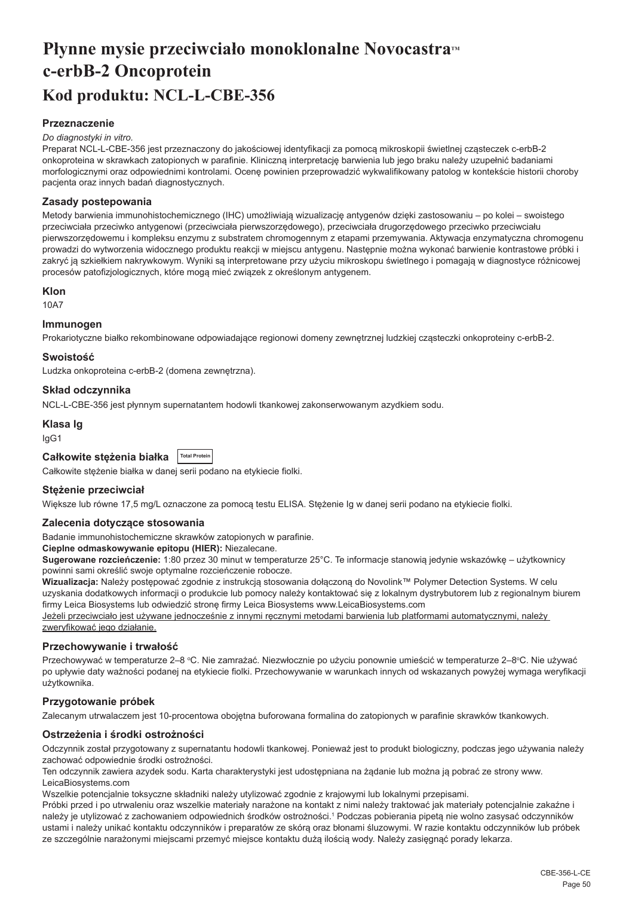# Płynne mysie przeciwciało monoklonalne Novocastra™ c-erbB-2 Oncoprotein

# Kod produktu: NCL-L-CBE-356

### Przeznaczenie

*Do diagnostyki in vitro.*

Preparat NCL-L-CBE-356 jest przeznaczony do jakościowej identyfikacji za pomocą mikroskopii świetlnej cząsteczek c-erbB-2 onkoproteina w skrawkach zatopionych w parafinie. Kliniczną interpretację barwienia lub jego braku należy uzupełnić badaniami morfologicznymi oraz odpowiednimi kontrolami. Ocenę powinien przeprowadzić wykwalifikowany patolog w kontekście historii choroby pacjenta oraz innych badań diagnostycznych.

### Zasady postepowania

Metody barwienia immunohistochemicznego (IHC) umożliwiają wizualizację antygenów dzięki zastosowaniu – po kolei – swoistego przeciwciała przeciwko antygenowi (przeciwciała pierwszorzędowego), przeciwciała drugorzędowego przeciwko przeciwciału pierwszorzędowemu i kompleksu enzymu z substratem chromogennym z etapami przemywania. Aktywacja enzymatyczna chromogenu prowadzi do wytworzenia widocznego produktu reakcji w miejscu antygenu. Następnie można wykonać barwienie kontrastowe próbki i zakryć ją szkiełkiem nakrywkowym. Wyniki są interpretowane przy użyciu mikroskopu świetlnego i pomagają w diagnostyce różnicowej procesów patofizjologicznych, które mogą mieć związek z określonym antygenem.

### Klon

10A7

### Immunogen

Prokariotyczne białko rekombinowane odpowiadające regionowi domeny zewnętrznej ludzkiej cząsteczki onkoproteiny c-erbB-2.

### Swoistość

Ludzka onkoproteina c-erbB-2 (domena zewnętrzna).

### Skład odczynnika

NCL-L-CBE-356 jest płynnym supernatantem hodowli tkankowej zakonserwowanym azydkiem sodu.

### Klasa Ig

IgG1

### Całkowite stężenia białka Total Protein

Całkowite stężenie białka w danej serii podano na etykiecie fiolki.

### Stężenie przeciwciał

Większe lub równe 17,5 mg/L oznaczone za pomocą testu ELISA. Stężenie Ig w danej serii podano na etykiecie fiolki.

### Zalecenia dotyczące stosowania

Badanie immunohistochemiczne skrawków zatopionych w parafinie.

**Cieplne odmaskowywanie epitopu (HIER):** Niezalecane.

**Sugerowane rozcieńczenie:** 1:80 przez 30 minut w temperaturze 25°C. Te informacje stanowią jedynie wskazówkę – użytkownicy powinni sami określić swoje optymalne rozcieńczenie robocze.

**Wizualizacja:** Należy postępować zgodnie z instrukcją stosowania dołączoną do Novolink™ Polymer Detection Systems. W celu uzyskania dodatkowych informacji o produkcie lub pomocy należy kontaktować się z lokalnym dystrybutorem lub z regionalnym biurem firmy Leica Biosystems lub odwiedzić stronę firmy Leica Biosystems www.LeicaBiosystems.com

Jeżeli przeciwciało jest używane jednocześnie z innymi ręcznymi metodami barwienia lub platformami automatycznymi, należy zweryfikować jego działanie.

### Przechowywanie i trwałość

Przechowywać w temperaturze 2–8 °C. Nie zamrażać. Niezwłocznie po użyciu ponownie umieścić w temperaturze 2–8°C. Nie używać po upływie daty ważności podanej na etykiecie fiolki. Przechowywanie w warunkach innych od wskazanych powyżej wymaga weryfikacji użytkownika.

### Przygotowanie próbek

Zalecanym utrwalaczem jest 10-procentowa obojętna buforowana formalina do zatopionych w parafinie skrawków tkankowych.

### Ostrzeżenia i środki ostrożności

Odczynnik został przygotowany z supernatantu hodowli tkankowej. Ponieważ jest to produkt biologiczny, podczas jego używania należy zachować odpowiednie środki ostrożności.

Ten odczynnik zawiera azydek sodu. Karta charakterystyki jest udostępniana na żądanie lub można ją pobrać ze strony www.LeicaBiosystems.com

Wszelkie potencjalnie toksyczne składniki należy utylizować zgodnie z krajowymi lub lokalnymi przepisami.

Próbki przed i po utrwaleniu oraz wszelkie materiały narażone na kontakt z nimi należy traktować jak materiały potencjalnie zakaźne i należy je utylizować z zachowaniem odpowiednich środków ostrożności.[1] Podczas pobierania pipetą nie wolno zasysać odczynników ustami i należy unikać kontaktu odczynników i preparatów ze skórą oraz błonami śluzowymi. W razie kontaktu odczynników lub próbek ze szczególnie narażonymi miejscami przemyć miejsce kontaktu dużą ilością wody. Należy zasięgnąć porady lekarza.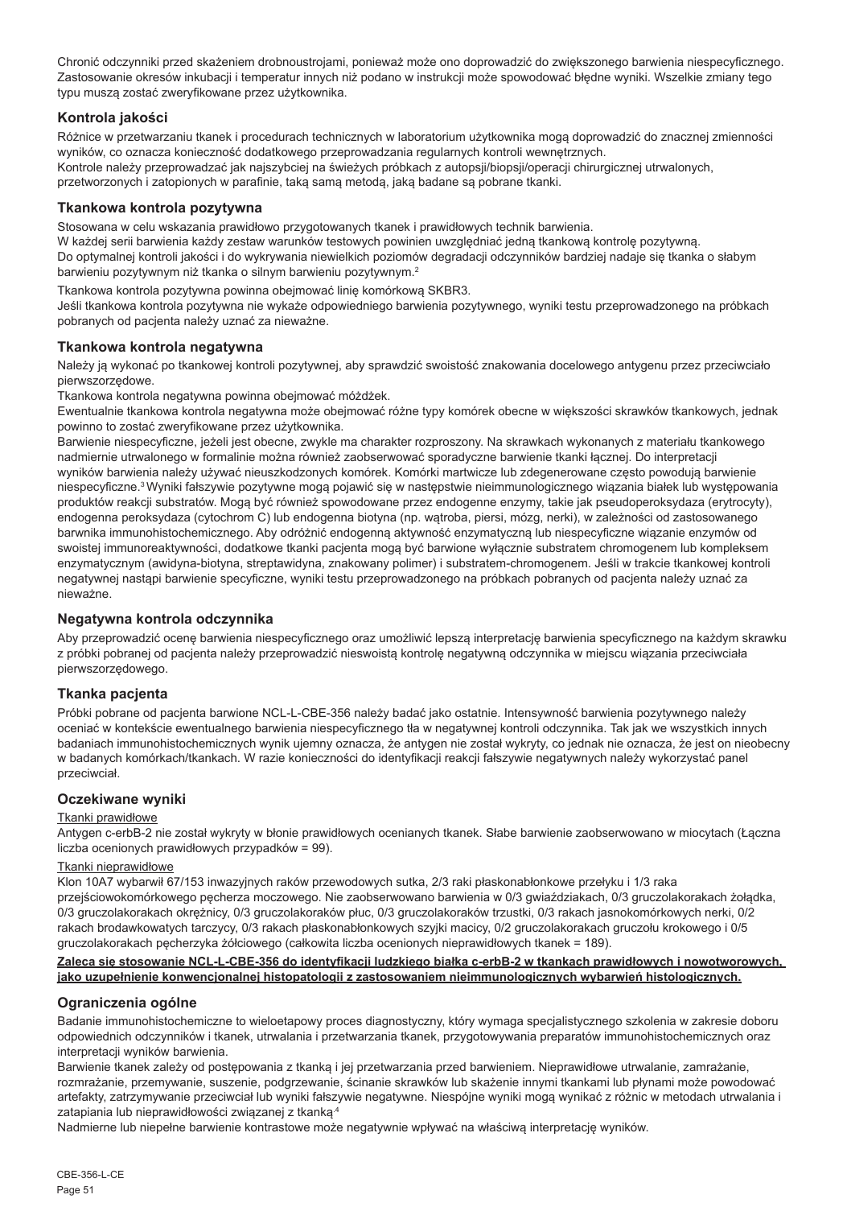Chronić odczynniki przed skażeniem drobnoustrojami, ponieważ może ono doprowadzić do zwiększonego barwienia niespecyficznego. Zastosowanie okresów inkubacji i temperatur innych niż podano w instrukcji może spowodować błędne wyniki. Wszelkie zmiany tego typu muszą zostać zweryfikowane przez użytkownika.

## Kontrola jakości

Różnice w przetwarzaniu tkanek i procedurach technicznych w laboratorium użytkownika mogą doprowadzić do znacznej zmienności wyników, co oznacza konieczność dodatkowego przeprowadzania regularnych kontroli wewnętrznych.
Kontrole należy przeprowadzać jak najszybciej na świeżych próbkach z autopsji/biopsji/operacji chirurgicznej utrwalonych, przetworzonych i zatopionych w parafinie, taką samą metodą, jaką badane są pobrane tkanki.

## Tkankowa kontrola pozytywna

Stosowana w celu wskazania prawidłowo przygotowanych tkanek i prawidłowych technik barwienia.
W każdej serii barwienia każdy zestaw warunków testowych powinien uwzględniać jedną tkankową kontrolę pozytywną.
Do optymalnej kontroli jakości i do wykrywania niewielkich poziomów degradacji odczynników bardziej nadaje się tkanka o słabym barwieniu pozytywnym niż tkanka o silnym barwieniu pozytywnym.[2]

Tkankowa kontrola pozytywna powinna obejmować linię komórkową SKBR3.
Jeśli tkankowa kontrola pozytywna nie wykaże odpowiedniego barwienia pozytywnego, wyniki testu przeprowadzonego na próbkach pobranych od pacjenta należy uznać za nieważne.

## Tkankowa kontrola negatywna

Należy ją wykonać po tkankowej kontroli pozytywnej, aby sprawdzić swoistość znakowania docelowego antygenu przez przeciwciało pierwszorzędowe.
Tkankowa kontrola negatywna powinna obejmować móżdżek.
Ewentualnie tkankowa kontrola negatywna może obejmować różne typy komórek obecne w większości skrawków tkankowych, jednak powinno to zostać zweryfikowane przez użytkownika.
Barwienie niespecyficzne, jeżeli jest obecne, zwykle ma charakter rozproszony. Na skrawkach wykonanych z materiału tkankowego nadmiernie utrwalonego w formalinie można również zaobserwować sporadyczne barwienie tkanki łącznej. Do interpretacji wyników barwienia należy używać nieuszkodzonych komórek. Komórki martwicze lub zdegenerowane często powodują barwienie niespecyficzne.[3] Wyniki fałszywie pozytywne mogą pojawić się w następstwie nieimmunologicznego wiązania białek lub występowania produktów reakcji substratów. Mogą być również spowodowane przez endogenne enzymy, takie jak pseudoperoksydaza (erytrocyty), endogenna peroksydaza (cytochrom C) lub endogenna biotyna (np. wątroba, piersi, mózg, nerki), w zależności od zastosowanego barwnika immunohistochemicznego. Aby odróżnić endogenną aktywność enzymatyczną lub niespecyficzne wiązanie enzymów od swoistej immunoreaktywności, dodatkowe tkanki pacjenta mogą być barwione wyłącznie substratem chromogenem lub kompleksem enzymatycznym (awidyna-biotyna, streptawidyna, znakowany polimer) i substratem-chromogenem. Jeśli w trakcie tkankowej kontroli negatywnej nastąpi barwienie specyficzne, wyniki testu przeprowadzonego na próbkach pobranych od pacjenta należy uznać za nieważne.

## Negatywna kontrola odczynnika

Aby przeprowadzić ocenę barwienia niespecyficznego oraz umożliwić lepszą interpretację barwienia specyficznego na każdym skrawku z próbki pobranej od pacjenta należy przeprowadzić nieswoistą kontrolę negatywną odczynnika w miejscu wiązania przeciwciała pierwszorzędowego.

## Tkanka pacjenta

Próbki pobrane od pacjenta barwione NCL-L-CBE-356 należy badać jako ostatnie. Intensywność barwienia pozytywnego należy oceniać w kontekście ewentualnego barwienia niespecyficznego tła w negatywnej kontroli odczynnika. Tak jak we wszystkich innych badaniach immunohistochemicznych wynik ujemny oznacza, że antygen nie został wykryty, co jednak nie oznacza, że jest on nieobecny w badanych komórkach/tkankach. W razie konieczności do identyfikacji reakcji fałszywie negatywnych należy wykorzystać panel przeciwciał.

## Oczekiwane wyniki

Tkanki prawidłowe

Antygen c-erbB-2 nie został wykryty w błonie prawidłowych ocenianych tkanek. Słabe barwienie zaobserwowano w miocytach (Łączna liczba ocenionych prawidłowych przypadków = 99).

Tkanki nieprawidłowe

Klon 10A7 wybarwił 67/153 inwazyjnych raków przewodowych sutka, 2/3 raki płaskonabłonkowe przełyku i 1/3 raka przejściowokomórkowego pęcherza moczowego. Nie zaobserwowano barwienia w 0/3 gwiaździakach, 0/3 gruczolakorakach żołądka, 0/3 gruczolakorakach okrężnicy, 0/3 gruczolakoraków płuc, 0/3 gruczolakoraków trzustki, 0/3 rakach jasnokomórkowych nerki, 0/2 rakach brodawkowatych tarczycy, 0/3 rakach płaskonabłonkowych szyjki macicy, 0/2 gruczolakorakach gruczołu krokowego i 0/5 gruczolakorakach pęcherzyka żółciowego (całkowita liczba ocenionych nieprawidłowych tkanek = 189).

**Zaleca się stosowanie NCL-L-CBE-356 do identyfikacji ludzkiego białka c-erbB-2 w tkankach prawidłowych i nowotworowych, jako uzupełnienie konwencjonalnej histopatologii z zastosowaniem nieimmunologicznych wybarwień histologicznych.**

## Ograniczenia ogólne

Badanie immunohistochemiczne to wieloetapowy proces diagnostyczny, który wymaga specjalistycznego szkolenia w zakresie doboru odpowiednich odczynników i tkanek, utrwalania i przetwarzania tkanek, przygotowywania preparatów immunohistochemicznych oraz interpretacji wyników barwienia.
Barwienie tkanek zależy od postępowania z tkanką i jej przetwarzania przed barwieniem. Nieprawidłowe utrwalanie, zamrażanie, rozmrażanie, przemywanie, suszenie, podgrzewanie, ścinanie skrawków lub skażenie innymi tkankami lub płynami może powodować artefakty, zatrzymywanie przeciwciał lub wyniki fałszywie negatywne. Niespójne wyniki mogą wynikać z różnic w metodach utrwalania i zatapiania lub nieprawidłowości związanej z tkanką.[4]
Nadmierne lub niepełne barwienie kontrastowe może negatywnie wpływać na właściwą interpretację wyników.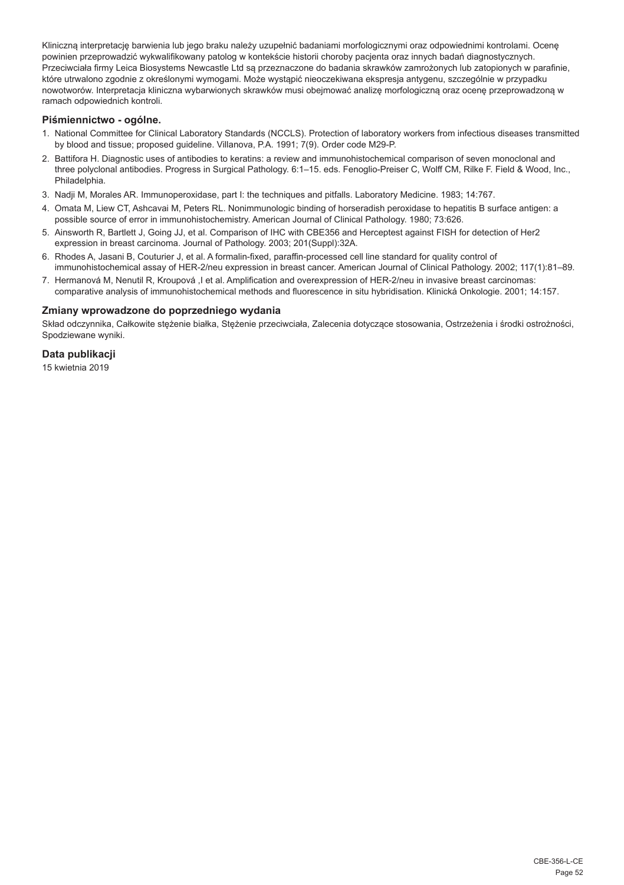Kliniczną interpretację barwienia lub jego braku należy uzupełnić badaniami morfologicznymi oraz odpowiednimi kontrolami. Ocenę powinien przeprowadzić wykwalifikowany patolog w kontekście historii choroby pacjenta oraz innych badań diagnostycznych. Przeciwciała firmy Leica Biosystems Newcastle Ltd są przeznaczone do badania skrawków zamrożonych lub zatopionych w parafinie, które utrwalono zgodnie z określonymi wymogami. Może wystąpić nieoczekiwana ekspresja antygenu, szczególnie w przypadku nowotworów. Interpretacja kliniczna wybarwionych skrawków musi obejmować analizę morfologiczną oraz ocenę przeprowadzoną w ramach odpowiednich kontroli.

### Piśmiennictwo - ogólne.

1. National Committee for Clinical Laboratory Standards (NCCLS). Protection of laboratory workers from infectious diseases transmitted by blood and tissue; proposed guideline. Villanova, P.A. 1991; 7(9). Order code M29-P.
2. Battifora H. Diagnostic uses of antibodies to keratins: a review and immunohistochemical comparison of seven monoclonal and three polyclonal antibodies. Progress in Surgical Pathology. 6:1–15. eds. Fenoglio-Preiser C, Wolff CM, Rilke F. Field & Wood, Inc., Philadelphia.
3. Nadji M, Morales AR. Immunoperoxidase, part I: the techniques and pitfalls. Laboratory Medicine. 1983; 14:767.
4. Omata M, Liew CT, Ashcavai M, Peters RL. Nonimmunologic binding of horseradish peroxidase to hepatitis B surface antigen: a possible source of error in immunohistochemistry. American Journal of Clinical Pathology. 1980; 73:626.
5. Ainsworth R, Bartlett J, Going JJ, et al. Comparison of IHC with CBE356 and Herceptest against FISH for detection of Her2 expression in breast carcinoma. Journal of Pathology. 2003; 201(Suppl):32A.
6. Rhodes A, Jasani B, Couturier J, et al. A formalin-fixed, paraffin-processed cell line standard for quality control of immunohistochemical assay of HER-2/neu expression in breast cancer. American Journal of Clinical Pathology. 2002; 117(1):81–89.
7. Hermanová M, Nenutil R, Kroupová ,I et al. Amplification and overexpression of HER-2/neu in invasive breast carcinomas: comparative analysis of immunohistochemical methods and fluorescence in situ hybridisation. Klinická Onkologie. 2001; 14:157.

### Zmiany wprowadzone do poprzedniego wydania

Skład odczynnika, Całkowite stężenie białka, Stężenie przeciwciała, Zalecenia dotyczące stosowania, Ostrzeżenia i środki ostrożności, Spodziewane wyniki.

### Data publikacji

15 kwietnia 2019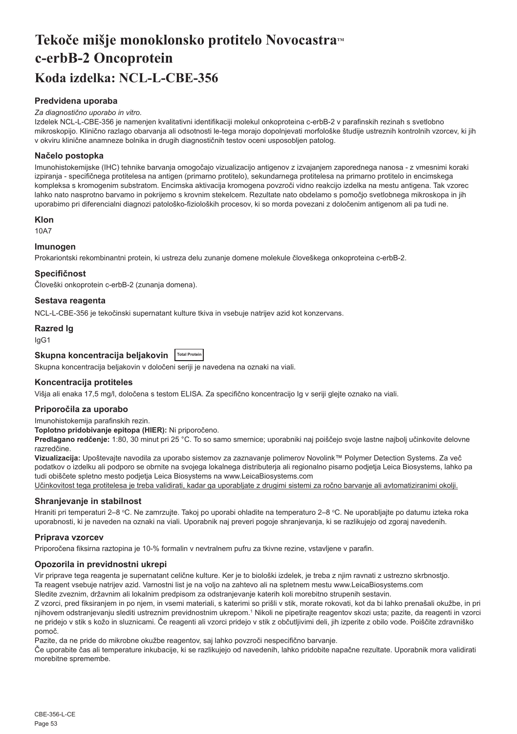# Tekoče mišje monoklonsko protitelo Novocastra™ c-erbB-2 Oncoprotein

# Koda izdelka: NCL-L-CBE-356

### Predvidena uporaba

*Za diagnostično uporabo in vitro.*

Izdelek NCL-L-CBE-356 je namenjen kvalitativni identifikaciji molekul onkoproteina c-erbB-2 v parafinskih rezinah s svetlobno mikroskopijo. Klinično razlago obarvanja ali odsotnosti le-tega morajo dopolnjevati morfološke študije ustreznih kontrolnih vzorcev, ki jih v okviru klinične anamneze bolnika in drugih diagnostičnih testov oceni usposobljen patolog.

### Načelo postopka

Imunohistokemijske (IHC) tehnike barvanja omogočajo vizualizacijo antigenov z izvajanjem zaporednega nanosa - z vmesnimi koraki izpiranja - specifičnega protitelesa na antigen (primarno protitelo), sekundarnega protitelesa na primarno protitelo in encimskega kompleksa s kromogenim substratom. Encimska aktivacija kromogena povzroči vidno reakcijo izdelka na mestu antigena. Tak vzorec lahko nato nasprotno barvamo in pokrijemo s krovnim stekelcem. Rezultate nato obdelamo s pomočjo svetlobnega mikroskopa in jih uporabimo pri diferencialni diagnozi patološko-fizioloških procesov, ki so morda povezani z določenim antigenom ali pa tudi ne.

### Klon

10A7

### Imunogen

Prokariontski rekombinantni protein, ki ustreza delu zunanje domene molekule človeškega onkoproteina c-erbB-2.

### Specifičnost

Človeški onkoprotein c-erbB-2 (zunanja domena).

### Sestava reagenta

NCL-L-CBE-356 je tekočinski supernatant kulture tkiva in vsebuje natrijev azid kot konzervans.

### Razred Ig

IgG1

### Skupna koncentracija beljakovin Total Protein

Skupna koncentracija beljakovin v določeni seriji je navedena na oznaki na viali.

### Koncentracija protiteles

Višja ali enaka 17,5 mg/l, določena s testom ELISA. Za specifično koncentracijo Ig v seriji glejte oznako na viali.

### Priporočila za uporabo

Imunohistokemija parafinskih rezin.

**Toplotno pridobivanje epitopa (HIER):** Ni priporočeno.

**Predlagano redčenje:** 1:80, 30 minut pri 25 °C. To so samo smernice; uporabniki naj poiščejo svoje lastne najbolj učinkovite delovne razredčine.

**Vizualizacija:** Upoštevajte navodila za uporabo sistemov za zaznavanje polimerov Novolink™ Polymer Detection Systems. Za več podatkov o izdelku ali podporo se obrnite na svojega lokalnega distributerja ali regionalno pisarno podjetja Leica Biosystems, lahko pa tudi obiščete spletno mesto podjetja Leica Biosystems na www.LeicaBiosystems.com

<u>Učinkovitost tega protitelesa je treba validirati, kadar ga uporabljate z drugimi sistemi za ročno barvanje ali avtomatiziranimi okolji.</u>

### Shranjevanje in stabilnost

Hraniti pri temperaturi 2–8 °C. Ne zamrzujte. Takoj po uporabi ohladite na temperaturo 2–8 °C. Ne uporabljajte po datumu izteka roka uporabnosti, ki je naveden na oznaki na viali. Uporabnik naj preveri pogoje shranjevanja, ki se razlikujejo od zgoraj navedenih.

### Priprava vzorcev

Priporočena fiksirna raztopina je 10-% formalin v nevtralnem pufru za tkivne rezine, vstavljene v parafin.

### Opozorila in previdnostni ukrepi

Vir priprave tega reagenta je supernatant celične kulture. Ker je to biološki izdelek, je treba z njim ravnati z ustrezno skrbnostjo.

Ta reagent vsebuje natrijev azid. Varnostni list je na voljo na zahtevo ali na spletnem mestu www.LeicaBiosystems.com

Sledite zveznim, državnim ali lokalnim predpisom za odstranjevanje katerih koli morebitno strupenih sestavin.

Z vzorci, pred fiksiranjem in po njem, in vsemi materiali, s katerimi so prišli v stik, morate rokovati, kot da bi lahko prenašali okužbe, in pri njihovem odstranjevanju slediti ustreznim previdnostnim ukrepom.[1] Nikoli ne pipetirajte reagentov skozi usta; pazite, da reagenti in vzorci ne pridejo v stik s kožo in sluznicami. Če reagenti ali vzorci pridejo v stik z občutljivimi deli, jih izperite z obilo vode. Poiščite zdravniško pomoč.

Pazite, da ne pride do mikrobne okužbe reagentov, saj lahko povzroči nespecifično barvanje.

Če uporabite čas ali temperature inkubacije, ki se razlikujejo od navedenih, lahko pridobite napačne rezultate. Uporabnik mora validirati morebitne spremembe.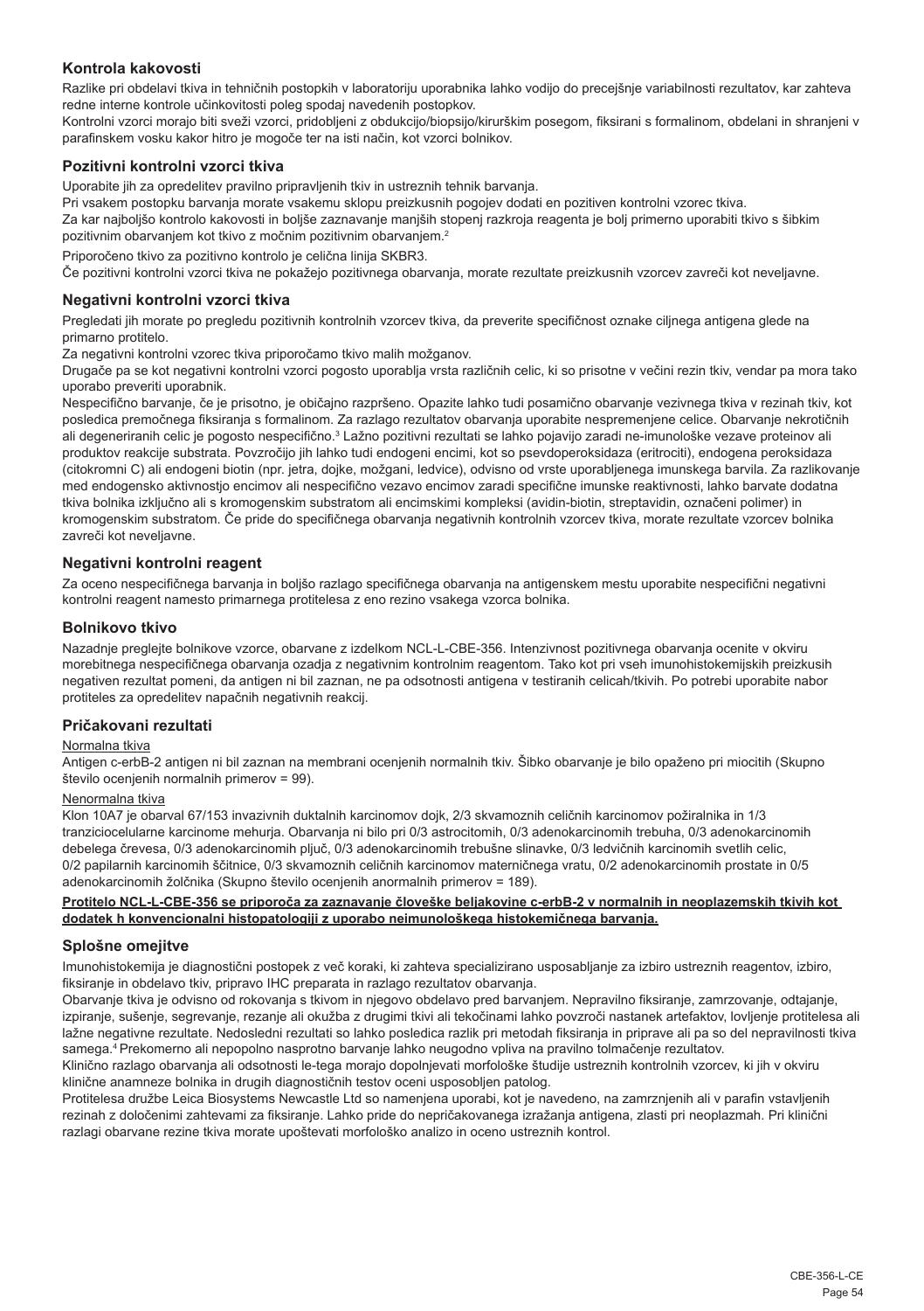## Kontrola kakovosti

Razlike pri obdelavi tkiva in tehničnih postopkih v laboratoriju uporabnika lahko vodijo do precejšnje variabilnosti rezultatov, kar zahteva redne interne kontrole učinkovitosti poleg spodaj navedenih postopkov.

Kontrolni vzorci morajo biti sveži vzorci, pridobljeni z obdukcijo/biopsijo/kirurškim posegom, fiksirani s formalinom, obdelani in shranjeni v parafinskem vosku kakor hitro je mogoče ter na isti način, kot vzorci bolnikov.

## Pozitivni kontrolni vzorci tkiva

Uporabite jih za opredelitev pravilno pripravljenih tkiv in ustreznih tehnik barvanja.

Pri vsakem postopku barvanja morate vsakemu sklopu preizkusnih pogojev dodati en pozitiven kontrolni vzorec tkiva.

Za kar najboljšo kontrolo kakovosti in boljše zaznavanje manjših stopenj razkroja reagenta je bolj primerno uporabiti tkivo s šibkim pozitivnim obarvanjem kot tkivo z močnim pozitivnim obarvanjem.[2]

Priporočeno tkivo za pozitivno kontrolo je celična linija SKBR3.

Če pozitivni kontrolni vzorci tkiva ne pokažejo pozitivnega obarvanja, morate rezultate preizkusnih vzorcev zavreči kot neveljavne.

## Negativni kontrolni vzorci tkiva

Pregledati jih morate po pregledu pozitivnih kontrolnih vzorcev tkiva, da preverite specifičnost oznake ciljnega antigena glede na primarno protitelo.

Za negativni kontrolni vzorec tkiva priporočamo tkivo malih možganov.

Drugače pa se kot negativni kontrolni vzorci pogosto uporablja vrsta različnih celic, ki so prisotne v večini rezin tkiv, vendar pa mora tako uporabo preveriti uporabnik.

Nespecifično barvanje, če je prisotno, je običajno razpršeno. Opazite lahko tudi posamično obarvanje vezivnega tkiva v rezinah tkiv, kot posledica premočnega fiksiranja s formalinom. Za razlago rezultatov obarvanja uporabite nespremenjene celice. Obarvanje nekrotičnih ali degeneriranih celic je pogosto nespecifično.[3] Lažno pozitivni rezultati se lahko pojavijo zaradi ne-imunološke vezave proteinov ali produktov reakcije substrata. Povzročijo jih lahko tudi endogeni encimi, kot so psevdoperoksidaza (eritrociti), endogena peroksidaza (citokromni C) ali endogeni biotin (npr. jetra, dojke, možgani, ledvice), odvisno od vrste uporabljenega imunskega barvila. Za razlikovanje med endogensko aktivnostjo encimov ali nespecifično vezavo encimov zaradi specifične imunske reaktivnosti, lahko barvate dodatna tkiva bolnika izključno ali s kromogenskim substratom ali encimskimi kompleksi (avidin-biotin, streptavidin, označeni polimer) in kromogenskim substratom. Če pride do specifičnega obarvanja negativnih kontrolnih vzorcev tkiva, morate rezultate vzorcev bolnika zavreči kot neveljavne.

## Negativni kontrolni reagent

Za oceno nespecifičnega barvanja in boljšo razlago specifičnega obarvanja na antigenskem mestu uporabite nespecifični negativni kontrolni reagent namesto primarnega protitelesa z eno rezino vsakega vzorca bolnika.

## Bolnikovo tkivo

Nazadnje preglejte bolnikove vzorce, obarvane z izdelkom NCL-L-CBE-356. Intenzivnost pozitivnega obarvanja ocenite v okviru morebitnega nespecifičnega obarvanja ozadja z negativnim kontrolnim reagentom. Tako kot pri vseh imunohistokemijskih preizkusih negativen rezultat pomeni, da antigen ni bil zaznan, ne pa odsotnosti antigena v testiranih celicah/tkivih. Po potrebi uporabite nabor protiteles za opredelitev napačnih negativnih reakcij.

## Pričakovani rezultati

Normalna tkiva

Antigen c-erbB-2 antigen ni bil zaznan na membrani ocenjenih normalnih tkiv. Šibko obarvanje je bilo opaženo pri miocitih (Skupno število ocenjenih normalnih primerov = 99).

Nenormalna tkiva

Klon 10A7 je obarval 67/153 invazivnih duktalnih karcinomov dojk, 2/3 skvamoznih celičnih karcinomov požiralnika in 1/3 tranziciocelularne karcinome mehurja. Obarvanja ni bilo pri 0/3 astrocitomih, 0/3 adenokarcinomih trebuha, 0/3 adenokarcinomih debelega črevesa, 0/3 adenokarcinomih pljuč, 0/3 adenokarcinomih trebušne slinavke, 0/3 ledvičnih karcinomih svetlih celic, 0/2 papilarnih karcinomih ščitnice, 0/3 skvamoznih celičnih karcinomov materničnega vratu, 0/2 adenokarcinomih prostate in 0/5 adenokarcinomih žolčnika (Skupno število ocenjenih anormalnih primerov = 189).

**Protitelo NCL-L-CBE-356 se priporoča za zaznavanje človeške beljakovine c-erbB-2 v normalnih in neoplazemskih tkivih kot dodatek h konvencionalni histopatologiji z uporabo neimunološkega histokemičnega barvanja.**

## Splošne omejitve

Imunohistokemija je diagnostični postopek z več koraki, ki zahteva specializirano usposabljanje za izbiro ustreznih reagentov, izbiro, fiksiranje in obdelavo tkiv, pripravo IHC preparata in razlago rezultatov obarvanja.

Obarvanje tkiva je odvisno od rokovanja s tkivom in njegovo obdelavo pred barvanjem. Nepravilno fiksiranje, zamrzovanje, odtajanje, izpiranje, sušenje, segrevanje, rezanje ali okužba z drugimi tkivi ali tekočinami lahko povzroči nastanek artefaktov, lovljenje protitelesa ali lažne negativne rezultate. Nedosledni rezultati so lahko posledica razlik pri metodah fiksiranja in priprave ali pa so del nepravilnosti tkiva samega.[4] Prekomerno ali nepopolno nasprotno barvanje lahko neugodno vpliva na pravilno tolmačenje rezultatov.

Klinično razlago obarvanja ali odsotnosti le-tega morajo dopolnjevati morfološke študije ustreznih kontrolnih vzorcev, ki jih v okviru klinične anamneze bolnika in drugih diagnostičnih testov oceni usposobljen patolog.

Protitelesa družbe Leica Biosystems Newcastle Ltd so namenjena uporabi, kot je navedeno, na zamrznjenih ali v parafin vstavljenih rezinah z določenimi zahtevami za fiksiranje. Lahko pride do nepričakovanega izražanja antigena, zlasti pri neoplazmah. Pri klinični razlagi obarvane rezine tkiva morate upoštevati morfološko analizo in oceno ustreznih kontrol.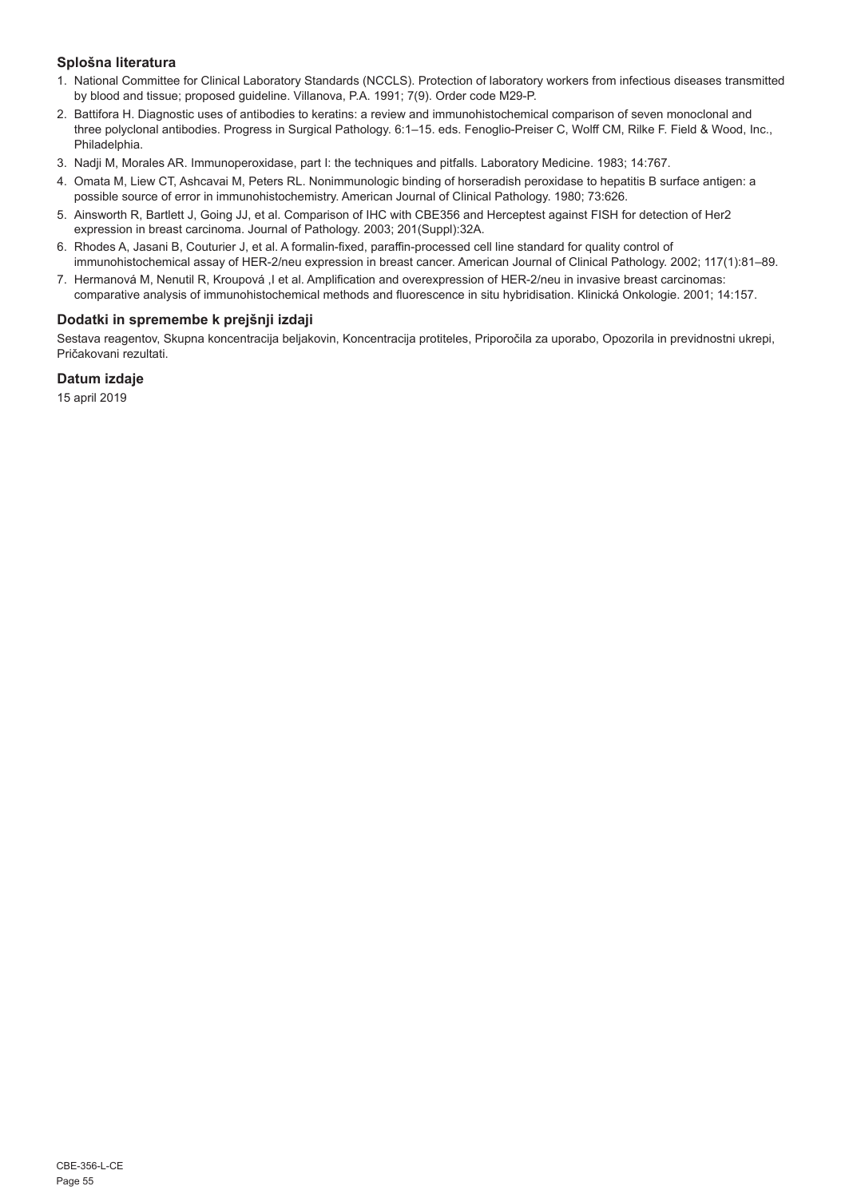### Splošna literatura

1. National Committee for Clinical Laboratory Standards (NCCLS). Protection of laboratory workers from infectious diseases transmitted by blood and tissue; proposed guideline. Villanova, P.A. 1991; 7(9). Order code M29-P.
2. Battifora H. Diagnostic uses of antibodies to keratins: a review and immunohistochemical comparison of seven monoclonal and three polyclonal antibodies. Progress in Surgical Pathology. 6:1–15. eds. Fenoglio-Preiser C, Wolff CM, Rilke F. Field & Wood, Inc., Philadelphia.
3. Nadji M, Morales AR. Immunoperoxidase, part I: the techniques and pitfalls. Laboratory Medicine. 1983; 14:767.
4. Omata M, Liew CT, Ashcavai M, Peters RL. Nonimmunologic binding of horseradish peroxidase to hepatitis B surface antigen: a possible source of error in immunohistochemistry. American Journal of Clinical Pathology. 1980; 73:626.
5. Ainsworth R, Bartlett J, Going JJ, et al. Comparison of IHC with CBE356 and Herceptest against FISH for detection of Her2 expression in breast carcinoma. Journal of Pathology. 2003; 201(Suppl):32A.
6. Rhodes A, Jasani B, Couturier J, et al. A formalin-fixed, paraffin-processed cell line standard for quality control of immunohistochemical assay of HER-2/neu expression in breast cancer. American Journal of Clinical Pathology. 2002; 117(1):81–89.
7. Hermanová M, Nenutil R, Kroupová ,I et al. Amplification and overexpression of HER-2/neu in invasive breast carcinomas: comparative analysis of immunohistochemical methods and fluorescence in situ hybridisation. Klinická Onkologie. 2001; 14:157.

### Dodatki in spremembe k prejšnji izdaji

Sestava reagentov, Skupna koncentracija beljakovin, Koncentracija protiteles, Priporočila za uporabo, Opozorila in previdnostni ukrepi, Pričakovani rezultati.

### Datum izdaje

15 april 2019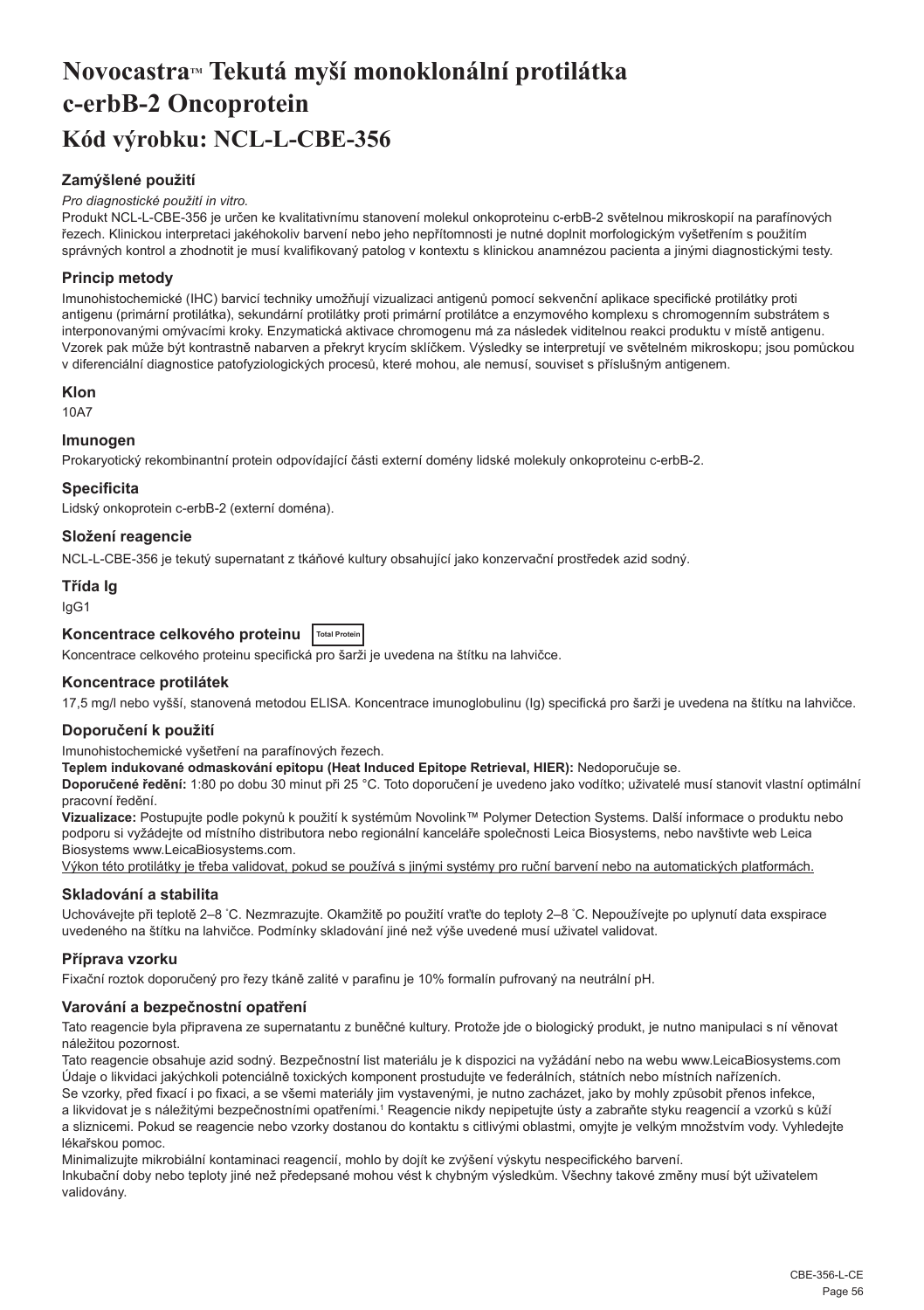# Novocastra™ Tekutá myší monoklonální protilátka c-erbB-2 Oncoprotein
# Kód výrobku: NCL-L-CBE-356

### Zamýšlené použití

*Pro diagnostické použití in vitro.*
Produkt NCL-L-CBE-356 je určen ke kvalitativnímu stanovení molekul onkoproteinu c-erbB-2 světelnou mikroskopií na parafínových řezech. Klinickou interpretaci jakéhokoliv barvení nebo jeho nepřítomnosti je nutné doplnit morfologickým vyšetřením s použitím správných kontrol a zhodnotit je musí kvalifikovaný patolog v kontextu s klinickou anamnézou pacienta a jinými diagnostickými testy.

### Princip metody

Imunohistochemické (IHC) barvicí techniky umožňují vizualizaci antigenů pomocí sekvenční aplikace specifické protilátky proti antigenu (primární protilátka), sekundární protilátky proti primární protilátce a enzymového komplexu s chromogenním substrátem s interponovanými omývacími kroky. Enzymatická aktivace chromogenu má za následek viditelnou reakci produktu v místě antigenu. Vzorek pak může být kontrastně nabarven a překryt krycím sklíčkem. Výsledky se interpretují ve světelném mikroskopu; jsou pomůckou v diferenciální diagnostice patofyziologických procesů, které mohou, ale nemusí, souviset s příslušným antigenem.

### Klon

10A7

### Imunogen

Prokaryotický rekombinantní protein odpovídající části externí domény lidské molekuly onkoproteinu c-erbB-2.

### Specificita

Lidský onkoprotein c-erbB-2 (externí doména).

### Složení reagencie

NCL-L-CBE-356 je tekutý supernatant z tkáňové kultury obsahující jako konzervační prostředek azid sodný.

### Třída Ig

IgG1

### Koncentrace celkového proteinu Total Protein

Koncentrace celkového proteinu specifická pro šarži je uvedena na štítku na lahvičce.

### Koncentrace protilátek

17,5 mg/l nebo vyšší, stanovená metodou ELISA. Koncentrace imunoglobulinu (Ig) specifická pro šarži je uvedena na štítku na lahvičce.

### Doporučení k použití

Imunohistochemické vyšetření na parafínových řezech.

**Teplem indukované odmaskování epitopu (Heat Induced Epitope Retrieval, HIER):** Nedoporučuje se.

**Doporučené ředění:** 1:80 po dobu 30 minut při 25 °C. Toto doporučení je uvedeno jako vodítko; uživatelé musí stanovit vlastní optimální pracovní ředění.

**Vizualizace:** Postupujte podle pokynů k použití k systémům Novolink™ Polymer Detection Systems. Další informace o produktu nebo podporu si vyžádejte od místního distributora nebo regionální kanceláře společnosti Leica Biosystems, nebo navštivte web Leica Biosystems www.LeicaBiosystems.com.

<u>Výkon této protilátky je třeba validovat, pokud se používá s jinými systémy pro ruční barvení nebo na automatických platformách.</u>

### Skladování a stabilita

Uchovávejte při teplotě 2–8 ˚C. Nezmrazujte. Okamžitě po použití vraťte do teploty 2–8 ˚C. Nepoužívejte po uplynutí data exspirace uvedeného na štítku na lahvičce. Podmínky skladování jiné než výše uvedené musí uživatel validovat.

### Příprava vzorku

Fixační roztok doporučený pro řezy tkáně zalité v parafinu je 10% formalín pufrovaný na neutrální pH.

### Varování a bezpečnostní opatření

Tato reagencie byla připravena ze supernatantu z buněčné kultury. Protože jde o biologický produkt, je nutno manipulaci s ní věnovat náležitou pozornost.

Tato reagencie obsahuje azid sodný. Bezpečnostní list materiálu je k dispozici na vyžádání nebo na webu www.LeicaBiosystems.com

Údaje o likvidaci jakýchkoli potenciálně toxických komponent prostudujte ve federálních, státních nebo místních nařízeních.

Se vzorky, před fixací i po fixaci, a se všemi materiály jim vystavenými, je nutno zacházet, jako by mohly způsobit přenos infekce, a likvidovat je s náležitými bezpečnostními opatřeními.[1] Reagencie nikdy nepipetujte ústy a zabraňte styku reagencií a vzorků s kůží a sliznicemi. Pokud se reagencie nebo vzorky dostanou do kontaktu s citlivými oblastmi, omyjte je velkým množstvím vody. Vyhledejte lékařskou pomoc.

Minimalizujte mikrobiální kontaminaci reagencií, mohlo by dojít ke zvýšení výskytu nespecifického barvení.

Inkubační doby nebo teploty jiné než předepsané mohou vést k chybným výsledkům. Všechny takové změny musí být uživatelem validovány.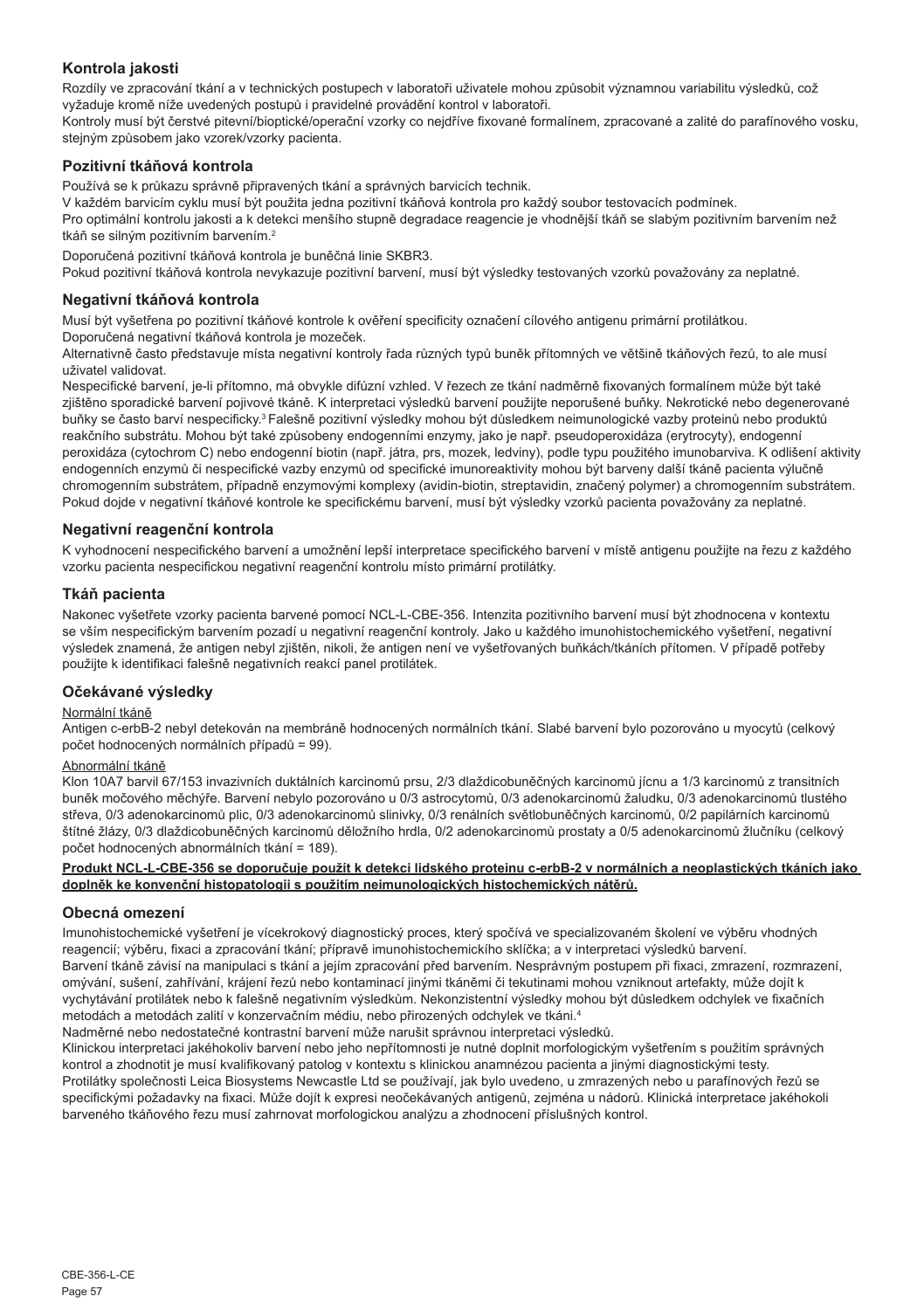## Kontrola jakosti

Rozdíly ve zpracování tkání a v technických postupech v laboratoři uživatele mohou způsobit významnou variabilitu výsledků, což vyžaduje kromě níže uvedených postupů i pravidelné provádění kontrol v laboratoři.

Kontroly musí být čerstvé pitevní/bioptické/operační vzorky co nejdříve fixované formalínem, zpracované a zalité do parafínového vosku, stejným způsobem jako vzorek/vzorky pacienta.

### Pozitivní tkáňová kontrola

Používá se k průkazu správně připravených tkání a správných barvicích technik.

V každém barvicím cyklu musí být použita jedna pozitivní tkáňová kontrola pro každý soubor testovacích podmínek.

Pro optimální kontrolu jakosti a k detekci menšího stupně degradace reagencie je vhodnější tkáň se slabým pozitivním barvením než tkáň se silným pozitivním barvením.[2]

Doporučená pozitivní tkáňová kontrola je buněčná linie SKBR3.

Pokud pozitivní tkáňová kontrola nevykazuje pozitivní barvení, musí být výsledky testovaných vzorků považovány za neplatné.

### Negativní tkáňová kontrola

Musí být vyšetřena po pozitivní tkáňové kontrole k ověření specificity označení cílového antigenu primární protilátkou.

Doporučená negativní tkáňová kontrola je mozeček.

Alternativně často představuje místa negativní kontroly řada různých typů buněk přítomných ve většině tkáňových řezů, to ale musí uživatel validovat.

Nespecifické barvení, je-li přítomno, má obvykle difúzní vzhled. V řezech ze tkání nadměrně fixovaných formalínem může být také zjištěno sporadické barvení pojivové tkáně. K interpretaci výsledků barvení použijte neporušené buňky. Nekrotické nebo degenerované buňky se často barví nespecificky.[3] Falešně pozitivní výsledky mohou být důsledkem neimunologické vazby proteinů nebo produktů reakčního substrátu. Mohou být také způsobeny endogenními enzymy, jako je např. pseudoperoxidáza (erytrocyty), endogenní peroxidáza (cytochrom C) nebo endogenní biotin (např. játra, prs, mozek, ledviny), podle typu použitého imunobarviva. K odlišení aktivity endogenních enzymů či nespecifické vazby enzymů od specifické imunoreaktivity mohou být barveny další tkáně pacienta výlučně chromogenním substrátem, případně enzymovými komplexy (avidin-biotin, streptavidin, značený polymer) a chromogenním substrátem. Pokud dojde v negativní tkáňové kontrole ke specifickému barvení, musí být výsledky vzorků pacienta považovány za neplatné.

### Negativní reagenční kontrola

K vyhodnocení nespecifického barvení a umožnění lepší interpretace specifického barvení v místě antigenu použijte na řezu z každého vzorku pacienta nespecifickou negativní reagenční kontrolu místo primární protilátky.

### Tkáň pacienta

Nakonec vyšetřete vzorky pacienta barvené pomocí NCL-L-CBE-356. Intenzita pozitivního barvení musí být zhodnocena v kontextu se vším nespecifickým barvením pozadí u negativní reagenční kontroly. Jako u každého imunohistochemického vyšetření, negativní výsledek znamená, že antigen nebyl zjištěn, nikoli, že antigen není ve vyšetřovaných buňkách/tkáních přítomen. V případě potřeby použijte k identifikaci falešně negativních reakcí panel protilátek.

### Očekávané výsledky

Normální tkáně

Antigen c-erbB-2 nebyl detekován na membráně hodnocených normálních tkání. Slabé barvení bylo pozorováno u myocytů (celkový počet hodnocených normálních případů = 99).

Abnormální tkáně

Klon 10A7 barvil 67/153 invazivních duktálních karcinomů prsu, 2/3 dlaždicobuněčných karcinomů jícnu a 1/3 karcinomů z transitních buněk močového měchýře. Barvení nebylo pozorováno u 0/3 astrocytomů, 0/3 adenokarcinomů žaludku, 0/3 adenokarcinomů tlustého střeva, 0/3 adenokarcinomů plic, 0/3 adenokarcinomů slinivky, 0/3 renálních světlobuněčných karcinomů, 0/2 papilárních karcinomů štítné žlázy, 0/3 dlaždicobuněčných karcinomů děložního hrdla, 0/2 adenokarcinomů prostaty a 0/5 adenokarcinomů žlučníku (celkový počet hodnocených abnormálních tkání = 189).

**Produkt NCL-L-CBE-356 se doporučuje použít k detekci lidského proteinu c-erbB-2 v normálních a neoplastických tkáních jako doplněk ke konvenční histopatologii s použitím neimunologických histochemických nátěrů.**

### Obecná omezení

Imunohistochemické vyšetření je vícekrokový diagnostický proces, který spočívá ve specializovaném školení ve výběru vhodných reagencií; výběru, fixaci a zpracování tkání; přípravě imunohistochemického sklíčka; a v interpretaci výsledků barvení.

Barvení tkáně závisí na manipulaci s tkání a jejím zpracování před barvením. Nesprávným postupem při fixaci, zmrazení, rozmrazení, omývání, sušení, zahřívání, krájení řezů nebo kontaminací jinými tkáněmi či tekutinami mohou vzniknout artefakty, může dojít k vychytávání protilátek nebo k falešně negativním výsledkům. Nekonzistentní výsledky mohou být důsledkem odchylek ve fixačních metodách a metodách zalití v konzervačním médiu, nebo přirozených odchylek ve tkáni.[4]

Nadměrné nebo nedostatečné kontrastní barvení může narušit správnou interpretaci výsledků.

Klinickou interpretaci jakéhokoliv barvení nebo jeho nepřítomnosti je nutné doplnit morfologickým vyšetřením s použitím správných kontrol a zhodnotit je musí kvalifikovaný patolog v kontextu s klinickou anamnézou pacienta a jinými diagnostickými testy.

Protilátky společnosti Leica Biosystems Newcastle Ltd se používají, jak bylo uvedeno, u zmrazených nebo u parafínových řezů se specifickými požadavky na fixaci. Může dojít k expresi neočekávaných antigenů, zejména u nádorů. Klinická interpretace jakéhokoli barveného tkáňového řezu musí zahrnovat morfologickou analýzu a zhodnocení příslušných kontrol.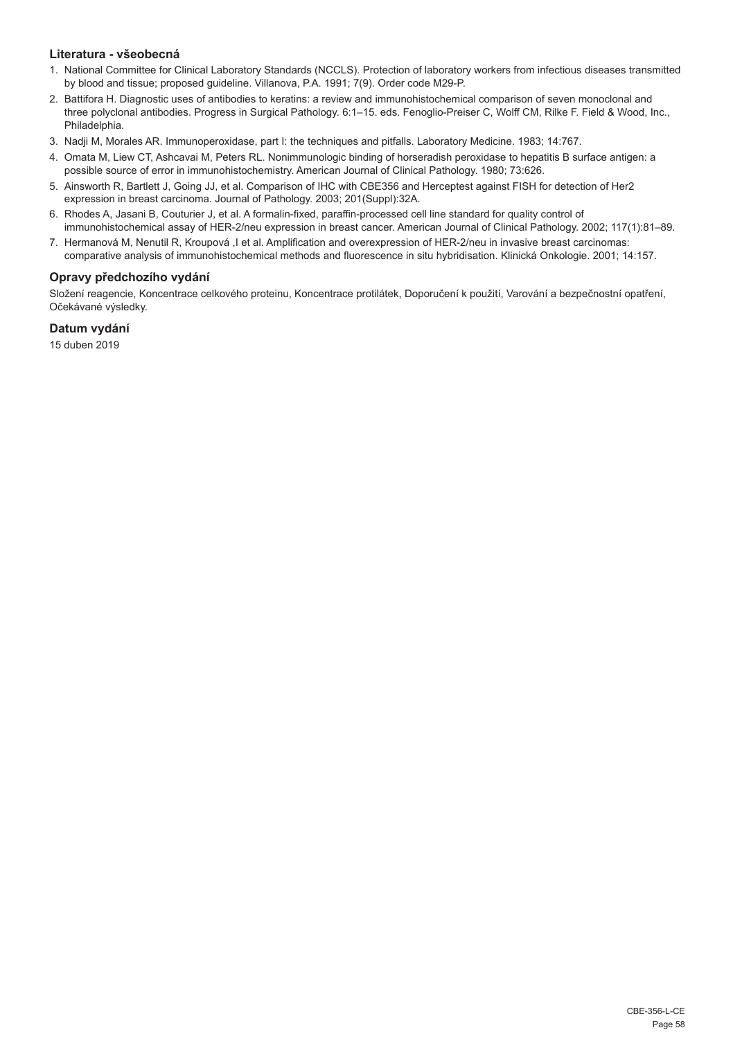### Literatura - všeobecná

1. National Committee for Clinical Laboratory Standards (NCCLS). Protection of laboratory workers from infectious diseases transmitted by blood and tissue; proposed guideline. Villanova, P.A. 1991; 7(9). Order code M29-P.
2. Battifora H. Diagnostic uses of antibodies to keratins: a review and immunohistochemical comparison of seven monoclonal and three polyclonal antibodies. Progress in Surgical Pathology. 6:1–15. eds. Fenoglio-Preiser C, Wolff CM, Rilke F. Field & Wood, Inc., Philadelphia.
3. Nadji M, Morales AR. Immunoperoxidase, part I: the techniques and pitfalls. Laboratory Medicine. 1983; 14:767.
4. Omata M, Liew CT, Ashcavai M, Peters RL. Nonimmunologic binding of horseradish peroxidase to hepatitis B surface antigen: a possible source of error in immunohistochemistry. American Journal of Clinical Pathology. 1980; 73:626.
5. Ainsworth R, Bartlett J, Going JJ, et al. Comparison of IHC with CBE356 and Herceptest against FISH for detection of Her2 expression in breast carcinoma. Journal of Pathology. 2003; 201(Suppl):32A.
6. Rhodes A, Jasani B, Couturier J, et al. A formalin-fixed, paraffin-processed cell line standard for quality control of immunohistochemical assay of HER-2/neu expression in breast cancer. American Journal of Clinical Pathology. 2002; 117(1):81–89.
7. Hermanová M, Nenutil R, Kroupová ,I et al. Amplification and overexpression of HER-2/neu in invasive breast carcinomas: comparative analysis of immunohistochemical methods and fluorescence in situ hybridisation. Klinická Onkologie. 2001; 14:157.

### Opravy předchozího vydání

Složení reagencie, Koncentrace celkového proteinu, Koncentrace protilátek, Doporučení k použití, Varování a bezpečnostní opatření, Očekávané výsledky.

### Datum vydání

15 duben 2019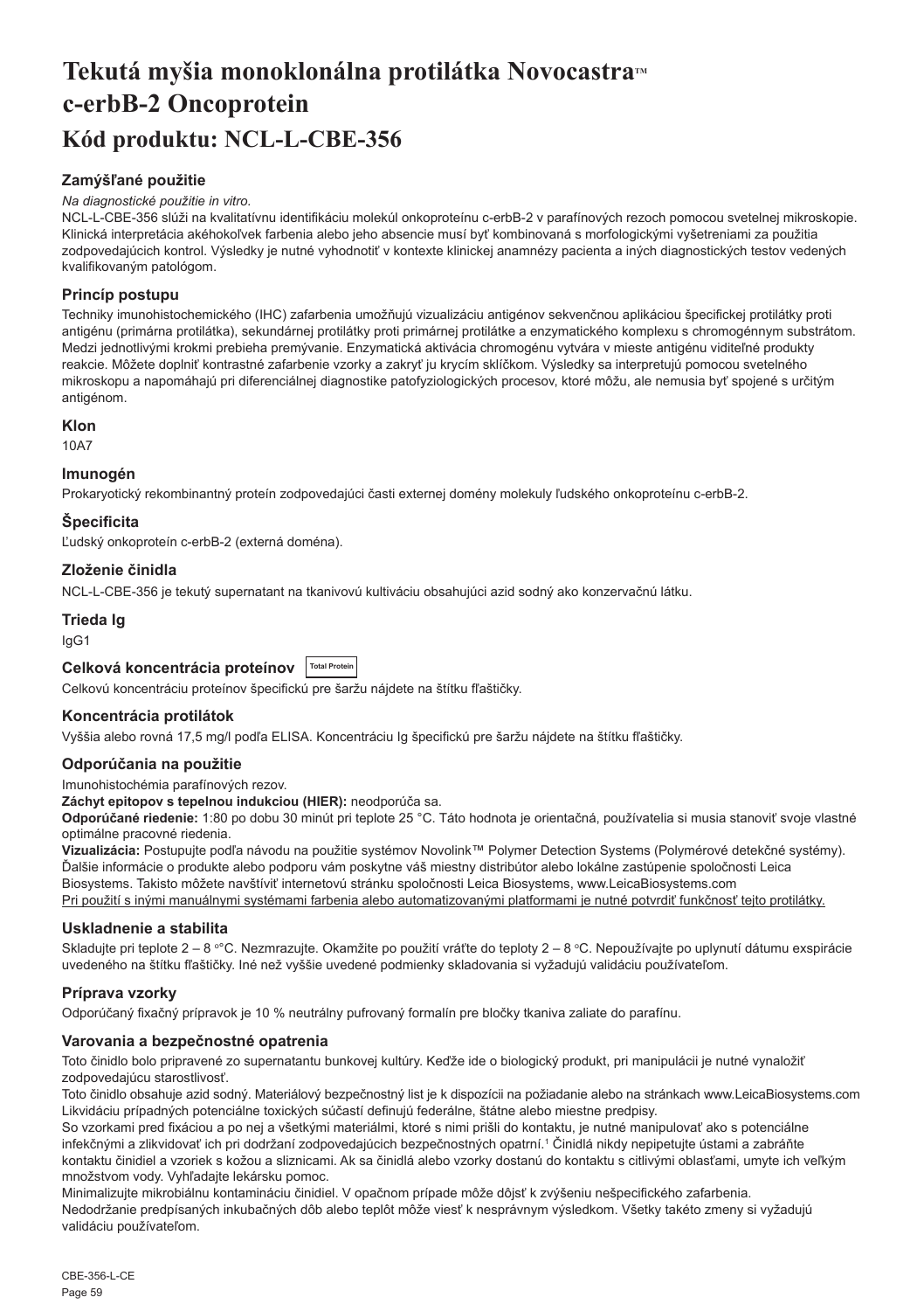# Tekutá myšia monoklonálna protilátka Novocastra™ c-erbB-2 Oncoprotein

## Kód produktu: NCL-L-CBE-356

### Zamýšľané použitie

*Na diagnostické použitie in vitro.*

NCL-L-CBE-356 slúži na kvalitatívnu identifikáciu molekúl onkoproteínu c-erbB-2 v parafínových rezoch pomocou svetelnej mikroskopie. Klinická interpretácia akéhokoľvek farbenia alebo jeho absencie musí byť kombinovaná s morfologickými vyšetreniami za použitia zodpovedajúcich kontrol. Výsledky je nutné vyhodnotiť v kontexte klinickej anamnézy pacienta a iných diagnostických testov vedených kvalifikovaným patológom.

### Princíp postupu

Techniky imunohistochemického (IHC) zafarbenia umožňujú vizualizáciu antigénov sekvenčnou aplikáciou špecifickej protilátky proti antigénu (primárna protilátka), sekundárnej protilátky proti primárnej protilátke a enzymatického komplexu s chromogénnym substrátom. Medzi jednotlivými krokmi prebieha premývanie. Enzymatická aktivácia chromogénu vytvára v mieste antigénu viditeľné produkty reakcie. Môžete doplniť kontrastné zafarbenie vzorky a zakryť ju krycím sklíčkom. Výsledky sa interpretujú pomocou svetelného mikroskopu a napomáhajú pri diferenciálnej diagnostike patofyziologických procesov, ktoré môžu, ale nemusia byť spojené s určitým antigénom.

### Klon

10A7

### Imunogén

Prokaryotický rekombinantný proteín zodpovedajúci časti externej domény molekuly ľudského onkoproteínu c-erbB-2.

### Špecificita

Ľudský onkoproteín c-erbB-2 (externá doména).

### Zloženie činidla

NCL-L-CBE-356 je tekutý supernatant na tkanivovú kultiváciu obsahujúci azid sodný ako konzervačnú látku.

### Trieda Ig

IgG1

### Celková koncentrácia proteínov Total Protein

Celkovú koncentráciu proteínov špecifickú pre šaržu nájdete na štítku fľaštičky.

### Koncentrácia protilátok

Vyššia alebo rovná 17,5 mg/l podľa ELISA. Koncentráciu Ig špecifickú pre šaržu nájdete na štítku fľaštičky.

### Odporúčania na použitie

Imunohistochémia parafínových rezov.

**Záchyt epitopov s tepelnou indukciou (HIER):** neodporúča sa.

**Odporúčané riedenie:** 1:80 po dobu 30 minút pri teplote 25 °C. Táto hodnota je orientačná, používatelia si musia stanoviť svoje vlastné optimálne pracovné riedenia.

**Vizualizácia:** Postupujte podľa návodu na použitie systémov Novolink™ Polymer Detection Systems (Polymérové detekčné systémy). Ďalšie informácie o produkte alebo podporu vám poskytne váš miestny distribútor alebo lokálne zastúpenie spoločnosti Leica Biosystems. Takisto môžete navštíviť internetovú stránku spoločnosti Leica Biosystems, www.LeicaBiosystems.com

Pri použití s inými manuálnymi systémami farbenia alebo automatizovanými platformami je nutné potvrdiť funkčnosť tejto protilátky.

### Uskladnenie a stabilita

Skladujte pri teplote 2 – 8 °C. Nezmrazujte. Okamžite po použití vráťte do teploty 2 – 8 °C. Nepoužívajte po uplynutí dátumu exspirácie uvedeného na štítku fľaštičky. Iné než vyššie uvedené podmienky skladovania si vyžadujú validáciu používateľom.

### Príprava vzorky

Odporúčaný fixačný prípravok je 10 % neutrálny pufrovaný formalín pre bločky tkaniva zaliate do parafínu.

### Varovania a bezpečnostné opatrenia

Toto činidlo bolo pripravené zo supernatantu bunkovej kultúry. Keďže ide o biologický produkt, pri manipulácii je nutné vynaložiť zodpovedajúcu starostlivosť.

Toto činidlo obsahuje azid sodný. Materiálový bezpečnostný list je k dispozícii na požiadanie alebo na stránkach www.LeicaBiosystems.com

Likvidáciu prípadných potenciálne toxických súčastí definujú federálne, štátne alebo miestne predpisy.

So vzorkami pred fixáciou a po nej a všetkými materiálmi, ktoré s nimi prišli do kontaktu, je nutné manipulovať ako s potenciálne infekčnými a zlikvidovať ich pri dodržaní zodpovedajúcich bezpečnostných opatrní.[1] Činidlá nikdy nepipetujte ústami a zabráňte kontaktu činidiel a vzoriek s kožou a sliznicami. Ak sa činidlá alebo vzorky dostanú do kontaktu s citlivými oblasťami, umyte ich veľkým množstvom vody. Vyhľadajte lekársku pomoc.

Minimalizujte mikrobiálnu kontamináciu činidiel. V opačnom prípade môže dôjsť k zvýšeniu nešpecifického zafarbenia.

Nedodržanie predpísaných inkubačných dôb alebo teplôt môže viesť k nesprávnym výsledkom. Všetky takéto zmeny si vyžadujú validáciu používateľom.

CBE-356-L-CE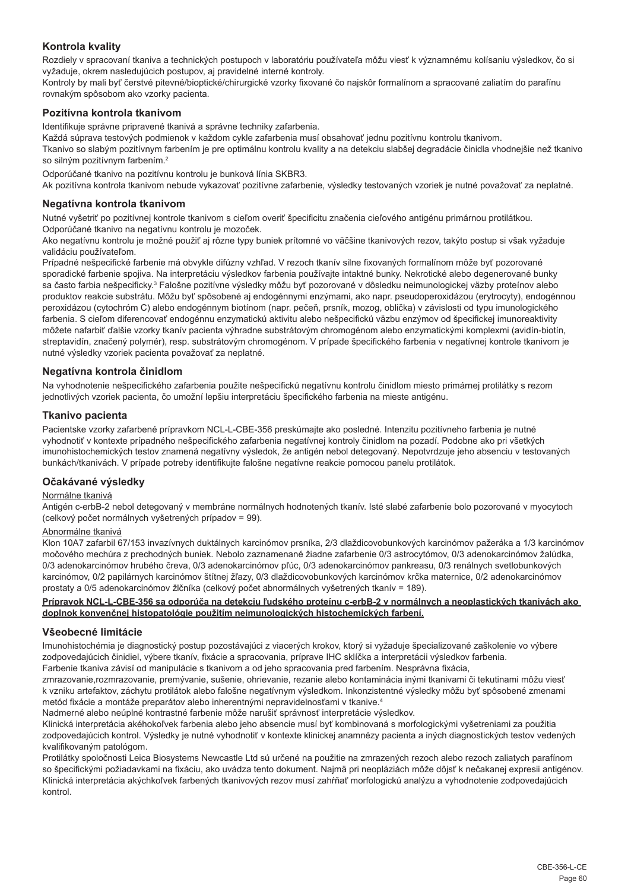## Kontrola kvality

Rozdiely v spracovaní tkaniva a technických postupoch v laboratóriu používateľa môžu viesť k významnému kolísaniu výsledkov, čo si vyžaduje, okrem nasledujúcich postupov, aj pravidelné interné kontroly.

Kontroly by mali byť čerstvé pitevné/bioptické/chirurgické vzorky fixované čo najskôr formalínom a spracované zaliatím do parafínu rovnakým spôsobom ako vzorky pacienta.

### Pozitívna kontrola tkanivom

Identifikuje správne pripravené tkanivá a správne techniky zafarbenia.

Každá súprava testových podmienok v každom cykle zafarbenia musí obsahovať jednu pozitívnu kontrolu tkanivom.

Tkanivo so slabým pozitívnym farbením je pre optimálnu kontrolu kvality a na detekciu slabšej degradácie činidla vhodnejšie než tkanivo so silným pozitívnym farbením.[2]

Odporúčané tkanivo na pozitívnu kontrolu je bunková línia SKBR3.

Ak pozitívna kontrola tkanivom nebude vykazovať pozitívne zafarbenie, výsledky testovaných vzoriek je nutné považovať za neplatné.

### Negatívna kontrola tkanivom

Nutné vyšetriť po pozitívnej kontrole tkanivom s cieľom overiť špecificitu značenia cieľového antigénu primárnou protilátkou.

Odporúčané tkanivo na negatívnu kontrolu je mozoček.

Ako negatívnu kontrolu je možné použiť aj rôzne typy buniek prítomné vo väčšine tkanivových rezov, takýto postup si však vyžaduje validáciu používateľom.

Prípadné nešpecifické farbenie má obvykle difúzny vzhľad. V rezoch tkanív silne fixovaných formalínom môže byť pozorované sporadické farbenie spojiva. Na interpretáciu výsledkov farbenia používajte intaktné bunky. Nekrotické alebo degenerované bunky sa často farbia nešpecificky.[3] Falošne pozitívne výsledky môžu byť pozorované v dôsledku neimunologickej väzby proteínov alebo produktov reakcie substrátu. Môžu byť spôsobené aj endogénnymi enzýmami, ako napr. pseudoperoxidázou (erytrocyty), endogénnou peroxidázou (cytochróm C) alebo endogénnym biotínom (napr. pečeň, prsník, mozog, oblička) v závislosti od typu imunologického farbenia. S cieľom diferencovať endogénnu enzymatickú aktivitu alebo nešpecifickú väzbu enzýmov od špecifickej imunoreaktivity môžete nafarbiť ďalšie vzorky tkanív pacienta výhradne substrátovým chromogénom alebo enzymatickými komplexmi (avidín-biotín, streptavidín, značený polymér), resp. substrátovým chromogénom. V prípade špecifického farbenia v negatívnej kontrole tkanivom je nutné výsledky vzoriek pacienta považovať za neplatné.

### Negatívna kontrola činidlom

Na vyhodnotenie nešpecifického zafarbenia použite nešpecifickú negatívnu kontrolu činidlom miesto primárnej protilátky s rezom jednotlivých vzoriek pacienta, čo umožní lepšiu interpretáciu špecifického farbenia na mieste antigénu.

### Tkanivo pacienta

Pacientske vzorky zafarbené prípravkom NCL-L-CBE-356 preskúmajte ako posledné. Intenzitu pozitívneho farbenia je nutné vyhodnotiť v kontexte prípadného nešpecifického zafarbenia negatívnej kontroly činidlom na pozadí. Podobne ako pri všetkých imunohistochemických testov znamená negatívny výsledok, že antigén nebol detegovaný. Nepotvrdzuje jeho absenciu v testovaných bunkách/tkanivách. V prípade potreby identifikujte falošne negatívne reakcie pomocou panelu protilátok.

## Očakávané výsledky

Normálne tkanivá

Antigén c-erbB-2 nebol detegovaný v membráne normálnych hodnotených tkanív. Isté slabé zafarbenie bolo pozorované v myocytoch (celkový počet normálnych vyšetrených prípadov = 99).

Abnormálne tkanivá

Klon 10A7 zafarbil 67/153 invazívnych duktálnych karcinómov prsníka, 2/3 dlaždicovobunkových karcinómov pažeráka a 1/3 karcinómov močového mechúra z prechodných buniek. Nebolo zaznamenané žiadne zafarbenie 0/3 astrocytómov, 0/3 adenokarcinómov žalúdka, 0/3 adenokarcinómov hrubého čreva, 0/3 adenokarcinómov pľúc, 0/3 adenokarcinómov pankreasu, 0/3 renálnych svetlobunkových karcinómov, 0/2 papilárnych karcinómov štítnej žľazy, 0/3 dlaždicovobunkových karcinómov krčka maternice, 0/2 adenokarcinómov prostaty a 0/5 adenokarcinómov žlčníka (celkový počet abnormálnych vyšetrených tkanív = 189).

**Prípravok NCL-L-CBE-356 sa odporúča na detekciu ľudského proteínu c-erbB-2 v normálnych a neoplastických tkanivách ako doplnok konvenčnej histopatológie použitím neimunologických histochemických farbení.**

## Všeobecné limitácie

Imunohistochémia je diagnostický postup pozostávajúci z viacerých krokov, ktorý si vyžaduje špecializované zaškolenie vo výbere zodpovedajúcich činidiel, výbere tkanív, fixácie a spracovania, príprave IHC sklíčka a interpretácii výsledkov farbenia.

Farbenie tkaniva závisí od manipulácie s tkanivom a od jeho spracovania pred farbením. Nesprávna fixácia, zmrazovanie,rozmrazovanie, premývanie, sušenie, ohrievanie, rezanie alebo kontaminácia inými tkanivami či tekutinami môžu viesť k vzniku artefaktov, záchytu protilátok alebo falošne negatívnym výsledkom. Inkonzistentné výsledky môžu byť spôsobené zmenami metód fixácie a montáže preparátov alebo inherentnými nepravidelnosťami v tkanive.[4]

Nadmerné alebo neúplné kontrastné farbenie môže narušiť správnosť interpretácie výsledkov.

Klinická interpretácia akéhokoľvek farbenia alebo jeho absencie musí byť kombinovaná s morfologickými vyšetreniami za použitia zodpovedajúcich kontrol. Výsledky je nutné vyhodnotiť v kontexte klinickej anamnézy pacienta a iných diagnostických testov vedených kvalifikovaným patológom.

Protilátky spoločnosti Leica Biosystems Newcastle Ltd sú určené na použitie na zmrazených rezoch alebo rezoch zaliatych parafínom so špecifickými požiadavkami na fixáciu, ako uvádza tento dokument. Najmä pri neopláziách môže dôjsť k nečakanej expresii antigénov. Klinická interpretácia akýchkoľvek farbených tkanivových rezov musí zahŕňať morfologickú analýzu a vyhodnotenie zodpovedajúcich kontrol.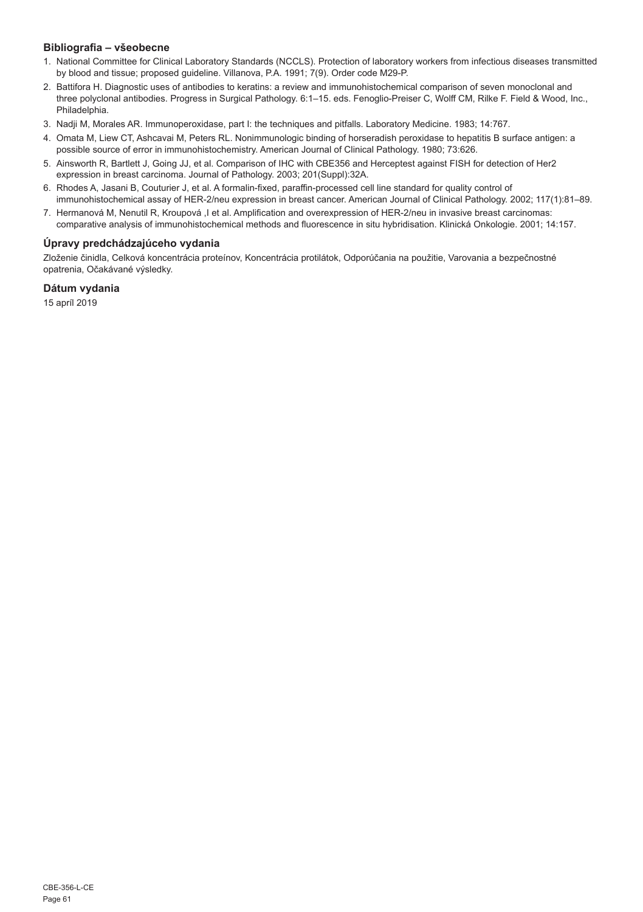## Bibliografia – všeobecne

1. National Committee for Clinical Laboratory Standards (NCCLS). Protection of laboratory workers from infectious diseases transmitted by blood and tissue; proposed guideline. Villanova, P.A. 1991; 7(9). Order code M29-P.
2. Battifora H. Diagnostic uses of antibodies to keratins: a review and immunohistochemical comparison of seven monoclonal and three polyclonal antibodies. Progress in Surgical Pathology. 6:1–15. eds. Fenoglio-Preiser C, Wolff CM, Rilke F. Field & Wood, Inc., Philadelphia.
3. Nadji M, Morales AR. Immunoperoxidase, part I: the techniques and pitfalls. Laboratory Medicine. 1983; 14:767.
4. Omata M, Liew CT, Ashcavai M, Peters RL. Nonimmunologic binding of horseradish peroxidase to hepatitis B surface antigen: a possible source of error in immunohistochemistry. American Journal of Clinical Pathology. 1980; 73:626.
5. Ainsworth R, Bartlett J, Going JJ, et al. Comparison of IHC with CBE356 and Herceptest against FISH for detection of Her2 expression in breast carcinoma. Journal of Pathology. 2003; 201(Suppl):32A.
6. Rhodes A, Jasani B, Couturier J, et al. A formalin-fixed, paraffin-processed cell line standard for quality control of immunohistochemical assay of HER-2/neu expression in breast cancer. American Journal of Clinical Pathology. 2002; 117(1):81–89.
7. Hermanová M, Nenutil R, Kroupová ,I et al. Amplification and overexpression of HER-2/neu in invasive breast carcinomas: comparative analysis of immunohistochemical methods and fluorescence in situ hybridisation. Klinická Onkologie. 2001; 14:157.

## Úpravy predchádzajúceho vydania

Zloženie činidla, Celková koncentrácia proteínov, Koncentrácia protilátok, Odporúčania na použitie, Varovania a bezpečnostné opatrenia, Očakávané výsledky.

## Dátum vydania

15 apríl 2019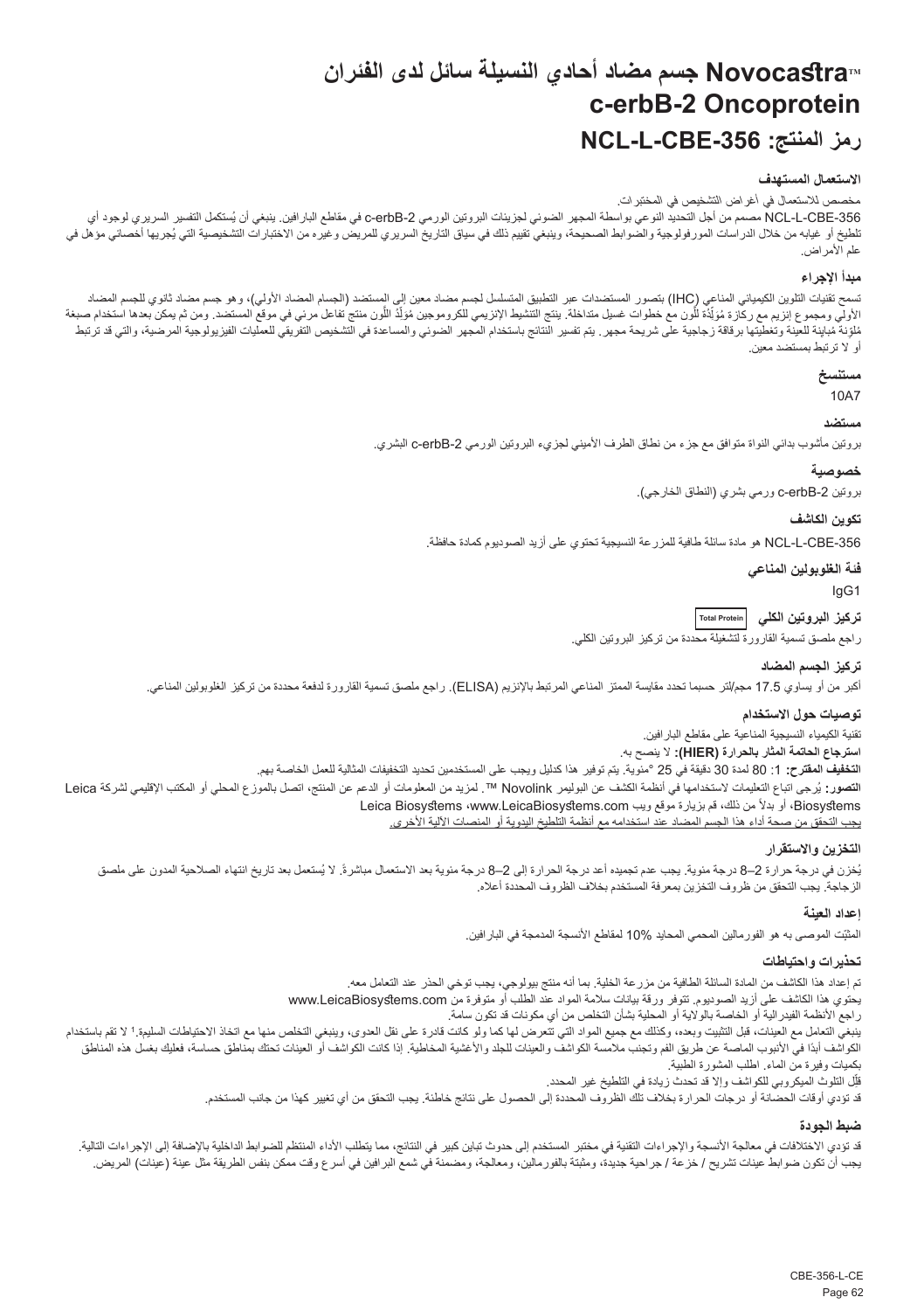# Novocastra™ جسم مضاد أحادي النسيلة سائل لدى الفئران
# c-erbB-2 Oncoprotein
# رمز المنتج: NCL-L-CBE-356

### الاستعمال المستهدف

مخصص للاستعمال في أغراض التشخيص في المختبرات.

NCL-L-CBE-356 مصمم من أجل التحديد النوعي بواسطة المجهر الضوئي لجزيئات البروتين الورمي c-erbB-2 في مقاطع البارافين. ينبغي أن يُستكمل التفسير السريري لوجود أي تلطيخ أو غيابه من خلال الدراسات المورفولوجية والضوابط الصحيحة، وينبغي تقييم ذلك في سياق التاريخ السريري للمريض وغيره من الاختبارات التشخيصية التي يُجريها أخصائي مؤهل في علم الأمراض.

### مبدأ الإجراء

تسمح تقنيات التلوين الكيميائي المناعي (IHC) بتصور المستضدات عبر التطبيق المتسلسل لجسم مضاد معين إلى المستضد (الجسم المضاد الأولي)، وهو جسم مضاد ثانوي للجسم المضاد الأولي ومجموع إنزيم مع ركازة مُوَلِّدَة للّون مع خطوات غسيل متداخلة. ينتج التنشيط الإنزيمي للكروموجين مُوَلِّدُ اللّون منتج تفاعل مرئي في موقع المستضد. ومن ثم يمكن بعدها استخدام صبغة مُلوّنة مُباينة للعينة وتغطيتها برقاقة زجاجية على شريحة مجهر. يتم تفسير النتائج باستخدام المجهر الضوئي والمساعدة في التشخيص التفريقي للعمليات الفيزيولوجية المرضية، والتي قد ترتبط أو لا ترتبط بمستضد معين.

### مستنسخ

10A7

### مستضد

بروتين مأشوب بدائي النواة متوافق مع جزء من نطاق الطرف الأميني لجزيء البروتين الورمي c-erbB-2 البشري.

### خصوصية

بروتين c-erbB-2 ورمي بشري (النطاق الخارجي).

### تكوين الكاشف

NCL-L-CBE-356 هو مادة سائلة طافية للمزرعة النسيجية تحتوي على أزيد الصوديوم كمادة حافظة.

### فئة الغلوبولين المناعي

IgG1

### تركيز البروتين الكلي Total Protein

راجع ملصق تسمية القارورة لتشغيلة محددة من تركيز البروتين الكلي.

### تركيز الجسم المضاد

أكبر من أو يساوي 17.5 مجم/لتر حسبما تحدد مقايسة الممتز المناعي المرتبط بالإنزيم (ELISA). راجع ملصق تسمية القارورة لدفعة محددة من تركيز الغلوبولين المناعي.

### توصيات حول الاستخدام

تقنية الكيمياء النسيجية المناعية على مقاطع البارافين.

**استرجاع الحاتمة المثار بالحرارة (HIER):** لا ينصح به.

**التخفيف المقترح:** 1: 80 لمدة 30 دقيقة في 25 °مئوية. يتم توفير هذا كدليل ويجب على المستخدمين تحديد التخفيفات المثالية للعمل الخاصة بهم.

**التصور:** يُرجى اتباع التعليمات لاستخدامها في أنظمة الكشف عن البوليمر Novolink ™. لمزيد من المعلومات أو الدعم عن المنتج، اتصل بالموزع المحلي أو المكتب الإقليمي لشركة Leica Biosystems، أو بدلاً من ذلك، قم بزيارة موقع ويب Leica Biosystems ،www.LeicaBiosystems.com

<u>يجب التحقق من صحة أداء هذا الجسم المضاد عند استخدامه مع أنظمة التلطيخ اليدوية أو المنصات الآلية الأخرى.</u>

### التخزين والاستقرار

يُخزن في درجة حرارة 2–8 درجة مئوية. يجب عدم تجميده أعد درجة الحرارة إلى 2–8 درجة مئوية بعد الاستعمال مباشرةً. لا يُستعمل بعد تاريخ انتهاء الصلاحية المدون على ملصق الزجاجة. يجب التحقق من ظروف التخزين بمعرفة المستخدم بخلاف الظروف المحددة أعلاه.

### إعداد العينة

المثبّت الموصى به هو الفورمالين المحمي المحايد 10% لمقاطع الأنسجة المدمجة في البارافين.

### تحذيرات واحتياطات

تم إعداد هذا الكاشف من المادة السائلة الطافية من مزرعة الخلية. بما أنه منتج بيولوجي، يجب توخي الحذر عند التعامل معه.

يحتوي هذا الكاشف على أزيد الصوديوم. تتوفر ورقة بيانات سلامة المواد عند الطلب أو متوفرة من www.LeicaBiosystems.com

راجع الأنظمة الفيدرالية أو الخاصة بالولاية أو المحلية بشأن التخلص من أي مكونات قد تكون سامة.

ينبغي التعامل مع العينات، قبل التثبيت وبعده، وكذلك مع جميع المواد التي تتعرض لها كما ولو كانت قادرة على نقل العدوى، وينبغي التخلص منها مع اتخاذ الاحتياطات السليمة.[1] لا تقم باستخدام الكواشف أبدًا في الأنبوب الماصة عن طريق الفم وتجنب ملامسة الكواشف والعينات للجلد والأغشية المخاطية. إذا كانت الكواشف أو العينات تحتك بمناطق حساسة، فعليك بغسل هذه المناطق بكميات وفيرة من الماء. اطلب المشورة الطبية.

قلِّل التلوث الميكروبي للكواشف وإلا قد تحدث زيادة في التلطيخ غير المحدد.

قد تؤدي أوقات الحضانة أو درجات الحرارة بخلاف تلك الظروف المحددة إلى الحصول على نتائج خاطئة. يجب التحقق من أي تغيير كهذا من جانب المستخدم.

### ضبط الجودة

قد تؤدي الاختلافات في معالجة الأنسجة والإجراءات التقنية في مختبر المستخدم إلى حدوث تباين كبير في النتائج، مما يتطلب الأداء المنتظم للضوابط الداخلية بالإضافة إلى الإجراءات التالية.

يجب أن تكون ضوابط عينات تشريح / خزعة / جراحية جديدة، ومثبتة بالفورمالين، ومعالجة، ومضمنة في شمع البرافين في أسرع وقت ممكن بنفس الطريقة مثل عينة (عينات) المريض.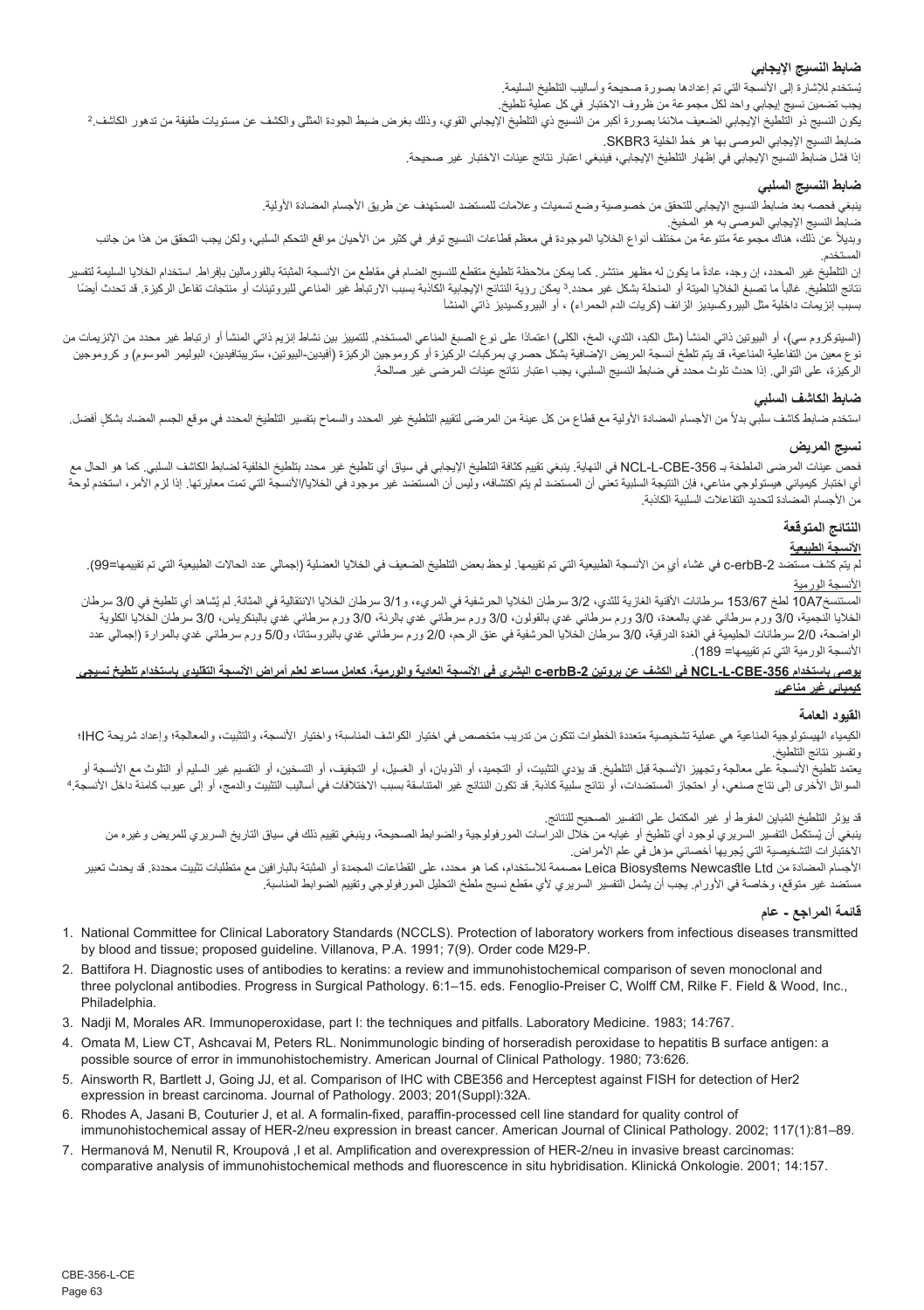### ضابط النسيج الإيجابي

يُستخدم للإشارة إلى الأنسجة التي تم إعدادها بصورة صحيحة وأساليب التلطيخ السليمة.

يجب تضمين نسيج إيجابي واحد لكل مجموعة من ظروف الاختبار في كل عملية تلطيخ.

يكون النسيج ذو التلطيخ الإيجابي الضعيف ملائمًا بصورة أكبر من النسيج ذي التلطيخ الإيجابي القوي، وذلك بغرض ضبط الجودة المثلى والكشف عن مستويات طفيفة من تدهور الكاشف.[2]

ضابط النسيج الإيجابي الموصى بها هو خط الخلية SKBR3.

إذا فشل ضابط النسيج الإيجابي في إظهار التلطيخ الإيجابي، فينبغي اعتبار نتائج عينات الاختبار غير صحيحة.

### ضابط النسيج السلبي

ينبغي فحصه بعد ضابط النسيج الإيجابي للتحقق من خصوصية وضع تسميات وعلامات للمستضد المستهدف عن طريق الأجسام المضادة الأولية.

ضابط النسيج الإيجابي الموصى به هو المخيخ.

وبديلاً عن ذلك، هناك مجموعة متنوعة من مختلف أنواع الخلايا الموجودة في معظم قطاعات النسيج توفر في كثير من الأحيان مواقع التحكم السلبي، ولكن يجب التحقق من هذا من جانب المستخدم.

إن التلطيخ غير المحدد، إن وجد، عادةً ما يكون له مظهر منتشر. كما يمكن ملاحظة تلطيخ متقطع للنسيج الضام في مقاطع من الأنسجة المثبتة بالفورمالين بإفراط. استخدام الخلايا السليمة لتفسير نتائج التلطيخ. غالباً ما تصبغ الخلايا الميتة أو المنحلة بشكل غير محدد.[3] يمكن رؤية النتائج الإيجابية الكاذبة بسبب الارتباط غير المناعي للبروتينات أو منتجات تفاعل الركيزة. قد تحدث أيضًا بسبب إنزيمات داخلية مثل البيروكسيديز الزائف (كريات الدم الحمراء) ، أو البيروكسيديز ذاتي المنشأ

(السيتوكروم سي)، أو البيوتين ذاتي المنشأ (مثل الكبد، الثدي، المخ، الكلى) اعتمادًا على نوع الصبغ المناعي المستخدم. للتمييز بين نشاط إنزيم ذاتي المنشأ أو ارتباط غير محدد من الإنزيمات من نوع معين من التفاعلية المناعية، قد يتم تلطخ أنسجة المريض الإضافية بشكل حصري بمركبات الركيزة أو كروموجين الركيزة (أفيدين-البيوتين، ستربتافيدين، البوليمر الموسوم) و كروموجين الركيزة، على التوالي. إذا حدث تلوث محدد في ضابط النسيج السلبي، يجب اعتبار نتائج عينات المرضى غير صالحة.

### ضابط الكاشف السلبي

استخدم ضابط كاشف سلبي بدلاً من الأجسام المضادة الأولية مع قطاع من كل عينة من المرضى لتقييم التلطيخ غير المحدد والسماح بتفسير التلطيخ المحدد في موقع الجسم المضاد بشكلٍ أفضل.

### نسيج المريض

فحص عينات المرضى الملطخة بـ NCL-L-CBE-356 في النهاية. ينبغي تقييم كثافة التلطيخ الإيجابي في سياق أي تلطيخ غير محدد بتلطيخ الخلفية لضابط الكاشف السلبي. كما هو الحال مع أي اختبار كيميائي هيستولوجي مناعي، فإن النتيجة السلبية تعني أن المستضد لم يتم اكتشافه، وليس أن المستضد غير موجود في الخلايا/الأنسجة التي تمت معايرتها. إذا لزم الأمر، استخدم لوحة من الأجسام المضادة لتحديد التفاعلات السلبية الكاذبة.

### النتائج المتوقعة

**الأنسجة الطبيعية**

لم يتم كشف مستضد c-erbB-2 في غشاء أي من الأنسجة الطبيعية التي تم تقييمها. لوحظ بعض التلطيخ الضعيف في الخلايا العضلية (إجمالي عدد الحالات الطبيعية التي تم تقييمها=99).

الأنسجة الورمية

المستنسخ10A7 لطخ 153/67 سرطانات الأقنية الغازية للثدي، 3/2 سرطان الخلايا الحرشفية في المريء، و3/1 سرطان الخلايا الانتقالية في المثانة. لم يُشاهد أي تلطيخ في 3/0 سرطان الخلايا النجمية، 3/0 ورم سرطاني غدي بالمعدة، 3/0 ورم سرطاني غدي بالقولون، 3/0 ورم سرطاني غدي بالرئة، 3/0 ورم سرطاني غدي بالبنكرياس، 3/0 سرطان الخلايا الكلوية الواضحة، 2/0 سرطانات الحليمية في الغدة الدرقية، 3/0 سرطان الخلايا الحرشفية في عنق الرحم، 2/0 ورم سرطاني غدي بالبروستاتا، و5/0 ورم سرطاني غدي بالمرارة (إجمالي عدد الأنسجة الورمية التي تم تقييمها= 189).

**يوصى باستخدام NCL-L-CBE-356 في الكشف عن بروتين c-erbB-2 البشري في الأنسجة العادية والورمية، كعامل مساعد لعلم أمراض الأنسجة التقليدي باستخدام تلطيخ نسيجي كيميائي غير مناعي.**

### القيود العامة

الكيمياء الهيستولوجية المناعية هي عملية تشخيصية متعددة الخطوات تتكون من تدريب متخصص في اختيار الكواشف المناسبة؛ واختيار الأنسجة، والتثبيت، والمعالجة؛ وإعداد شريحة IHC؛ وتفسير نتائج التلطيخ.

يعتمد تلطيخ الأنسجة على معالجة وتجهيز الأنسجة قبل التلطيخ. قد يؤدي التثبيت، أو التجميد، أو الذوبان، أو الغسيل، أو التجفيف، أو التسخين، أو التقسيم غير السليم أو التلوث مع الأنسجة أو السوائل الأخرى إلى نتاج صنعي، أو احتجاز المستضدات، أو نتائج سلبية كاذبة. قد تكون النتائج غير المتناسقة بسبب الاختلافات في أساليب التثبيت والدمج، أو إلى عيوب كامنة داخل الأنسجة.[4]

قد يؤثر التلطيخ المُباين المفرط أو غير المكتمل على التفسير الصحيح للنتائج.

ينبغي أن يُستكمل التفسير السريري لوجود أي تلطيخ أو غيابه من خلال الدراسات المورفولوجية والضوابط الصحيحة، وينبغي تقييم ذلك في سياق التاريخ السريري للمريض وغيره من الاختبارات التشخيصية التي يُجريها أخصائي مؤهل في علم الأمراض.

الأجسام المضادة من Leica Biosystems Newcastle Ltd مصممة للاستخدام، كما هو محدد، على القطاعات المجمدة أو المثبتة بالبارافين مع متطلبات تثبيت محددة. قد يحدث تعبير مستضد غير متوقع، وخاصة في الأورام. يجب أن يشمل التفسير السريري لأي مقطع نسيج ملطخ التحليل المورفولوجي وتقييم الضوابط المناسبة.

### قائمة المراجع - عام

1. National Committee for Clinical Laboratory Standards (NCCLS). Protection of laboratory workers from infectious diseases transmitted by blood and tissue; proposed guideline. Villanova, P.A. 1991; 7(9). Order code M29-P.
2. Battifora H. Diagnostic uses of antibodies to keratins: a review and immunohistochemical comparison of seven monoclonal and three polyclonal antibodies. Progress in Surgical Pathology. 6:1–15. eds. Fenoglio-Preiser C, Wolff CM, Rilke F. Field & Wood, Inc., Philadelphia.
3. Nadji M, Morales AR. Immunoperoxidase, part I: the techniques and pitfalls. Laboratory Medicine. 1983; 14:767.
4. Omata M, Liew CT, Ashcavai M, Peters RL. Nonimmunologic binding of horseradish peroxidase to hepatitis B surface antigen: a possible source of error in immunohistochemistry. American Journal of Clinical Pathology. 1980; 73:626.
5. Ainsworth R, Bartlett J, Going JJ, et al. Comparison of IHC with CBE356 and Herceptest against FISH for detection of Her2 expression in breast carcinoma. Journal of Pathology. 2003; 201(Suppl):32A.
6. Rhodes A, Jasani B, Couturier J, et al. A formalin-fixed, paraffin-processed cell line standard for quality control of immunohistochemical assay of HER-2/neu expression in breast cancer. American Journal of Clinical Pathology. 2002; 117(1):81–89.
7. Hermanová M, Nenutil R, Kroupová ,I et al. Amplification and overexpression of HER-2/neu in invasive breast carcinomas: comparative analysis of immunohistochemical methods and fluorescence in situ hybridisation. Klinická Onkologie. 2001; 14:157.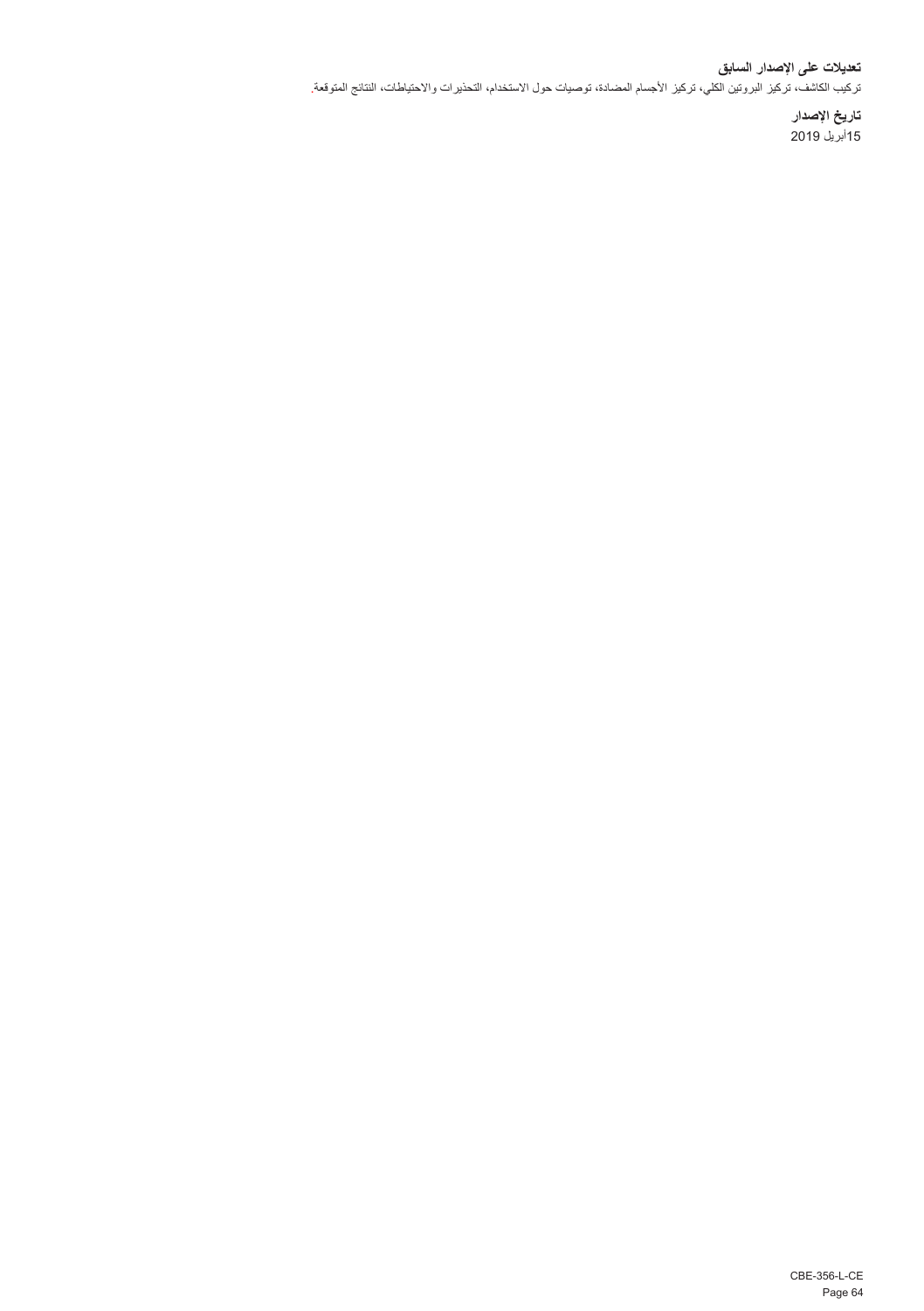### تعديلات على الإصدار السابق

تركيب الكاشف، تركيز البروتين الكلي، تركيز الأجسام المضادة، توصيات حول الاستخدام، التحذيرات والاحتياطات، النتائج المتوقعة.

### تاريخ الإصدار

15أبريل 2019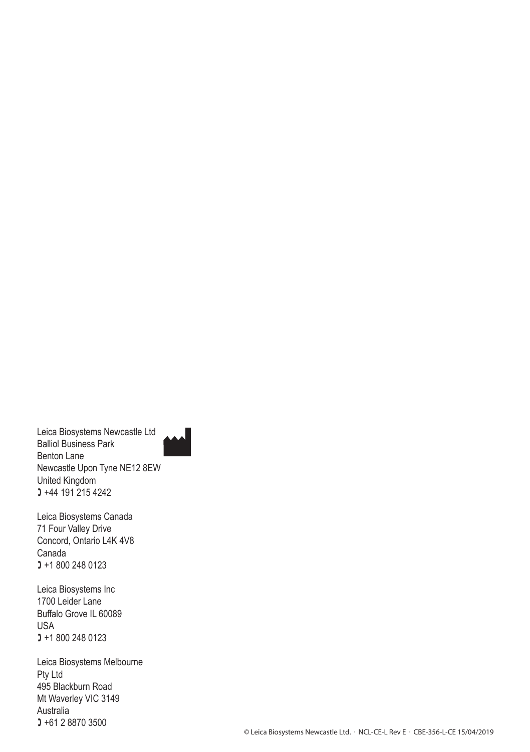Leica Biosystems Newcastle Ltd
Balliol Business Park
Benton Lane
Newcastle Upon Tyne NE12 8EW
United Kingdom
+44 191 215 4242

Leica Biosystems Canada
71 Four Valley Drive
Concord, Ontario L4K 4V8
Canada
+1 800 248 0123

Leica Biosystems Inc
1700 Leider Lane
Buffalo Grove IL 60089
USA
+1 800 248 0123

Leica Biosystems Melbourne
Pty Ltd
495 Blackburn Road
Mt Waverley VIC 3149
Australia
+61 2 8870 3500

© Leica Biosystems Newcastle Ltd. · NCL-CE-L Rev E · CBE-356-L-CE 15/04/2019